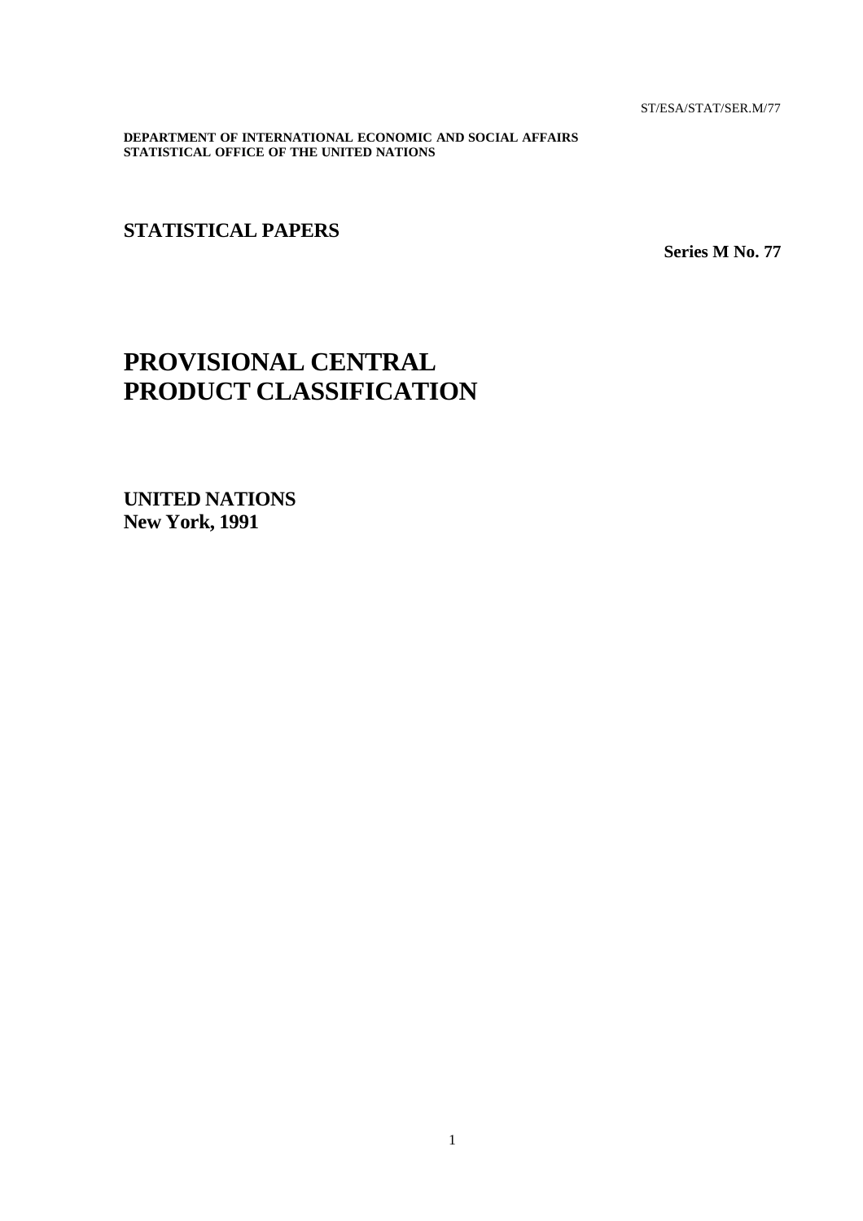ST/ESA/STAT/SER.M/77

**DEPARTMENT OF INTERNATIONAL ECONOMIC AND SOCIAL AFFAIRS**
**STATISTICAL OFFICE OF THE UNITED NATIONS**

## STATISTICAL PAPERS

**Series M No. 77**

# PROVISIONAL CENTRAL PRODUCT CLASSIFICATION

**UNITED NATIONS**
**New York, 1991**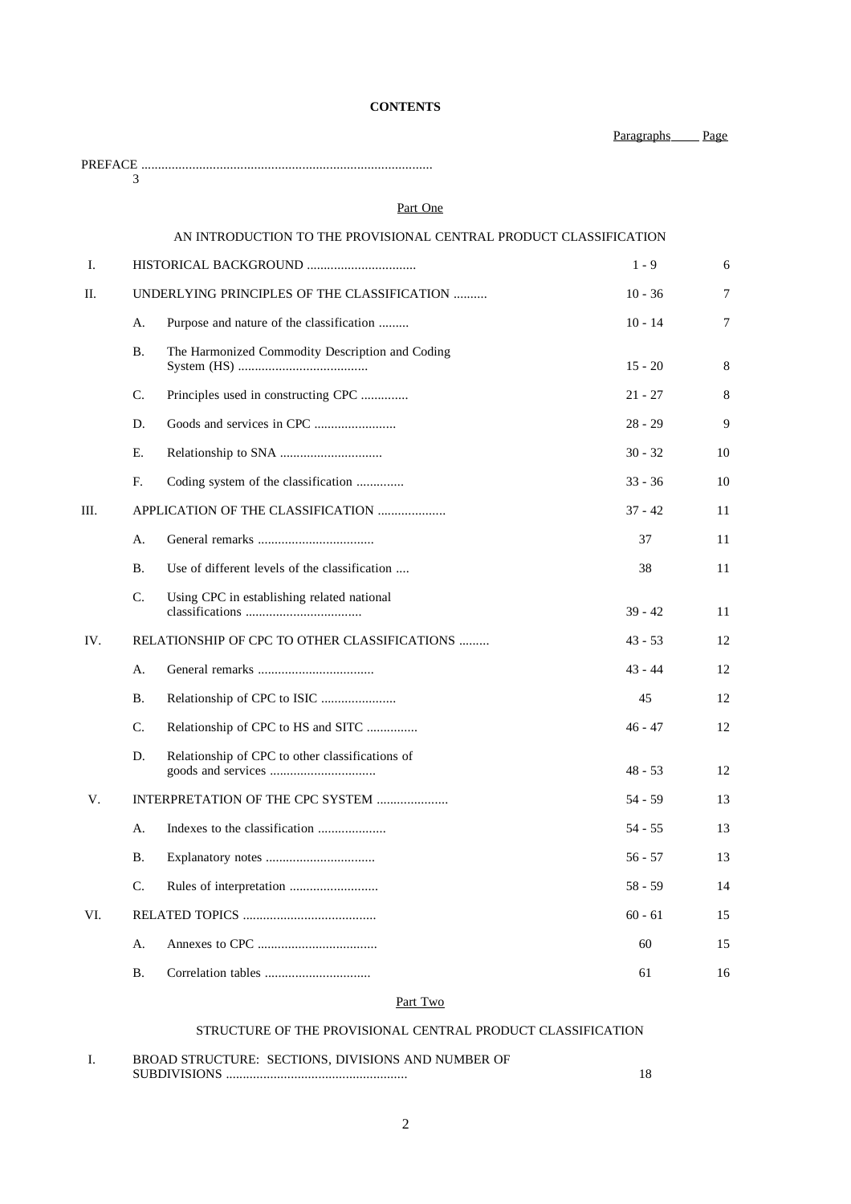**CONTENTS**

| | | | Paragraphs | Page |
|---|---|---|---|---|
| PREFACE | | | | 3 |

Part One

AN INTRODUCTION TO THE PROVISIONAL CENTRAL PRODUCT CLASSIFICATION

| | | | Paragraphs | Page |
|---|---|---|---|---|
| I. | | HISTORICAL BACKGROUND | 1 - 9 | 6 |
| II. | | UNDERLYING PRINCIPLES OF THE CLASSIFICATION | 10 - 36 | 7 |
| | A. | Purpose and nature of the classification | 10 - 14 | 7 |
| | B. | The Harmonized Commodity Description and Coding System (HS) | 15 - 20 | 8 |
| | C. | Principles used in constructing CPC | 21 - 27 | 8 |
| | D. | Goods and services in CPC | 28 - 29 | 9 |
| | E. | Relationship to SNA | 30 - 32 | 10 |
| | F. | Coding system of the classification | 33 - 36 | 10 |
| III. | | APPLICATION OF THE CLASSIFICATION | 37 - 42 | 11 |
| | A. | General remarks | 37 | 11 |
| | B. | Use of different levels of the classification | 38 | 11 |
| | C. | Using CPC in establishing related national classifications | 39 - 42 | 11 |
| IV. | | RELATIONSHIP OF CPC TO OTHER CLASSIFICATIONS | 43 - 53 | 12 |
| | A. | General remarks | 43 - 44 | 12 |
| | B. | Relationship of CPC to ISIC | 45 | 12 |
| | C. | Relationship of CPC to HS and SITC | 46 - 47 | 12 |
| | D. | Relationship of CPC to other classifications of goods and services | 48 - 53 | 12 |
| V. | | INTERPRETATION OF THE CPC SYSTEM | 54 - 59 | 13 |
| | A. | Indexes to the classification | 54 - 55 | 13 |
| | B. | Explanatory notes | 56 - 57 | 13 |
| | C. | Rules of interpretation | 58 - 59 | 14 |
| VI. | | RELATED TOPICS | 60 - 61 | 15 |
| | A. | Annexes to CPC | 60 | 15 |
| | B. | Correlation tables | 61 | 16 |

Part Two

STRUCTURE OF THE PROVISIONAL CENTRAL PRODUCT CLASSIFICATION

| | | | Paragraphs | Page |
|---|---|---|---|---|
| I. | | BROAD STRUCTURE: SECTIONS, DIVISIONS AND NUMBER OF SUBDIVISIONS | 18 | |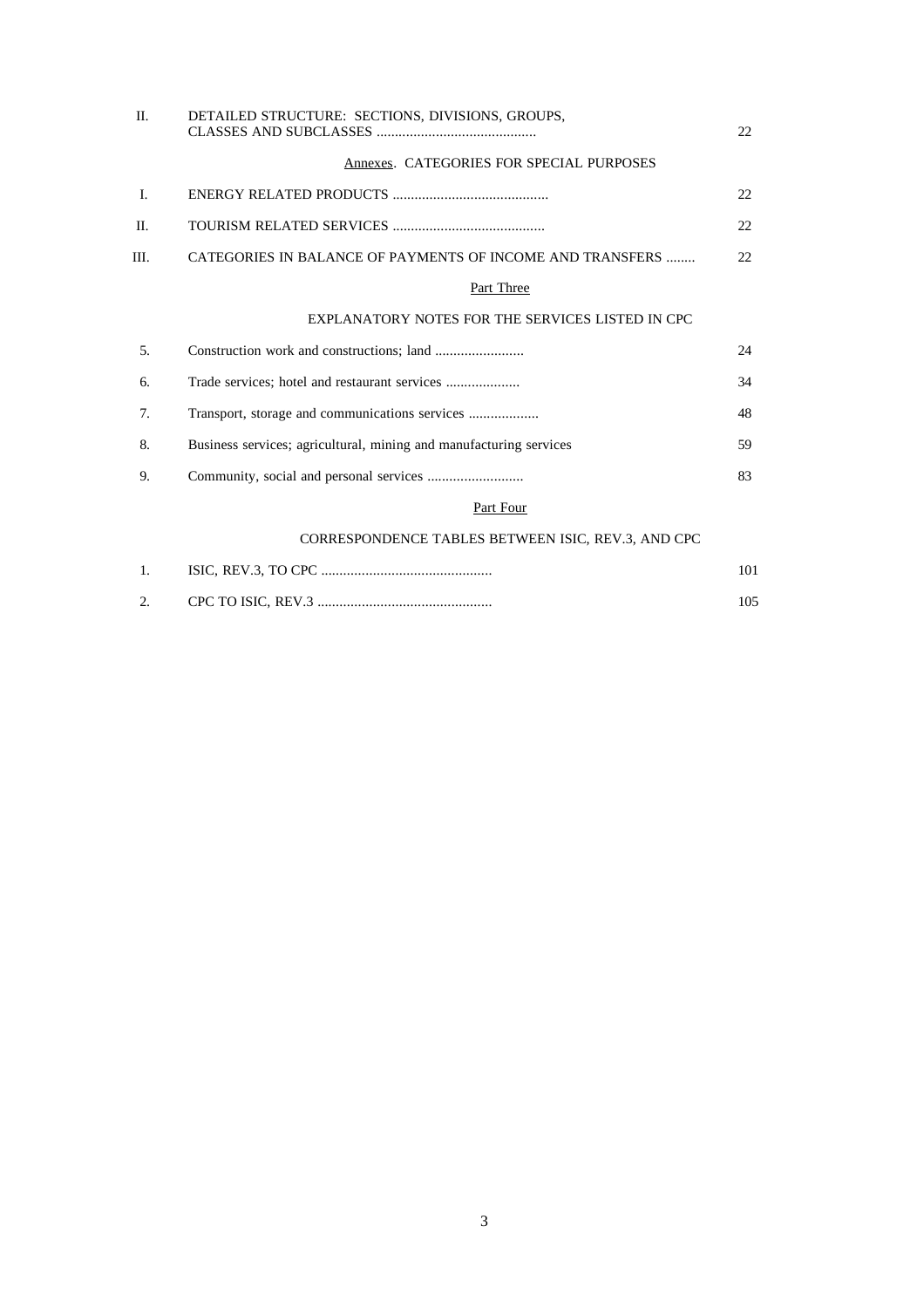| | | |
|---|---|---|
| II. | DETAILED STRUCTURE: SECTIONS, DIVISIONS, GROUPS, CLASSES AND SUBCLASSES ........................................... | 22 |

Annexes. CATEGORIES FOR SPECIAL PURPOSES

| | | |
|---|---|---|
| I. | ENERGY RELATED PRODUCTS .......................................... | 22 |
| II. | TOURISM RELATED SERVICES ......................................... | 22 |
| III. | CATEGORIES IN BALANCE OF PAYMENTS OF INCOME AND TRANSFERS ........ | 22 |

## Part Three

### EXPLANATORY NOTES FOR THE SERVICES LISTED IN CPC

| | | |
|---|---|---|
| 5. | Construction work and constructions; land ........................ | 24 |
| 6. | Trade services; hotel and restaurant services .................... | 34 |
| 7. | Transport, storage and communications services ................... | 48 |
| 8. | Business services; agricultural, mining and manufacturing services | 59 |
| 9. | Community, social and personal services .......................... | 83 |

## Part Four

### CORRESPONDENCE TABLES BETWEEN ISIC, REV.3, AND CPC

| | | |
|---|---|---|
| 1. | ISIC, REV.3, TO CPC .............................................. | 101 |
| 2. | CPC TO ISIC, REV.3 ............................................... | 105 |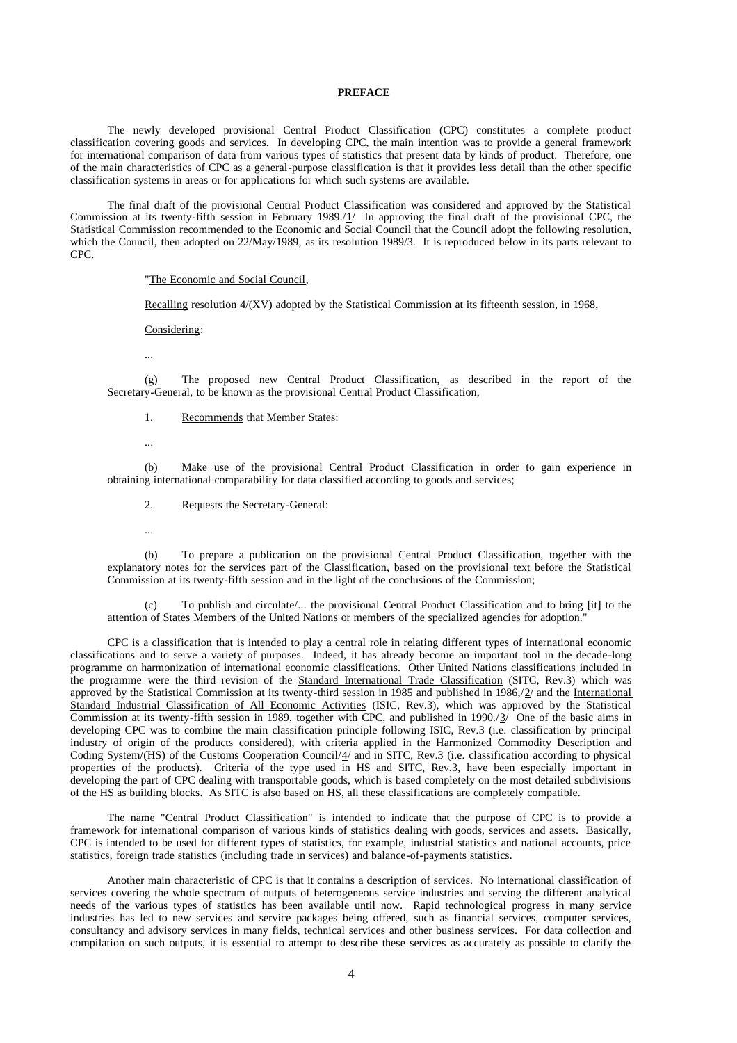# PREFACE

The newly developed provisional Central Product Classification (CPC) constitutes a complete product classification covering goods and services. In developing CPC, the main intention was to provide a general framework for international comparison of data from various types of statistics that present data by kinds of product. Therefore, one of the main characteristics of CPC as a general-purpose classification is that it provides less detail than the other specific classification systems in areas or for applications for which such systems are available.

The final draft of the provisional Central Product Classification was considered and approved by the Statistical Commission at its twenty-fifth session in February 1989./1/ In approving the final draft of the provisional CPC, the Statistical Commission recommended to the Economic and Social Council that the Council adopt the following resolution, which the Council, then adopted on 22/May/1989, as its resolution 1989/3. It is reproduced below in its parts relevant to CPC.

"The Economic and Social Council,

Recalling resolution 4/(XV) adopted by the Statistical Commission at its fifteenth session, in 1968,

Considering:

...

(g) The proposed new Central Product Classification, as described in the report of the Secretary-General, to be known as the provisional Central Product Classification,

1. Recommends that Member States:

...

(b) Make use of the provisional Central Product Classification in order to gain experience in obtaining international comparability for data classified according to goods and services;

2. Requests the Secretary-General:

...

(b) To prepare a publication on the provisional Central Product Classification, together with the explanatory notes for the services part of the Classification, based on the provisional text before the Statistical Commission at its twenty-fifth session and in the light of the conclusions of the Commission;

(c) To publish and circulate/... the provisional Central Product Classification and to bring [it] to the attention of States Members of the United Nations or members of the specialized agencies for adoption."

CPC is a classification that is intended to play a central role in relating different types of international economic classifications and to serve a variety of purposes. Indeed, it has already become an important tool in the decade-long programme on harmonization of international economic classifications. Other United Nations classifications included in the programme were the third revision of the Standard International Trade Classification (SITC, Rev.3) which was approved by the Statistical Commission at its twenty-third session in 1985 and published in 1986,/2/ and the International Standard Industrial Classification of All Economic Activities (ISIC, Rev.3), which was approved by the Statistical Commission at its twenty-fifth session in 1989, together with CPC, and published in 1990./3/ One of the basic aims in developing CPC was to combine the main classification principle following ISIC, Rev.3 (i.e. classification by principal industry of origin of the products considered), with criteria applied in the Harmonized Commodity Description and Coding System/(HS) of the Customs Cooperation Council/4/ and in SITC, Rev.3 (i.e. classification according to physical properties of the products). Criteria of the type used in HS and SITC, Rev.3, have been especially important in developing the part of CPC dealing with transportable goods, which is based completely on the most detailed subdivisions of the HS as building blocks. As SITC is also based on HS, all these classifications are completely compatible.

The name "Central Product Classification" is intended to indicate that the purpose of CPC is to provide a framework for international comparison of various kinds of statistics dealing with goods, services and assets. Basically, CPC is intended to be used for different types of statistics, for example, industrial statistics and national accounts, price statistics, foreign trade statistics (including trade in services) and balance-of-payments statistics.

Another main characteristic of CPC is that it contains a description of services. No international classification of services covering the whole spectrum of outputs of heterogeneous service industries and serving the different analytical needs of the various types of statistics has been available until now. Rapid technological progress in many service industries has led to new services and service packages being offered, such as financial services, computer services, consultancy and advisory services in many fields, technical services and other business services. For data collection and compilation on such outputs, it is essential to attempt to describe these services as accurately as possible to clarify the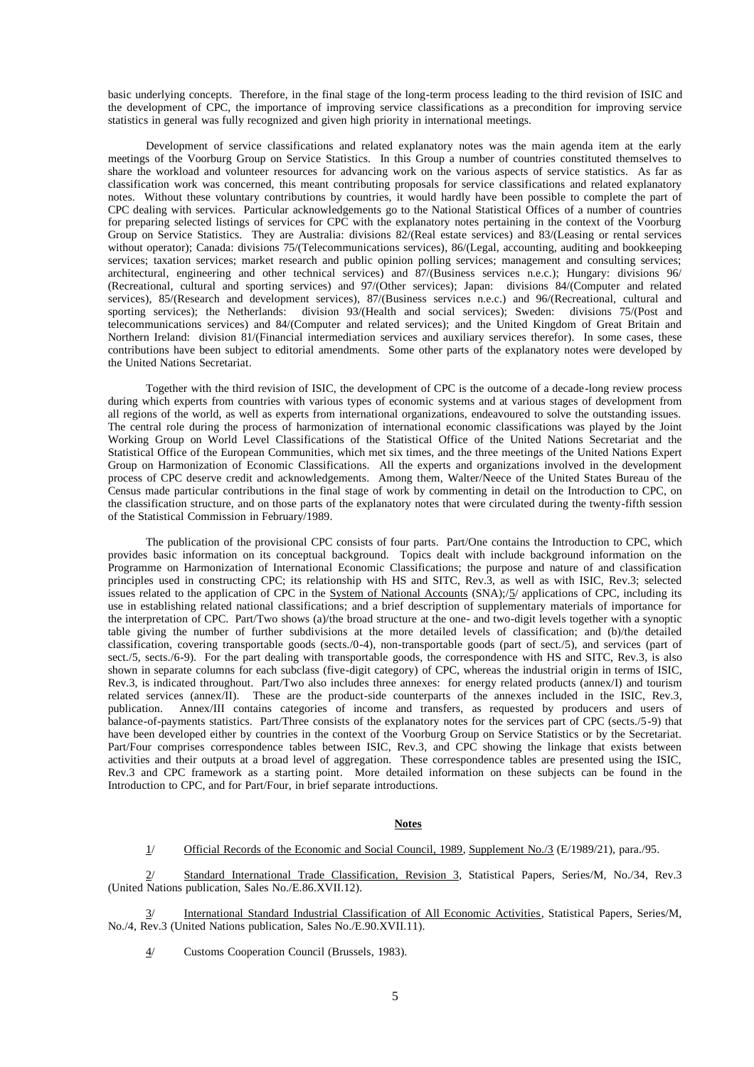basic underlying concepts. Therefore, in the final stage of the long-term process leading to the third revision of ISIC and the development of CPC, the importance of improving service classifications as a precondition for improving service statistics in general was fully recognized and given high priority in international meetings.

Development of service classifications and related explanatory notes was the main agenda item at the early meetings of the Voorburg Group on Service Statistics. In this Group a number of countries constituted themselves to share the workload and volunteer resources for advancing work on the various aspects of service statistics. As far as classification work was concerned, this meant contributing proposals for service classifications and related explanatory notes. Without these voluntary contributions by countries, it would hardly have been possible to complete the part of CPC dealing with services. Particular acknowledgements go to the National Statistical Offices of a number of countries for preparing selected listings of services for CPC with the explanatory notes pertaining in the context of the Voorburg Group on Service Statistics. They are Australia: divisions 82/(Real estate services) and 83/(Leasing or rental services without operator); Canada: divisions 75/(Telecommunications services), 86/(Legal, accounting, auditing and bookkeeping services; taxation services; market research and public opinion polling services; management and consulting services; architectural, engineering and other technical services) and 87/(Business services n.e.c.); Hungary: divisions 96/ (Recreational, cultural and sporting services) and 97/(Other services); Japan: divisions 84/(Computer and related services), 85/(Research and development services), 87/(Business services n.e.c.) and 96/(Recreational, cultural and sporting services); the Netherlands: division 93/(Health and social services); Sweden: divisions 75/(Post and telecommunications services) and 84/(Computer and related services); and the United Kingdom of Great Britain and Northern Ireland: division 81/(Financial intermediation services and auxiliary services therefor). In some cases, these contributions have been subject to editorial amendments. Some other parts of the explanatory notes were developed by the United Nations Secretariat.

Together with the third revision of ISIC, the development of CPC is the outcome of a decade-long review process during which experts from countries with various types of economic systems and at various stages of development from all regions of the world, as well as experts from international organizations, endeavoured to solve the outstanding issues. The central role during the process of harmonization of international economic classifications was played by the Joint Working Group on World Level Classifications of the Statistical Office of the United Nations Secretariat and the Statistical Office of the European Communities, which met six times, and the three meetings of the United Nations Expert Group on Harmonization of Economic Classifications. All the experts and organizations involved in the development process of CPC deserve credit and acknowledgements. Among them, Walter/Neece of the United States Bureau of the Census made particular contributions in the final stage of work by commenting in detail on the Introduction to CPC, on the classification structure, and on those parts of the explanatory notes that were circulated during the twenty-fifth session of the Statistical Commission in February/1989.

The publication of the provisional CPC consists of four parts. Part/One contains the Introduction to CPC, which provides basic information on its conceptual background. Topics dealt with include background information on the Programme on Harmonization of International Economic Classifications; the purpose and nature of and classification principles used in constructing CPC; its relationship with HS and SITC, Rev.3, as well as with ISIC, Rev.3; selected issues related to the application of CPC in the System of National Accounts (SNA);/5/ applications of CPC, including its use in establishing related national classifications; and a brief description of supplementary materials of importance for the interpretation of CPC. Part/Two shows (a)/the broad structure at the one- and two-digit levels together with a synoptic table giving the number of further subdivisions at the more detailed levels of classification; and (b)/the detailed classification, covering transportable goods (sects./0-4), non-transportable goods (part of sect./5), and services (part of sect./5, sects./6-9). For the part dealing with transportable goods, the correspondence with HS and SITC, Rev.3, is also shown in separate columns for each subclass (five-digit category) of CPC, whereas the industrial origin in terms of ISIC, Rev.3, is indicated throughout. Part/Two also includes three annexes: for energy related products (annex/I) and tourism related services (annex/II). These are the product-side counterparts of the annexes included in the ISIC, Rev.3, publication. Annex/III contains categories of income and transfers, as requested by producers and users of balance-of-payments statistics. Part/Three consists of the explanatory notes for the services part of CPC (sects./5-9) that have been developed either by countries in the context of the Voorburg Group on Service Statistics or by the Secretariat. Part/Four comprises correspondence tables between ISIC, Rev.3, and CPC showing the linkage that exists between activities and their outputs at a broad level of aggregation. These correspondence tables are presented using the ISIC, Rev.3 and CPC framework as a starting point. More detailed information on these subjects can be found in the Introduction to CPC, and for Part/Four, in brief separate introductions.

**Notes**

1/ Official Records of the Economic and Social Council, 1989, Supplement No./3 (E/1989/21), para./95.

2/ Standard International Trade Classification, Revision 3, Statistical Papers, Series/M, No./34, Rev.3 (United Nations publication, Sales No./E.86.XVII.12).

3/ International Standard Industrial Classification of All Economic Activities, Statistical Papers, Series/M, No./4, Rev.3 (United Nations publication, Sales No./E.90.XVII.11).

4/ Customs Cooperation Council (Brussels, 1983).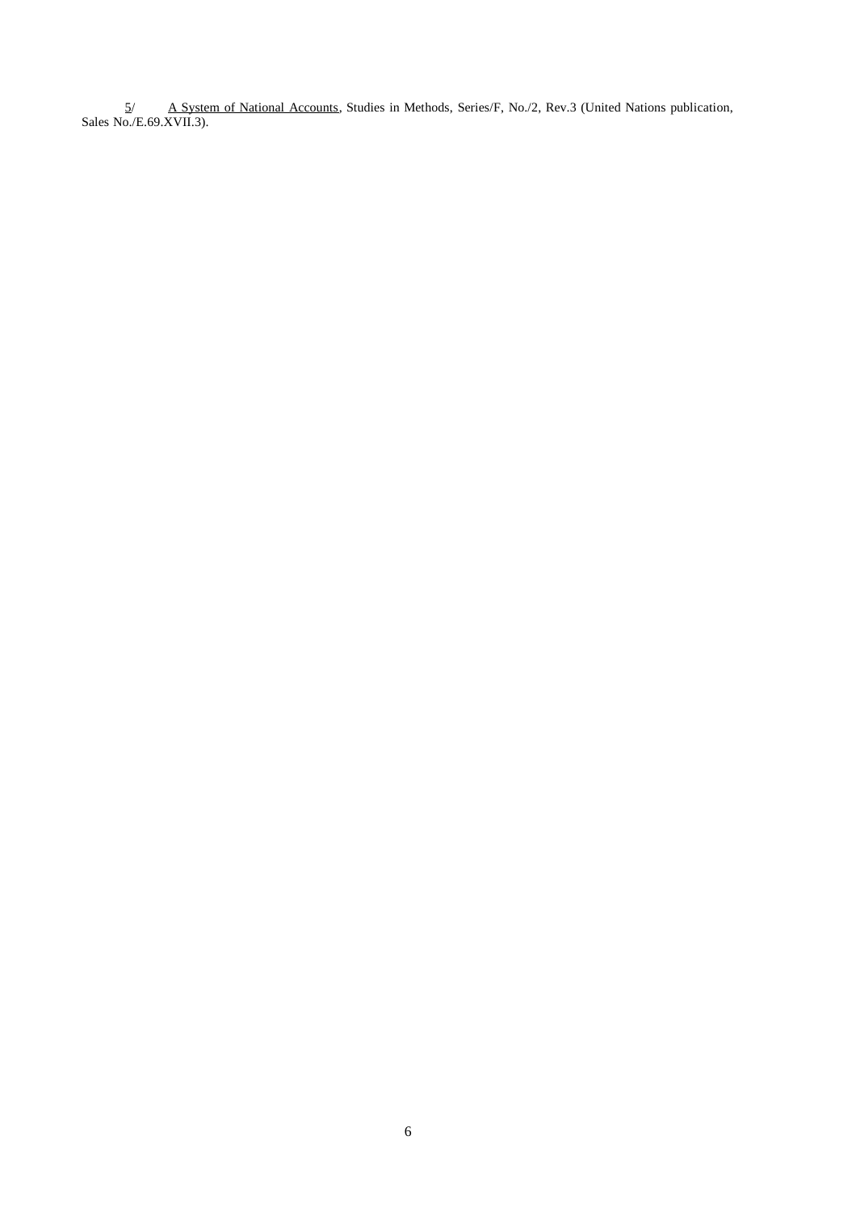5/ A System of National Accounts, Studies in Methods, Series/F, No./2, Rev.3 (United Nations publication, Sales No./E.69.XVII.3).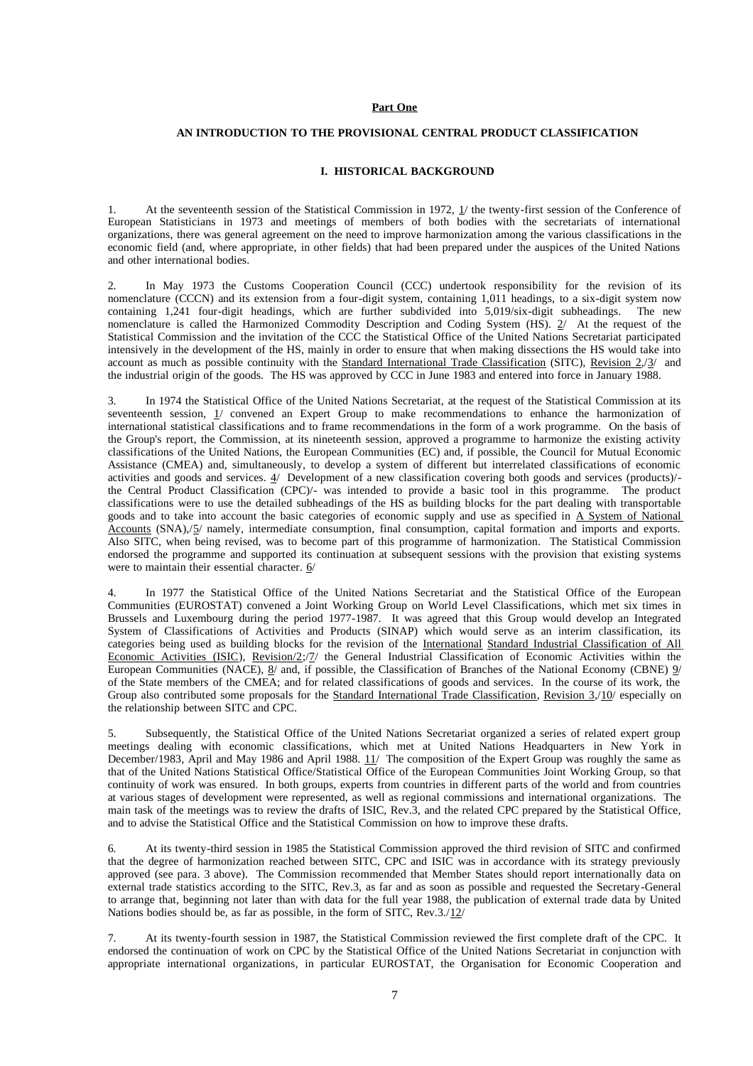**Part One**

**AN INTRODUCTION TO THE PROVISIONAL CENTRAL PRODUCT CLASSIFICATION**

**I. HISTORICAL BACKGROUND**

1. At the seventeenth session of the Statistical Commission in 1972, 1/ the twenty-first session of the Conference of European Statisticians in 1973 and meetings of members of both bodies with the secretariats of international organizations, there was general agreement on the need to improve harmonization among the various classifications in the economic field (and, where appropriate, in other fields) that had been prepared under the auspices of the United Nations and other international bodies.

2. In May 1973 the Customs Cooperation Council (CCC) undertook responsibility for the revision of its nomenclature (CCCN) and its extension from a four-digit system, containing 1,011 headings, to a six-digit system now containing 1,241 four-digit headings, which are further subdivided into 5,019/six-digit subheadings. The new nomenclature is called the Harmonized Commodity Description and Coding System (HS). 2/ At the request of the Statistical Commission and the invitation of the CCC the Statistical Office of the United Nations Secretariat participated intensively in the development of the HS, mainly in order to ensure that when making dissections the HS would take into account as much as possible continuity with the Standard International Trade Classification (SITC), Revision 2,/3/ and the industrial origin of the goods. The HS was approved by CCC in June 1983 and entered into force in January 1988.

3. In 1974 the Statistical Office of the United Nations Secretariat, at the request of the Statistical Commission at its seventeenth session, 1/ convened an Expert Group to make recommendations to enhance the harmonization of international statistical classifications and to frame recommendations in the form of a work programme. On the basis of the Group's report, the Commission, at its nineteenth session, approved a programme to harmonize the existing activity classifications of the United Nations, the European Communities (EC) and, if possible, the Council for Mutual Economic Assistance (CMEA) and, simultaneously, to develop a system of different but interrelated classifications of economic activities and goods and services. 4/ Development of a new classification covering both goods and services (products)/- the Central Product Classification (CPC)/- was intended to provide a basic tool in this programme. The product classifications were to use the detailed subheadings of the HS as building blocks for the part dealing with transportable goods and to take into account the basic categories of economic supply and use as specified in A System of National Accounts (SNA),/5/ namely, intermediate consumption, final consumption, capital formation and imports and exports. Also SITC, when being revised, was to become part of this programme of harmonization. The Statistical Commission endorsed the programme and supported its continuation at subsequent sessions with the provision that existing systems were to maintain their essential character. 6/

4. In 1977 the Statistical Office of the United Nations Secretariat and the Statistical Office of the European Communities (EUROSTAT) convened a Joint Working Group on World Level Classifications, which met six times in Brussels and Luxembourg during the period 1977-1987. It was agreed that this Group would develop an Integrated System of Classifications of Activities and Products (SINAP) which would serve as an interim classification, its categories being used as building blocks for the revision of the International Standard Industrial Classification of All Economic Activities (ISIC), Revision/2;/7/ the General Industrial Classification of Economic Activities within the European Communities (NACE), 8/ and, if possible, the Classification of Branches of the National Economy (CBNE) 9/ of the State members of the CMEA; and for related classifications of goods and services. In the course of its work, the Group also contributed some proposals for the Standard International Trade Classification, Revision 3,/10/ especially on the relationship between SITC and CPC.

5. Subsequently, the Statistical Office of the United Nations Secretariat organized a series of related expert group meetings dealing with economic classifications, which met at United Nations Headquarters in New York in December/1983, April and May 1986 and April 1988. 11/ The composition of the Expert Group was roughly the same as that of the United Nations Statistical Office/Statistical Office of the European Communities Joint Working Group, so that continuity of work was ensured. In both groups, experts from countries in different parts of the world and from countries at various stages of development were represented, as well as regional commissions and international organizations. The main task of the meetings was to review the drafts of ISIC, Rev.3, and the related CPC prepared by the Statistical Office, and to advise the Statistical Office and the Statistical Commission on how to improve these drafts.

6. At its twenty-third session in 1985 the Statistical Commission approved the third revision of SITC and confirmed that the degree of harmonization reached between SITC, CPC and ISIC was in accordance with its strategy previously approved (see para. 3 above). The Commission recommended that Member States should report internationally data on external trade statistics according to the SITC, Rev.3, as far and as soon as possible and requested the Secretary-General to arrange that, beginning not later than with data for the full year 1988, the publication of external trade data by United Nations bodies should be, as far as possible, in the form of SITC, Rev.3./12/

7. At its twenty-fourth session in 1987, the Statistical Commission reviewed the first complete draft of the CPC. It endorsed the continuation of work on CPC by the Statistical Office of the United Nations Secretariat in conjunction with appropriate international organizations, in particular EUROSTAT, the Organisation for Economic Cooperation and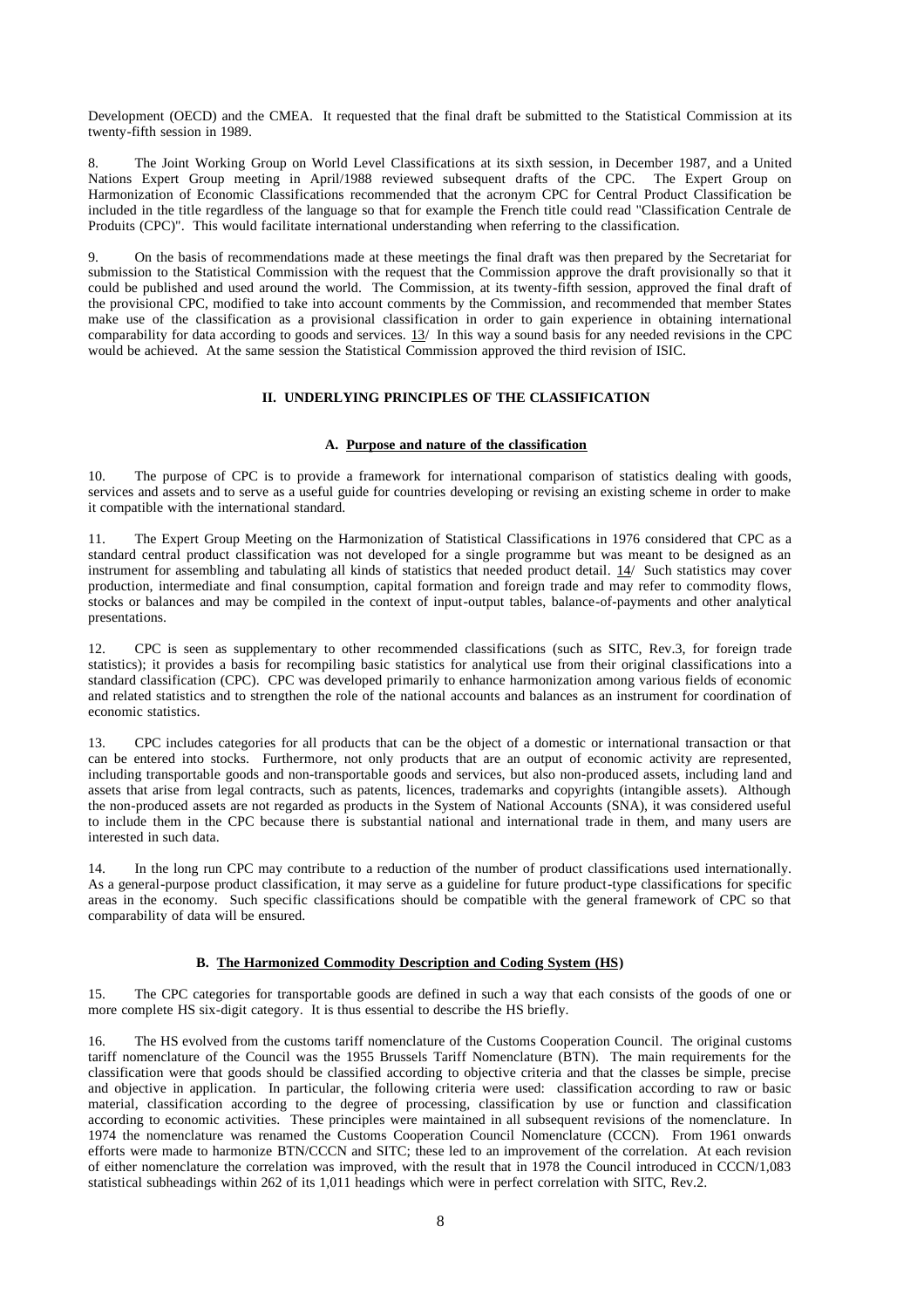Development (OECD) and the CMEA. It requested that the final draft be submitted to the Statistical Commission at its twenty-fifth session in 1989.

8. The Joint Working Group on World Level Classifications at its sixth session, in December 1987, and a United Nations Expert Group meeting in April/1988 reviewed subsequent drafts of the CPC. The Expert Group on Harmonization of Economic Classifications recommended that the acronym CPC for Central Product Classification be included in the title regardless of the language so that for example the French title could read "Classification Centrale de Produits (CPC)". This would facilitate international understanding when referring to the classification.

9. On the basis of recommendations made at these meetings the final draft was then prepared by the Secretariat for submission to the Statistical Commission with the request that the Commission approve the draft provisionally so that it could be published and used around the world. The Commission, at its twenty-fifth session, approved the final draft of the provisional CPC, modified to take into account comments by the Commission, and recommended that member States make use of the classification as a provisional classification in order to gain experience in obtaining international comparability for data according to goods and services. 13/ In this way a sound basis for any needed revisions in the CPC would be achieved. At the same session the Statistical Commission approved the third revision of ISIC.

## II. UNDERLYING PRINCIPLES OF THE CLASSIFICATION

### A. Purpose and nature of the classification

10. The purpose of CPC is to provide a framework for international comparison of statistics dealing with goods, services and assets and to serve as a useful guide for countries developing or revising an existing scheme in order to make it compatible with the international standard.

11. The Expert Group Meeting on the Harmonization of Statistical Classifications in 1976 considered that CPC as a standard central product classification was not developed for a single programme but was meant to be designed as an instrument for assembling and tabulating all kinds of statistics that needed product detail. 14/ Such statistics may cover production, intermediate and final consumption, capital formation and foreign trade and may refer to commodity flows, stocks or balances and may be compiled in the context of input-output tables, balance-of-payments and other analytical presentations.

12. CPC is seen as supplementary to other recommended classifications (such as SITC, Rev.3, for foreign trade statistics); it provides a basis for recompiling basic statistics for analytical use from their original classifications into a standard classification (CPC). CPC was developed primarily to enhance harmonization among various fields of economic and related statistics and to strengthen the role of the national accounts and balances as an instrument for coordination of economic statistics.

13. CPC includes categories for all products that can be the object of a domestic or international transaction or that can be entered into stocks. Furthermore, not only products that are an output of economic activity are represented, including transportable goods and non-transportable goods and services, but also non-produced assets, including land and assets that arise from legal contracts, such as patents, licences, trademarks and copyrights (intangible assets). Although the non-produced assets are not regarded as products in the System of National Accounts (SNA), it was considered useful to include them in the CPC because there is substantial national and international trade in them, and many users are interested in such data.

14. In the long run CPC may contribute to a reduction of the number of product classifications used internationally. As a general-purpose product classification, it may serve as a guideline for future product-type classifications for specific areas in the economy. Such specific classifications should be compatible with the general framework of CPC so that comparability of data will be ensured.

### B. The Harmonized Commodity Description and Coding System (HS)

15. The CPC categories for transportable goods are defined in such a way that each consists of the goods of one or more complete HS six-digit category. It is thus essential to describe the HS briefly.

16. The HS evolved from the customs tariff nomenclature of the Customs Cooperation Council. The original customs tariff nomenclature of the Council was the 1955 Brussels Tariff Nomenclature (BTN). The main requirements for the classification were that goods should be classified according to objective criteria and that the classes be simple, precise and objective in application. In particular, the following criteria were used: classification according to raw or basic material, classification according to the degree of processing, classification by use or function and classification according to economic activities. These principles were maintained in all subsequent revisions of the nomenclature. In 1974 the nomenclature was renamed the Customs Cooperation Council Nomenclature (CCCN). From 1961 onwards efforts were made to harmonize BTN/CCCN and SITC; these led to an improvement of the correlation. At each revision of either nomenclature the correlation was improved, with the result that in 1978 the Council introduced in CCCN/1,083 statistical subheadings within 262 of its 1,011 headings which were in perfect correlation with SITC, Rev.2.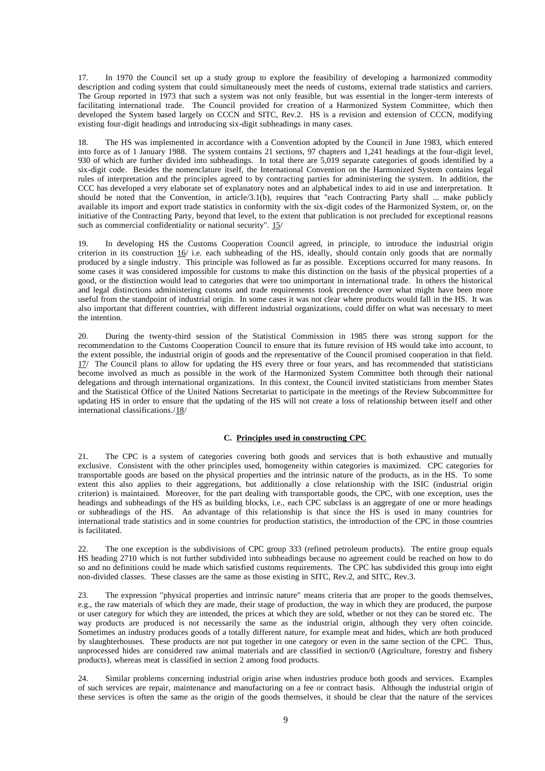17. In 1970 the Council set up a study group to explore the feasibility of developing a harmonized commodity description and coding system that could simultaneously meet the needs of customs, external trade statistics and carriers. The Group reported in 1973 that such a system was not only feasible, but was essential in the longer-term interests of facilitating international trade. The Council provided for creation of a Harmonized System Committee, which then developed the System based largely on CCCN and SITC, Rev.2. HS is a revision and extension of CCCN, modifying existing four-digit headings and introducing six-digit subheadings in many cases.

18. The HS was implemented in accordance with a Convention adopted by the Council in June 1983, which entered into force as of 1 January 1988. The system contains 21 sections, 97 chapters and 1,241 headings at the four-digit level, 930 of which are further divided into subheadings. In total there are 5,019 separate categories of goods identified by a six-digit code. Besides the nomenclature itself, the International Convention on the Harmonized System contains legal rules of interpretation and the principles agreed to by contracting parties for administering the system. In addition, the CCC has developed a very elaborate set of explanatory notes and an alphabetical index to aid in use and interpretation. It should be noted that the Convention, in article/3.1(b), requires that "each Contracting Party shall ... make publicly available its import and export trade statistics in conformity with the six-digit codes of the Harmonized System, or, on the initiative of the Contracting Party, beyond that level, to the extent that publication is not precluded for exceptional reasons such as commercial confidentiality or national security". 15/

19. In developing HS the Customs Cooperation Council agreed, in principle, to introduce the industrial origin criterion in its construction 16/ i.e. each subheading of the HS, ideally, should contain only goods that are normally produced by a single industry. This principle was followed as far as possible. Exceptions occurred for many reasons. In some cases it was considered impossible for customs to make this distinction on the basis of the physical properties of a good, or the distinction would lead to categories that were too unimportant in international trade. In others the historical and legal distinctions administering customs and trade requirements took precedence over what might have been more useful from the standpoint of industrial origin. In some cases it was not clear where products would fall in the HS. It was also important that different countries, with different industrial organizations, could differ on what was necessary to meet the intention.

20. During the twenty-third session of the Statistical Commission in 1985 there was strong support for the recommendation to the Customs Cooperation Council to ensure that its future revision of HS would take into account, to the extent possible, the industrial origin of goods and the representative of the Council promised cooperation in that field. 17/ The Council plans to allow for updating the HS every three or four years, and has recommended that statisticians become involved as much as possible in the work of the Harmonized System Committee both through their national delegations and through international organizations. In this context, the Council invited statisticians from member States and the Statistical Office of the United Nations Secretariat to participate in the meetings of the Review Subcommittee for updating HS in order to ensure that the updating of the HS will not create a loss of relationship between itself and other international classifications./18/

### C. Principles used in constructing CPC

21. The CPC is a system of categories covering both goods and services that is both exhaustive and mutually exclusive. Consistent with the other principles used, homogeneity within categories is maximized. CPC categories for transportable goods are based on the physical properties and the intrinsic nature of the products, as in the HS. To some extent this also applies to their aggregations, but additionally a close relationship with the ISIC (industrial origin criterion) is maintained. Moreover, for the part dealing with transportable goods, the CPC, with one exception, uses the headings and subheadings of the HS as building blocks, i.e., each CPC subclass is an aggregate of one or more headings or subheadings of the HS. An advantage of this relationship is that since the HS is used in many countries for international trade statistics and in some countries for production statistics, the introduction of the CPC in those countries is facilitated.

22. The one exception is the subdivisions of CPC group 333 (refined petroleum products). The entire group equals HS heading 2710 which is not further subdivided into subheadings because no agreement could be reached on how to do so and no definitions could be made which satisfied customs requirements. The CPC has subdivided this group into eight non-divided classes. These classes are the same as those existing in SITC, Rev.2, and SITC, Rev.3.

23. The expression "physical properties and intrinsic nature" means criteria that are proper to the goods themselves, e.g., the raw materials of which they are made, their stage of production, the way in which they are produced, the purpose or user category for which they are intended, the prices at which they are sold, whether or not they can be stored etc. The way products are produced is not necessarily the same as the industrial origin, although they very often coincide. Sometimes an industry produces goods of a totally different nature, for example meat and hides, which are both produced by slaughterhouses. These products are not put together in one category or even in the same section of the CPC. Thus, unprocessed hides are considered raw animal materials and are classified in section/0 (Agriculture, forestry and fishery products), whereas meat is classified in section 2 among food products.

24. Similar problems concerning industrial origin arise when industries produce both goods and services. Examples of such services are repair, maintenance and manufacturing on a fee or contract basis. Although the industrial origin of these services is often the same as the origin of the goods themselves, it should be clear that the nature of the services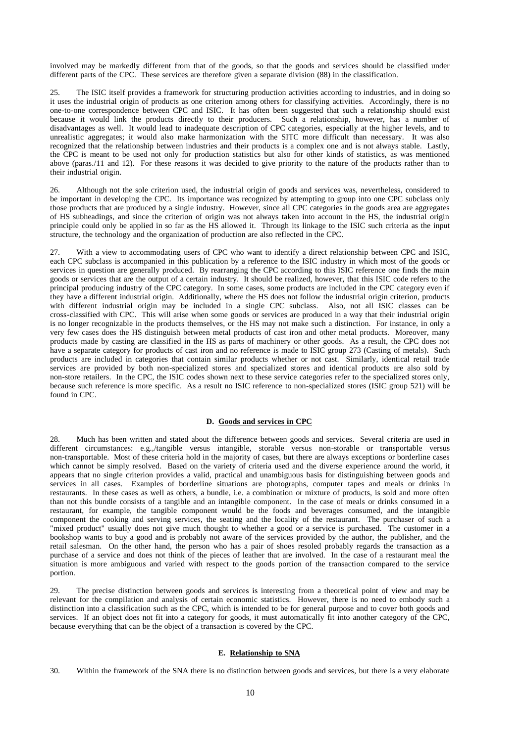involved may be markedly different from that of the goods, so that the goods and services should be classified under different parts of the CPC. These services are therefore given a separate division (88) in the classification.

25. The ISIC itself provides a framework for structuring production activities according to industries, and in doing so it uses the industrial origin of products as one criterion among others for classifying activities. Accordingly, there is no one-to-one correspondence between CPC and ISIC. It has often been suggested that such a relationship should exist because it would link the products directly to their producers. Such a relationship, however, has a number of disadvantages as well. It would lead to inadequate description of CPC categories, especially at the higher levels, and to unrealistic aggregates; it would also make harmonization with the SITC more difficult than necessary. It was also recognized that the relationship between industries and their products is a complex one and is not always stable. Lastly, the CPC is meant to be used not only for production statistics but also for other kinds of statistics, as was mentioned above (paras./11 and 12). For these reasons it was decided to give priority to the nature of the products rather than to their industrial origin.

26. Although not the sole criterion used, the industrial origin of goods and services was, nevertheless, considered to be important in developing the CPC. Its importance was recognized by attempting to group into one CPC subclass only those products that are produced by a single industry. However, since all CPC categories in the goods area are aggregates of HS subheadings, and since the criterion of origin was not always taken into account in the HS, the industrial origin principle could only be applied in so far as the HS allowed it. Through its linkage to the ISIC such criteria as the input structure, the technology and the organization of production are also reflected in the CPC.

27. With a view to accommodating users of CPC who want to identify a direct relationship between CPC and ISIC, each CPC subclass is accompanied in this publication by a reference to the ISIC industry in which most of the goods or services in question are generally produced. By rearranging the CPC according to this ISIC reference one finds the main goods or services that are the output of a certain industry. It should be realized, however, that this ISIC code refers to the principal producing industry of the CPC category. In some cases, some products are included in the CPC category even if they have a different industrial origin. Additionally, where the HS does not follow the industrial origin criterion, products with different industrial origin may be included in a single CPC subclass. Also, not all ISIC classes can be cross-classified with CPC. This will arise when some goods or services are produced in a way that their industrial origin is no longer recognizable in the products themselves, or the HS may not make such a distinction. For instance, in only a very few cases does the HS distinguish between metal products of cast iron and other metal products. Moreover, many products made by casting are classified in the HS as parts of machinery or other goods. As a result, the CPC does not have a separate category for products of cast iron and no reference is made to ISIC group 273 (Casting of metals). Such products are included in categories that contain similar products whether or not cast. Similarly, identical retail trade services are provided by both non-specialized stores and specialized stores and identical products are also sold by non-store retailers. In the CPC, the ISIC codes shown next to these service categories refer to the specialized stores only, because such reference is more specific. As a result no ISIC reference to non-specialized stores (ISIC group 521) will be found in CPC.

### D. Goods and services in CPC

28. Much has been written and stated about the difference between goods and services. Several criteria are used in different circumstances: e.g.,/tangible versus intangible, storable versus non-storable or transportable versus non-transportable. Most of these criteria hold in the majority of cases, but there are always exceptions or borderline cases which cannot be simply resolved. Based on the variety of criteria used and the diverse experience around the world, it appears that no single criterion provides a valid, practical and unambiguous basis for distinguishing between goods and services in all cases. Examples of borderline situations are photographs, computer tapes and meals or drinks in restaurants. In these cases as well as others, a bundle, i.e. a combination or mixture of products, is sold and more often than not this bundle consists of a tangible and an intangible component. In the case of meals or drinks consumed in a restaurant, for example, the tangible component would be the foods and beverages consumed, and the intangible component the cooking and serving services, the seating and the locality of the restaurant. The purchaser of such a "mixed product" usually does not give much thought to whether a good or a service is purchased. The customer in a bookshop wants to buy a good and is probably not aware of the services provided by the author, the publisher, and the retail salesman. On the other hand, the person who has a pair of shoes resoled probably regards the transaction as a purchase of a service and does not think of the pieces of leather that are involved. In the case of a restaurant meal the situation is more ambiguous and varied with respect to the goods portion of the transaction compared to the service portion.

29. The precise distinction between goods and services is interesting from a theoretical point of view and may be relevant for the compilation and analysis of certain economic statistics. However, there is no need to embody such a distinction into a classification such as the CPC, which is intended to be for general purpose and to cover both goods and services. If an object does not fit into a category for goods, it must automatically fit into another category of the CPC, because everything that can be the object of a transaction is covered by the CPC.

### E. Relationship to SNA

30. Within the framework of the SNA there is no distinction between goods and services, but there is a very elaborate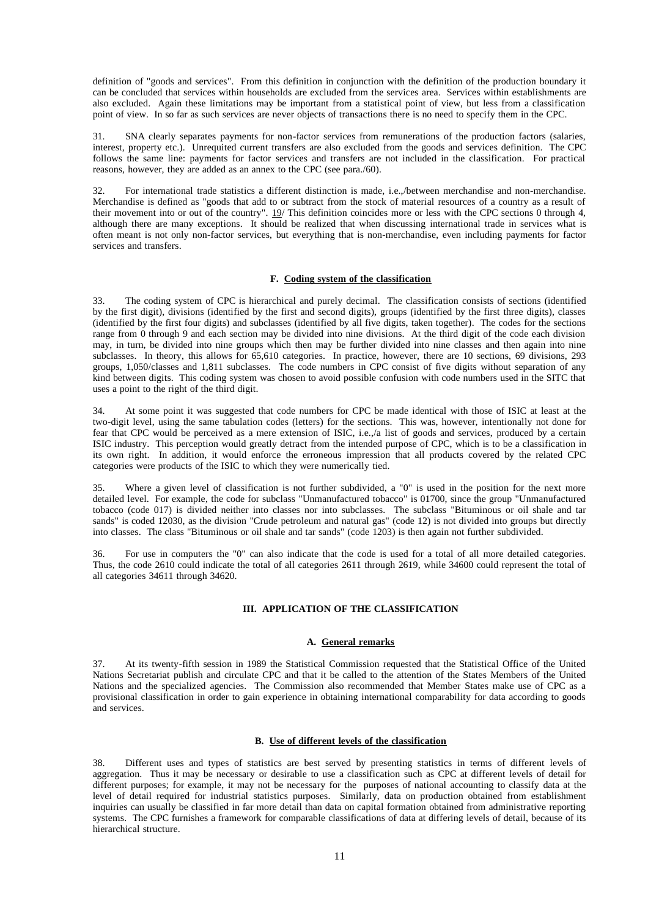definition of "goods and services". From this definition in conjunction with the definition of the production boundary it can be concluded that services within households are excluded from the services area. Services within establishments are also excluded. Again these limitations may be important from a statistical point of view, but less from a classification point of view. In so far as such services are never objects of transactions there is no need to specify them in the CPC.

31. SNA clearly separates payments for non-factor services from remunerations of the production factors (salaries, interest, property etc.). Unrequited current transfers are also excluded from the goods and services definition. The CPC follows the same line: payments for factor services and transfers are not included in the classification. For practical reasons, however, they are added as an annex to the CPC (see para./60).

32. For international trade statistics a different distinction is made, i.e.,/between merchandise and non-merchandise. Merchandise is defined as "goods that add to or subtract from the stock of material resources of a country as a result of their movement into or out of the country". 19/ This definition coincides more or less with the CPC sections 0 through 4, although there are many exceptions. It should be realized that when discussing international trade in services what is often meant is not only non-factor services, but everything that is non-merchandise, even including payments for factor services and transfers.

#### F. Coding system of the classification

33. The coding system of CPC is hierarchical and purely decimal. The classification consists of sections (identified by the first digit), divisions (identified by the first and second digits), groups (identified by the first three digits), classes (identified by the first four digits) and subclasses (identified by all five digits, taken together). The codes for the sections range from 0 through 9 and each section may be divided into nine divisions. At the third digit of the code each division may, in turn, be divided into nine groups which then may be further divided into nine classes and then again into nine subclasses. In theory, this allows for 65,610 categories. In practice, however, there are 10 sections, 69 divisions, 293 groups, 1,050/classes and 1,811 subclasses. The code numbers in CPC consist of five digits without separation of any kind between digits. This coding system was chosen to avoid possible confusion with code numbers used in the SITC that uses a point to the right of the third digit.

34. At some point it was suggested that code numbers for CPC be made identical with those of ISIC at least at the two-digit level, using the same tabulation codes (letters) for the sections. This was, however, intentionally not done for fear that CPC would be perceived as a mere extension of ISIC, i.e.,/a list of goods and services, produced by a certain ISIC industry. This perception would greatly detract from the intended purpose of CPC, which is to be a classification in its own right. In addition, it would enforce the erroneous impression that all products covered by the related CPC categories were products of the ISIC to which they were numerically tied.

35. Where a given level of classification is not further subdivided, a "0" is used in the position for the next more detailed level. For example, the code for subclass "Unmanufactured tobacco" is 01700, since the group "Unmanufactured tobacco (code 017) is divided neither into classes nor into subclasses. The subclass "Bituminous or oil shale and tar sands" is coded 12030, as the division "Crude petroleum and natural gas" (code 12) is not divided into groups but directly into classes. The class "Bituminous or oil shale and tar sands" (code 1203) is then again not further subdivided.

36. For use in computers the "0" can also indicate that the code is used for a total of all more detailed categories. Thus, the code 2610 could indicate the total of all categories 2611 through 2619, while 34600 could represent the total of all categories 34611 through 34620.

## III. APPLICATION OF THE CLASSIFICATION

#### A. General remarks

37. At its twenty-fifth session in 1989 the Statistical Commission requested that the Statistical Office of the United Nations Secretariat publish and circulate CPC and that it be called to the attention of the States Members of the United Nations and the specialized agencies. The Commission also recommended that Member States make use of CPC as a provisional classification in order to gain experience in obtaining international comparability for data according to goods and services.

#### B. Use of different levels of the classification

38. Different uses and types of statistics are best served by presenting statistics in terms of different levels of aggregation. Thus it may be necessary or desirable to use a classification such as CPC at different levels of detail for different purposes; for example, it may not be necessary for the purposes of national accounting to classify data at the level of detail required for industrial statistics purposes. Similarly, data on production obtained from establishment inquiries can usually be classified in far more detail than data on capital formation obtained from administrative reporting systems. The CPC furnishes a framework for comparable classifications of data at differing levels of detail, because of its hierarchical structure.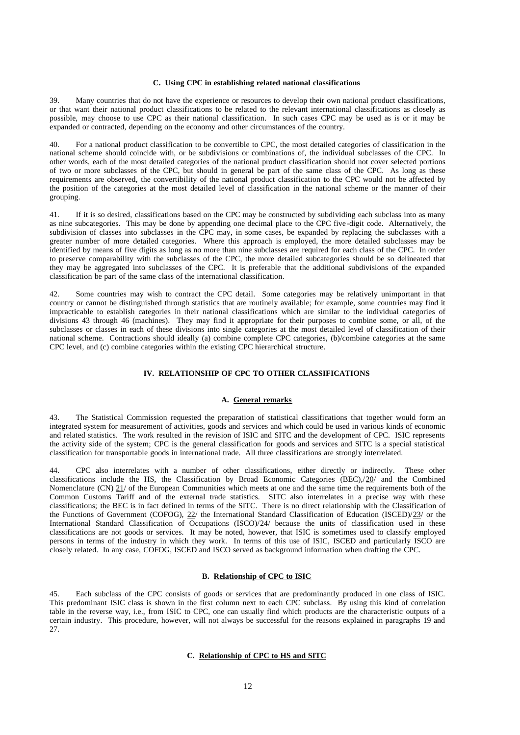### C. Using CPC in establishing related national classifications

39. Many countries that do not have the experience or resources to develop their own national product classifications, or that want their national product classifications to be related to the relevant international classifications as closely as possible, may choose to use CPC as their national classification. In such cases CPC may be used as is or it may be expanded or contracted, depending on the economy and other circumstances of the country.

40. For a national product classification to be convertible to CPC, the most detailed categories of classification in the national scheme should coincide with, or be subdivisions or combinations of, the individual subclasses of the CPC. In other words, each of the most detailed categories of the national product classification should not cover selected portions of two or more subclasses of the CPC, but should in general be part of the same class of the CPC. As long as these requirements are observed, the convertibility of the national product classification to the CPC would not be affected by the position of the categories at the most detailed level of classification in the national scheme or the manner of their grouping.

41. If it is so desired, classifications based on the CPC may be constructed by subdividing each subclass into as many as nine subcategories. This may be done by appending one decimal place to the CPC five-digit code. Alternatively, the subdivision of classes into subclasses in the CPC may, in some cases, be expanded by replacing the subclasses with a greater number of more detailed categories. Where this approach is employed, the more detailed subclasses may be identified by means of five digits as long as no more than nine subclasses are required for each class of the CPC. In order to preserve comparability with the subclasses of the CPC, the more detailed subcategories should be so delineated that they may be aggregated into subclasses of the CPC. It is preferable that the additional subdivisions of the expanded classification be part of the same class of the international classification.

42. Some countries may wish to contract the CPC detail. Some categories may be relatively unimportant in that country or cannot be distinguished through statistics that are routinely available; for example, some countries may find it impracticable to establish categories in their national classifications which are similar to the individual categories of divisions 43 through 46 (machines). They may find it appropriate for their purposes to combine some, or all, of the subclasses or classes in each of these divisions into single categories at the most detailed level of classification of their national scheme. Contractions should ideally (a) combine complete CPC categories, (b)/combine categories at the same CPC level, and (c) combine categories within the existing CPC hierarchical structure.

## IV. RELATIONSHIP OF CPC TO OTHER CLASSIFICATIONS

### A. General remarks

43. The Statistical Commission requested the preparation of statistical classifications that together would form an integrated system for measurement of activities, goods and services and which could be used in various kinds of economic and related statistics. The work resulted in the revision of ISIC and SITC and the development of CPC. ISIC represents the activity side of the system; CPC is the general classification for goods and services and SITC is a special statistical classification for transportable goods in international trade. All three classifications are strongly interrelated.

44. CPC also interrelates with a number of other classifications, either directly or indirectly. These other classifications include the HS, the Classification by Broad Economic Categories (BEC),/20/ and the Combined Nomenclature (CN) 21/ of the European Communities which meets at one and the same time the requirements both of the Common Customs Tariff and of the external trade statistics. SITC also interrelates in a precise way with these classifications; the BEC is in fact defined in terms of the SITC. There is no direct relationship with the Classification of the Functions of Government (COFOG), 22/ the International Standard Classification of Education (ISCED)/23/ or the International Standard Classification of Occupations (ISCO)/24/ because the units of classification used in these classifications are not goods or services. It may be noted, however, that ISIC is sometimes used to classify employed persons in terms of the industry in which they work. In terms of this use of ISIC, ISCED and particularly ISCO are closely related. In any case, COFOG, ISCED and ISCO served as background information when drafting the CPC.

### B. Relationship of CPC to ISIC

45. Each subclass of the CPC consists of goods or services that are predominantly produced in one class of ISIC. This predominant ISIC class is shown in the first column next to each CPC subclass. By using this kind of correlation table in the reverse way, i.e., from ISIC to CPC, one can usually find which products are the characteristic outputs of a certain industry. This procedure, however, will not always be successful for the reasons explained in paragraphs 19 and 27.

### C. Relationship of CPC to HS and SITC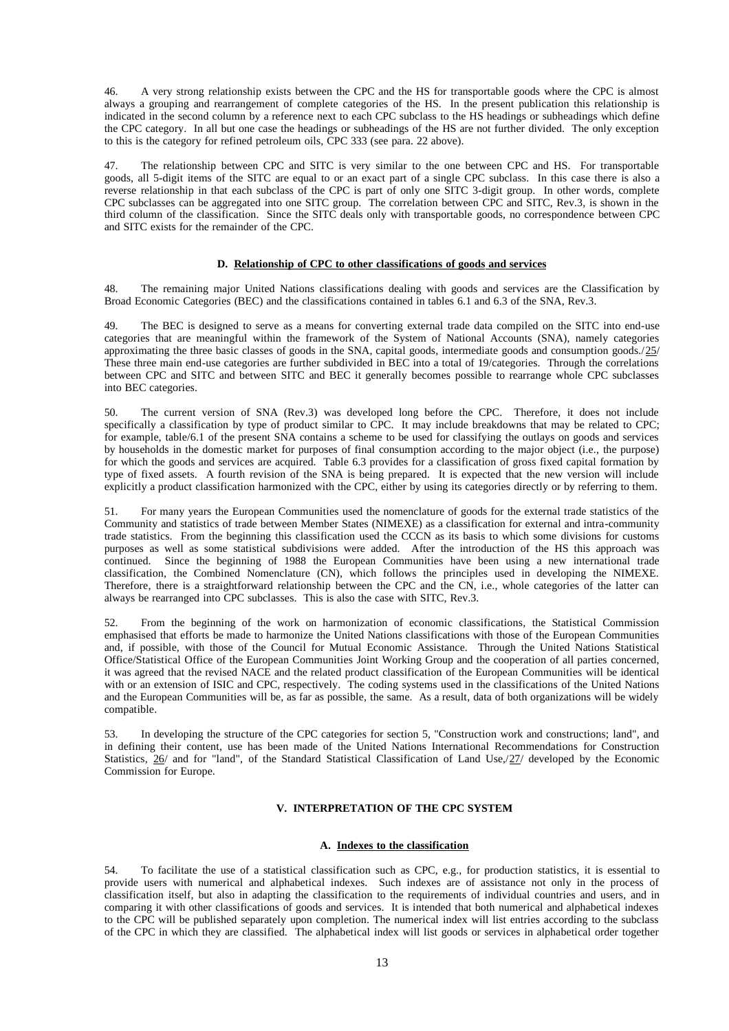46. A very strong relationship exists between the CPC and the HS for transportable goods where the CPC is almost always a grouping and rearrangement of complete categories of the HS. In the present publication this relationship is indicated in the second column by a reference next to each CPC subclass to the HS headings or subheadings which define the CPC category. In all but one case the headings or subheadings of the HS are not further divided. The only exception to this is the category for refined petroleum oils, CPC 333 (see para. 22 above).

47. The relationship between CPC and SITC is very similar to the one between CPC and HS. For transportable goods, all 5-digit items of the SITC are equal to or an exact part of a single CPC subclass. In this case there is also a reverse relationship in that each subclass of the CPC is part of only one SITC 3-digit group. In other words, complete CPC subclasses can be aggregated into one SITC group. The correlation between CPC and SITC, Rev.3, is shown in the third column of the classification. Since the SITC deals only with transportable goods, no correspondence between CPC and SITC exists for the remainder of the CPC.

### D. Relationship of CPC to other classifications of goods and services

48. The remaining major United Nations classifications dealing with goods and services are the Classification by Broad Economic Categories (BEC) and the classifications contained in tables 6.1 and 6.3 of the SNA, Rev.3.

49. The BEC is designed to serve as a means for converting external trade data compiled on the SITC into end-use categories that are meaningful within the framework of the System of National Accounts (SNA), namely categories approximating the three basic classes of goods in the SNA, capital goods, intermediate goods and consumption goods./25/ These three main end-use categories are further subdivided in BEC into a total of 19/categories. Through the correlations between CPC and SITC and between SITC and BEC it generally becomes possible to rearrange whole CPC subclasses into BEC categories.

50. The current version of SNA (Rev.3) was developed long before the CPC. Therefore, it does not include specifically a classification by type of product similar to CPC. It may include breakdowns that may be related to CPC; for example, table/6.1 of the present SNA contains a scheme to be used for classifying the outlays on goods and services by households in the domestic market for purposes of final consumption according to the major object (i.e., the purpose) for which the goods and services are acquired. Table 6.3 provides for a classification of gross fixed capital formation by type of fixed assets. A fourth revision of the SNA is being prepared. It is expected that the new version will include explicitly a product classification harmonized with the CPC, either by using its categories directly or by referring to them.

51. For many years the European Communities used the nomenclature of goods for the external trade statistics of the Community and statistics of trade between Member States (NIMEXE) as a classification for external and intra-community trade statistics. From the beginning this classification used the CCCN as its basis to which some divisions for customs purposes as well as some statistical subdivisions were added. After the introduction of the HS this approach was continued. Since the beginning of 1988 the European Communities have been using a new international trade classification, the Combined Nomenclature (CN), which follows the principles used in developing the NIMEXE. Therefore, there is a straightforward relationship between the CPC and the CN, i.e., whole categories of the latter can always be rearranged into CPC subclasses. This is also the case with SITC, Rev.3.

52. From the beginning of the work on harmonization of economic classifications, the Statistical Commission emphasised that efforts be made to harmonize the United Nations classifications with those of the European Communities and, if possible, with those of the Council for Mutual Economic Assistance. Through the United Nations Statistical Office/Statistical Office of the European Communities Joint Working Group and the cooperation of all parties concerned, it was agreed that the revised NACE and the related product classification of the European Communities will be identical with or an extension of ISIC and CPC, respectively. The coding systems used in the classifications of the United Nations and the European Communities will be, as far as possible, the same. As a result, data of both organizations will be widely compatible.

53. In developing the structure of the CPC categories for section 5, "Construction work and constructions; land", and in defining their content, use has been made of the United Nations International Recommendations for Construction Statistics, 26/ and for "land", of the Standard Statistical Classification of Land Use,/27/ developed by the Economic Commission for Europe.

## V. INTERPRETATION OF THE CPC SYSTEM

### A. Indexes to the classification

54. To facilitate the use of a statistical classification such as CPC, e.g., for production statistics, it is essential to provide users with numerical and alphabetical indexes. Such indexes are of assistance not only in the process of classification itself, but also in adapting the classification to the requirements of individual countries and users, and in comparing it with other classifications of goods and services. It is intended that both numerical and alphabetical indexes to the CPC will be published separately upon completion. The numerical index will list entries according to the subclass of the CPC in which they are classified. The alphabetical index will list goods or services in alphabetical order together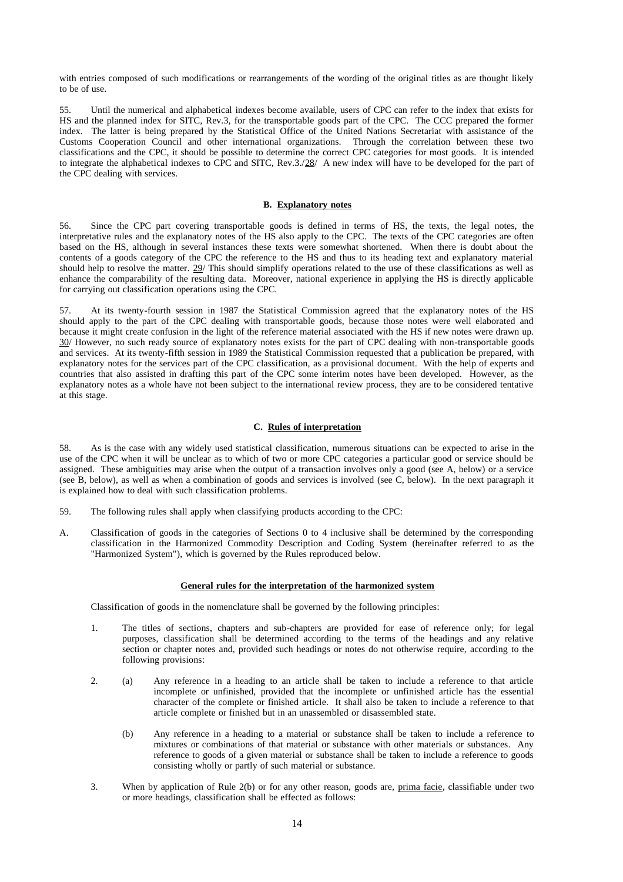with entries composed of such modifications or rearrangements of the wording of the original titles as are thought likely to be of use.

55. Until the numerical and alphabetical indexes become available, users of CPC can refer to the index that exists for HS and the planned index for SITC, Rev.3, for the transportable goods part of the CPC. The CCC prepared the former index. The latter is being prepared by the Statistical Office of the United Nations Secretariat with assistance of the Customs Cooperation Council and other international organizations. Through the correlation between these two classifications and the CPC, it should be possible to determine the correct CPC categories for most goods. It is intended to integrate the alphabetical indexes to CPC and SITC, Rev.3./28/ A new index will have to be developed for the part of the CPC dealing with services.

### B. Explanatory notes

56. Since the CPC part covering transportable goods is defined in terms of HS, the texts, the legal notes, the interpretative rules and the explanatory notes of the HS also apply to the CPC. The texts of the CPC categories are often based on the HS, although in several instances these texts were somewhat shortened. When there is doubt about the contents of a goods category of the CPC the reference to the HS and thus to its heading text and explanatory material should help to resolve the matter. 29/ This should simplify operations related to the use of these classifications as well as enhance the comparability of the resulting data. Moreover, national experience in applying the HS is directly applicable for carrying out classification operations using the CPC.

57. At its twenty-fourth session in 1987 the Statistical Commission agreed that the explanatory notes of the HS should apply to the part of the CPC dealing with transportable goods, because those notes were well elaborated and because it might create confusion in the light of the reference material associated with the HS if new notes were drawn up. 30/ However, no such ready source of explanatory notes exists for the part of CPC dealing with non-transportable goods and services. At its twenty-fifth session in 1989 the Statistical Commission requested that a publication be prepared, with explanatory notes for the services part of the CPC classification, as a provisional document. With the help of experts and countries that also assisted in drafting this part of the CPC some interim notes have been developed. However, as the explanatory notes as a whole have not been subject to the international review process, they are to be considered tentative at this stage.

### C. Rules of interpretation

58. As is the case with any widely used statistical classification, numerous situations can be expected to arise in the use of the CPC when it will be unclear as to which of two or more CPC categories a particular good or service should be assigned. These ambiguities may arise when the output of a transaction involves only a good (see A, below) or a service (see B, below), as well as when a combination of goods and services is involved (see C, below). In the next paragraph it is explained how to deal with such classification problems.

59. The following rules shall apply when classifying products according to the CPC:

A. Classification of goods in the categories of Sections 0 to 4 inclusive shall be determined by the corresponding classification in the Harmonized Commodity Description and Coding System (hereinafter referred to as the "Harmonized System"), which is governed by the Rules reproduced below.

#### General rules for the interpretation of the harmonized system

Classification of goods in the nomenclature shall be governed by the following principles:

1. The titles of sections, chapters and sub-chapters are provided for ease of reference only; for legal purposes, classification shall be determined according to the terms of the headings and any relative section or chapter notes and, provided such headings or notes do not otherwise require, according to the following provisions:

2. (a) Any reference in a heading to an article shall be taken to include a reference to that article incomplete or unfinished, provided that the incomplete or unfinished article has the essential character of the complete or finished article. It shall also be taken to include a reference to that article complete or finished but in an unassembled or disassembled state.

   (b) Any reference in a heading to a material or substance shall be taken to include a reference to mixtures or combinations of that material or substance with other materials or substances. Any reference to goods of a given material or substance shall be taken to include a reference to goods consisting wholly or partly of such material or substance.

3. When by application of Rule 2(b) or for any other reason, goods are, *prima facie*, classifiable under two or more headings, classification shall be effected as follows: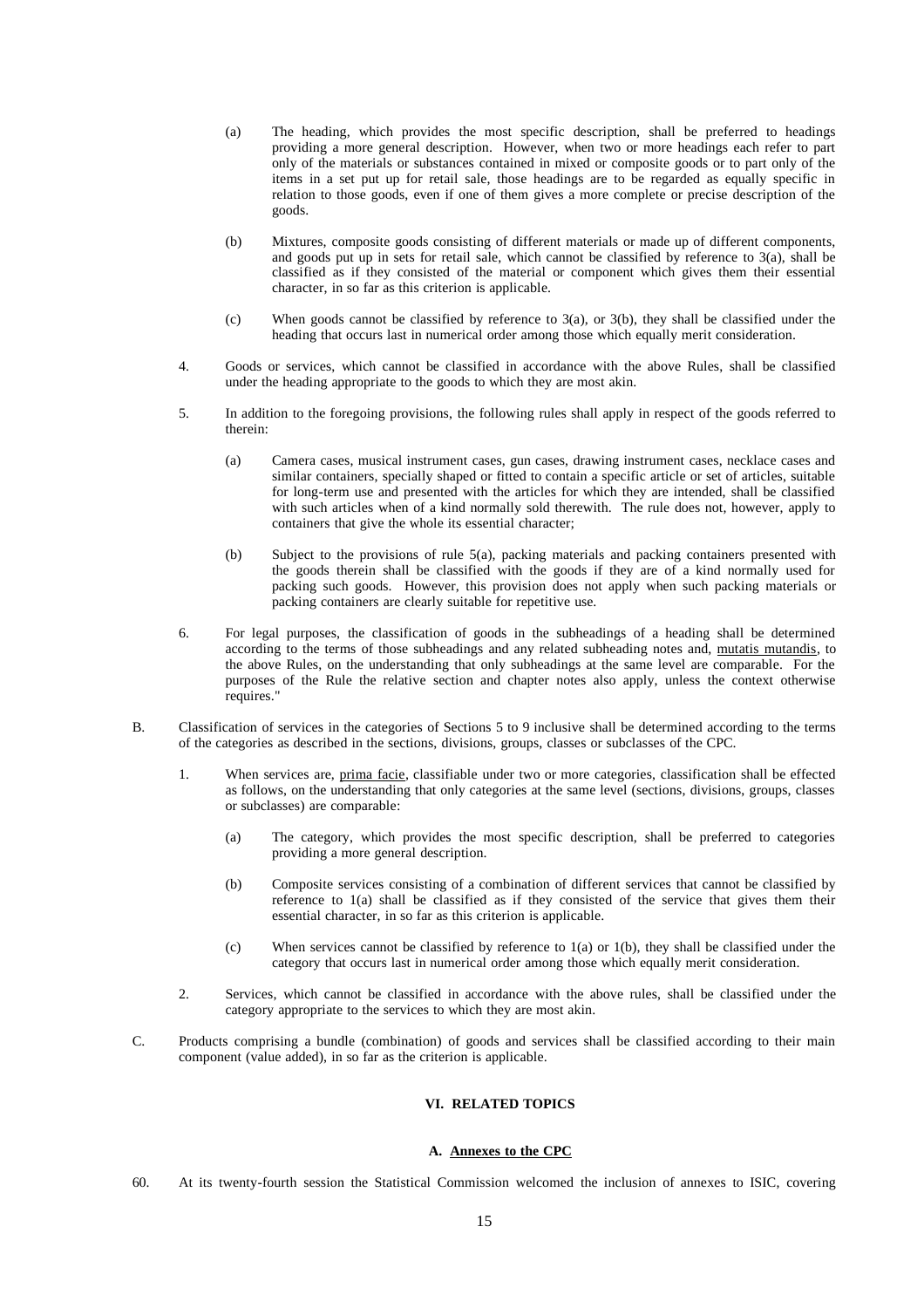(a) The heading, which provides the most specific description, shall be preferred to headings providing a more general description. However, when two or more headings each refer to part only of the materials or substances contained in mixed or composite goods or to part only of the items in a set put up for retail sale, those headings are to be regarded as equally specific in relation to those goods, even if one of them gives a more complete or precise description of the goods.

(b) Mixtures, composite goods consisting of different materials or made up of different components, and goods put up in sets for retail sale, which cannot be classified by reference to 3(a), shall be classified as if they consisted of the material or component which gives them their essential character, in so far as this criterion is applicable.

(c) When goods cannot be classified by reference to 3(a), or 3(b), they shall be classified under the heading that occurs last in numerical order among those which equally merit consideration.

4. Goods or services, which cannot be classified in accordance with the above Rules, shall be classified under the heading appropriate to the goods to which they are most akin.

5. In addition to the foregoing provisions, the following rules shall apply in respect of the goods referred to therein:

(a) Camera cases, musical instrument cases, gun cases, drawing instrument cases, necklace cases and similar containers, specially shaped or fitted to contain a specific article or set of articles, suitable for long-term use and presented with the articles for which they are intended, shall be classified with such articles when of a kind normally sold therewith. The rule does not, however, apply to containers that give the whole its essential character;

(b) Subject to the provisions of rule 5(a), packing materials and packing containers presented with the goods therein shall be classified with the goods if they are of a kind normally used for packing such goods. However, this provision does not apply when such packing materials or packing containers are clearly suitable for repetitive use.

6. For legal purposes, the classification of goods in the subheadings of a heading shall be determined according to the terms of those subheadings and any related subheading notes and, mutatis mutandis, to the above Rules, on the understanding that only subheadings at the same level are comparable. For the purposes of the Rule the relative section and chapter notes also apply, unless the context otherwise requires."

B. Classification of services in the categories of Sections 5 to 9 inclusive shall be determined according to the terms of the categories as described in the sections, divisions, groups, classes or subclasses of the CPC.

1. When services are, prima facie, classifiable under two or more categories, classification shall be effected as follows, on the understanding that only categories at the same level (sections, divisions, groups, classes or subclasses) are comparable:

(a) The category, which provides the most specific description, shall be preferred to categories providing a more general description.

(b) Composite services consisting of a combination of different services that cannot be classified by reference to 1(a) shall be classified as if they consisted of the service that gives them their essential character, in so far as this criterion is applicable.

(c) When services cannot be classified by reference to 1(a) or 1(b), they shall be classified under the category that occurs last in numerical order among those which equally merit consideration.

2. Services, which cannot be classified in accordance with the above rules, shall be classified under the category appropriate to the services to which they are most akin.

C. Products comprising a bundle (combination) of goods and services shall be classified according to their main component (value added), in so far as the criterion is applicable.

## VI. RELATED TOPICS

### A. Annexes to the CPC

60. At its twenty-fourth session the Statistical Commission welcomed the inclusion of annexes to ISIC, covering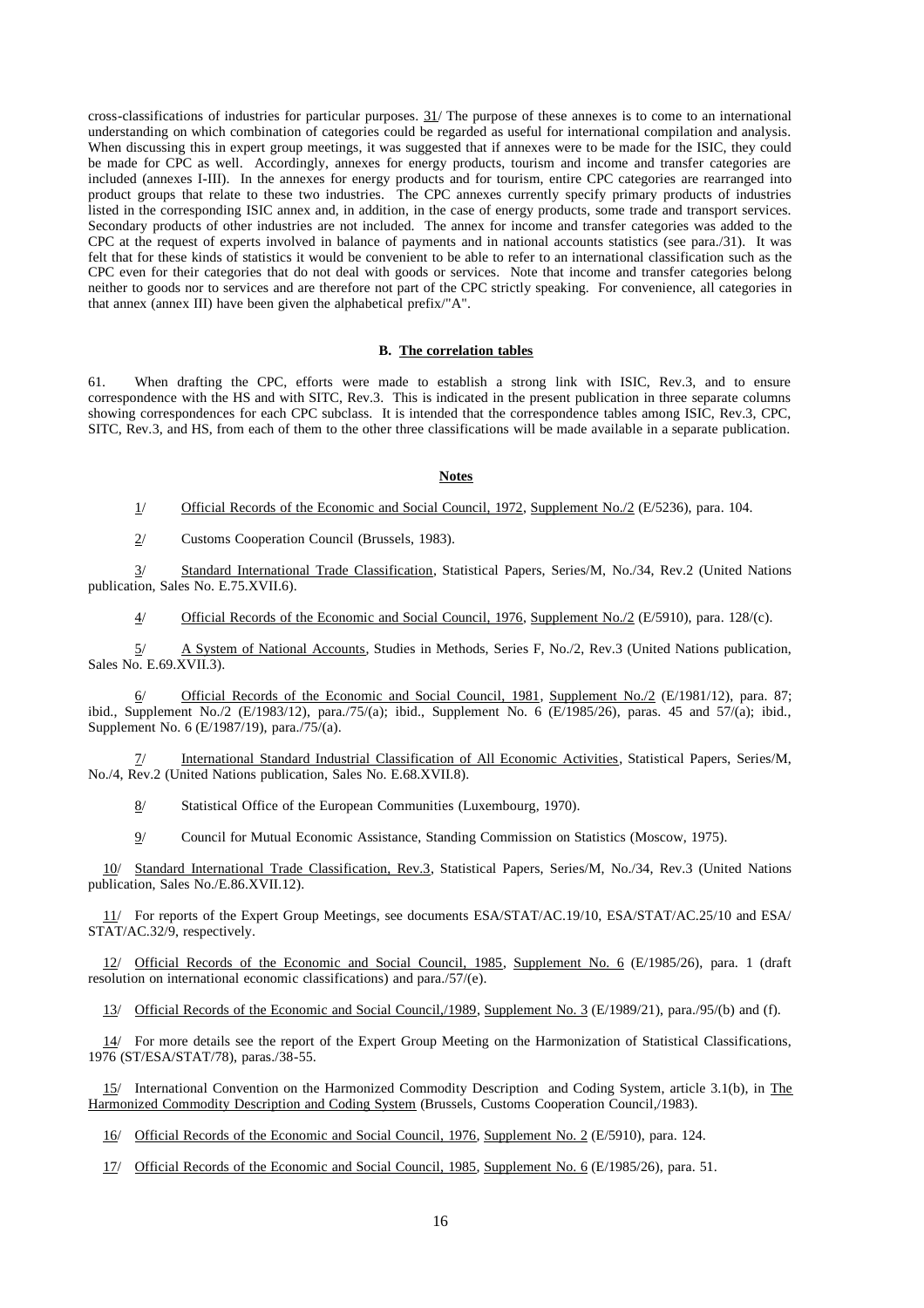cross-classifications of industries for particular purposes. 31/ The purpose of these annexes is to come to an international understanding on which combination of categories could be regarded as useful for international compilation and analysis. When discussing this in expert group meetings, it was suggested that if annexes were to be made for the ISIC, they could be made for CPC as well. Accordingly, annexes for energy products, tourism and income and transfer categories are included (annexes I-III). In the annexes for energy products and for tourism, entire CPC categories are rearranged into product groups that relate to these two industries. The CPC annexes currently specify primary products of industries listed in the corresponding ISIC annex and, in addition, in the case of energy products, some trade and transport services. Secondary products of other industries are not included. The annex for income and transfer categories was added to the CPC at the request of experts involved in balance of payments and in national accounts statistics (see para./31). It was felt that for these kinds of statistics it would be convenient to be able to refer to an international classification such as the CPC even for their categories that do not deal with goods or services. Note that income and transfer categories belong neither to goods nor to services and are therefore not part of the CPC strictly speaking. For convenience, all categories in that annex (annex III) have been given the alphabetical prefix/"A".

### B. The correlation tables

61. When drafting the CPC, efforts were made to establish a strong link with ISIC, Rev.3, and to ensure correspondence with the HS and with SITC, Rev.3. This is indicated in the present publication in three separate columns showing correspondences for each CPC subclass. It is intended that the correspondence tables among ISIC, Rev.3, CPC, SITC, Rev.3, and HS, from each of them to the other three classifications will be made available in a separate publication.

### Notes

1/ Official Records of the Economic and Social Council, 1972, Supplement No./2 (E/5236), para. 104.

2/ Customs Cooperation Council (Brussels, 1983).

3/ Standard International Trade Classification, Statistical Papers, Series/M, No./34, Rev.2 (United Nations publication, Sales No. E.75.XVII.6).

4/ Official Records of the Economic and Social Council, 1976, Supplement No./2 (E/5910), para. 128/(c).

5/ A System of National Accounts, Studies in Methods, Series F, No./2, Rev.3 (United Nations publication, Sales No. E.69.XVII.3).

6/ Official Records of the Economic and Social Council, 1981, Supplement No./2 (E/1981/12), para. 87; ibid., Supplement No./2 (E/1983/12), para./75/(a); ibid., Supplement No. 6 (E/1985/26), paras. 45 and 57/(a); ibid., Supplement No. 6 (E/1987/19), para./75/(a).

7/ International Standard Industrial Classification of All Economic Activities, Statistical Papers, Series/M, No./4, Rev.2 (United Nations publication, Sales No. E.68.XVII.8).

8/ Statistical Office of the European Communities (Luxembourg, 1970).

9/ Council for Mutual Economic Assistance, Standing Commission on Statistics (Moscow, 1975).

10/ Standard International Trade Classification, Rev.3, Statistical Papers, Series/M, No./34, Rev.3 (United Nations publication, Sales No./E.86.XVII.12).

11/ For reports of the Expert Group Meetings, see documents ESA/STAT/AC.19/10, ESA/STAT/AC.25/10 and ESA/STAT/AC.32/9, respectively.

12/ Official Records of the Economic and Social Council, 1985, Supplement No. 6 (E/1985/26), para. 1 (draft resolution on international economic classifications) and para./57/(e).

13/ Official Records of the Economic and Social Council,/1989, Supplement No. 3 (E/1989/21), para./95/(b) and (f).

14/ For more details see the report of the Expert Group Meeting on the Harmonization of Statistical Classifications, 1976 (ST/ESA/STAT/78), paras./38-55.

15/ International Convention on the Harmonized Commodity Description and Coding System, article 3.1(b), in The Harmonized Commodity Description and Coding System (Brussels, Customs Cooperation Council,/1983).

16/ Official Records of the Economic and Social Council, 1976, Supplement No. 2 (E/5910), para. 124.

17/ Official Records of the Economic and Social Council, 1985, Supplement No. 6 (E/1985/26), para. 51.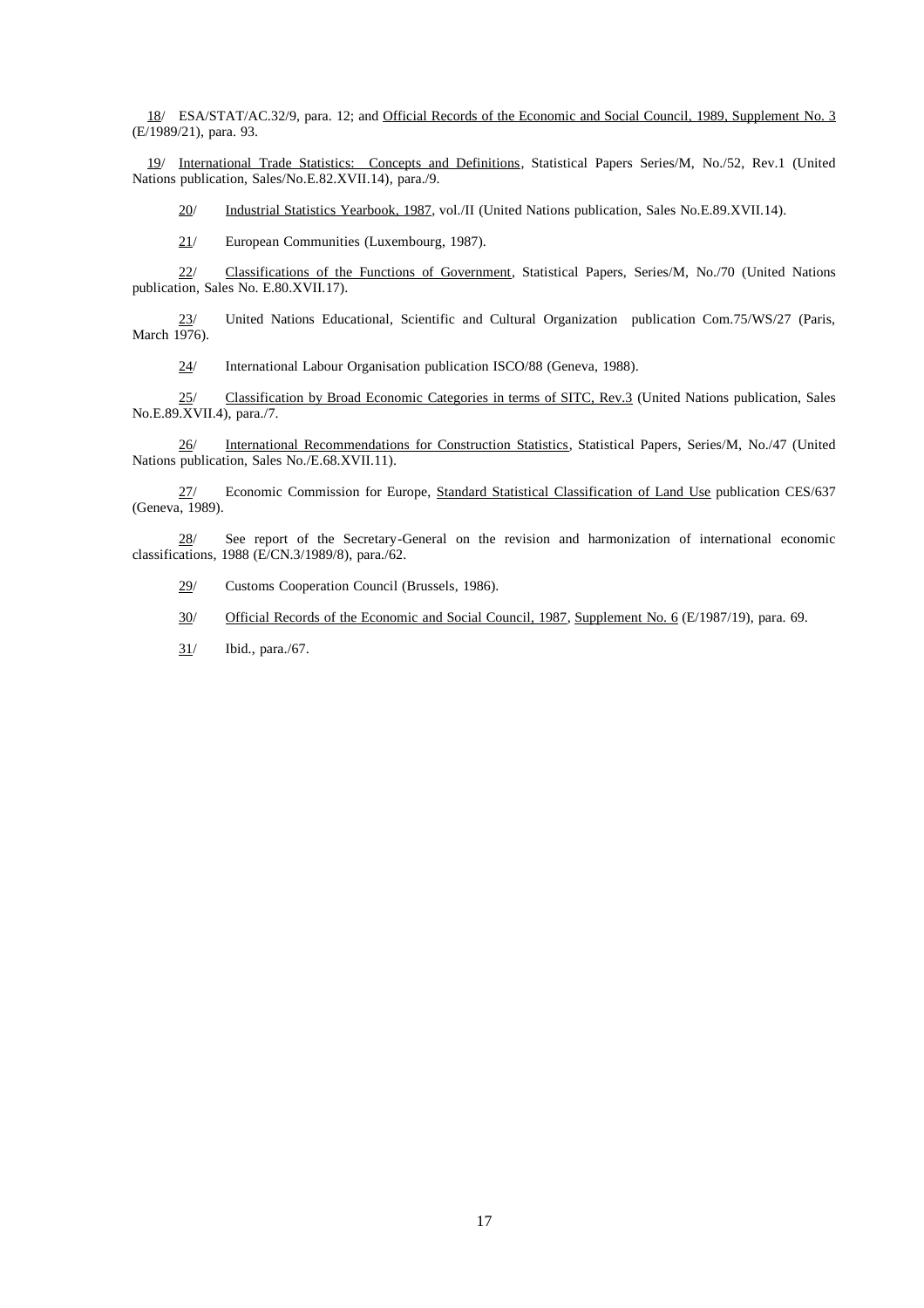18/ ESA/STAT/AC.32/9, para. 12; and Official Records of the Economic and Social Council, 1989, Supplement No. 3 (E/1989/21), para. 93.

19/ International Trade Statistics: Concepts and Definitions, Statistical Papers Series/M, No./52, Rev.1 (United Nations publication, Sales/No.E.82.XVII.14), para./9.

20/ Industrial Statistics Yearbook, 1987, vol./II (United Nations publication, Sales No.E.89.XVII.14).

21/ European Communities (Luxembourg, 1987).

22/ Classifications of the Functions of Government, Statistical Papers, Series/M, No./70 (United Nations publication, Sales No. E.80.XVII.17).

23/ United Nations Educational, Scientific and Cultural Organization publication Com.75/WS/27 (Paris, March 1976).

24/ International Labour Organisation publication ISCO/88 (Geneva, 1988).

25/ Classification by Broad Economic Categories in terms of SITC, Rev.3 (United Nations publication, Sales No.E.89.XVII.4), para./7.

26/ International Recommendations for Construction Statistics, Statistical Papers, Series/M, No./47 (United Nations publication, Sales No./E.68.XVII.11).

27/ Economic Commission for Europe, Standard Statistical Classification of Land Use publication CES/637 (Geneva, 1989).

28/ See report of the Secretary-General on the revision and harmonization of international economic classifications, 1988 (E/CN.3/1989/8), para./62.

29/ Customs Cooperation Council (Brussels, 1986).

30/ Official Records of the Economic and Social Council, 1987, Supplement No. 6 (E/1987/19), para. 69.

31/ Ibid., para./67.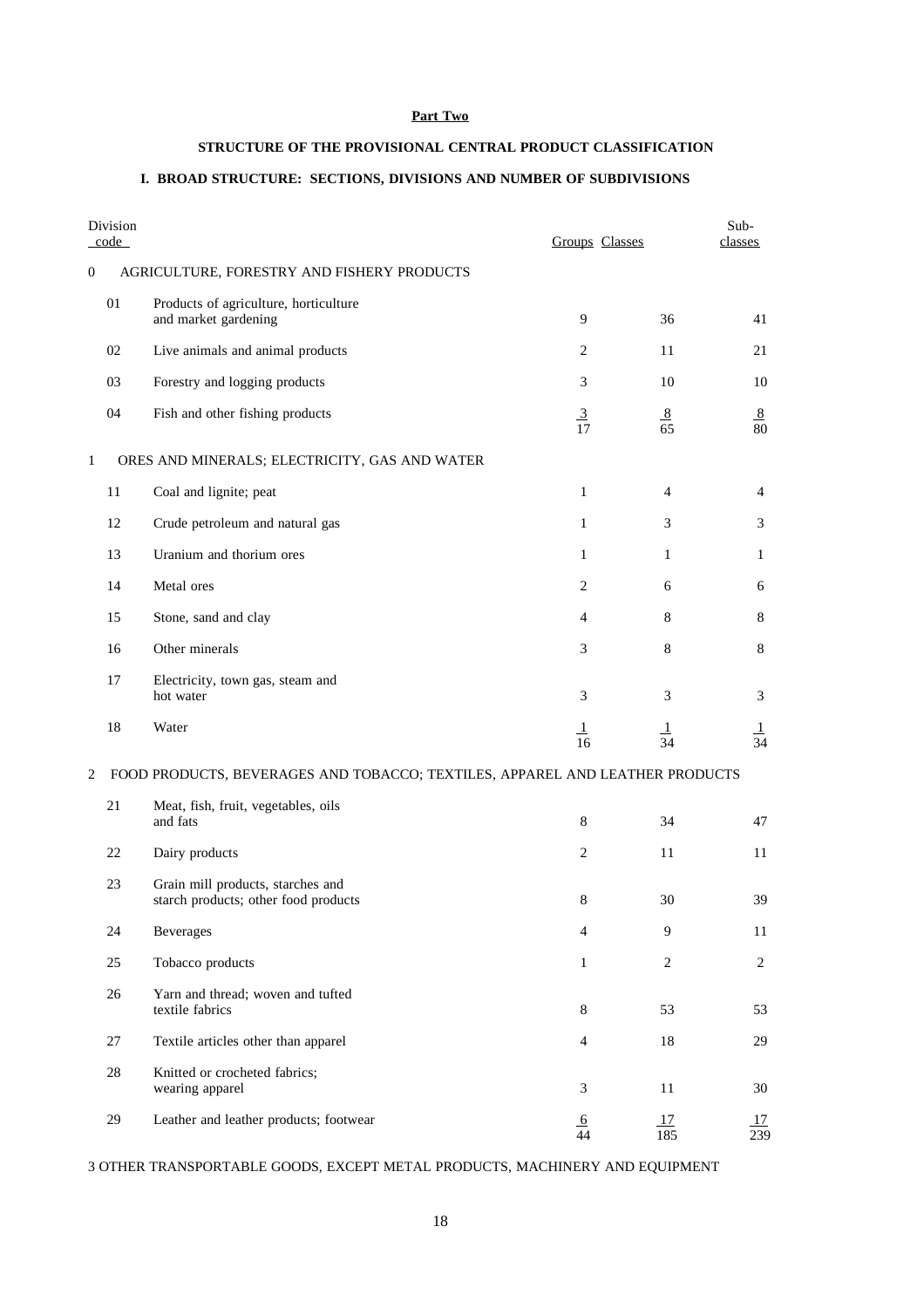**Part Two**

## STRUCTURE OF THE PROVISIONAL CENTRAL PRODUCT CLASSIFICATION

### I. BROAD STRUCTURE: SECTIONS, DIVISIONS AND NUMBER OF SUBDIVISIONS

| Division code | | Groups | Classes | Sub-classes |
|---|---|---|---|---|
| 0 | AGRICULTURE, FORESTRY AND FISHERY PRODUCTS | | | |
| 01 | Products of agriculture, horticulture and market gardening | 9 | 36 | 41 |
| 02 | Live animals and animal products | 2 | 11 | 21 |
| 03 | Forestry and logging products | 3 | 10 | 10 |
| 04 | Fish and other fishing products | 3 | 8 | 8 |
| | | 17 | 65 | 80 |
| 1 | ORES AND MINERALS; ELECTRICITY, GAS AND WATER | | | |
| 11 | Coal and lignite; peat | 1 | 4 | 4 |
| 12 | Crude petroleum and natural gas | 1 | 3 | 3 |
| 13 | Uranium and thorium ores | 1 | 1 | 1 |
| 14 | Metal ores | 2 | 6 | 6 |
| 15 | Stone, sand and clay | 4 | 8 | 8 |
| 16 | Other minerals | 3 | 8 | 8 |
| 17 | Electricity, town gas, steam and hot water | 3 | 3 | 3 |
| 18 | Water | 1 | 1 | 1 |
| | | 16 | 34 | 34 |
| 2 | FOOD PRODUCTS, BEVERAGES AND TOBACCO; TEXTILES, APPAREL AND LEATHER PRODUCTS | | | |
| 21 | Meat, fish, fruit, vegetables, oils and fats | 8 | 34 | 47 |
| 22 | Dairy products | 2 | 11 | 11 |
| 23 | Grain mill products, starches and starch products; other food products | 8 | 30 | 39 |
| 24 | Beverages | 4 | 9 | 11 |
| 25 | Tobacco products | 1 | 2 | 2 |
| 26 | Yarn and thread; woven and tufted textile fabrics | 8 | 53 | 53 |
| 27 | Textile articles other than apparel | 4 | 18 | 29 |
| 28 | Knitted or crocheted fabrics; wearing apparel | 3 | 11 | 30 |
| 29 | Leather and leather products; footwear | 6 | 17 | 17 |
| | | 44 | 185 | 239 |

3 OTHER TRANSPORTABLE GOODS, EXCEPT METAL PRODUCTS, MACHINERY AND EQUIPMENT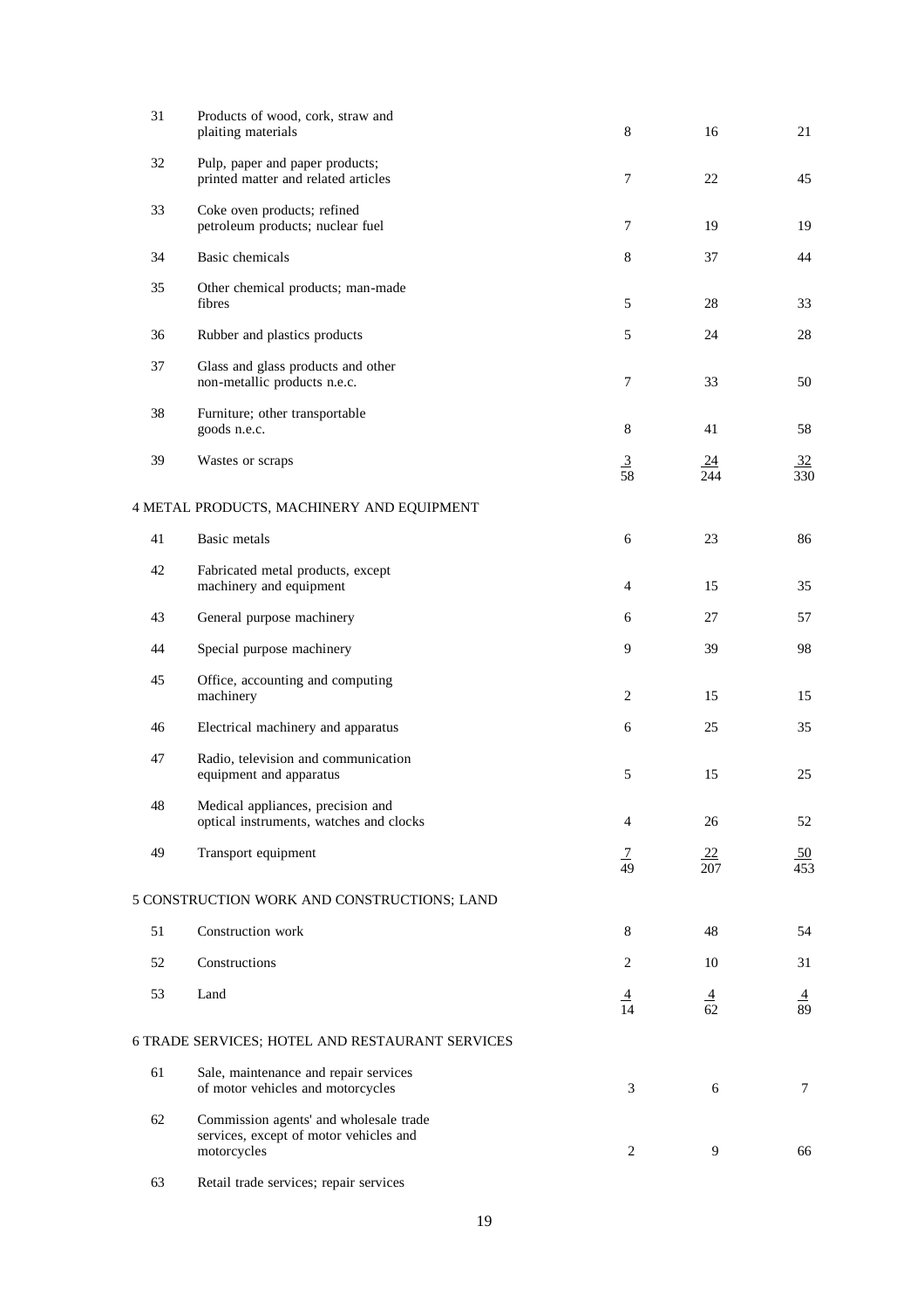| | | | | |
|---|---|---|---|---|
| 31 | Products of wood, cork, straw and plaiting materials | 8 | 16 | 21 |
| 32 | Pulp, paper and paper products; printed matter and related articles | 7 | 22 | 45 |
| 33 | Coke oven products; refined petroleum products; nuclear fuel | 7 | 19 | 19 |
| 34 | Basic chemicals | 8 | 37 | 44 |
| 35 | Other chemical products; man-made fibres | 5 | 28 | 33 |
| 36 | Rubber and plastics products | 5 | 24 | 28 |
| 37 | Glass and glass products and other non-metallic products n.e.c. | 7 | 33 | 50 |
| 38 | Furniture; other transportable goods n.e.c. | 8 | 41 | 58 |
| 39 | Wastes or scraps | 3 | 24 | 32 |
| | | 58 | 244 | 330 |
| **4 METAL PRODUCTS, MACHINERY AND EQUIPMENT** | | | | |
| 41 | Basic metals | 6 | 23 | 86 |
| 42 | Fabricated metal products, except machinery and equipment | 4 | 15 | 35 |
| 43 | General purpose machinery | 6 | 27 | 57 |
| 44 | Special purpose machinery | 9 | 39 | 98 |
| 45 | Office, accounting and computing machinery | 2 | 15 | 15 |
| 46 | Electrical machinery and apparatus | 6 | 25 | 35 |
| 47 | Radio, television and communication equipment and apparatus | 5 | 15 | 25 |
| 48 | Medical appliances, precision and optical instruments, watches and clocks | 4 | 26 | 52 |
| 49 | Transport equipment | 7 | 22 | 50 |
| | | 49 | 207 | 453 |
| **5 CONSTRUCTION WORK AND CONSTRUCTIONS; LAND** | | | | |
| 51 | Construction work | 8 | 48 | 54 |
| 52 | Constructions | 2 | 10 | 31 |
| 53 | Land | 4 | 4 | 4 |
| | | 14 | 62 | 89 |
| **6 TRADE SERVICES; HOTEL AND RESTAURANT SERVICES** | | | | |
| 61 | Sale, maintenance and repair services of motor vehicles and motorcycles | 3 | 6 | 7 |
| 62 | Commission agents' and wholesale trade services, except of motor vehicles and motorcycles | 2 | 9 | 66 |
| 63 | Retail trade services; repair services | | | |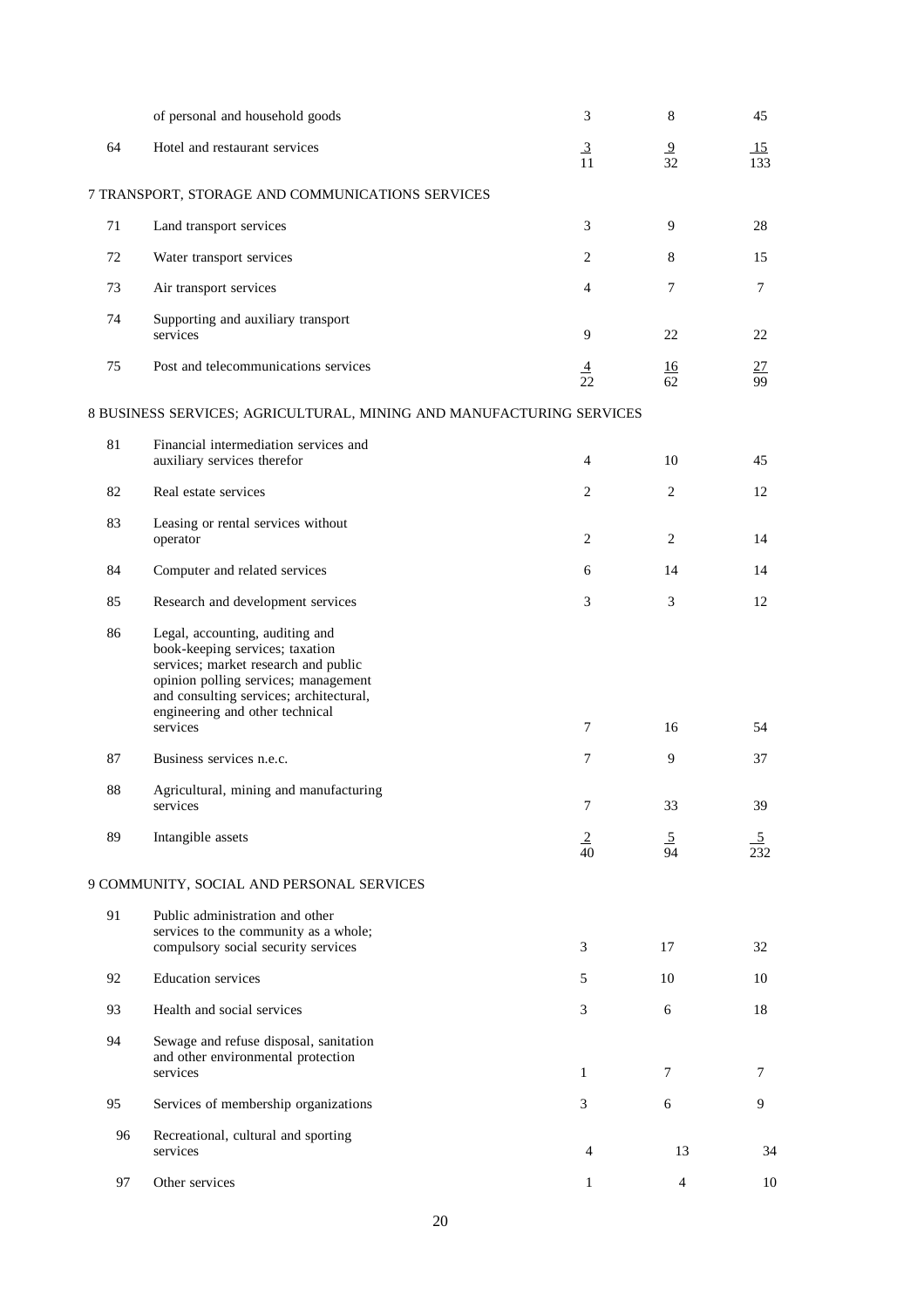| | | | | |
|---|---|---|---|---|
| | of personal and household goods | 3 | 8 | 45 |
| 64 | Hotel and restaurant services | 3 | 9 | 15 |
| | | 11 | 32 | 133 |
| 7 TRANSPORT, STORAGE AND COMMUNICATIONS SERVICES | | | | |
| 71 | Land transport services | 3 | 9 | 28 |
| 72 | Water transport services | 2 | 8 | 15 |
| 73 | Air transport services | 4 | 7 | 7 |
| 74 | Supporting and auxiliary transport services | 9 | 22 | 22 |
| 75 | Post and telecommunications services | 4 | 16 | 27 |
| | | 22 | 62 | 99 |
| 8 BUSINESS SERVICES; AGRICULTURAL, MINING AND MANUFACTURING SERVICES | | | | |
| 81 | Financial intermediation services and auxiliary services therefor | 4 | 10 | 45 |
| 82 | Real estate services | 2 | 2 | 12 |
| 83 | Leasing or rental services without operator | 2 | 2 | 14 |
| 84 | Computer and related services | 6 | 14 | 14 |
| 85 | Research and development services | 3 | 3 | 12 |
| 86 | Legal, accounting, auditing and book-keeping services; taxation services; market research and public opinion polling services; management and consulting services; architectural, engineering and other technical services | 7 | 16 | 54 |
| 87 | Business services n.e.c. | 7 | 9 | 37 |
| 88 | Agricultural, mining and manufacturing services | 7 | 33 | 39 |
| 89 | Intangible assets | 2 | 5 | 5 |
| | | 40 | 94 | 232 |
| 9 COMMUNITY, SOCIAL AND PERSONAL SERVICES | | | | |
| 91 | Public administration and other services to the community as a whole; compulsory social security services | 3 | 17 | 32 |
| 92 | Education services | 5 | 10 | 10 |
| 93 | Health and social services | 3 | 6 | 18 |
| 94 | Sewage and refuse disposal, sanitation and other environmental protection services | 1 | 7 | 7 |
| 95 | Services of membership organizations | 3 | 6 | 9 |
| 96 | Recreational, cultural and sporting services | 4 | 13 | 34 |
| 97 | Other services | 1 | 4 | 10 |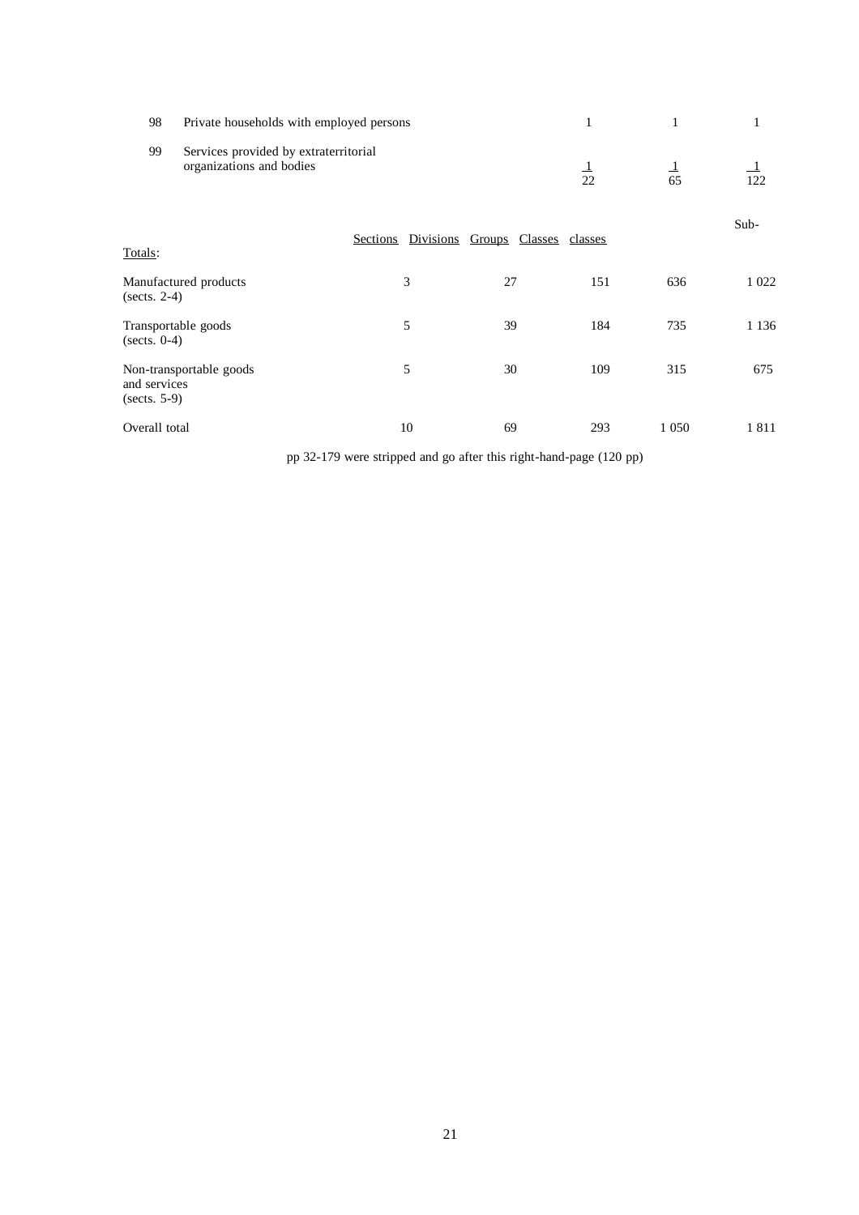| | | | | |
|---|---|---|---|---|
| 98 | Private households with employed persons | 1 | 1 | 1 |
| 99 | Services provided by extraterritorial organizations and bodies | 1 | 1 | 1 |
| | | 22 | 65 | 122 |

| Totals: | Sections | Divisions | Groups | Classes | Sub-classes |
|---|---|---|---|---|---|
| Manufactured products (sects. 2-4) | 3 | 27 | 151 | 636 | 1 022 |
| Transportable goods (sects. 0-4) | 5 | 39 | 184 | 735 | 1 136 |
| Non-transportable goods and services (sects. 5-9) | 5 | 30 | 109 | 315 | 675 |
| Overall total | 10 | 69 | 293 | 1 050 | 1 811 |

pp 32-179 were stripped and go after this right-hand-page (120 pp)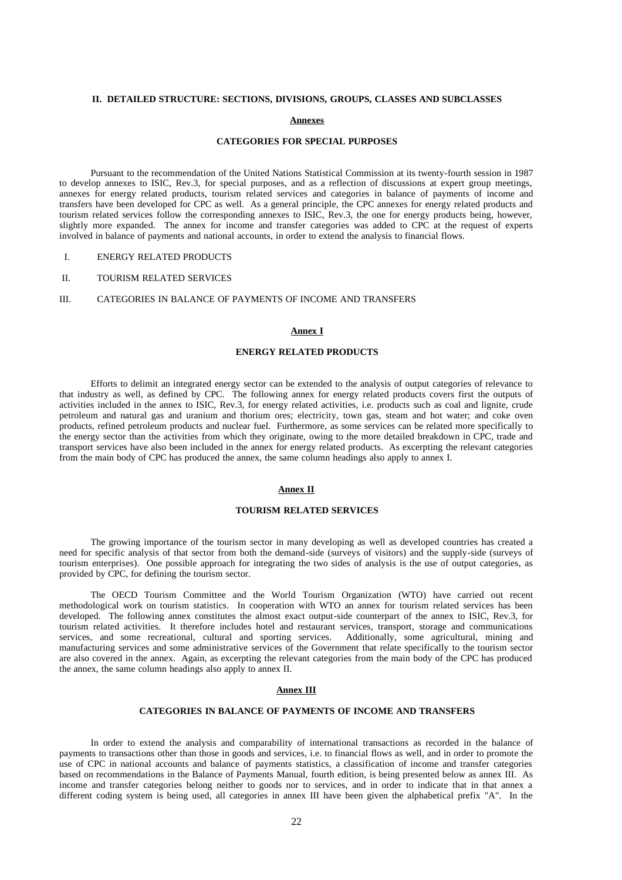## II. DETAILED STRUCTURE: SECTIONS, DIVISIONS, GROUPS, CLASSES AND SUBCLASSES

### Annexes

### CATEGORIES FOR SPECIAL PURPOSES

Pursuant to the recommendation of the United Nations Statistical Commission at its twenty-fourth session in 1987 to develop annexes to ISIC, Rev.3, for special purposes, and as a reflection of discussions at expert group meetings, annexes for energy related products, tourism related services and categories in balance of payments of income and transfers have been developed for CPC as well. As a general principle, the CPC annexes for energy related products and tourism related services follow the corresponding annexes to ISIC, Rev.3, the one for energy products being, however, slightly more expanded. The annex for income and transfer categories was added to CPC at the request of experts involved in balance of payments and national accounts, in order to extend the analysis to financial flows.

I. ENERGY RELATED PRODUCTS

II. TOURISM RELATED SERVICES

III. CATEGORIES IN BALANCE OF PAYMENTS OF INCOME AND TRANSFERS

### Annex I

### ENERGY RELATED PRODUCTS

Efforts to delimit an integrated energy sector can be extended to the analysis of output categories of relevance to that industry as well, as defined by CPC. The following annex for energy related products covers first the outputs of activities included in the annex to ISIC, Rev.3, for energy related activities, i.e. products such as coal and lignite, crude petroleum and natural gas and uranium and thorium ores; electricity, town gas, steam and hot water; and coke oven products, refined petroleum products and nuclear fuel. Furthermore, as some services can be related more specifically to the energy sector than the activities from which they originate, owing to the more detailed breakdown in CPC, trade and transport services have also been included in the annex for energy related products. As excerpting the relevant categories from the main body of CPC has produced the annex, the same column headings also apply to annex I.

### Annex II

### TOURISM RELATED SERVICES

The growing importance of the tourism sector in many developing as well as developed countries has created a need for specific analysis of that sector from both the demand-side (surveys of visitors) and the supply-side (surveys of tourism enterprises). One possible approach for integrating the two sides of analysis is the use of output categories, as provided by CPC, for defining the tourism sector.

The OECD Tourism Committee and the World Tourism Organization (WTO) have carried out recent methodological work on tourism statistics. In cooperation with WTO an annex for tourism related services has been developed. The following annex constitutes the almost exact output-side counterpart of the annex to ISIC, Rev.3, for tourism related activities. It therefore includes hotel and restaurant services, transport, storage and communications services, and some recreational, cultural and sporting services. Additionally, some agricultural, mining and manufacturing services and some administrative services of the Government that relate specifically to the tourism sector are also covered in the annex. Again, as excerpting the relevant categories from the main body of the CPC has produced the annex, the same column headings also apply to annex II.

### Annex III

### CATEGORIES IN BALANCE OF PAYMENTS OF INCOME AND TRANSFERS

In order to extend the analysis and comparability of international transactions as recorded in the balance of payments to transactions other than those in goods and services, i.e. to financial flows as well, and in order to promote the use of CPC in national accounts and balance of payments statistics, a classification of income and transfer categories based on recommendations in the Balance of Payments Manual, fourth edition, is being presented below as annex III. As income and transfer categories belong neither to goods nor to services, and in order to indicate that in that annex a different coding system is being used, all categories in annex III have been given the alphabetical prefix "A". In the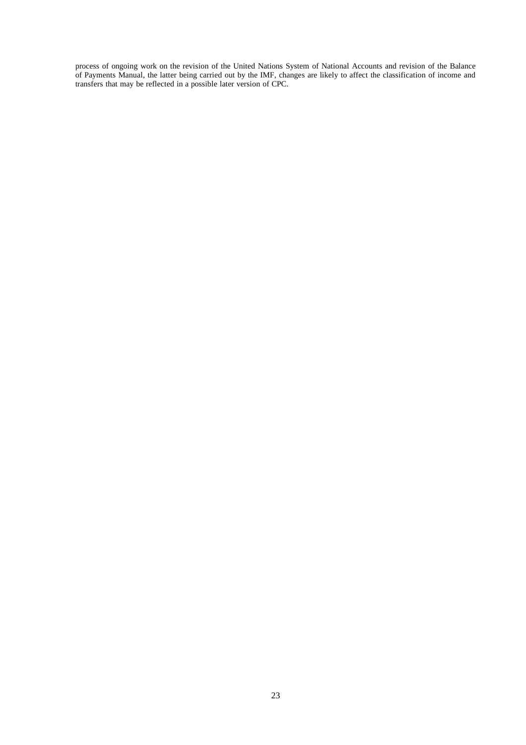process of ongoing work on the revision of the United Nations System of National Accounts and revision of the Balance of Payments Manual, the latter being carried out by the IMF, changes are likely to affect the classification of income and transfers that may be reflected in a possible later version of CPC.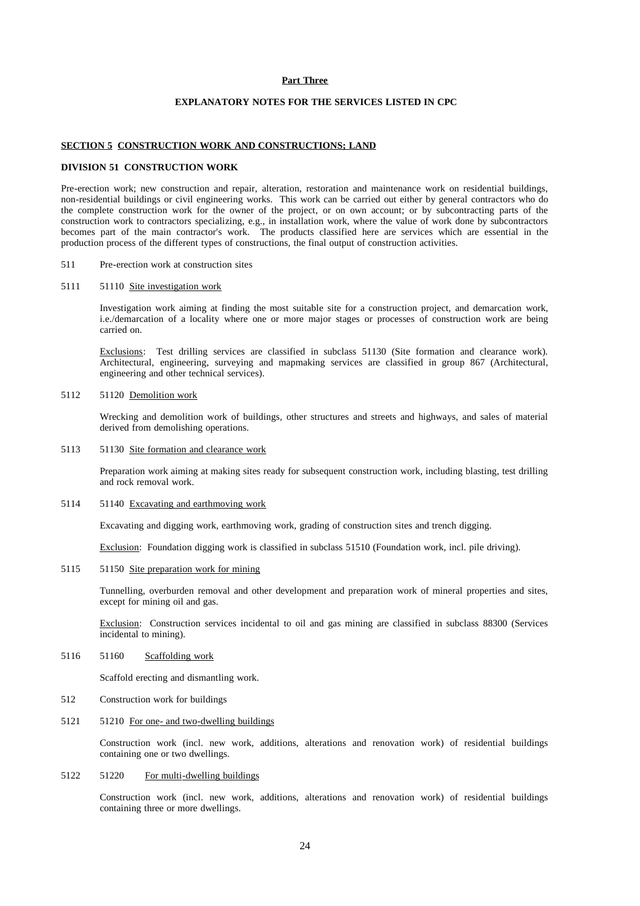**Part Three**

**EXPLANATORY NOTES FOR THE SERVICES LISTED IN CPC**

## SECTION 5 CONSTRUCTION WORK AND CONSTRUCTIONS; LAND

### DIVISION 51 CONSTRUCTION WORK

Pre-erection work; new construction and repair, alteration, restoration and maintenance work on residential buildings, non-residential buildings or civil engineering works. This work can be carried out either by general contractors who do the complete construction work for the owner of the project, or on own account; or by subcontracting parts of the construction work to contractors specializing, e.g., in installation work, where the value of work done by subcontractors becomes part of the main contractor's work. The products classified here are services which are essential in the production process of the different types of constructions, the final output of construction activities.

511 Pre-erection work at construction sites

5111 51110 Site investigation work

Investigation work aiming at finding the most suitable site for a construction project, and demarcation work, i.e./demarcation of a locality where one or more major stages or processes of construction work are being carried on.

Exclusions: Test drilling services are classified in subclass 51130 (Site formation and clearance work). Architectural, engineering, surveying and mapmaking services are classified in group 867 (Architectural, engineering and other technical services).

5112 51120 Demolition work

Wrecking and demolition work of buildings, other structures and streets and highways, and sales of material derived from demolishing operations.

5113 51130 Site formation and clearance work

Preparation work aiming at making sites ready for subsequent construction work, including blasting, test drilling and rock removal work.

5114 51140 Excavating and earthmoving work

Excavating and digging work, earthmoving work, grading of construction sites and trench digging.

Exclusion: Foundation digging work is classified in subclass 51510 (Foundation work, incl. pile driving).

5115 51150 Site preparation work for mining

Tunnelling, overburden removal and other development and preparation work of mineral properties and sites, except for mining oil and gas.

Exclusion: Construction services incidental to oil and gas mining are classified in subclass 88300 (Services incidental to mining).

5116 51160 Scaffolding work

Scaffold erecting and dismantling work.

512 Construction work for buildings

5121 51210 For one- and two-dwelling buildings

Construction work (incl. new work, additions, alterations and renovation work) of residential buildings containing one or two dwellings.

5122 51220 For multi-dwelling buildings

Construction work (incl. new work, additions, alterations and renovation work) of residential buildings containing three or more dwellings.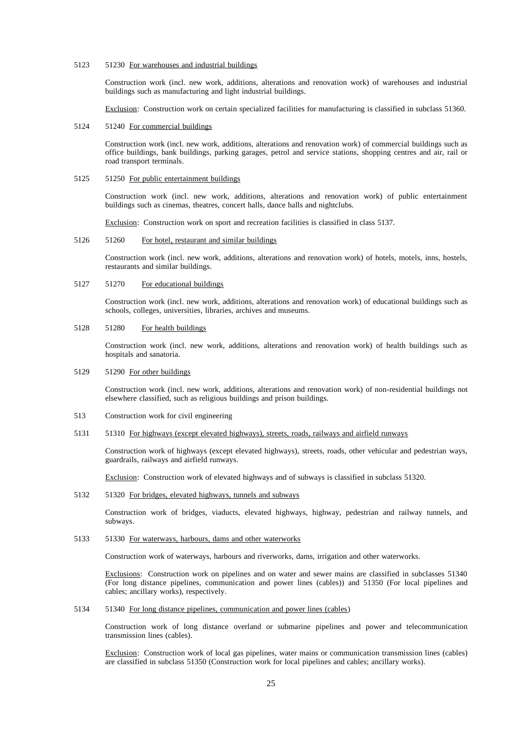5123 51230 <u>For warehouses and industrial buildings</u>

Construction work (incl. new work, additions, alterations and renovation work) of warehouses and industrial buildings such as manufacturing and light industrial buildings.

<u>Exclusion</u>: Construction work on certain specialized facilities for manufacturing is classified in subclass 51360.

5124 51240 <u>For commercial buildings</u>

Construction work (incl. new work, additions, alterations and renovation work) of commercial buildings such as office buildings, bank buildings, parking garages, petrol and service stations, shopping centres and air, rail or road transport terminals.

5125 51250 <u>For public entertainment buildings</u>

Construction work (incl. new work, additions, alterations and renovation work) of public entertainment buildings such as cinemas, theatres, concert halls, dance halls and nightclubs.

<u>Exclusion</u>: Construction work on sport and recreation facilities is classified in class 5137.

5126 51260 <u>For hotel, restaurant and similar buildings</u>

Construction work (incl. new work, additions, alterations and renovation work) of hotels, motels, inns, hostels, restaurants and similar buildings.

5127 51270 <u>For educational buildings</u>

Construction work (incl. new work, additions, alterations and renovation work) of educational buildings such as schools, colleges, universities, libraries, archives and museums.

5128 51280 <u>For health buildings</u>

Construction work (incl. new work, additions, alterations and renovation work) of health buildings such as hospitals and sanatoria.

5129 51290 <u>For other buildings</u>

Construction work (incl. new work, additions, alterations and renovation work) of non-residential buildings not elsewhere classified, such as religious buildings and prison buildings.

513 Construction work for civil engineering

5131 51310 <u>For highways (except elevated highways), streets, roads, railways and airfield runways</u>

Construction work of highways (except elevated highways), streets, roads, other vehicular and pedestrian ways, guardrails, railways and airfield runways.

<u>Exclusion</u>: Construction work of elevated highways and of subways is classified in subclass 51320.

5132 51320 <u>For bridges, elevated highways, tunnels and subways</u>

Construction work of bridges, viaducts, elevated highways, highway, pedestrian and railway tunnels, and subways.

5133 51330 <u>For waterways, harbours, dams and other waterworks</u>

Construction work of waterways, harbours and riverworks, dams, irrigation and other waterworks.

<u>Exclusions</u>: Construction work on pipelines and on water and sewer mains are classified in subclasses 51340 (For long distance pipelines, communication and power lines (cables)) and 51350 (For local pipelines and cables; ancillary works), respectively.

5134 51340 <u>For long distance pipelines, communication and power lines (cables</u>)

Construction work of long distance overland or submarine pipelines and power and telecommunication transmission lines (cables).

<u>Exclusion</u>: Construction work of local gas pipelines, water mains or communication transmission lines (cables) are classified in subclass 51350 (Construction work for local pipelines and cables; ancillary works).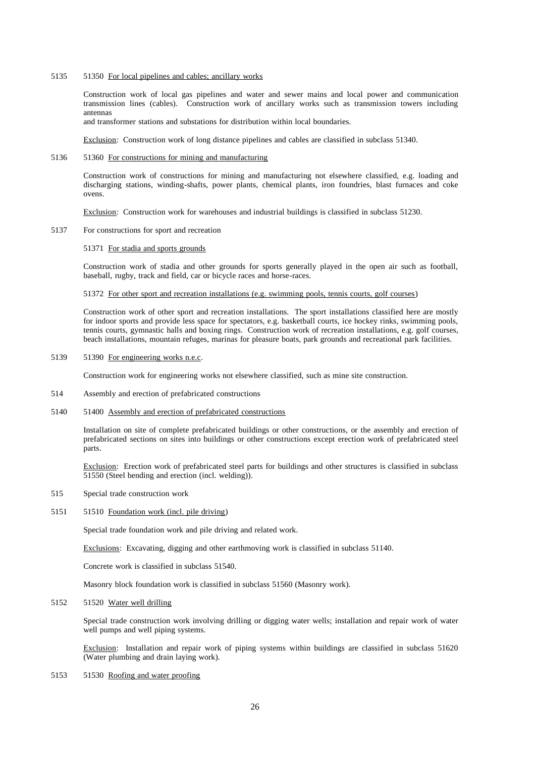5135 51350 <u>For local pipelines and cables; ancillary works</u>

Construction work of local gas pipelines and water and sewer mains and local power and communication transmission lines (cables). Construction work of ancillary works such as transmission towers including antennas
and transformer stations and substations for distribution within local boundaries.

<u>Exclusion</u>: Construction work of long distance pipelines and cables are classified in subclass 51340.

5136 51360 <u>For constructions for mining and manufacturing</u>

Construction work of constructions for mining and manufacturing not elsewhere classified, e.g. loading and discharging stations, winding-shafts, power plants, chemical plants, iron foundries, blast furnaces and coke ovens.

<u>Exclusion</u>: Construction work for warehouses and industrial buildings is classified in subclass 51230.

5137 For constructions for sport and recreation

51371 <u>For stadia and sports grounds</u>

Construction work of stadia and other grounds for sports generally played in the open air such as football, baseball, rugby, track and field, car or bicycle races and horse-races.

51372 <u>For other sport and recreation installations (e.g. swimming pools, tennis courts, golf courses</u>)

Construction work of other sport and recreation installations. The sport installations classified here are mostly for indoor sports and provide less space for spectators, e.g. basketball courts, ice hockey rinks, swimming pools, tennis courts, gymnastic halls and boxing rings. Construction work of recreation installations, e.g. golf courses, beach installations, mountain refuges, marinas for pleasure boats, park grounds and recreational park facilities.

5139 51390 <u>For engineering works n.e.c</u>.

Construction work for engineering works not elsewhere classified, such as mine site construction.

514 Assembly and erection of prefabricated constructions

5140 51400 <u>Assembly and erection of prefabricated constructions</u>

Installation on site of complete prefabricated buildings or other constructions, or the assembly and erection of prefabricated sections on sites into buildings or other constructions except erection work of prefabricated steel parts.

<u>Exclusion</u>: Erection work of prefabricated steel parts for buildings and other structures is classified in subclass 51550 (Steel bending and erection (incl. welding)).

515 Special trade construction work

5151 51510 <u>Foundation work (incl. pile driving</u>)

Special trade foundation work and pile driving and related work.

<u>Exclusions</u>: Excavating, digging and other earthmoving work is classified in subclass 51140.

Concrete work is classified in subclass 51540.

Masonry block foundation work is classified in subclass 51560 (Masonry work).

5152 51520 <u>Water well drilling</u>

Special trade construction work involving drilling or digging water wells; installation and repair work of water well pumps and well piping systems.

<u>Exclusion</u>: Installation and repair work of piping systems within buildings are classified in subclass 51620 (Water plumbing and drain laying work).

5153 51530 <u>Roofing and water proofing</u>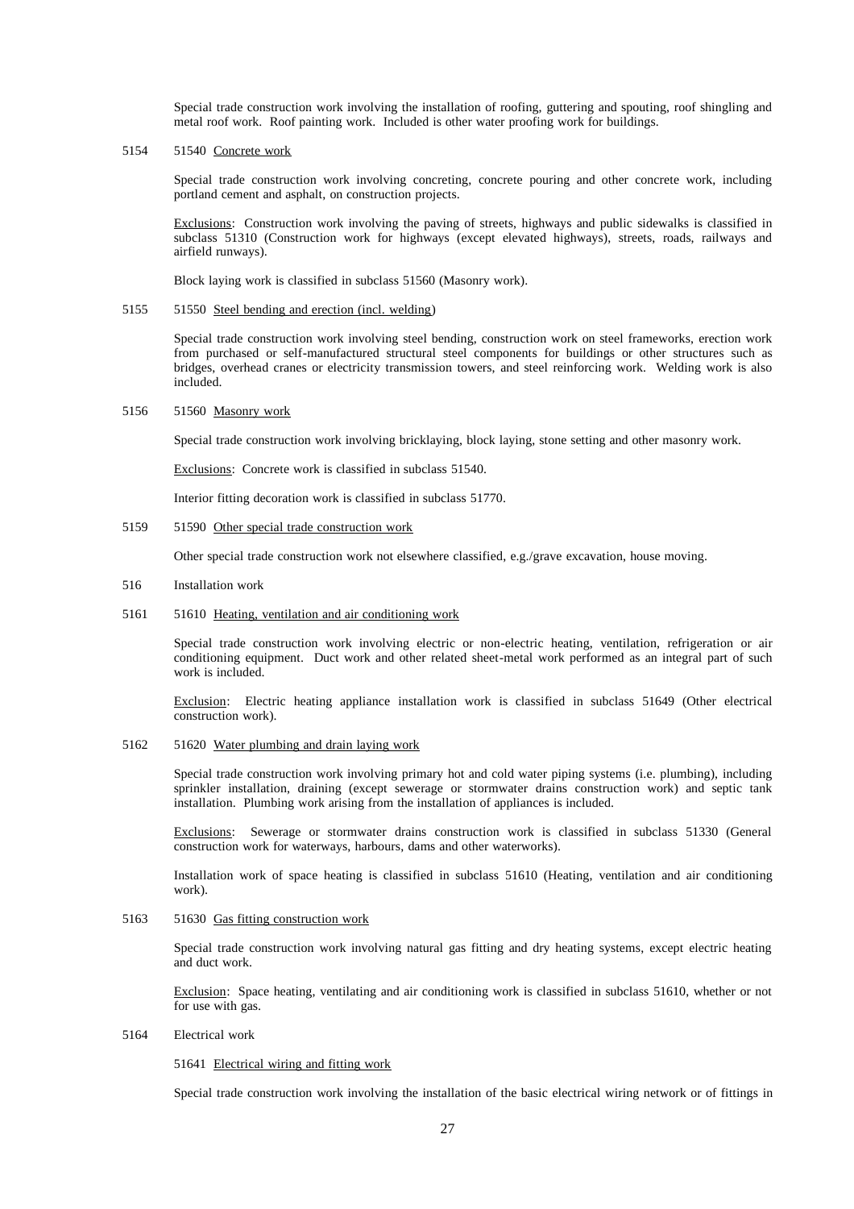Special trade construction work involving the installation of roofing, guttering and spouting, roof shingling and metal roof work. Roof painting work. Included is other water proofing work for buildings.

5154 51540 <u>Concrete work</u>

Special trade construction work involving concreting, concrete pouring and other concrete work, including portland cement and asphalt, on construction projects.

<u>Exclusions</u>: Construction work involving the paving of streets, highways and public sidewalks is classified in subclass 51310 (Construction work for highways (except elevated highways), streets, roads, railways and airfield runways).

Block laying work is classified in subclass 51560 (Masonry work).

5155 51550 <u>Steel bending and erection (incl. welding)</u>

Special trade construction work involving steel bending, construction work on steel frameworks, erection work from purchased or self-manufactured structural steel components for buildings or other structures such as bridges, overhead cranes or electricity transmission towers, and steel reinforcing work. Welding work is also included.

5156 51560 <u>Masonry work</u>

Special trade construction work involving bricklaying, block laying, stone setting and other masonry work.

<u>Exclusions</u>: Concrete work is classified in subclass 51540.

Interior fitting decoration work is classified in subclass 51770.

5159 51590 <u>Other special trade construction work</u>

Other special trade construction work not elsewhere classified, e.g./grave excavation, house moving.

516 Installation work

5161 51610 <u>Heating, ventilation and air conditioning work</u>

Special trade construction work involving electric or non-electric heating, ventilation, refrigeration or air conditioning equipment. Duct work and other related sheet-metal work performed as an integral part of such work is included.

<u>Exclusion</u>: Electric heating appliance installation work is classified in subclass 51649 (Other electrical construction work).

5162 51620 <u>Water plumbing and drain laying work</u>

Special trade construction work involving primary hot and cold water piping systems (i.e. plumbing), including sprinkler installation, draining (except sewerage or stormwater drains construction work) and septic tank installation. Plumbing work arising from the installation of appliances is included.

<u>Exclusions</u>: Sewerage or stormwater drains construction work is classified in subclass 51330 (General construction work for waterways, harbours, dams and other waterworks).

Installation work of space heating is classified in subclass 51610 (Heating, ventilation and air conditioning work).

5163 51630 <u>Gas fitting construction work</u>

Special trade construction work involving natural gas fitting and dry heating systems, except electric heating and duct work.

<u>Exclusion</u>: Space heating, ventilating and air conditioning work is classified in subclass 51610, whether or not for use with gas.

5164 Electrical work

51641 <u>Electrical wiring and fitting work</u>

Special trade construction work involving the installation of the basic electrical wiring network or of fittings in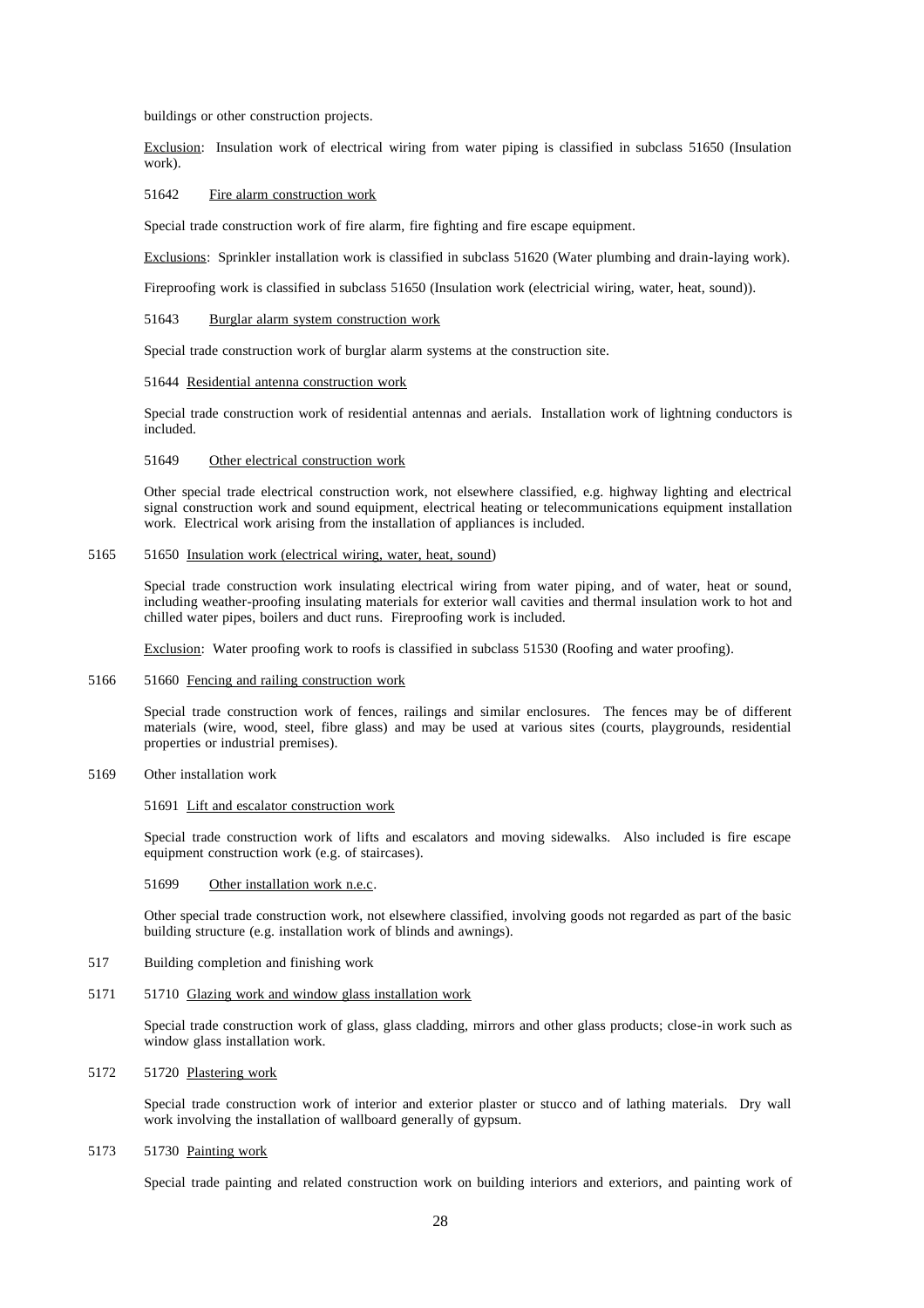buildings or other construction projects.

Exclusion: Insulation work of electrical wiring from water piping is classified in subclass 51650 (Insulation work).

51642 Fire alarm construction work

Special trade construction work of fire alarm, fire fighting and fire escape equipment.

Exclusions: Sprinkler installation work is classified in subclass 51620 (Water plumbing and drain-laying work).

Fireproofing work is classified in subclass 51650 (Insulation work (electricial wiring, water, heat, sound)).

51643 Burglar alarm system construction work

Special trade construction work of burglar alarm systems at the construction site.

51644 Residential antenna construction work

Special trade construction work of residential antennas and aerials. Installation work of lightning conductors is included.

51649 Other electrical construction work

Other special trade electrical construction work, not elsewhere classified, e.g. highway lighting and electrical signal construction work and sound equipment, electrical heating or telecommunications equipment installation work. Electrical work arising from the installation of appliances is included.

5165 51650 Insulation work (electrical wiring, water, heat, sound)

Special trade construction work insulating electrical wiring from water piping, and of water, heat or sound, including weather-proofing insulating materials for exterior wall cavities and thermal insulation work to hot and chilled water pipes, boilers and duct runs. Fireproofing work is included.

Exclusion: Water proofing work to roofs is classified in subclass 51530 (Roofing and water proofing).

5166 51660 Fencing and railing construction work

Special trade construction work of fences, railings and similar enclosures. The fences may be of different materials (wire, wood, steel, fibre glass) and may be used at various sites (courts, playgrounds, residential properties or industrial premises).

5169 Other installation work

51691 Lift and escalator construction work

Special trade construction work of lifts and escalators and moving sidewalks. Also included is fire escape equipment construction work (e.g. of staircases).

51699 Other installation work n.e.c.

Other special trade construction work, not elsewhere classified, involving goods not regarded as part of the basic building structure (e.g. installation work of blinds and awnings).

517 Building completion and finishing work

5171 51710 Glazing work and window glass installation work

Special trade construction work of glass, glass cladding, mirrors and other glass products; close-in work such as window glass installation work.

5172 51720 Plastering work

Special trade construction work of interior and exterior plaster or stucco and of lathing materials. Dry wall work involving the installation of wallboard generally of gypsum.

5173 51730 Painting work

Special trade painting and related construction work on building interiors and exteriors, and painting work of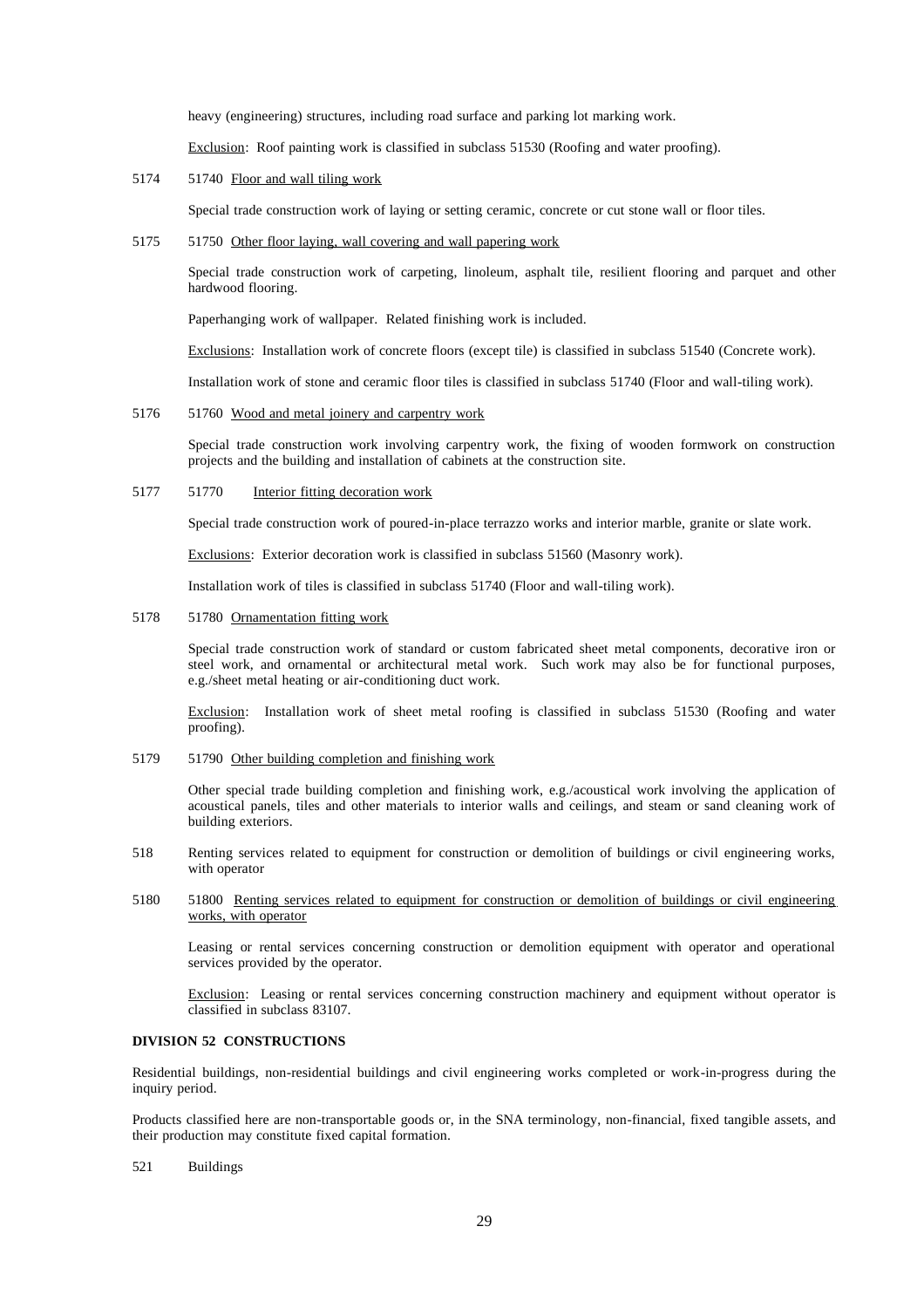heavy (engineering) structures, including road surface and parking lot marking work.

Exclusion: Roof painting work is classified in subclass 51530 (Roofing and water proofing).

5174 51740 Floor and wall tiling work

Special trade construction work of laying or setting ceramic, concrete or cut stone wall or floor tiles.

5175 51750 Other floor laying, wall covering and wall papering work

Special trade construction work of carpeting, linoleum, asphalt tile, resilient flooring and parquet and other hardwood flooring.

Paperhanging work of wallpaper. Related finishing work is included.

Exclusions: Installation work of concrete floors (except tile) is classified in subclass 51540 (Concrete work).

Installation work of stone and ceramic floor tiles is classified in subclass 51740 (Floor and wall-tiling work).

5176 51760 Wood and metal joinery and carpentry work

Special trade construction work involving carpentry work, the fixing of wooden formwork on construction projects and the building and installation of cabinets at the construction site.

5177 51770 Interior fitting decoration work

Special trade construction work of poured-in-place terrazzo works and interior marble, granite or slate work.

Exclusions: Exterior decoration work is classified in subclass 51560 (Masonry work).

Installation work of tiles is classified in subclass 51740 (Floor and wall-tiling work).

5178 51780 Ornamentation fitting work

Special trade construction work of standard or custom fabricated sheet metal components, decorative iron or steel work, and ornamental or architectural metal work. Such work may also be for functional purposes, e.g./sheet metal heating or air-conditioning duct work.

Exclusion: Installation work of sheet metal roofing is classified in subclass 51530 (Roofing and water proofing).

5179 51790 Other building completion and finishing work

Other special trade building completion and finishing work, e.g./acoustical work involving the application of acoustical panels, tiles and other materials to interior walls and ceilings, and steam or sand cleaning work of building exteriors.

518 Renting services related to equipment for construction or demolition of buildings or civil engineering works, with operator

5180 51800 Renting services related to equipment for construction or demolition of buildings or civil engineering works, with operator

Leasing or rental services concerning construction or demolition equipment with operator and operational services provided by the operator.

Exclusion: Leasing or rental services concerning construction machinery and equipment without operator is classified in subclass 83107.

**DIVISION 52 CONSTRUCTIONS**

Residential buildings, non-residential buildings and civil engineering works completed or work-in-progress during the inquiry period.

Products classified here are non-transportable goods or, in the SNA terminology, non-financial, fixed tangible assets, and their production may constitute fixed capital formation.

521 Buildings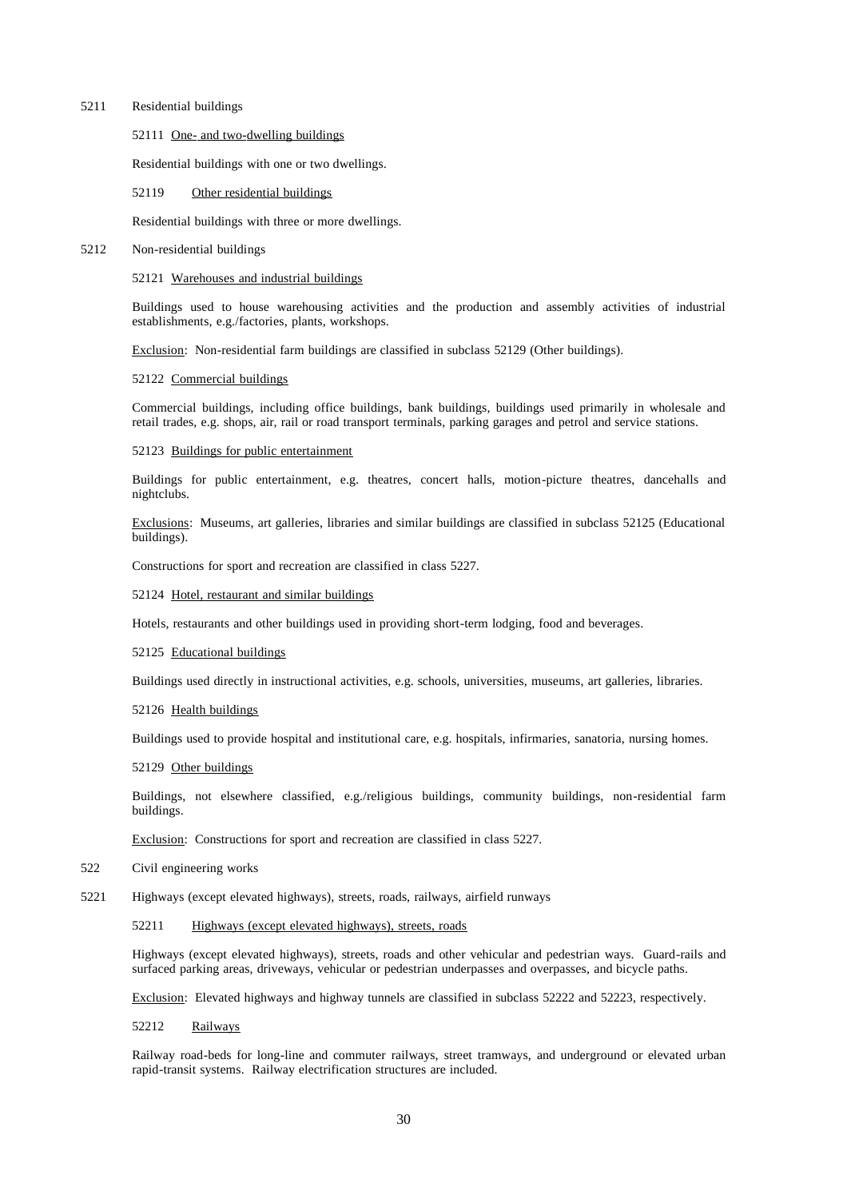5211 Residential buildings

52111 <u>One- and two-dwelling buildings</u>

Residential buildings with one or two dwellings.

52119 <u>Other residential buildings</u>

Residential buildings with three or more dwellings.

5212 Non-residential buildings

52121 <u>Warehouses and industrial buildings</u>

Buildings used to house warehousing activities and the production and assembly activities of industrial establishments, e.g./factories, plants, workshops.

<u>Exclusion</u>: Non-residential farm buildings are classified in subclass 52129 (Other buildings).

52122 <u>Commercial buildings</u>

Commercial buildings, including office buildings, bank buildings, buildings used primarily in wholesale and retail trades, e.g. shops, air, rail or road transport terminals, parking garages and petrol and service stations.

52123 <u>Buildings for public entertainment</u>

Buildings for public entertainment, e.g. theatres, concert halls, motion-picture theatres, dancehalls and nightclubs.

<u>Exclusions</u>: Museums, art galleries, libraries and similar buildings are classified in subclass 52125 (Educational buildings).

Constructions for sport and recreation are classified in class 5227.

52124 <u>Hotel, restaurant and similar buildings</u>

Hotels, restaurants and other buildings used in providing short-term lodging, food and beverages.

52125 <u>Educational buildings</u>

Buildings used directly in instructional activities, e.g. schools, universities, museums, art galleries, libraries.

52126 <u>Health buildings</u>

Buildings used to provide hospital and institutional care, e.g. hospitals, infirmaries, sanatoria, nursing homes.

52129 <u>Other buildings</u>

Buildings, not elsewhere classified, e.g./religious buildings, community buildings, non-residential farm buildings.

<u>Exclusion</u>: Constructions for sport and recreation are classified in class 5227.

522 Civil engineering works

5221 Highways (except elevated highways), streets, roads, railways, airfield runways

52211 <u>Highways (except elevated highways), streets, roads</u>

Highways (except elevated highways), streets, roads and other vehicular and pedestrian ways. Guard-rails and surfaced parking areas, driveways, vehicular or pedestrian underpasses and overpasses, and bicycle paths.

<u>Exclusion</u>: Elevated highways and highway tunnels are classified in subclass 52222 and 52223, respectively.

52212 <u>Railways</u>

Railway road-beds for long-line and commuter railways, street tramways, and underground or elevated urban rapid-transit systems. Railway electrification structures are included.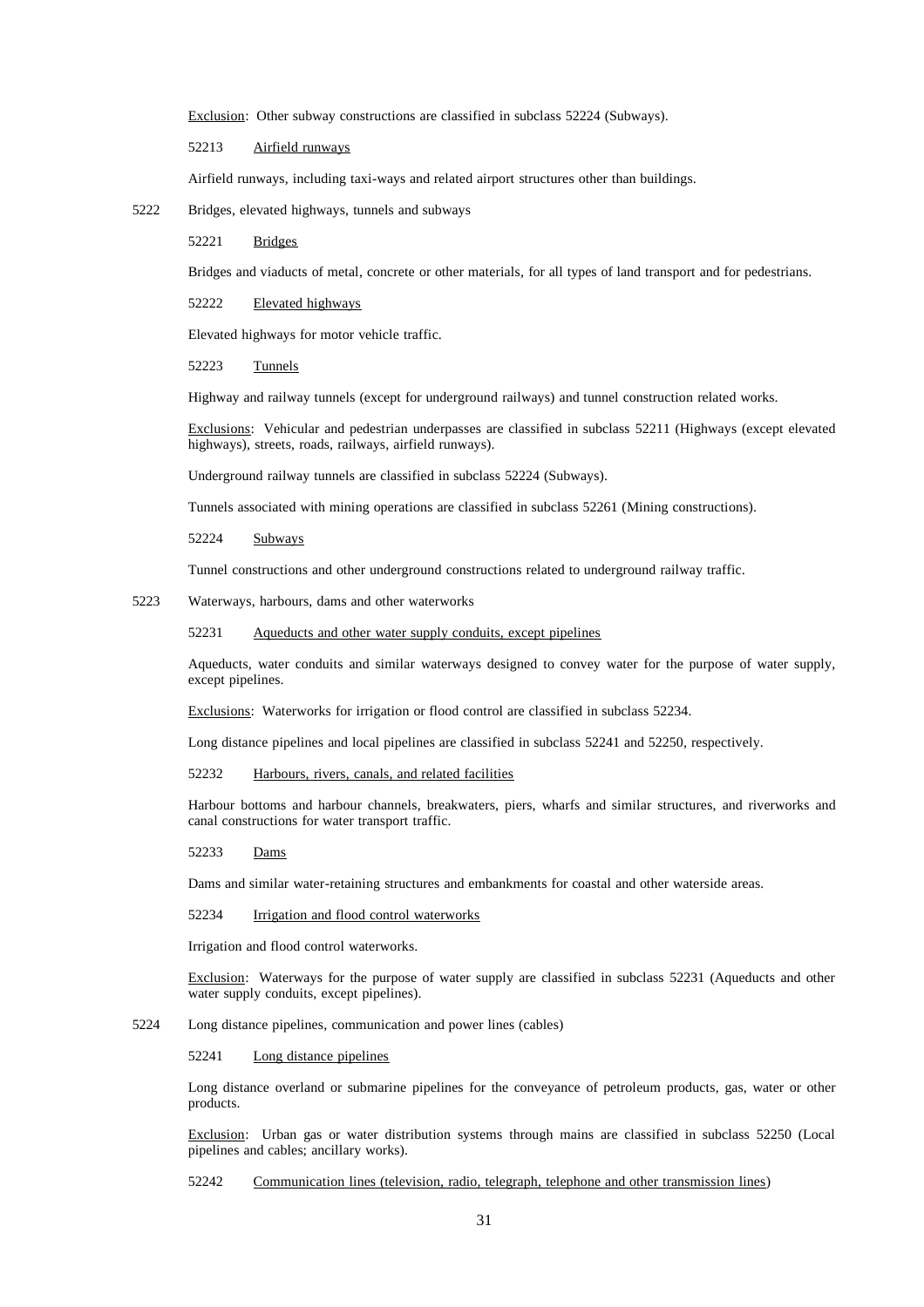Exclusion: Other subway constructions are classified in subclass 52224 (Subways).

52213 Airfield runways

Airfield runways, including taxi-ways and related airport structures other than buildings.

5222 Bridges, elevated highways, tunnels and subways

52221 Bridges

Bridges and viaducts of metal, concrete or other materials, for all types of land transport and for pedestrians.

52222 Elevated highways

Elevated highways for motor vehicle traffic.

52223 Tunnels

Highway and railway tunnels (except for underground railways) and tunnel construction related works.

Exclusions: Vehicular and pedestrian underpasses are classified in subclass 52211 (Highways (except elevated highways), streets, roads, railways, airfield runways).

Underground railway tunnels are classified in subclass 52224 (Subways).

Tunnels associated with mining operations are classified in subclass 52261 (Mining constructions).

52224 Subways

Tunnel constructions and other underground constructions related to underground railway traffic.

5223 Waterways, harbours, dams and other waterworks

52231 Aqueducts and other water supply conduits, except pipelines

Aqueducts, water conduits and similar waterways designed to convey water for the purpose of water supply, except pipelines.

Exclusions: Waterworks for irrigation or flood control are classified in subclass 52234.

Long distance pipelines and local pipelines are classified in subclass 52241 and 52250, respectively.

52232 Harbours, rivers, canals, and related facilities

Harbour bottoms and harbour channels, breakwaters, piers, wharfs and similar structures, and riverworks and canal constructions for water transport traffic.

52233 Dams

Dams and similar water-retaining structures and embankments for coastal and other waterside areas.

52234 Irrigation and flood control waterworks

Irrigation and flood control waterworks.

Exclusion: Waterways for the purpose of water supply are classified in subclass 52231 (Aqueducts and other water supply conduits, except pipelines).

5224 Long distance pipelines, communication and power lines (cables)

52241 Long distance pipelines

Long distance overland or submarine pipelines for the conveyance of petroleum products, gas, water or other products.

Exclusion: Urban gas or water distribution systems through mains are classified in subclass 52250 (Local pipelines and cables; ancillary works).

52242 Communication lines (television, radio, telegraph, telephone and other transmission lines)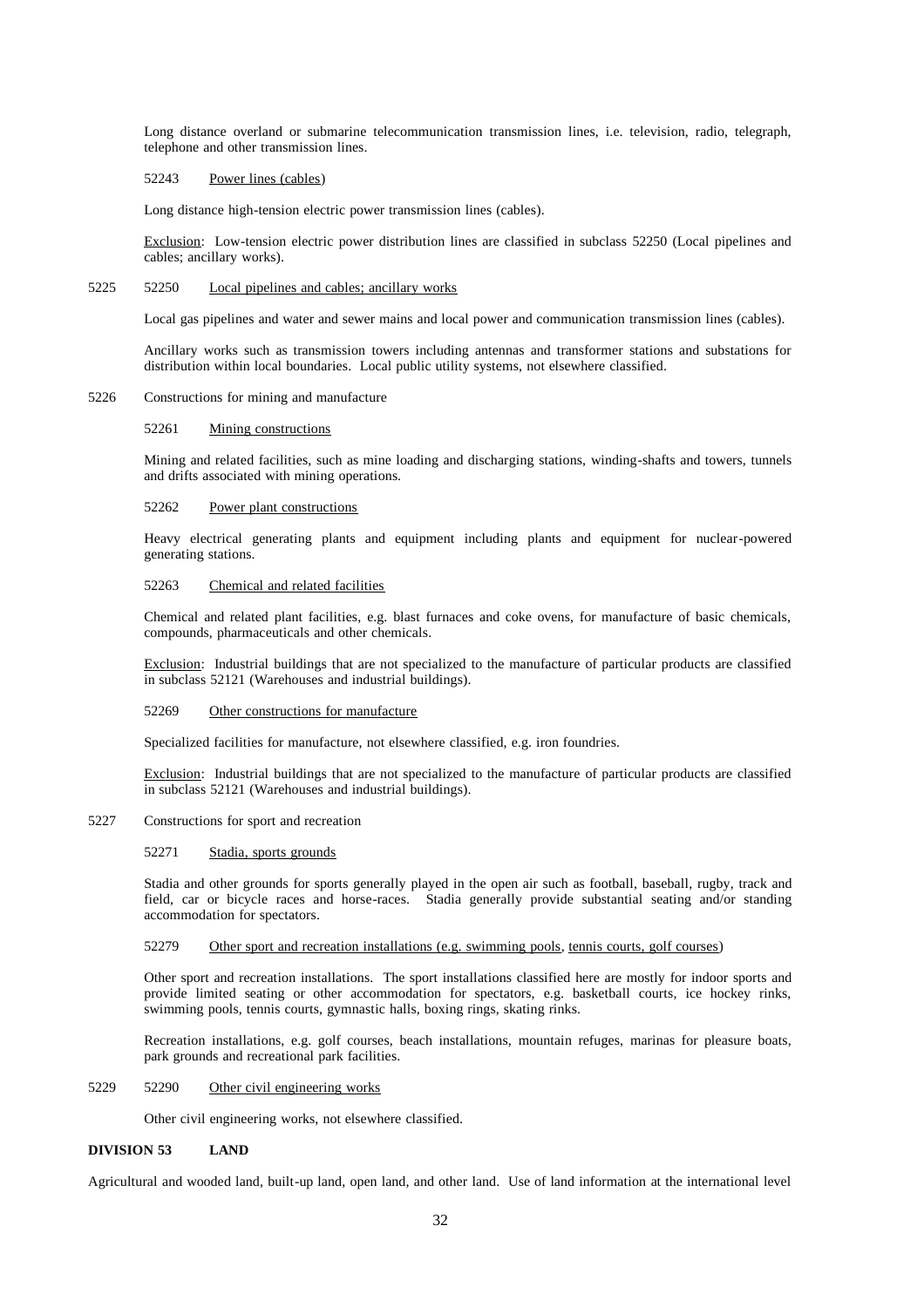Long distance overland or submarine telecommunication transmission lines, i.e. television, radio, telegraph, telephone and other transmission lines.

52243 Power lines (cables)

Long distance high-tension electric power transmission lines (cables).

Exclusion: Low-tension electric power distribution lines are classified in subclass 52250 (Local pipelines and cables; ancillary works).

5225 52250 Local pipelines and cables; ancillary works

Local gas pipelines and water and sewer mains and local power and communication transmission lines (cables).

Ancillary works such as transmission towers including antennas and transformer stations and substations for distribution within local boundaries. Local public utility systems, not elsewhere classified.

5226 Constructions for mining and manufacture

52261 Mining constructions

Mining and related facilities, such as mine loading and discharging stations, winding-shafts and towers, tunnels and drifts associated with mining operations.

52262 Power plant constructions

Heavy electrical generating plants and equipment including plants and equipment for nuclear-powered generating stations.

52263 Chemical and related facilities

Chemical and related plant facilities, e.g. blast furnaces and coke ovens, for manufacture of basic chemicals, compounds, pharmaceuticals and other chemicals.

Exclusion: Industrial buildings that are not specialized to the manufacture of particular products are classified in subclass 52121 (Warehouses and industrial buildings).

52269 Other constructions for manufacture

Specialized facilities for manufacture, not elsewhere classified, e.g. iron foundries.

Exclusion: Industrial buildings that are not specialized to the manufacture of particular products are classified in subclass 52121 (Warehouses and industrial buildings).

5227 Constructions for sport and recreation

52271 Stadia, sports grounds

Stadia and other grounds for sports generally played in the open air such as football, baseball, rugby, track and field, car or bicycle races and horse-races. Stadia generally provide substantial seating and/or standing accommodation for spectators.

52279 Other sport and recreation installations (e.g. swimming pools, tennis courts, golf courses)

Other sport and recreation installations. The sport installations classified here are mostly for indoor sports and provide limited seating or other accommodation for spectators, e.g. basketball courts, ice hockey rinks, swimming pools, tennis courts, gymnastic halls, boxing rings, skating rinks.

Recreation installations, e.g. golf courses, beach installations, mountain refuges, marinas for pleasure boats, park grounds and recreational park facilities.

5229 52290 Other civil engineering works

Other civil engineering works, not elsewhere classified.

**DIVISION 53 LAND**

Agricultural and wooded land, built-up land, open land, and other land. Use of land information at the international level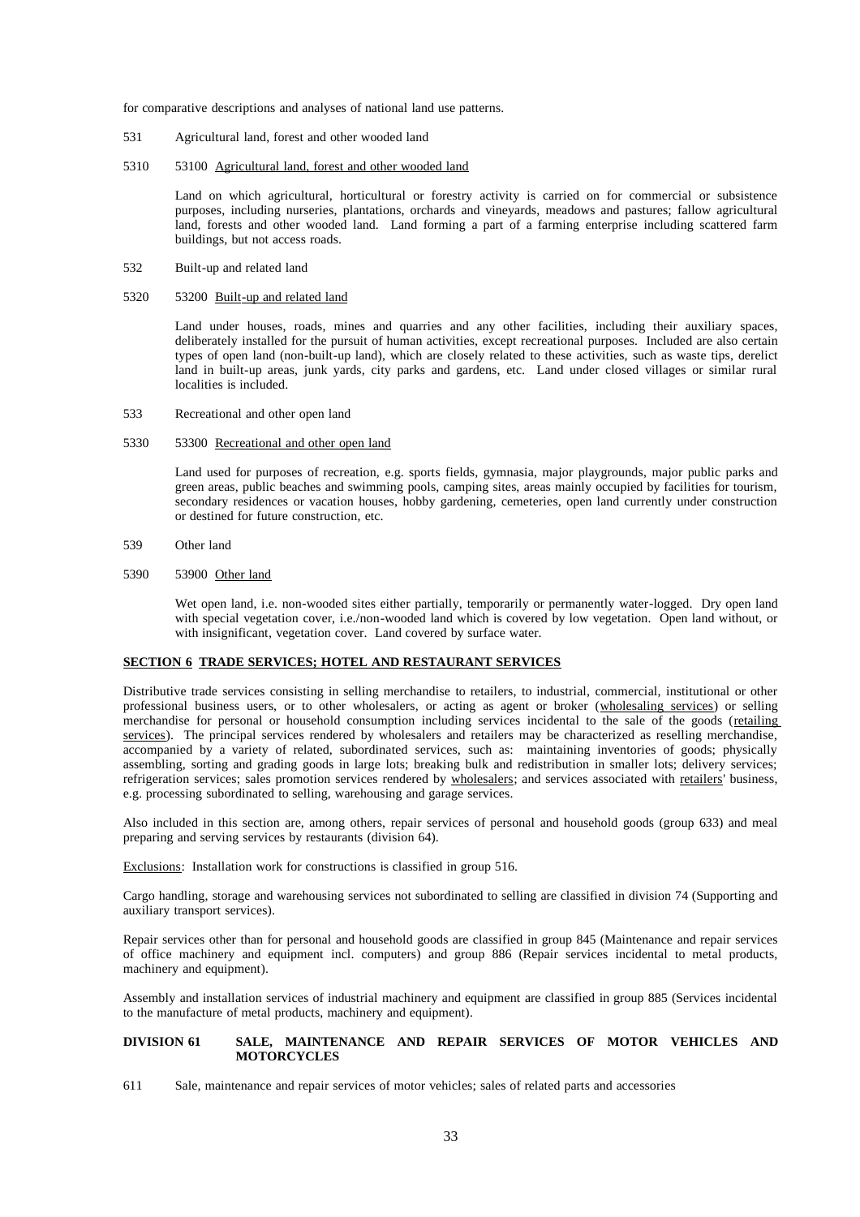for comparative descriptions and analyses of national land use patterns.

531 Agricultural land, forest and other wooded land

5310 53100 Agricultural land, forest and other wooded land

Land on which agricultural, horticultural or forestry activity is carried on for commercial or subsistence purposes, including nurseries, plantations, orchards and vineyards, meadows and pastures; fallow agricultural land, forests and other wooded land. Land forming a part of a farming enterprise including scattered farm buildings, but not access roads.

532 Built-up and related land

5320 53200 Built-up and related land

Land under houses, roads, mines and quarries and any other facilities, including their auxiliary spaces, deliberately installed for the pursuit of human activities, except recreational purposes. Included are also certain types of open land (non-built-up land), which are closely related to these activities, such as waste tips, derelict land in built-up areas, junk yards, city parks and gardens, etc. Land under closed villages or similar rural localities is included.

533 Recreational and other open land

5330 53300 Recreational and other open land

Land used for purposes of recreation, e.g. sports fields, gymnasia, major playgrounds, major public parks and green areas, public beaches and swimming pools, camping sites, areas mainly occupied by facilities for tourism, secondary residences or vacation houses, hobby gardening, cemeteries, open land currently under construction or destined for future construction, etc.

539 Other land

5390 53900 Other land

Wet open land, i.e. non-wooded sites either partially, temporarily or permanently water-logged. Dry open land with special vegetation cover, i.e./non-wooded land which is covered by low vegetation. Open land without, or with insignificant, vegetation cover. Land covered by surface water.

## SECTION 6 TRADE SERVICES; HOTEL AND RESTAURANT SERVICES

Distributive trade services consisting in selling merchandise to retailers, to industrial, commercial, institutional or other professional business users, or to other wholesalers, or acting as agent or broker (wholesaling services) or selling merchandise for personal or household consumption including services incidental to the sale of the goods (retailing services). The principal services rendered by wholesalers and retailers may be characterized as reselling merchandise, accompanied by a variety of related, subordinated services, such as: maintaining inventories of goods; physically assembling, sorting and grading goods in large lots; breaking bulk and redistribution in smaller lots; delivery services; refrigeration services; sales promotion services rendered by wholesalers; and services associated with retailers' business, e.g. processing subordinated to selling, warehousing and garage services.

Also included in this section are, among others, repair services of personal and household goods (group 633) and meal preparing and serving services by restaurants (division 64).

Exclusions: Installation work for constructions is classified in group 516.

Cargo handling, storage and warehousing services not subordinated to selling are classified in division 74 (Supporting and auxiliary transport services).

Repair services other than for personal and household goods are classified in group 845 (Maintenance and repair services of office machinery and equipment incl. computers) and group 886 (Repair services incidental to metal products, machinery and equipment).

Assembly and installation services of industrial machinery and equipment are classified in group 885 (Services incidental to the manufacture of metal products, machinery and equipment).

### DIVISION 61 SALE, MAINTENANCE AND REPAIR SERVICES OF MOTOR VEHICLES AND MOTORCYCLES

611 Sale, maintenance and repair services of motor vehicles; sales of related parts and accessories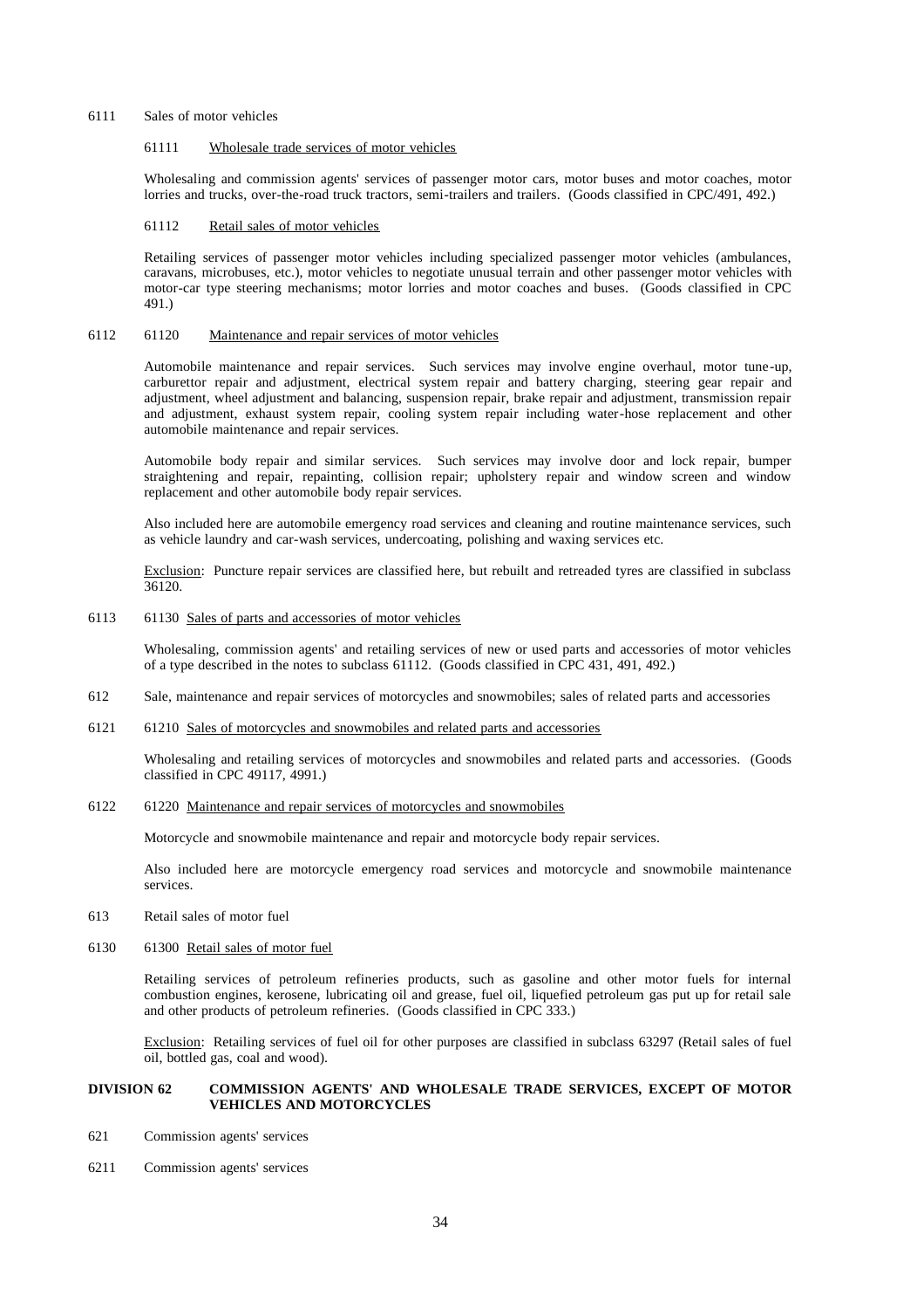6111 Sales of motor vehicles

61111 Wholesale trade services of motor vehicles

Wholesaling and commission agents' services of passenger motor cars, motor buses and motor coaches, motor lorries and trucks, over-the-road truck tractors, semi-trailers and trailers. (Goods classified in CPC/491, 492.)

61112 Retail sales of motor vehicles

Retailing services of passenger motor vehicles including specialized passenger motor vehicles (ambulances, caravans, microbuses, etc.), motor vehicles to negotiate unusual terrain and other passenger motor vehicles with motor-car type steering mechanisms; motor lorries and motor coaches and buses. (Goods classified in CPC 491.)

6112 61120 Maintenance and repair services of motor vehicles

Automobile maintenance and repair services. Such services may involve engine overhaul, motor tune-up, carburettor repair and adjustment, electrical system repair and battery charging, steering gear repair and adjustment, wheel adjustment and balancing, suspension repair, brake repair and adjustment, transmission repair and adjustment, exhaust system repair, cooling system repair including water-hose replacement and other automobile maintenance and repair services.

Automobile body repair and similar services. Such services may involve door and lock repair, bumper straightening and repair, repainting, collision repair; upholstery repair and window screen and window replacement and other automobile body repair services.

Also included here are automobile emergency road services and cleaning and routine maintenance services, such as vehicle laundry and car-wash services, undercoating, polishing and waxing services etc.

Exclusion: Puncture repair services are classified here, but rebuilt and retreaded tyres are classified in subclass 36120.

6113 61130 Sales of parts and accessories of motor vehicles

Wholesaling, commission agents' and retailing services of new or used parts and accessories of motor vehicles of a type described in the notes to subclass 61112. (Goods classified in CPC 431, 491, 492.)

612 Sale, maintenance and repair services of motorcycles and snowmobiles; sales of related parts and accessories

6121 61210 Sales of motorcycles and snowmobiles and related parts and accessories

Wholesaling and retailing services of motorcycles and snowmobiles and related parts and accessories. (Goods classified in CPC 49117, 4991.)

6122 61220 Maintenance and repair services of motorcycles and snowmobiles

Motorcycle and snowmobile maintenance and repair and motorcycle body repair services.

Also included here are motorcycle emergency road services and motorcycle and snowmobile maintenance services.

613 Retail sales of motor fuel

6130 61300 Retail sales of motor fuel

Retailing services of petroleum refineries products, such as gasoline and other motor fuels for internal combustion engines, kerosene, lubricating oil and grease, fuel oil, liquefied petroleum gas put up for retail sale and other products of petroleum refineries. (Goods classified in CPC 333.)

Exclusion: Retailing services of fuel oil for other purposes are classified in subclass 63297 (Retail sales of fuel oil, bottled gas, coal and wood).

**DIVISION 62 COMMISSION AGENTS' AND WHOLESALE TRADE SERVICES, EXCEPT OF MOTOR VEHICLES AND MOTORCYCLES**

621 Commission agents' services

6211 Commission agents' services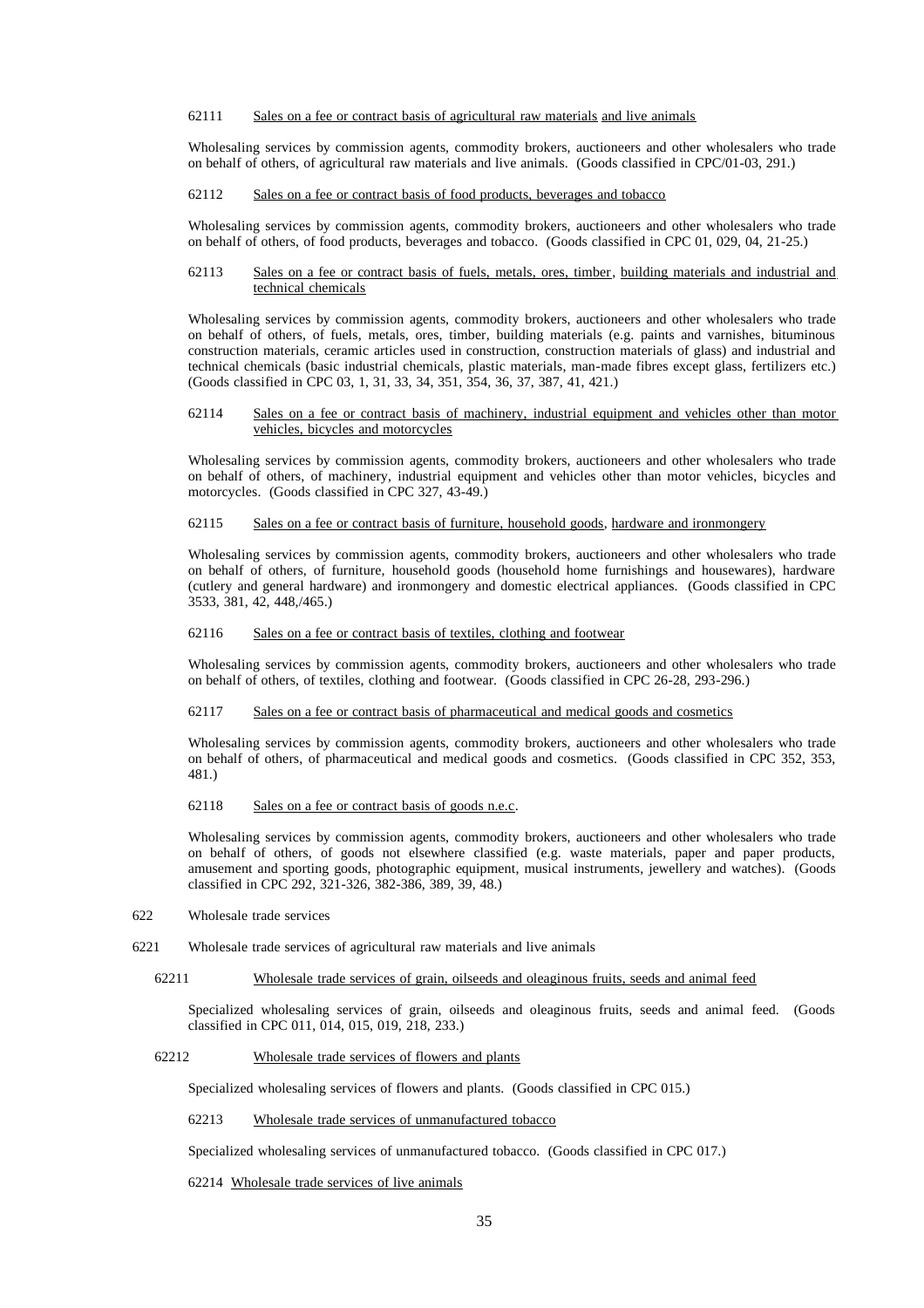62111 Sales on a fee or contract basis of agricultural raw materials and live animals

Wholesaling services by commission agents, commodity brokers, auctioneers and other wholesalers who trade on behalf of others, of agricultural raw materials and live animals. (Goods classified in CPC/01-03, 291.)

62112 Sales on a fee or contract basis of food products, beverages and tobacco

Wholesaling services by commission agents, commodity brokers, auctioneers and other wholesalers who trade on behalf of others, of food products, beverages and tobacco. (Goods classified in CPC 01, 029, 04, 21-25.)

62113 Sales on a fee or contract basis of fuels, metals, ores, timber, building materials and industrial and technical chemicals

Wholesaling services by commission agents, commodity brokers, auctioneers and other wholesalers who trade on behalf of others, of fuels, metals, ores, timber, building materials (e.g. paints and varnishes, bituminous construction materials, ceramic articles used in construction, construction materials of glass) and industrial and technical chemicals (basic industrial chemicals, plastic materials, man-made fibres except glass, fertilizers etc.) (Goods classified in CPC 03, 1, 31, 33, 34, 351, 354, 36, 37, 387, 41, 421.)

62114 Sales on a fee or contract basis of machinery, industrial equipment and vehicles other than motor vehicles, bicycles and motorcycles

Wholesaling services by commission agents, commodity brokers, auctioneers and other wholesalers who trade on behalf of others, of machinery, industrial equipment and vehicles other than motor vehicles, bicycles and motorcycles. (Goods classified in CPC 327, 43-49.)

62115 Sales on a fee or contract basis of furniture, household goods, hardware and ironmongery

Wholesaling services by commission agents, commodity brokers, auctioneers and other wholesalers who trade on behalf of others, of furniture, household goods (household home furnishings and housewares), hardware (cutlery and general hardware) and ironmongery and domestic electrical appliances. (Goods classified in CPC 3533, 381, 42, 448,/465.)

62116 Sales on a fee or contract basis of textiles, clothing and footwear

Wholesaling services by commission agents, commodity brokers, auctioneers and other wholesalers who trade on behalf of others, of textiles, clothing and footwear. (Goods classified in CPC 26-28, 293-296.)

62117 Sales on a fee or contract basis of pharmaceutical and medical goods and cosmetics

Wholesaling services by commission agents, commodity brokers, auctioneers and other wholesalers who trade on behalf of others, of pharmaceutical and medical goods and cosmetics. (Goods classified in CPC 352, 353, 481.)

62118 Sales on a fee or contract basis of goods n.e.c.

Wholesaling services by commission agents, commodity brokers, auctioneers and other wholesalers who trade on behalf of others, of goods not elsewhere classified (e.g. waste materials, paper and paper products, amusement and sporting goods, photographic equipment, musical instruments, jewellery and watches). (Goods classified in CPC 292, 321-326, 382-386, 389, 39, 48.)

622 Wholesale trade services

6221 Wholesale trade services of agricultural raw materials and live animals

62211 Wholesale trade services of grain, oilseeds and oleaginous fruits, seeds and animal feed

Specialized wholesaling services of grain, oilseeds and oleaginous fruits, seeds and animal feed. (Goods classified in CPC 011, 014, 015, 019, 218, 233.)

62212 Wholesale trade services of flowers and plants

Specialized wholesaling services of flowers and plants. (Goods classified in CPC 015.)

62213 Wholesale trade services of unmanufactured tobacco

Specialized wholesaling services of unmanufactured tobacco. (Goods classified in CPC 017.)

62214 Wholesale trade services of live animals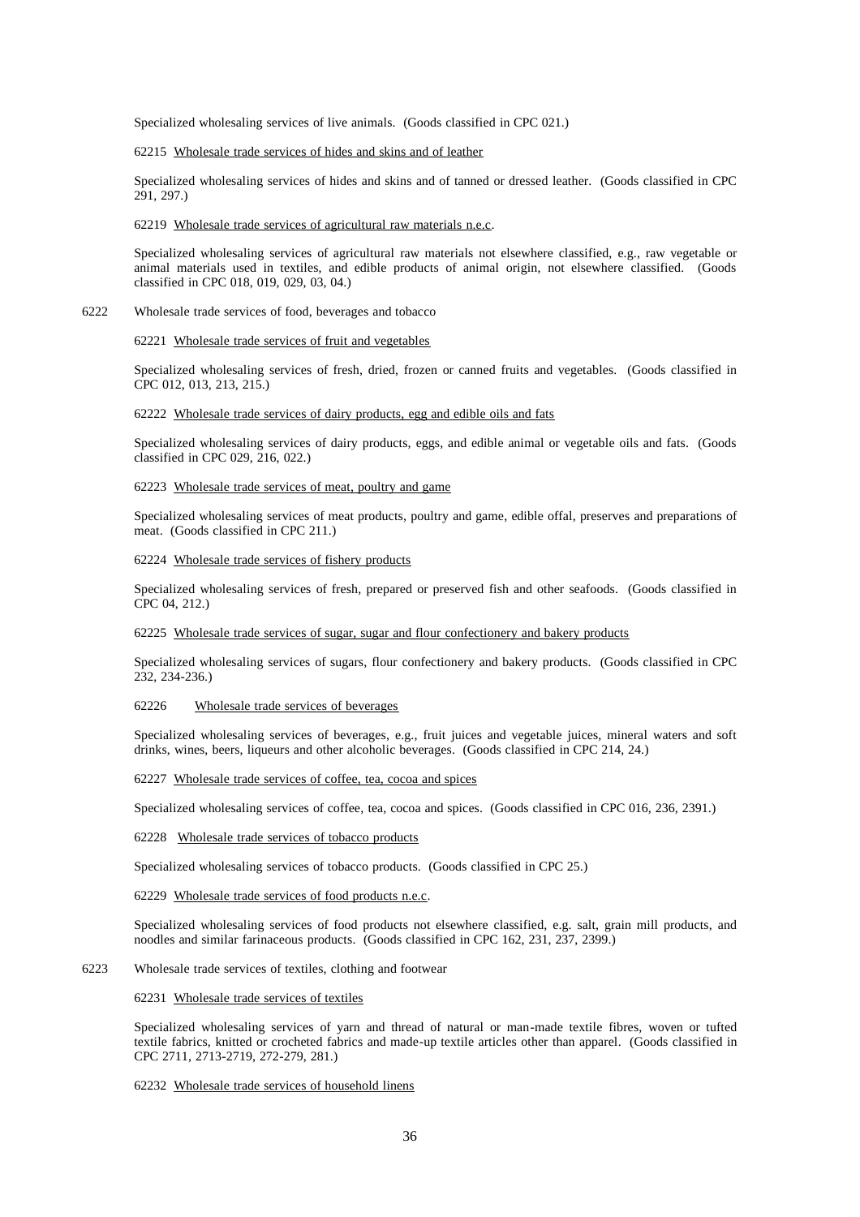Specialized wholesaling services of live animals. (Goods classified in CPC 021.)

62215 <u>Wholesale trade services of hides and skins and of leather</u>

Specialized wholesaling services of hides and skins and of tanned or dressed leather. (Goods classified in CPC 291, 297.)

62219 <u>Wholesale trade services of agricultural raw materials n.e.c.</u>

Specialized wholesaling services of agricultural raw materials not elsewhere classified, e.g., raw vegetable or animal materials used in textiles, and edible products of animal origin, not elsewhere classified. (Goods classified in CPC 018, 019, 029, 03, 04.)

6222 Wholesale trade services of food, beverages and tobacco

62221 <u>Wholesale trade services of fruit and vegetables</u>

Specialized wholesaling services of fresh, dried, frozen or canned fruits and vegetables. (Goods classified in CPC 012, 013, 213, 215.)

62222 <u>Wholesale trade services of dairy products, egg and edible oils and fats</u>

Specialized wholesaling services of dairy products, eggs, and edible animal or vegetable oils and fats. (Goods classified in CPC 029, 216, 022.)

62223 <u>Wholesale trade services of meat, poultry and game</u>

Specialized wholesaling services of meat products, poultry and game, edible offal, preserves and preparations of meat. (Goods classified in CPC 211.)

62224 <u>Wholesale trade services of fishery products</u>

Specialized wholesaling services of fresh, prepared or preserved fish and other seafoods. (Goods classified in CPC 04, 212.)

62225 <u>Wholesale trade services of sugar, sugar and flour confectionery and bakery products</u>

Specialized wholesaling services of sugars, flour confectionery and bakery products. (Goods classified in CPC 232, 234-236.)

62226 <u>Wholesale trade services of beverages</u>

Specialized wholesaling services of beverages, e.g., fruit juices and vegetable juices, mineral waters and soft drinks, wines, beers, liqueurs and other alcoholic beverages. (Goods classified in CPC 214, 24.)

62227 <u>Wholesale trade services of coffee, tea, cocoa and spices</u>

Specialized wholesaling services of coffee, tea, cocoa and spices. (Goods classified in CPC 016, 236, 2391.)

62228 <u>Wholesale trade services of tobacco products</u>

Specialized wholesaling services of tobacco products. (Goods classified in CPC 25.)

62229 <u>Wholesale trade services of food products n.e.c.</u>

Specialized wholesaling services of food products not elsewhere classified, e.g. salt, grain mill products, and noodles and similar farinaceous products. (Goods classified in CPC 162, 231, 237, 2399.)

6223 Wholesale trade services of textiles, clothing and footwear

62231 <u>Wholesale trade services of textiles</u>

Specialized wholesaling services of yarn and thread of natural or man-made textile fibres, woven or tufted textile fabrics, knitted or crocheted fabrics and made-up textile articles other than apparel. (Goods classified in CPC 2711, 2713-2719, 272-279, 281.)

62232 <u>Wholesale trade services of household linens</u>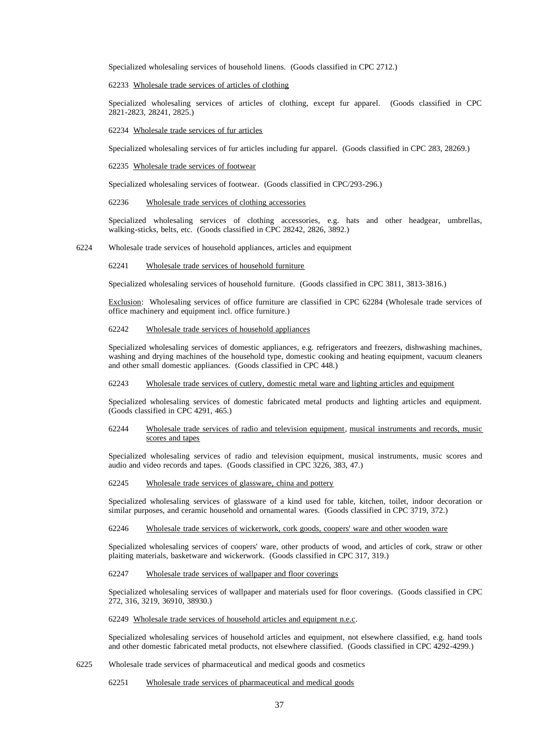Specialized wholesaling services of household linens. (Goods classified in CPC 2712.)

62233 <u>Wholesale trade services of articles of clothing</u>

Specialized wholesaling services of articles of clothing, except fur apparel. (Goods classified in CPC 2821-2823, 28241, 2825.)

62234 <u>Wholesale trade services of fur articles</u>

Specialized wholesaling services of fur articles including fur apparel. (Goods classified in CPC 283, 28269.)

62235 <u>Wholesale trade services of footwear</u>

Specialized wholesaling services of footwear. (Goods classified in CPC/293-296.)

62236 <u>Wholesale trade services of clothing accessories</u>

Specialized wholesaling services of clothing accessories, e.g. hats and other headgear, umbrellas, walking-sticks, belts, etc. (Goods classified in CPC 28242, 2826, 3892.)

6224 Wholesale trade services of household appliances, articles and equipment

62241 <u>Wholesale trade services of household furniture</u>

Specialized wholesaling services of household furniture. (Goods classified in CPC 3811, 3813-3816.)

<u>Exclusion</u>: Wholesaling services of office furniture are classified in CPC 62284 (Wholesale trade services of office machinery and equipment incl. office furniture.)

62242 <u>Wholesale trade services of household appliances</u>

Specialized wholesaling services of domestic appliances, e.g. refrigerators and freezers, dishwashing machines, washing and drying machines of the household type, domestic cooking and heating equipment, vacuum cleaners and other small domestic appliances. (Goods classified in CPC 448.)

62243 <u>Wholesale trade services of cutlery, domestic metal ware and lighting articles and equipment</u>

Specialized wholesaling services of domestic fabricated metal products and lighting articles and equipment. (Goods classified in CPC 4291, 465.)

62244 <u>Wholesale trade services of radio and television equipment</u>, <u>musical instruments and records, music scores and tapes</u>

Specialized wholesaling services of radio and television equipment, musical instruments, music scores and audio and video records and tapes. (Goods classified in CPC 3226, 383, 47.)

62245 <u>Wholesale trade services of glassware, china and pottery</u>

Specialized wholesaling services of glassware of a kind used for table, kitchen, toilet, indoor decoration or similar purposes, and ceramic household and ornamental wares. (Goods classified in CPC 3719, 372.)

62246 <u>Wholesale trade services of wickerwork, cork goods, coopers' ware and other wooden ware</u>

Specialized wholesaling services of coopers' ware, other products of wood, and articles of cork, straw or other plaiting materials, basketware and wickerwork. (Goods classified in CPC 317, 319.)

62247 <u>Wholesale trade services of wallpaper and floor coverings</u>

Specialized wholesaling services of wallpaper and materials used for floor coverings. (Goods classified in CPC 272, 316, 3219, 36910, 38930.)

62249 <u>Wholesale trade services of household articles and equipment n.e.c</u>.

Specialized wholesaling services of household articles and equipment, not elsewhere classified, e.g. hand tools and other domestic fabricated metal products, not elsewhere classified. (Goods classified in CPC 4292-4299.)

6225 Wholesale trade services of pharmaceutical and medical goods and cosmetics

62251 <u>Wholesale trade services of pharmaceutical and medical goods</u>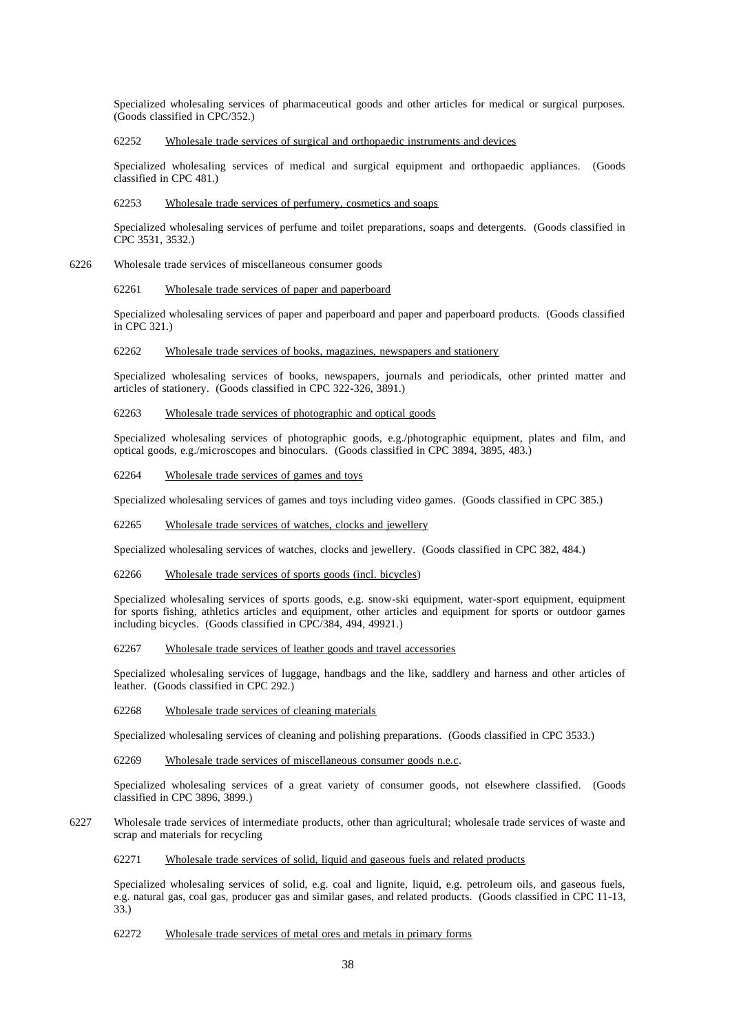Specialized wholesaling services of pharmaceutical goods and other articles for medical or surgical purposes. (Goods classified in CPC/352.)

62252 Wholesale trade services of surgical and orthopaedic instruments and devices

Specialized wholesaling services of medical and surgical equipment and orthopaedic appliances. (Goods classified in CPC 481.)

62253 Wholesale trade services of perfumery, cosmetics and soaps

Specialized wholesaling services of perfume and toilet preparations, soaps and detergents. (Goods classified in CPC 3531, 3532.)

6226 Wholesale trade services of miscellaneous consumer goods

62261 Wholesale trade services of paper and paperboard

Specialized wholesaling services of paper and paperboard and paper and paperboard products. (Goods classified in CPC 321.)

62262 Wholesale trade services of books, magazines, newspapers and stationery

Specialized wholesaling services of books, newspapers, journals and periodicals, other printed matter and articles of stationery. (Goods classified in CPC 322-326, 3891.)

62263 Wholesale trade services of photographic and optical goods

Specialized wholesaling services of photographic goods, e.g./photographic equipment, plates and film, and optical goods, e.g./microscopes and binoculars. (Goods classified in CPC 3894, 3895, 483.)

62264 Wholesale trade services of games and toys

Specialized wholesaling services of games and toys including video games. (Goods classified in CPC 385.)

62265 Wholesale trade services of watches, clocks and jewellery

Specialized wholesaling services of watches, clocks and jewellery. (Goods classified in CPC 382, 484.)

62266 Wholesale trade services of sports goods (incl. bicycles)

Specialized wholesaling services of sports goods, e.g. snow-ski equipment, water-sport equipment, equipment for sports fishing, athletics articles and equipment, other articles and equipment for sports or outdoor games including bicycles. (Goods classified in CPC/384, 494, 49921.)

62267 Wholesale trade services of leather goods and travel accessories

Specialized wholesaling services of luggage, handbags and the like, saddlery and harness and other articles of leather. (Goods classified in CPC 292.)

62268 Wholesale trade services of cleaning materials

Specialized wholesaling services of cleaning and polishing preparations. (Goods classified in CPC 3533.)

62269 Wholesale trade services of miscellaneous consumer goods n.e.c.

Specialized wholesaling services of a great variety of consumer goods, not elsewhere classified. (Goods classified in CPC 3896, 3899.)

6227 Wholesale trade services of intermediate products, other than agricultural; wholesale trade services of waste and scrap and materials for recycling

62271 Wholesale trade services of solid, liquid and gaseous fuels and related products

Specialized wholesaling services of solid, e.g. coal and lignite, liquid, e.g. petroleum oils, and gaseous fuels, e.g. natural gas, coal gas, producer gas and similar gases, and related products. (Goods classified in CPC 11-13, 33.)

62272 Wholesale trade services of metal ores and metals in primary forms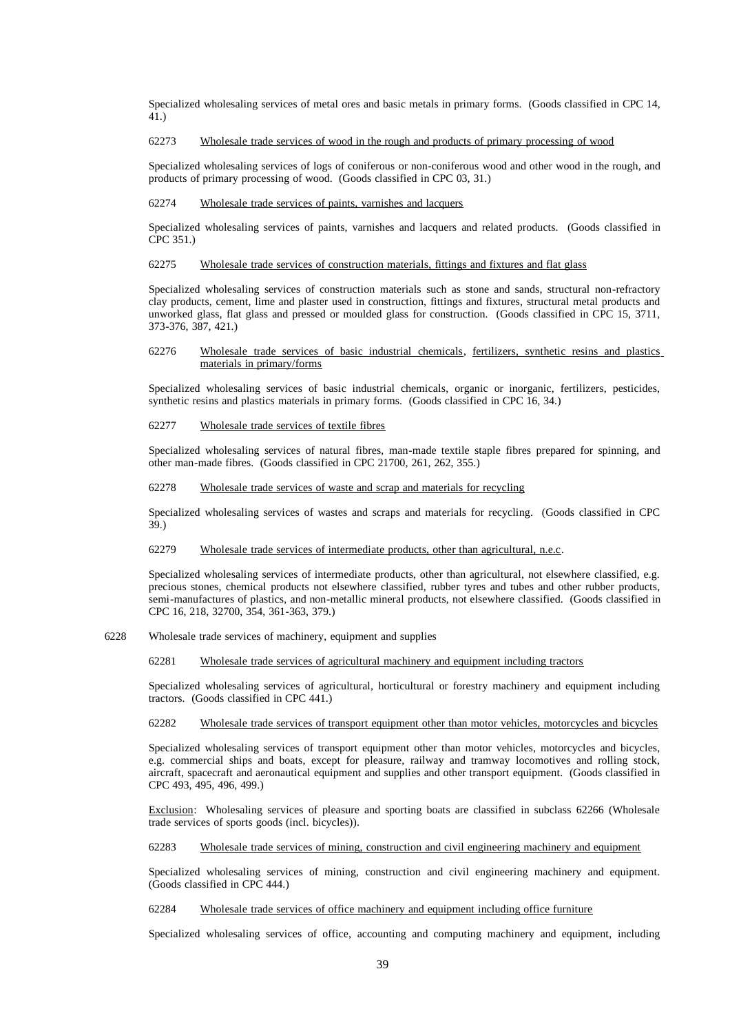Specialized wholesaling services of metal ores and basic metals in primary forms. (Goods classified in CPC 14, 41.)

62273 Wholesale trade services of wood in the rough and products of primary processing of wood

Specialized wholesaling services of logs of coniferous or non-coniferous wood and other wood in the rough, and products of primary processing of wood. (Goods classified in CPC 03, 31.)

62274 Wholesale trade services of paints, varnishes and lacquers

Specialized wholesaling services of paints, varnishes and lacquers and related products. (Goods classified in CPC 351.)

62275 Wholesale trade services of construction materials, fittings and fixtures and flat glass

Specialized wholesaling services of construction materials such as stone and sands, structural non-refractory clay products, cement, lime and plaster used in construction, fittings and fixtures, structural metal products and unworked glass, flat glass and pressed or moulded glass for construction. (Goods classified in CPC 15, 3711, 373-376, 387, 421.)

62276 Wholesale trade services of basic industrial chemicals, fertilizers, synthetic resins and plastics materials in primary/forms

Specialized wholesaling services of basic industrial chemicals, organic or inorganic, fertilizers, pesticides, synthetic resins and plastics materials in primary forms. (Goods classified in CPC 16, 34.)

62277 Wholesale trade services of textile fibres

Specialized wholesaling services of natural fibres, man-made textile staple fibres prepared for spinning, and other man-made fibres. (Goods classified in CPC 21700, 261, 262, 355.)

62278 Wholesale trade services of waste and scrap and materials for recycling

Specialized wholesaling services of wastes and scraps and materials for recycling. (Goods classified in CPC 39.)

62279 Wholesale trade services of intermediate products, other than agricultural, n.e.c.

Specialized wholesaling services of intermediate products, other than agricultural, not elsewhere classified, e.g. precious stones, chemical products not elsewhere classified, rubber tyres and tubes and other rubber products, semi-manufactures of plastics, and non-metallic mineral products, not elsewhere classified. (Goods classified in CPC 16, 218, 32700, 354, 361-363, 379.)

6228 Wholesale trade services of machinery, equipment and supplies

62281 Wholesale trade services of agricultural machinery and equipment including tractors

Specialized wholesaling services of agricultural, horticultural or forestry machinery and equipment including tractors. (Goods classified in CPC 441.)

62282 Wholesale trade services of transport equipment other than motor vehicles, motorcycles and bicycles

Specialized wholesaling services of transport equipment other than motor vehicles, motorcycles and bicycles, e.g. commercial ships and boats, except for pleasure, railway and tramway locomotives and rolling stock, aircraft, spacecraft and aeronautical equipment and supplies and other transport equipment. (Goods classified in CPC 493, 495, 496, 499.)

Exclusion: Wholesaling services of pleasure and sporting boats are classified in subclass 62266 (Wholesale trade services of sports goods (incl. bicycles)).

62283 Wholesale trade services of mining, construction and civil engineering machinery and equipment

Specialized wholesaling services of mining, construction and civil engineering machinery and equipment. (Goods classified in CPC 444.)

62284 Wholesale trade services of office machinery and equipment including office furniture

Specialized wholesaling services of office, accounting and computing machinery and equipment, including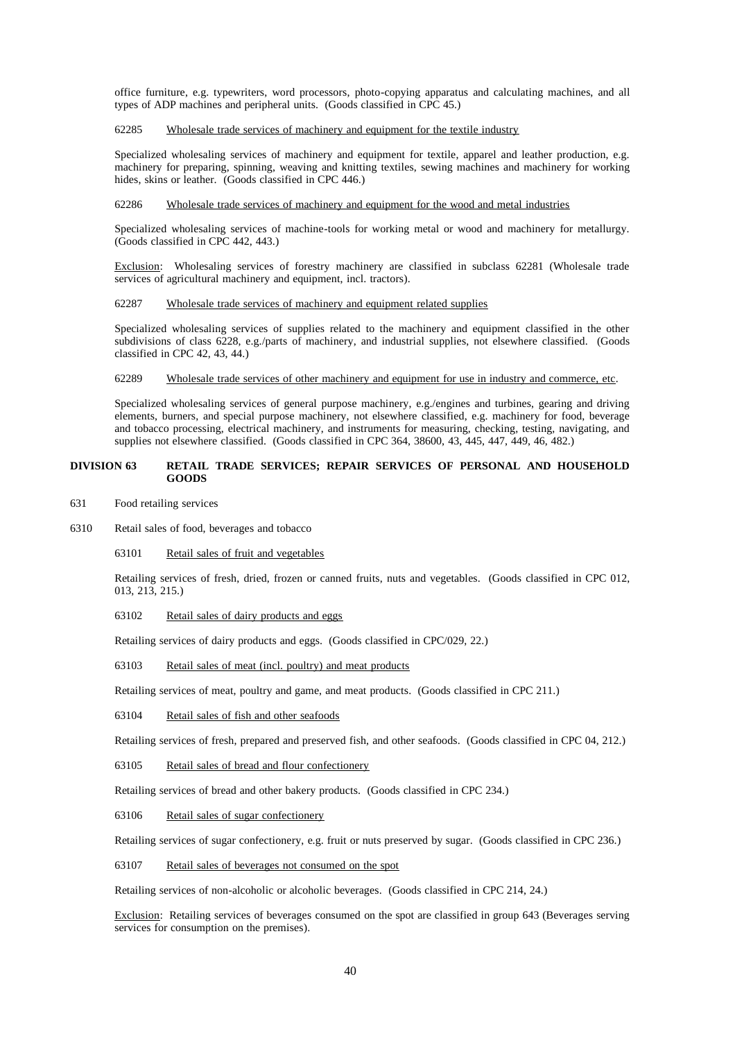office furniture, e.g. typewriters, word processors, photo-copying apparatus and calculating machines, and all types of ADP machines and peripheral units. (Goods classified in CPC 45.)

62285 Wholesale trade services of machinery and equipment for the textile industry

Specialized wholesaling services of machinery and equipment for textile, apparel and leather production, e.g. machinery for preparing, spinning, weaving and knitting textiles, sewing machines and machinery for working hides, skins or leather. (Goods classified in CPC 446.)

62286 Wholesale trade services of machinery and equipment for the wood and metal industries

Specialized wholesaling services of machine-tools for working metal or wood and machinery for metallurgy. (Goods classified in CPC 442, 443.)

Exclusion: Wholesaling services of forestry machinery are classified in subclass 62281 (Wholesale trade services of agricultural machinery and equipment, incl. tractors).

62287 Wholesale trade services of machinery and equipment related supplies

Specialized wholesaling services of supplies related to the machinery and equipment classified in the other subdivisions of class 6228, e.g./parts of machinery, and industrial supplies, not elsewhere classified. (Goods classified in CPC 42, 43, 44.)

62289 Wholesale trade services of other machinery and equipment for use in industry and commerce, etc.

Specialized wholesaling services of general purpose machinery, e.g./engines and turbines, gearing and driving elements, burners, and special purpose machinery, not elsewhere classified, e.g. machinery for food, beverage and tobacco processing, electrical machinery, and instruments for measuring, checking, testing, navigating, and supplies not elsewhere classified. (Goods classified in CPC 364, 38600, 43, 445, 447, 449, 46, 482.)

## DIVISION 63 RETAIL TRADE SERVICES; REPAIR SERVICES OF PERSONAL AND HOUSEHOLD GOODS

631 Food retailing services

6310 Retail sales of food, beverages and tobacco

63101 Retail sales of fruit and vegetables

Retailing services of fresh, dried, frozen or canned fruits, nuts and vegetables. (Goods classified in CPC 012, 013, 213, 215.)

63102 Retail sales of dairy products and eggs

Retailing services of dairy products and eggs. (Goods classified in CPC/029, 22.)

63103 Retail sales of meat (incl. poultry) and meat products

Retailing services of meat, poultry and game, and meat products. (Goods classified in CPC 211.)

63104 Retail sales of fish and other seafoods

Retailing services of fresh, prepared and preserved fish, and other seafoods. (Goods classified in CPC 04, 212.)

63105 Retail sales of bread and flour confectionery

Retailing services of bread and other bakery products. (Goods classified in CPC 234.)

63106 Retail sales of sugar confectionery

Retailing services of sugar confectionery, e.g. fruit or nuts preserved by sugar. (Goods classified in CPC 236.)

63107 Retail sales of beverages not consumed on the spot

Retailing services of non-alcoholic or alcoholic beverages. (Goods classified in CPC 214, 24.)

Exclusion: Retailing services of beverages consumed on the spot are classified in group 643 (Beverages serving services for consumption on the premises).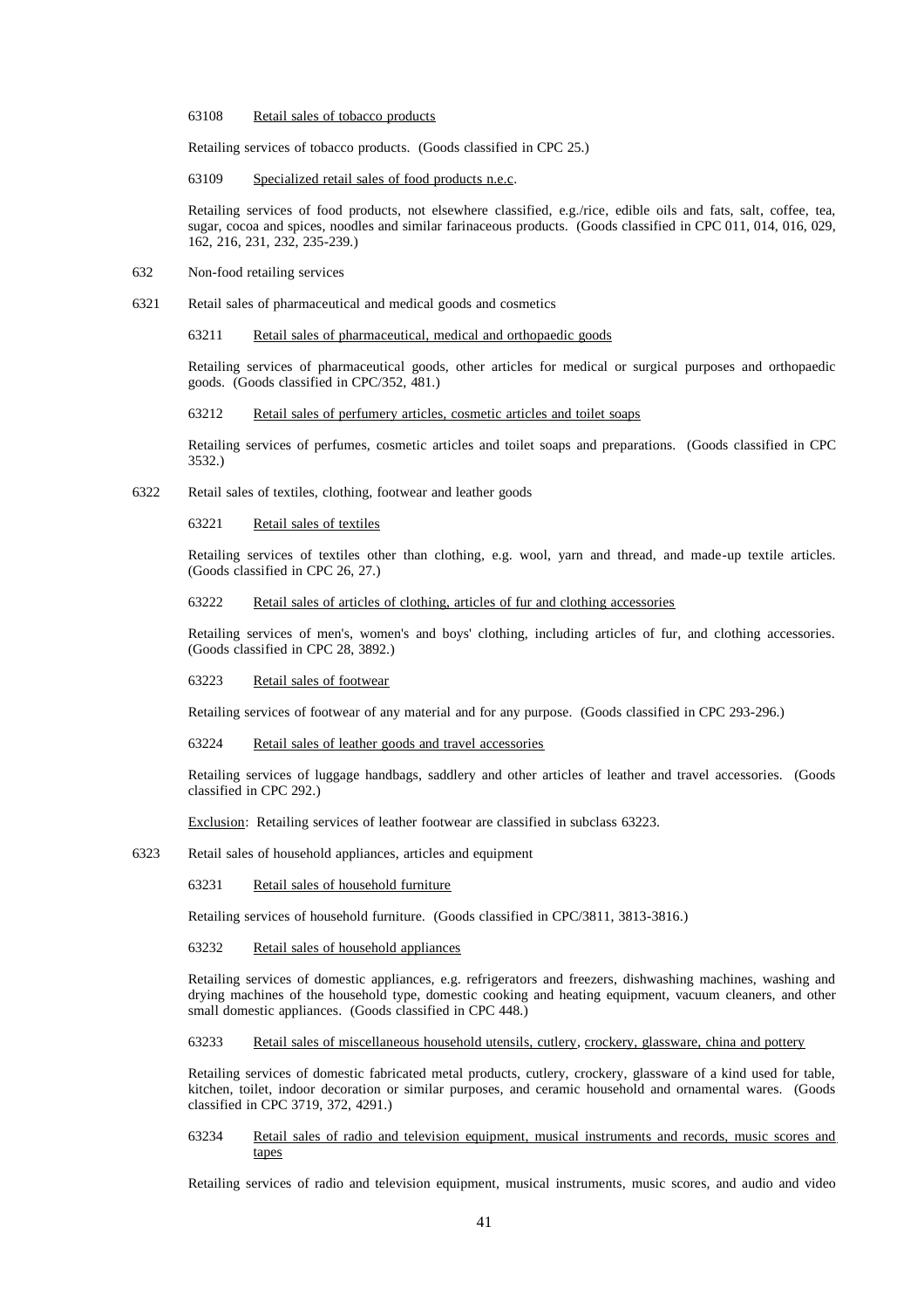63108 Retail sales of tobacco products

Retailing services of tobacco products. (Goods classified in CPC 25.)

63109 Specialized retail sales of food products n.e.c.

Retailing services of food products, not elsewhere classified, e.g./rice, edible oils and fats, salt, coffee, tea, sugar, cocoa and spices, noodles and similar farinaceous products. (Goods classified in CPC 011, 014, 016, 029, 162, 216, 231, 232, 235-239.)

632 Non-food retailing services

6321 Retail sales of pharmaceutical and medical goods and cosmetics

63211 Retail sales of pharmaceutical, medical and orthopaedic goods

Retailing services of pharmaceutical goods, other articles for medical or surgical purposes and orthopaedic goods. (Goods classified in CPC/352, 481.)

63212 Retail sales of perfumery articles, cosmetic articles and toilet soaps

Retailing services of perfumes, cosmetic articles and toilet soaps and preparations. (Goods classified in CPC 3532.)

6322 Retail sales of textiles, clothing, footwear and leather goods

63221 Retail sales of textiles

Retailing services of textiles other than clothing, e.g. wool, yarn and thread, and made-up textile articles. (Goods classified in CPC 26, 27.)

63222 Retail sales of articles of clothing, articles of fur and clothing accessories

Retailing services of men's, women's and boys' clothing, including articles of fur, and clothing accessories. (Goods classified in CPC 28, 3892.)

63223 Retail sales of footwear

Retailing services of footwear of any material and for any purpose. (Goods classified in CPC 293-296.)

63224 Retail sales of leather goods and travel accessories

Retailing services of luggage handbags, saddlery and other articles of leather and travel accessories. (Goods classified in CPC 292.)

Exclusion: Retailing services of leather footwear are classified in subclass 63223.

6323 Retail sales of household appliances, articles and equipment

63231 Retail sales of household furniture

Retailing services of household furniture. (Goods classified in CPC/3811, 3813-3816.)

63232 Retail sales of household appliances

Retailing services of domestic appliances, e.g. refrigerators and freezers, dishwashing machines, washing and drying machines of the household type, domestic cooking and heating equipment, vacuum cleaners, and other small domestic appliances. (Goods classified in CPC 448.)

63233 Retail sales of miscellaneous household utensils, cutlery, crockery, glassware, china and pottery

Retailing services of domestic fabricated metal products, cutlery, crockery, glassware of a kind used for table, kitchen, toilet, indoor decoration or similar purposes, and ceramic household and ornamental wares. (Goods classified in CPC 3719, 372, 4291.)

63234 Retail sales of radio and television equipment, musical instruments and records, music scores and tapes

Retailing services of radio and television equipment, musical instruments, music scores, and audio and video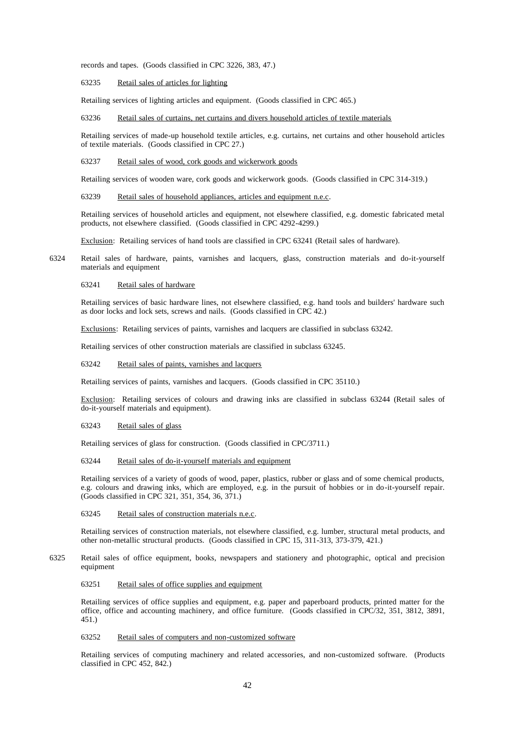records and tapes. (Goods classified in CPC 3226, 383, 47.)

63235 Retail sales of articles for lighting

Retailing services of lighting articles and equipment. (Goods classified in CPC 465.)

63236 Retail sales of curtains, net curtains and divers household articles of textile materials

Retailing services of made-up household textile articles, e.g. curtains, net curtains and other household articles of textile materials. (Goods classified in CPC 27.)

63237 Retail sales of wood, cork goods and wickerwork goods

Retailing services of wooden ware, cork goods and wickerwork goods. (Goods classified in CPC 314-319.)

63239 Retail sales of household appliances, articles and equipment n.e.c.

Retailing services of household articles and equipment, not elsewhere classified, e.g. domestic fabricated metal products, not elsewhere classified. (Goods classified in CPC 4292-4299.)

Exclusion: Retailing services of hand tools are classified in CPC 63241 (Retail sales of hardware).

6324 Retail sales of hardware, paints, varnishes and lacquers, glass, construction materials and do-it-yourself materials and equipment

63241 Retail sales of hardware

Retailing services of basic hardware lines, not elsewhere classified, e.g. hand tools and builders' hardware such as door locks and lock sets, screws and nails. (Goods classified in CPC 42.)

Exclusions: Retailing services of paints, varnishes and lacquers are classified in subclass 63242.

Retailing services of other construction materials are classified in subclass 63245.

63242 Retail sales of paints, varnishes and lacquers

Retailing services of paints, varnishes and lacquers. (Goods classified in CPC 35110.)

Exclusion: Retailing services of colours and drawing inks are classified in subclass 63244 (Retail sales of do-it-yourself materials and equipment).

63243 Retail sales of glass

Retailing services of glass for construction. (Goods classified in CPC/3711.)

63244 Retail sales of do-it-yourself materials and equipment

Retailing services of a variety of goods of wood, paper, plastics, rubber or glass and of some chemical products, e.g. colours and drawing inks, which are employed, e.g. in the pursuit of hobbies or in do-it-yourself repair. (Goods classified in CPC 321, 351, 354, 36, 371.)

63245 Retail sales of construction materials n.e.c.

Retailing services of construction materials, not elsewhere classified, e.g. lumber, structural metal products, and other non-metallic structural products. (Goods classified in CPC 15, 311-313, 373-379, 421.)

6325 Retail sales of office equipment, books, newspapers and stationery and photographic, optical and precision equipment

63251 Retail sales of office supplies and equipment

Retailing services of office supplies and equipment, e.g. paper and paperboard products, printed matter for the office, office and accounting machinery, and office furniture. (Goods classified in CPC/32, 351, 3812, 3891, 451.)

63252 Retail sales of computers and non-customized software

Retailing services of computing machinery and related accessories, and non-customized software. (Products classified in CPC 452, 842.)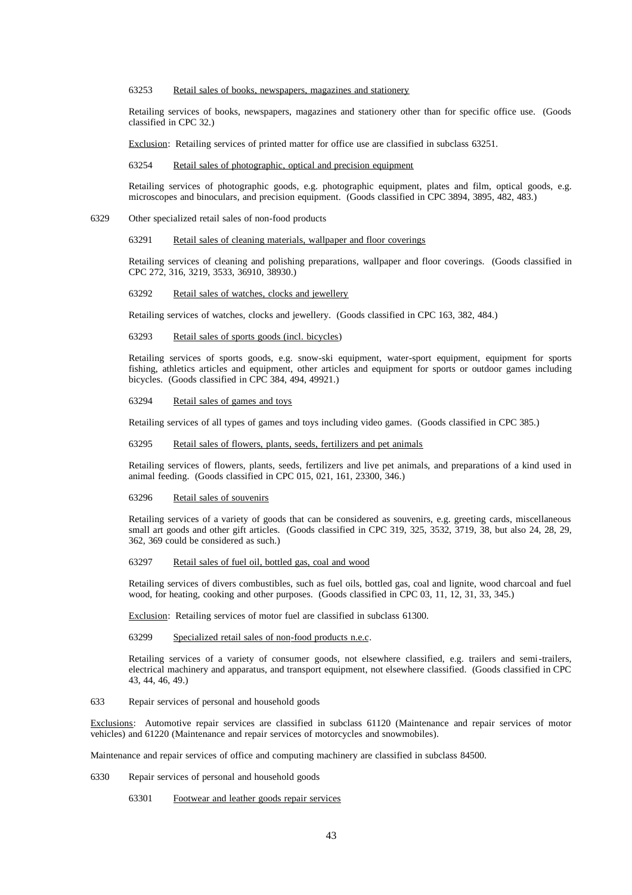63253 Retail sales of books, newspapers, magazines and stationery

Retailing services of books, newspapers, magazines and stationery other than for specific office use. (Goods classified in CPC 32.)

Exclusion: Retailing services of printed matter for office use are classified in subclass 63251.

63254 Retail sales of photographic, optical and precision equipment

Retailing services of photographic goods, e.g. photographic equipment, plates and film, optical goods, e.g. microscopes and binoculars, and precision equipment. (Goods classified in CPC 3894, 3895, 482, 483.)

6329 Other specialized retail sales of non-food products

63291 Retail sales of cleaning materials, wallpaper and floor coverings

Retailing services of cleaning and polishing preparations, wallpaper and floor coverings. (Goods classified in CPC 272, 316, 3219, 3533, 36910, 38930.)

63292 Retail sales of watches, clocks and jewellery

Retailing services of watches, clocks and jewellery. (Goods classified in CPC 163, 382, 484.)

63293 Retail sales of sports goods (incl. bicycles)

Retailing services of sports goods, e.g. snow-ski equipment, water-sport equipment, equipment for sports fishing, athletics articles and equipment, other articles and equipment for sports or outdoor games including bicycles. (Goods classified in CPC 384, 494, 49921.)

63294 Retail sales of games and toys

Retailing services of all types of games and toys including video games. (Goods classified in CPC 385.)

63295 Retail sales of flowers, plants, seeds, fertilizers and pet animals

Retailing services of flowers, plants, seeds, fertilizers and live pet animals, and preparations of a kind used in animal feeding. (Goods classified in CPC 015, 021, 161, 23300, 346.)

63296 Retail sales of souvenirs

Retailing services of a variety of goods that can be considered as souvenirs, e.g. greeting cards, miscellaneous small art goods and other gift articles. (Goods classified in CPC 319, 325, 3532, 3719, 38, but also 24, 28, 29, 362, 369 could be considered as such.)

63297 Retail sales of fuel oil, bottled gas, coal and wood

Retailing services of divers combustibles, such as fuel oils, bottled gas, coal and lignite, wood charcoal and fuel wood, for heating, cooking and other purposes. (Goods classified in CPC 03, 11, 12, 31, 33, 345.)

Exclusion: Retailing services of motor fuel are classified in subclass 61300.

63299 Specialized retail sales of non-food products n.e.c.

Retailing services of a variety of consumer goods, not elsewhere classified, e.g. trailers and semi-trailers, electrical machinery and apparatus, and transport equipment, not elsewhere classified. (Goods classified in CPC 43, 44, 46, 49.)

633 Repair services of personal and household goods

Exclusions: Automotive repair services are classified in subclass 61120 (Maintenance and repair services of motor vehicles) and 61220 (Maintenance and repair services of motorcycles and snowmobiles).

Maintenance and repair services of office and computing machinery are classified in subclass 84500.

6330 Repair services of personal and household goods

63301 Footwear and leather goods repair services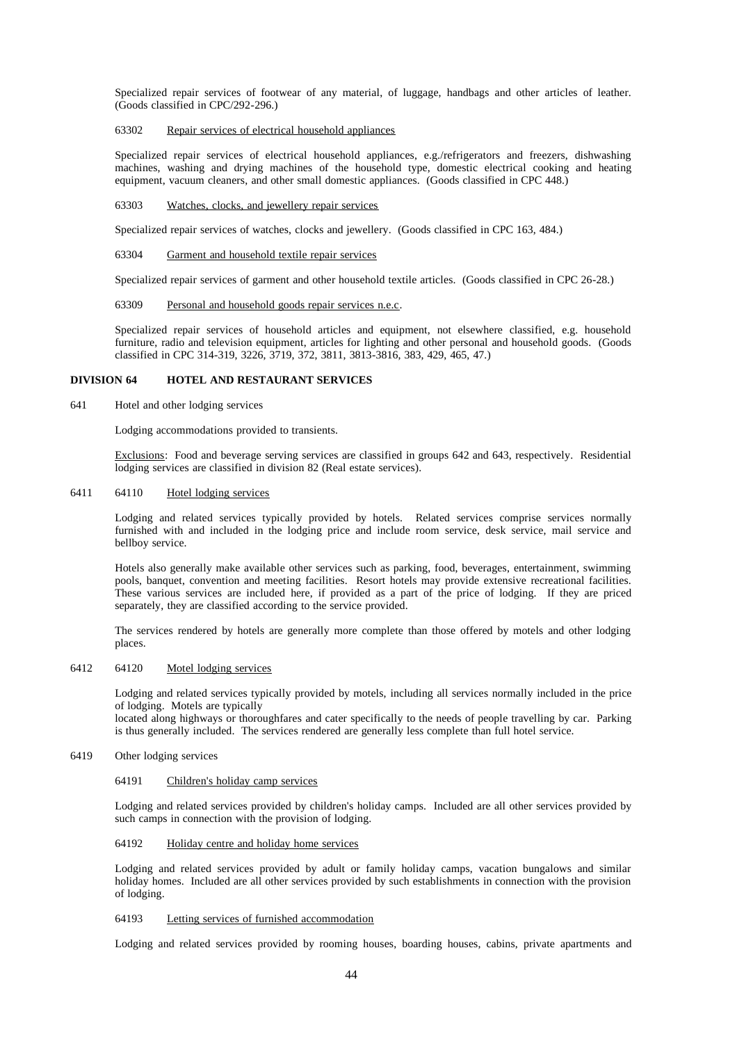Specialized repair services of footwear of any material, of luggage, handbags and other articles of leather. (Goods classified in CPC/292-296.)

63302 Repair services of electrical household appliances

Specialized repair services of electrical household appliances, e.g./refrigerators and freezers, dishwashing machines, washing and drying machines of the household type, domestic electrical cooking and heating equipment, vacuum cleaners, and other small domestic appliances. (Goods classified in CPC 448.)

63303 Watches, clocks, and jewellery repair services

Specialized repair services of watches, clocks and jewellery. (Goods classified in CPC 163, 484.)

63304 Garment and household textile repair services

Specialized repair services of garment and other household textile articles. (Goods classified in CPC 26-28.)

63309 Personal and household goods repair services n.e.c.

Specialized repair services of household articles and equipment, not elsewhere classified, e.g. household furniture, radio and television equipment, articles for lighting and other personal and household goods. (Goods classified in CPC 314-319, 3226, 3719, 372, 3811, 3813-3816, 383, 429, 465, 47.)

## DIVISION 64 HOTEL AND RESTAURANT SERVICES

641 Hotel and other lodging services

Lodging accommodations provided to transients.

Exclusions: Food and beverage serving services are classified in groups 642 and 643, respectively. Residential lodging services are classified in division 82 (Real estate services).

6411 64110 Hotel lodging services

Lodging and related services typically provided by hotels. Related services comprise services normally furnished with and included in the lodging price and include room service, desk service, mail service and bellboy service.

Hotels also generally make available other services such as parking, food, beverages, entertainment, swimming pools, banquet, convention and meeting facilities. Resort hotels may provide extensive recreational facilities. These various services are included here, if provided as a part of the price of lodging. If they are priced separately, they are classified according to the service provided.

The services rendered by hotels are generally more complete than those offered by motels and other lodging places.

6412 64120 Motel lodging services

Lodging and related services typically provided by motels, including all services normally included in the price of lodging. Motels are typically
located along highways or thoroughfares and cater specifically to the needs of people travelling by car. Parking is thus generally included. The services rendered are generally less complete than full hotel service.

6419 Other lodging services

64191 Children's holiday camp services

Lodging and related services provided by children's holiday camps. Included are all other services provided by such camps in connection with the provision of lodging.

64192 Holiday centre and holiday home services

Lodging and related services provided by adult or family holiday camps, vacation bungalows and similar holiday homes. Included are all other services provided by such establishments in connection with the provision of lodging.

64193 Letting services of furnished accommodation

Lodging and related services provided by rooming houses, boarding houses, cabins, private apartments and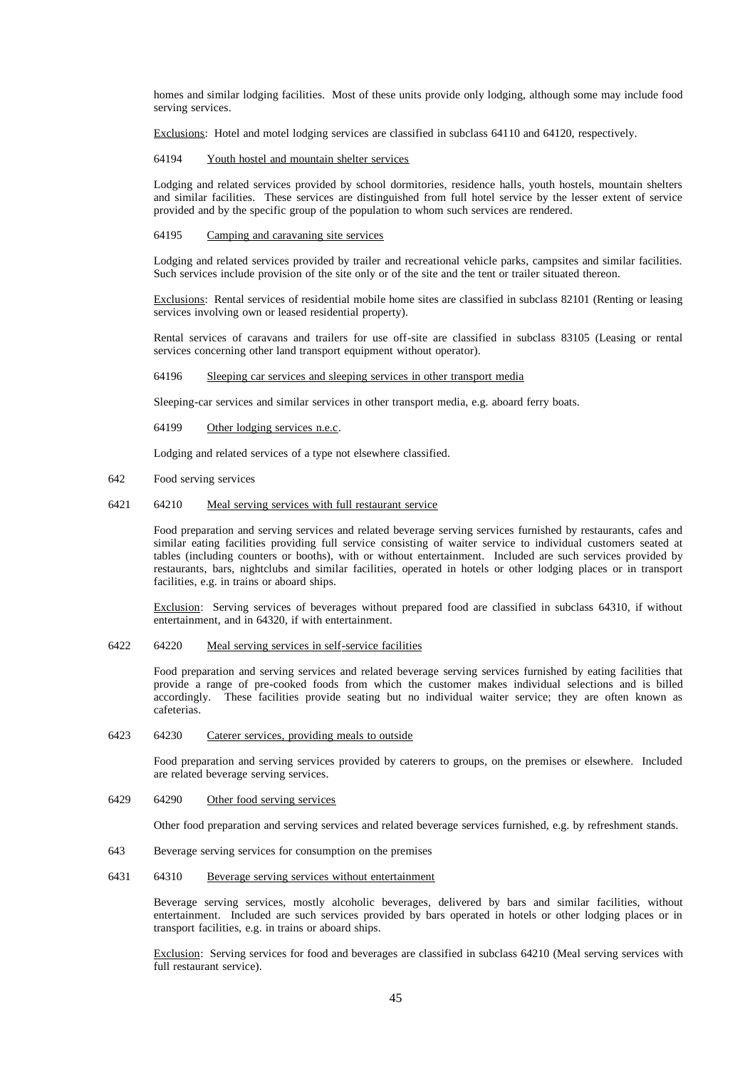homes and similar lodging facilities. Most of these units provide only lodging, although some may include food serving services.

Exclusions: Hotel and motel lodging services are classified in subclass 64110 and 64120, respectively.

64194 Youth hostel and mountain shelter services

Lodging and related services provided by school dormitories, residence halls, youth hostels, mountain shelters and similar facilities. These services are distinguished from full hotel service by the lesser extent of service provided and by the specific group of the population to whom such services are rendered.

64195 Camping and caravaning site services

Lodging and related services provided by trailer and recreational vehicle parks, campsites and similar facilities. Such services include provision of the site only or of the site and the tent or trailer situated thereon.

Exclusions: Rental services of residential mobile home sites are classified in subclass 82101 (Renting or leasing services involving own or leased residential property).

Rental services of caravans and trailers for use off-site are classified in subclass 83105 (Leasing or rental services concerning other land transport equipment without operator).

64196 Sleeping car services and sleeping services in other transport media

Sleeping-car services and similar services in other transport media, e.g. aboard ferry boats.

64199 Other lodging services n.e.c.

Lodging and related services of a type not elsewhere classified.

642 Food serving services

6421 64210 Meal serving services with full restaurant service

Food preparation and serving services and related beverage serving services furnished by restaurants, cafes and similar eating facilities providing full service consisting of waiter service to individual customers seated at tables (including counters or booths), with or without entertainment. Included are such services provided by restaurants, bars, nightclubs and similar facilities, operated in hotels or other lodging places or in transport facilities, e.g. in trains or aboard ships.

Exclusion: Serving services of beverages without prepared food are classified in subclass 64310, if without entertainment, and in 64320, if with entertainment.

6422 64220 Meal serving services in self-service facilities

Food preparation and serving services and related beverage serving services furnished by eating facilities that provide a range of pre-cooked foods from which the customer makes individual selections and is billed accordingly. These facilities provide seating but no individual waiter service; they are often known as cafeterias.

6423 64230 Caterer services, providing meals to outside

Food preparation and serving services provided by caterers to groups, on the premises or elsewhere. Included are related beverage serving services.

6429 64290 Other food serving services

Other food preparation and serving services and related beverage services furnished, e.g. by refreshment stands.

643 Beverage serving services for consumption on the premises

6431 64310 Beverage serving services without entertainment

Beverage serving services, mostly alcoholic beverages, delivered by bars and similar facilities, without entertainment. Included are such services provided by bars operated in hotels or other lodging places or in transport facilities, e.g. in trains or aboard ships.

Exclusion: Serving services for food and beverages are classified in subclass 64210 (Meal serving services with full restaurant service).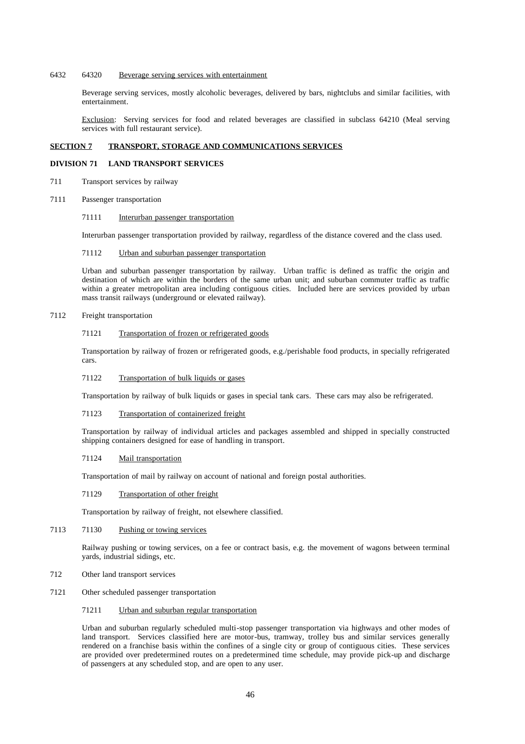6432 64320 Beverage serving services with entertainment

Beverage serving services, mostly alcoholic beverages, delivered by bars, nightclubs and similar facilities, with entertainment.

Exclusion: Serving services for food and related beverages are classified in subclass 64210 (Meal serving services with full restaurant service).

## SECTION 7 TRANSPORT, STORAGE AND COMMUNICATIONS SERVICES

### DIVISION 71 LAND TRANSPORT SERVICES

711 Transport services by railway

7111 Passenger transportation

71111 Interurban passenger transportation

Interurban passenger transportation provided by railway, regardless of the distance covered and the class used.

71112 Urban and suburban passenger transportation

Urban and suburban passenger transportation by railway. Urban traffic is defined as traffic the origin and destination of which are within the borders of the same urban unit; and suburban commuter traffic as traffic within a greater metropolitan area including contiguous cities. Included here are services provided by urban mass transit railways (underground or elevated railway).

7112 Freight transportation

71121 Transportation of frozen or refrigerated goods

Transportation by railway of frozen or refrigerated goods, e.g./perishable food products, in specially refrigerated cars.

71122 Transportation of bulk liquids or gases

Transportation by railway of bulk liquids or gases in special tank cars. These cars may also be refrigerated.

71123 Transportation of containerized freight

Transportation by railway of individual articles and packages assembled and shipped in specially constructed shipping containers designed for ease of handling in transport.

71124 Mail transportation

Transportation of mail by railway on account of national and foreign postal authorities.

71129 Transportation of other freight

Transportation by railway of freight, not elsewhere classified.

7113 71130 Pushing or towing services

Railway pushing or towing services, on a fee or contract basis, e.g. the movement of wagons between terminal yards, industrial sidings, etc.

712 Other land transport services

7121 Other scheduled passenger transportation

71211 Urban and suburban regular transportation

Urban and suburban regularly scheduled multi-stop passenger transportation via highways and other modes of land transport. Services classified here are motor-bus, tramway, trolley bus and similar services generally rendered on a franchise basis within the confines of a single city or group of contiguous cities. These services are provided over predetermined routes on a predetermined time schedule, may provide pick-up and discharge of passengers at any scheduled stop, and are open to any user.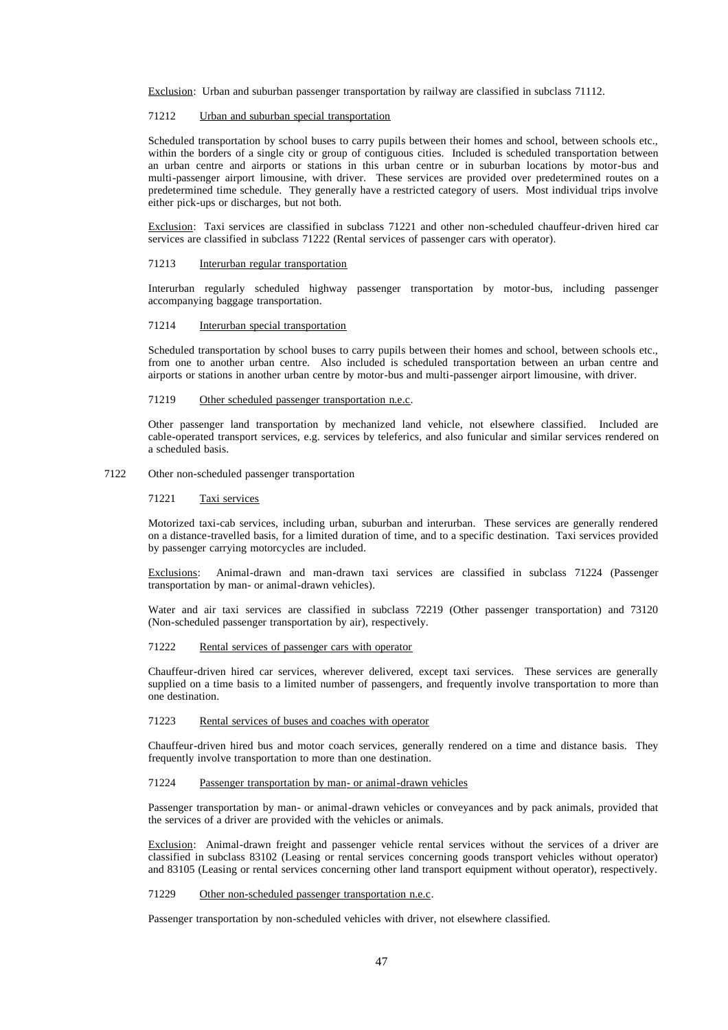Exclusion: Urban and suburban passenger transportation by railway are classified in subclass 71112.

71212 Urban and suburban special transportation

Scheduled transportation by school buses to carry pupils between their homes and school, between schools etc., within the borders of a single city or group of contiguous cities. Included is scheduled transportation between an urban centre and airports or stations in this urban centre or in suburban locations by motor-bus and multi-passenger airport limousine, with driver. These services are provided over predetermined routes on a predetermined time schedule. They generally have a restricted category of users. Most individual trips involve either pick-ups or discharges, but not both.

Exclusion: Taxi services are classified in subclass 71221 and other non-scheduled chauffeur-driven hired car services are classified in subclass 71222 (Rental services of passenger cars with operator).

71213 Interurban regular transportation

Interurban regularly scheduled highway passenger transportation by motor-bus, including passenger accompanying baggage transportation.

71214 Interurban special transportation

Scheduled transportation by school buses to carry pupils between their homes and school, between schools etc., from one to another urban centre. Also included is scheduled transportation between an urban centre and airports or stations in another urban centre by motor-bus and multi-passenger airport limousine, with driver.

71219 Other scheduled passenger transportation n.e.c.

Other passenger land transportation by mechanized land vehicle, not elsewhere classified. Included are cable-operated transport services, e.g. services by teleferics, and also funicular and similar services rendered on a scheduled basis.

7122 Other non-scheduled passenger transportation

71221 Taxi services

Motorized taxi-cab services, including urban, suburban and interurban. These services are generally rendered on a distance-travelled basis, for a limited duration of time, and to a specific destination. Taxi services provided by passenger carrying motorcycles are included.

Exclusions: Animal-drawn and man-drawn taxi services are classified in subclass 71224 (Passenger transportation by man- or animal-drawn vehicles).

Water and air taxi services are classified in subclass 72219 (Other passenger transportation) and 73120 (Non-scheduled passenger transportation by air), respectively.

71222 Rental services of passenger cars with operator

Chauffeur-driven hired car services, wherever delivered, except taxi services. These services are generally supplied on a time basis to a limited number of passengers, and frequently involve transportation to more than one destination.

71223 Rental services of buses and coaches with operator

Chauffeur-driven hired bus and motor coach services, generally rendered on a time and distance basis. They frequently involve transportation to more than one destination.

71224 Passenger transportation by man- or animal-drawn vehicles

Passenger transportation by man- or animal-drawn vehicles or conveyances and by pack animals, provided that the services of a driver are provided with the vehicles or animals.

Exclusion: Animal-drawn freight and passenger vehicle rental services without the services of a driver are classified in subclass 83102 (Leasing or rental services concerning goods transport vehicles without operator) and 83105 (Leasing or rental services concerning other land transport equipment without operator), respectively.

71229 Other non-scheduled passenger transportation n.e.c.

Passenger transportation by non-scheduled vehicles with driver, not elsewhere classified.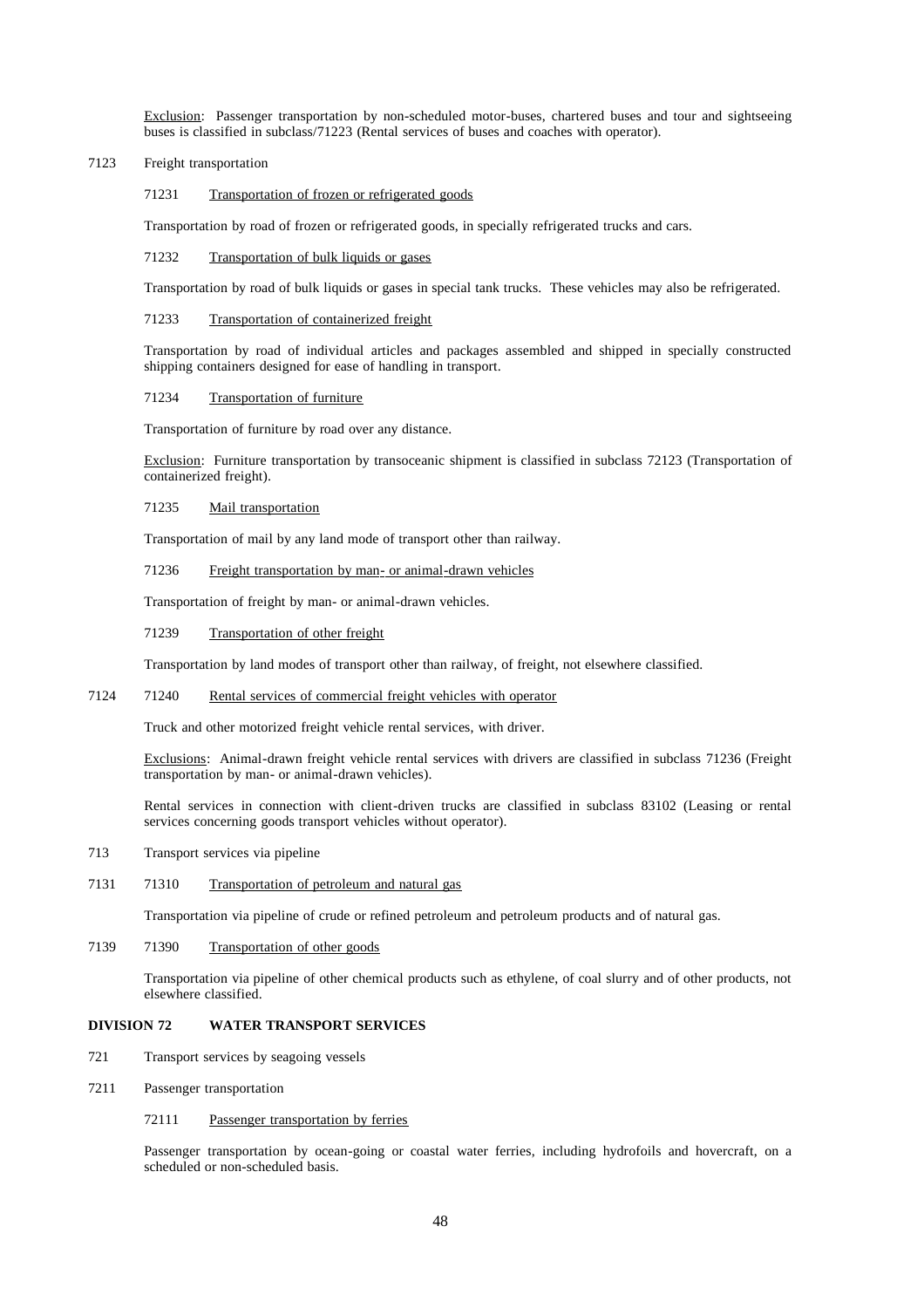Exclusion: Passenger transportation by non-scheduled motor-buses, chartered buses and tour and sightseeing buses is classified in subclass/71223 (Rental services of buses and coaches with operator).

7123 Freight transportation

71231 Transportation of frozen or refrigerated goods

Transportation by road of frozen or refrigerated goods, in specially refrigerated trucks and cars.

71232 Transportation of bulk liquids or gases

Transportation by road of bulk liquids or gases in special tank trucks. These vehicles may also be refrigerated.

71233 Transportation of containerized freight

Transportation by road of individual articles and packages assembled and shipped in specially constructed shipping containers designed for ease of handling in transport.

71234 Transportation of furniture

Transportation of furniture by road over any distance.

Exclusion: Furniture transportation by transoceanic shipment is classified in subclass 72123 (Transportation of containerized freight).

71235 Mail transportation

Transportation of mail by any land mode of transport other than railway.

71236 Freight transportation by man- or animal-drawn vehicles

Transportation of freight by man- or animal-drawn vehicles.

71239 Transportation of other freight

Transportation by land modes of transport other than railway, of freight, not elsewhere classified.

7124 71240 Rental services of commercial freight vehicles with operator

Truck and other motorized freight vehicle rental services, with driver.

Exclusions: Animal-drawn freight vehicle rental services with drivers are classified in subclass 71236 (Freight transportation by man- or animal-drawn vehicles).

Rental services in connection with client-driven trucks are classified in subclass 83102 (Leasing or rental services concerning goods transport vehicles without operator).

713 Transport services via pipeline

7131 71310 Transportation of petroleum and natural gas

Transportation via pipeline of crude or refined petroleum and petroleum products and of natural gas.

7139 71390 Transportation of other goods

Transportation via pipeline of other chemical products such as ethylene, of coal slurry and of other products, not elsewhere classified.

## DIVISION 72 WATER TRANSPORT SERVICES

721 Transport services by seagoing vessels

7211 Passenger transportation

72111 Passenger transportation by ferries

Passenger transportation by ocean-going or coastal water ferries, including hydrofoils and hovercraft, on a scheduled or non-scheduled basis.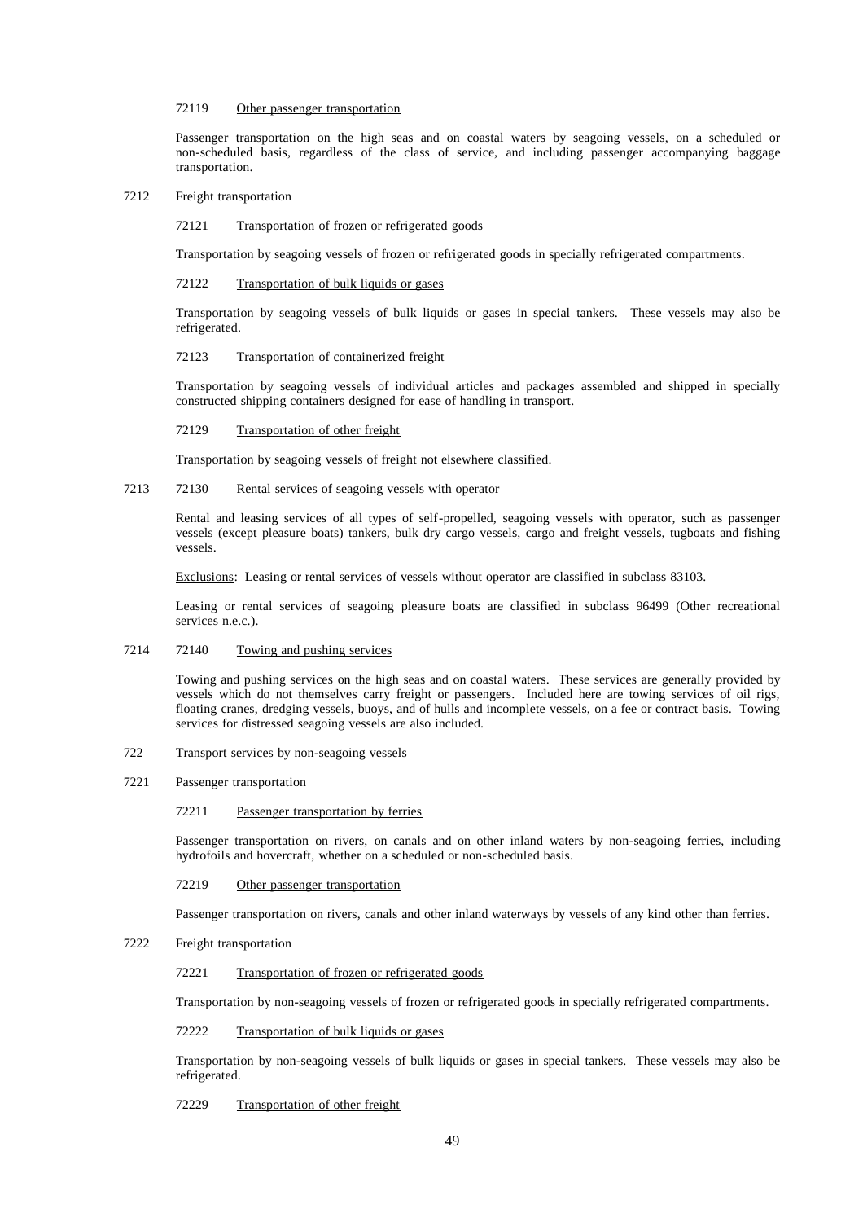72119 Other passenger transportation

Passenger transportation on the high seas and on coastal waters by seagoing vessels, on a scheduled or non-scheduled basis, regardless of the class of service, and including passenger accompanying baggage transportation.

7212 Freight transportation

72121 Transportation of frozen or refrigerated goods

Transportation by seagoing vessels of frozen or refrigerated goods in specially refrigerated compartments.

72122 Transportation of bulk liquids or gases

Transportation by seagoing vessels of bulk liquids or gases in special tankers. These vessels may also be refrigerated.

72123 Transportation of containerized freight

Transportation by seagoing vessels of individual articles and packages assembled and shipped in specially constructed shipping containers designed for ease of handling in transport.

72129 Transportation of other freight

Transportation by seagoing vessels of freight not elsewhere classified.

7213 72130 Rental services of seagoing vessels with operator

Rental and leasing services of all types of self-propelled, seagoing vessels with operator, such as passenger vessels (except pleasure boats) tankers, bulk dry cargo vessels, cargo and freight vessels, tugboats and fishing vessels.

Exclusions: Leasing or rental services of vessels without operator are classified in subclass 83103.

Leasing or rental services of seagoing pleasure boats are classified in subclass 96499 (Other recreational services n.e.c.).

7214 72140 Towing and pushing services

Towing and pushing services on the high seas and on coastal waters. These services are generally provided by vessels which do not themselves carry freight or passengers. Included here are towing services of oil rigs, floating cranes, dredging vessels, buoys, and of hulls and incomplete vessels, on a fee or contract basis. Towing services for distressed seagoing vessels are also included.

722 Transport services by non-seagoing vessels

7221 Passenger transportation

72211 Passenger transportation by ferries

Passenger transportation on rivers, on canals and on other inland waters by non-seagoing ferries, including hydrofoils and hovercraft, whether on a scheduled or non-scheduled basis.

72219 Other passenger transportation

Passenger transportation on rivers, canals and other inland waterways by vessels of any kind other than ferries.

7222 Freight transportation

72221 Transportation of frozen or refrigerated goods

Transportation by non-seagoing vessels of frozen or refrigerated goods in specially refrigerated compartments.

72222 Transportation of bulk liquids or gases

Transportation by non-seagoing vessels of bulk liquids or gases in special tankers. These vessels may also be refrigerated.

72229 Transportation of other freight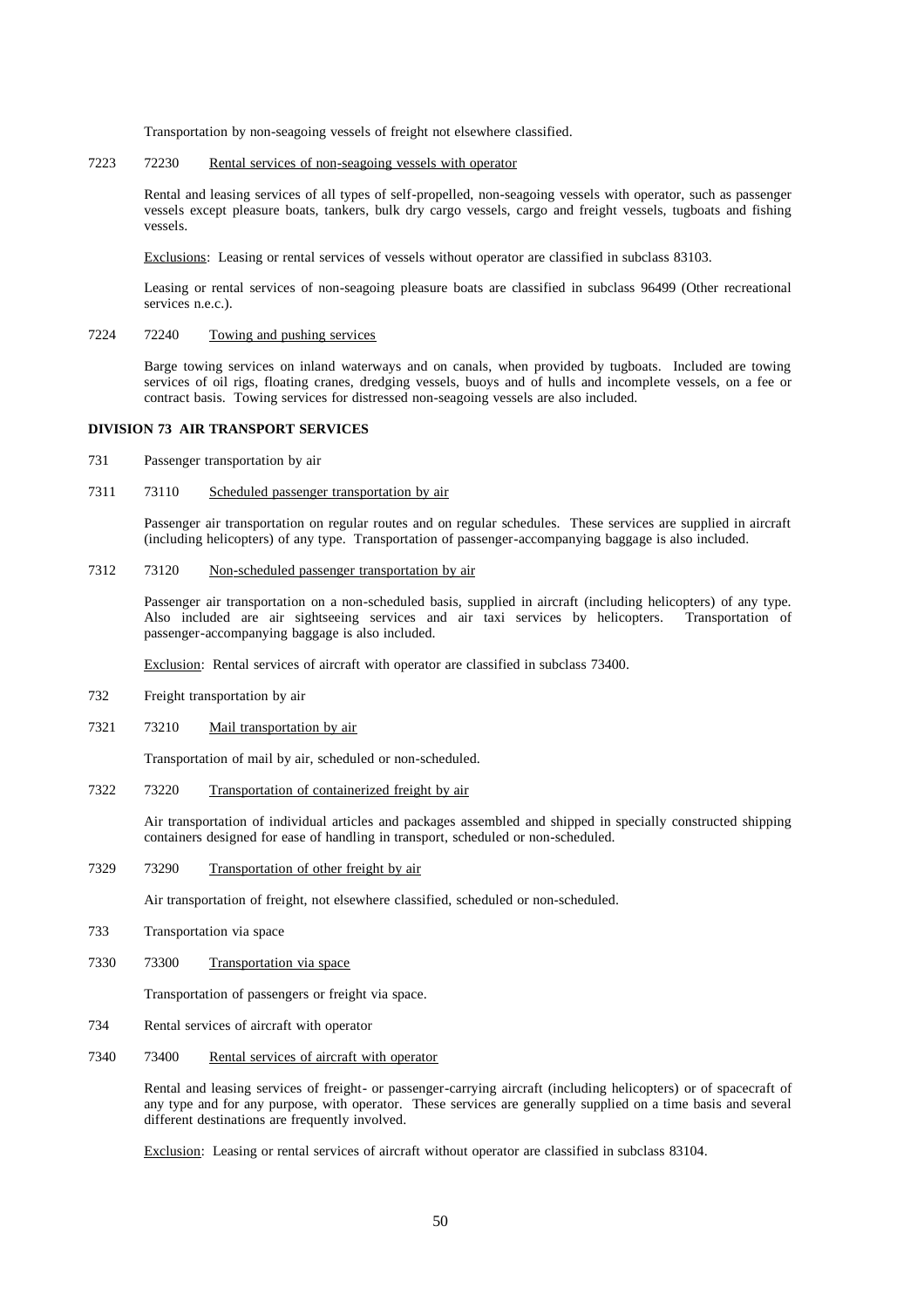Transportation by non-seagoing vessels of freight not elsewhere classified.

7223 72230 Rental services of non-seagoing vessels with operator

Rental and leasing services of all types of self-propelled, non-seagoing vessels with operator, such as passenger vessels except pleasure boats, tankers, bulk dry cargo vessels, cargo and freight vessels, tugboats and fishing vessels.

Exclusions: Leasing or rental services of vessels without operator are classified in subclass 83103.

Leasing or rental services of non-seagoing pleasure boats are classified in subclass 96499 (Other recreational services n.e.c.).

7224 72240 Towing and pushing services

Barge towing services on inland waterways and on canals, when provided by tugboats. Included are towing services of oil rigs, floating cranes, dredging vessels, buoys and of hulls and incomplete vessels, on a fee or contract basis. Towing services for distressed non-seagoing vessels are also included.

**DIVISION 73 AIR TRANSPORT SERVICES**

731 Passenger transportation by air

7311 73110 Scheduled passenger transportation by air

Passenger air transportation on regular routes and on regular schedules. These services are supplied in aircraft (including helicopters) of any type. Transportation of passenger-accompanying baggage is also included.

7312 73120 Non-scheduled passenger transportation by air

Passenger air transportation on a non-scheduled basis, supplied in aircraft (including helicopters) of any type. Also included are air sightseeing services and air taxi services by helicopters. Transportation of passenger-accompanying baggage is also included.

Exclusion: Rental services of aircraft with operator are classified in subclass 73400.

732 Freight transportation by air

7321 73210 Mail transportation by air

Transportation of mail by air, scheduled or non-scheduled.

7322 73220 Transportation of containerized freight by air

Air transportation of individual articles and packages assembled and shipped in specially constructed shipping containers designed for ease of handling in transport, scheduled or non-scheduled.

7329 73290 Transportation of other freight by air

Air transportation of freight, not elsewhere classified, scheduled or non-scheduled.

733 Transportation via space

7330 73300 Transportation via space

Transportation of passengers or freight via space.

734 Rental services of aircraft with operator

7340 73400 Rental services of aircraft with operator

Rental and leasing services of freight- or passenger-carrying aircraft (including helicopters) or of spacecraft of any type and for any purpose, with operator. These services are generally supplied on a time basis and several different destinations are frequently involved.

Exclusion: Leasing or rental services of aircraft without operator are classified in subclass 83104.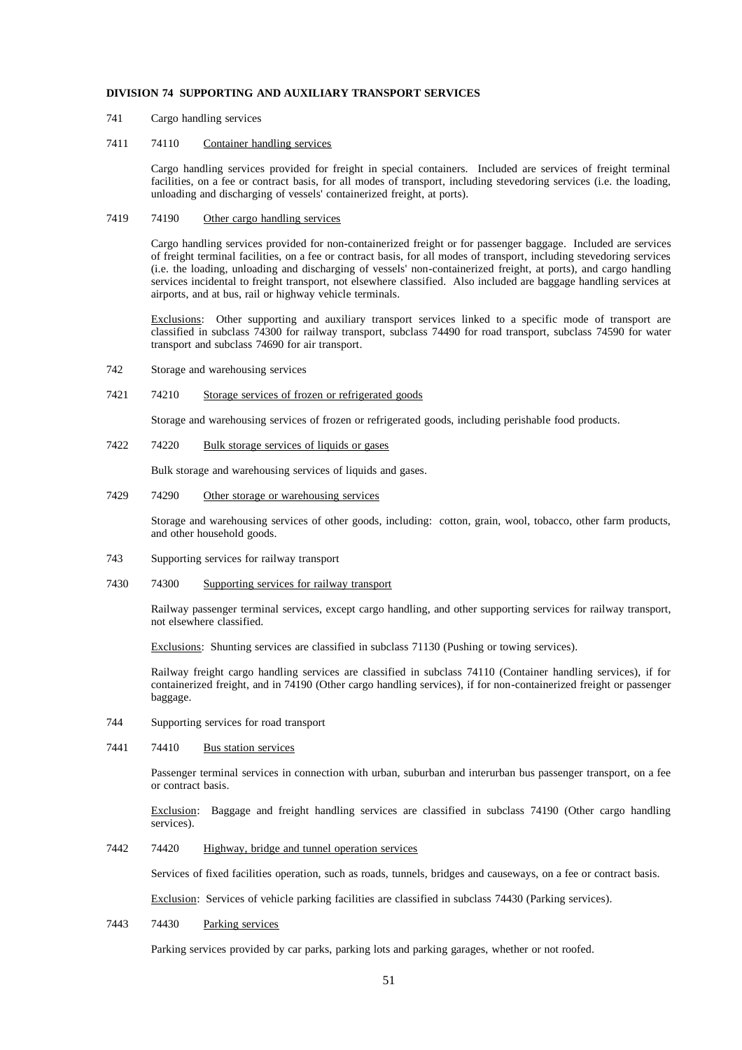**DIVISION 74 SUPPORTING AND AUXILIARY TRANSPORT SERVICES**

741 Cargo handling services

7411 74110 Container handling services

Cargo handling services provided for freight in special containers. Included are services of freight terminal facilities, on a fee or contract basis, for all modes of transport, including stevedoring services (i.e. the loading, unloading and discharging of vessels' containerized freight, at ports).

7419 74190 Other cargo handling services

Cargo handling services provided for non-containerized freight or for passenger baggage. Included are services of freight terminal facilities, on a fee or contract basis, for all modes of transport, including stevedoring services (i.e. the loading, unloading and discharging of vessels' non-containerized freight, at ports), and cargo handling services incidental to freight transport, not elsewhere classified. Also included are baggage handling services at airports, and at bus, rail or highway vehicle terminals.

Exclusions: Other supporting and auxiliary transport services linked to a specific mode of transport are classified in subclass 74300 for railway transport, subclass 74490 for road transport, subclass 74590 for water transport and subclass 74690 for air transport.

742 Storage and warehousing services

7421 74210 Storage services of frozen or refrigerated goods

Storage and warehousing services of frozen or refrigerated goods, including perishable food products.

7422 74220 Bulk storage services of liquids or gases

Bulk storage and warehousing services of liquids and gases.

7429 74290 Other storage or warehousing services

Storage and warehousing services of other goods, including: cotton, grain, wool, tobacco, other farm products, and other household goods.

743 Supporting services for railway transport

7430 74300 Supporting services for railway transport

Railway passenger terminal services, except cargo handling, and other supporting services for railway transport, not elsewhere classified.

Exclusions: Shunting services are classified in subclass 71130 (Pushing or towing services).

Railway freight cargo handling services are classified in subclass 74110 (Container handling services), if for containerized freight, and in 74190 (Other cargo handling services), if for non-containerized freight or passenger baggage.

744 Supporting services for road transport

7441 74410 Bus station services

Passenger terminal services in connection with urban, suburban and interurban bus passenger transport, on a fee or contract basis.

Exclusion: Baggage and freight handling services are classified in subclass 74190 (Other cargo handling services).

7442 74420 Highway, bridge and tunnel operation services

Services of fixed facilities operation, such as roads, tunnels, bridges and causeways, on a fee or contract basis.

Exclusion: Services of vehicle parking facilities are classified in subclass 74430 (Parking services).

7443 74430 Parking services

Parking services provided by car parks, parking lots and parking garages, whether or not roofed.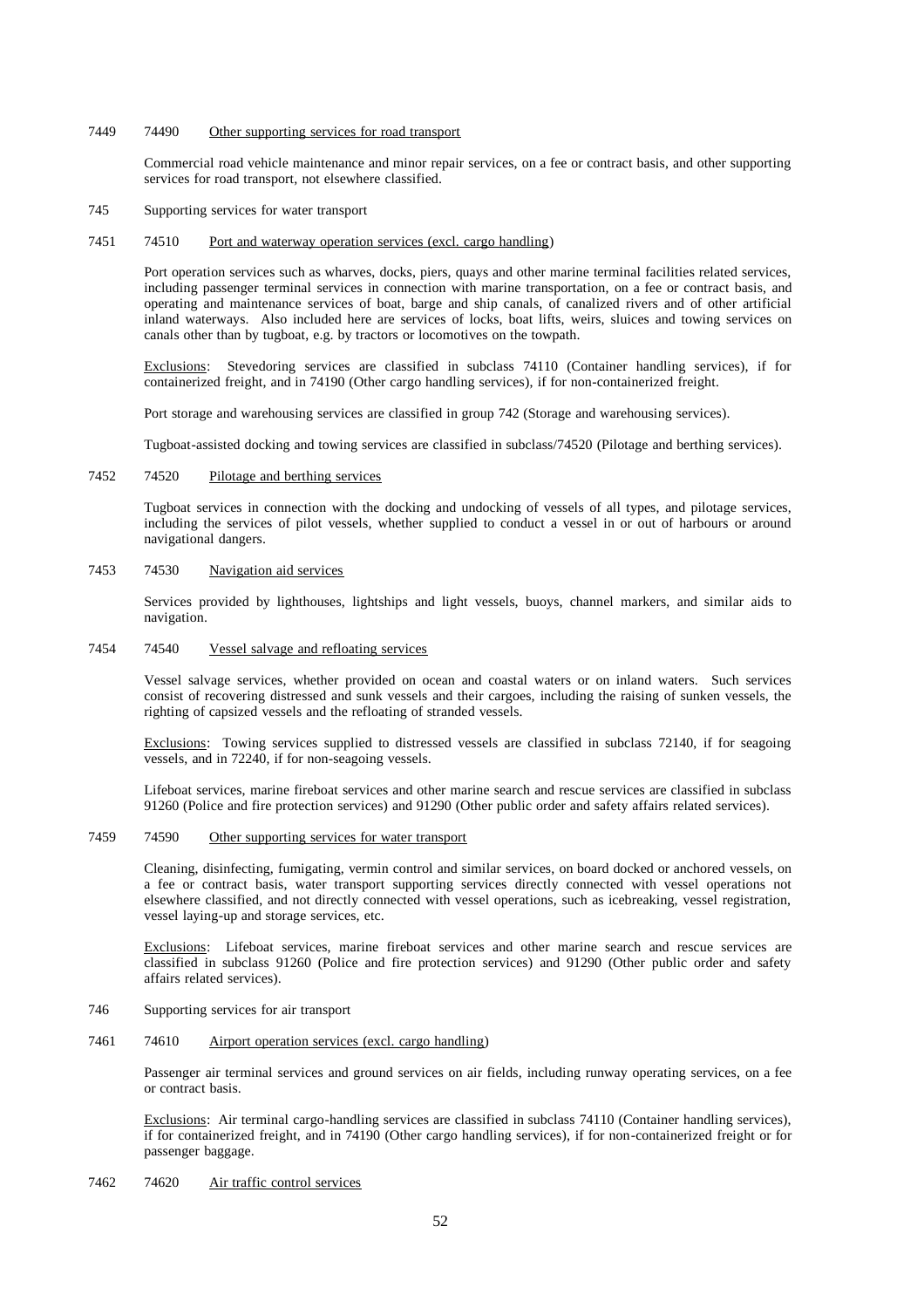7449 74490 <u>Other supporting services for road transport</u>

Commercial road vehicle maintenance and minor repair services, on a fee or contract basis, and other supporting services for road transport, not elsewhere classified.

745 Supporting services for water transport

7451 74510 <u>Port and waterway operation services (excl. cargo handling</u>)

Port operation services such as wharves, docks, piers, quays and other marine terminal facilities related services, including passenger terminal services in connection with marine transportation, on a fee or contract basis, and operating and maintenance services of boat, barge and ship canals, of canalized rivers and of other artificial inland waterways. Also included here are services of locks, boat lifts, weirs, sluices and towing services on canals other than by tugboat, e.g. by tractors or locomotives on the towpath.

<u>Exclusions</u>: Stevedoring services are classified in subclass 74110 (Container handling services), if for containerized freight, and in 74190 (Other cargo handling services), if for non-containerized freight.

Port storage and warehousing services are classified in group 742 (Storage and warehousing services).

Tugboat-assisted docking and towing services are classified in subclass/74520 (Pilotage and berthing services).

7452 74520 <u>Pilotage and berthing services</u>

Tugboat services in connection with the docking and undocking of vessels of all types, and pilotage services, including the services of pilot vessels, whether supplied to conduct a vessel in or out of harbours or around navigational dangers.

7453 74530 <u>Navigation aid services</u>

Services provided by lighthouses, lightships and light vessels, buoys, channel markers, and similar aids to navigation.

7454 74540 <u>Vessel salvage and refloating services</u>

Vessel salvage services, whether provided on ocean and coastal waters or on inland waters. Such services consist of recovering distressed and sunk vessels and their cargoes, including the raising of sunken vessels, the righting of capsized vessels and the refloating of stranded vessels.

<u>Exclusions</u>: Towing services supplied to distressed vessels are classified in subclass 72140, if for seagoing vessels, and in 72240, if for non-seagoing vessels.

Lifeboat services, marine fireboat services and other marine search and rescue services are classified in subclass 91260 (Police and fire protection services) and 91290 (Other public order and safety affairs related services).

7459 74590 <u>Other supporting services for water transport</u>

Cleaning, disinfecting, fumigating, vermin control and similar services, on board docked or anchored vessels, on a fee or contract basis, water transport supporting services directly connected with vessel operations not elsewhere classified, and not directly connected with vessel operations, such as icebreaking, vessel registration, vessel laying-up and storage services, etc.

<u>Exclusions</u>: Lifeboat services, marine fireboat services and other marine search and rescue services are classified in subclass 91260 (Police and fire protection services) and 91290 (Other public order and safety affairs related services).

746 Supporting services for air transport

7461 74610 <u>Airport operation services (excl. cargo handling</u>)

Passenger air terminal services and ground services on air fields, including runway operating services, on a fee or contract basis.

<u>Exclusions</u>: Air terminal cargo-handling services are classified in subclass 74110 (Container handling services), if for containerized freight, and in 74190 (Other cargo handling services), if for non-containerized freight or for passenger baggage.

7462 74620 <u>Air traffic control services</u>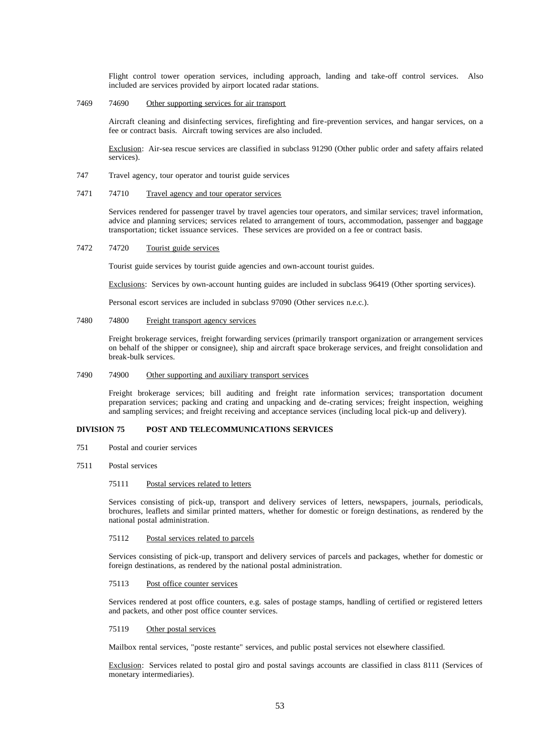Flight control tower operation services, including approach, landing and take-off control services. Also included are services provided by airport located radar stations.

7469 74690 Other supporting services for air transport

Aircraft cleaning and disinfecting services, firefighting and fire-prevention services, and hangar services, on a fee or contract basis. Aircraft towing services are also included.

Exclusion: Air-sea rescue services are classified in subclass 91290 (Other public order and safety affairs related services).

747 Travel agency, tour operator and tourist guide services

7471 74710 Travel agency and tour operator services

Services rendered for passenger travel by travel agencies tour operators, and similar services; travel information, advice and planning services; services related to arrangement of tours, accommodation, passenger and baggage transportation; ticket issuance services. These services are provided on a fee or contract basis.

7472 74720 Tourist guide services

Tourist guide services by tourist guide agencies and own-account tourist guides.

Exclusions: Services by own-account hunting guides are included in subclass 96419 (Other sporting services).

Personal escort services are included in subclass 97090 (Other services n.e.c.).

7480 74800 Freight transport agency services

Freight brokerage services, freight forwarding services (primarily transport organization or arrangement services on behalf of the shipper or consignee), ship and aircraft space brokerage services, and freight consolidation and break-bulk services.

7490 74900 Other supporting and auxiliary transport services

Freight brokerage services; bill auditing and freight rate information services; transportation document preparation services; packing and crating and unpacking and de-crating services; freight inspection, weighing and sampling services; and freight receiving and acceptance services (including local pick-up and delivery).

**DIVISION 75 POST AND TELECOMMUNICATIONS SERVICES**

751 Postal and courier services

7511 Postal services

75111 Postal services related to letters

Services consisting of pick-up, transport and delivery services of letters, newspapers, journals, periodicals, brochures, leaflets and similar printed matters, whether for domestic or foreign destinations, as rendered by the national postal administration.

75112 Postal services related to parcels

Services consisting of pick-up, transport and delivery services of parcels and packages, whether for domestic or foreign destinations, as rendered by the national postal administration.

75113 Post office counter services

Services rendered at post office counters, e.g. sales of postage stamps, handling of certified or registered letters and packets, and other post office counter services.

75119 Other postal services

Mailbox rental services, "poste restante" services, and public postal services not elsewhere classified.

Exclusion: Services related to postal giro and postal savings accounts are classified in class 8111 (Services of monetary intermediaries).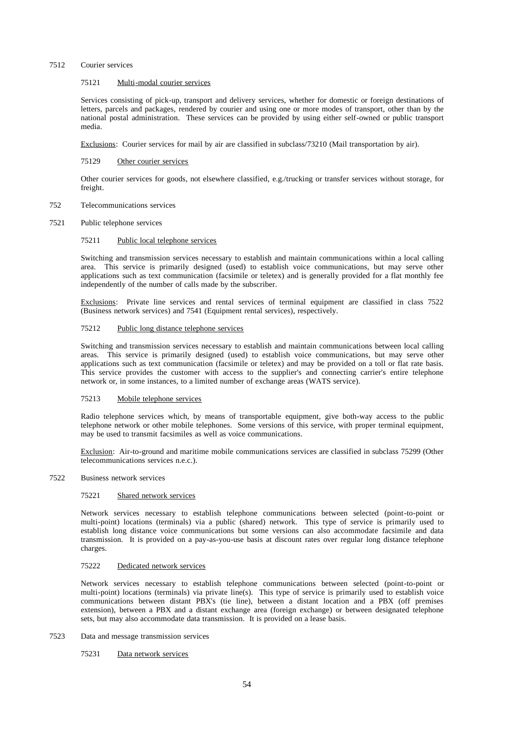7512 Courier services

75121 Multi-modal courier services

Services consisting of pick-up, transport and delivery services, whether for domestic or foreign destinations of letters, parcels and packages, rendered by courier and using one or more modes of transport, other than by the national postal administration. These services can be provided by using either self-owned or public transport media.

Exclusions: Courier services for mail by air are classified in subclass/73210 (Mail transportation by air).

75129 Other courier services

Other courier services for goods, not elsewhere classified, e.g./trucking or transfer services without storage, for freight.

752 Telecommunications services

7521 Public telephone services

75211 Public local telephone services

Switching and transmission services necessary to establish and maintain communications within a local calling area. This service is primarily designed (used) to establish voice communications, but may serve other applications such as text communication (facsimile or teletex) and is generally provided for a flat monthly fee independently of the number of calls made by the subscriber.

Exclusions: Private line services and rental services of terminal equipment are classified in class 7522 (Business network services) and 7541 (Equipment rental services), respectively.

75212 Public long distance telephone services

Switching and transmission services necessary to establish and maintain communications between local calling areas. This service is primarily designed (used) to establish voice communications, but may serve other applications such as text communication (facsimile or teletex) and may be provided on a toll or flat rate basis. This service provides the customer with access to the supplier's and connecting carrier's entire telephone network or, in some instances, to a limited number of exchange areas (WATS service).

75213 Mobile telephone services

Radio telephone services which, by means of transportable equipment, give both-way access to the public telephone network or other mobile telephones. Some versions of this service, with proper terminal equipment, may be used to transmit facsimiles as well as voice communications.

Exclusion: Air-to-ground and maritime mobile communications services are classified in subclass 75299 (Other telecommunications services n.e.c.).

7522 Business network services

75221 Shared network services

Network services necessary to establish telephone communications between selected (point-to-point or multi-point) locations (terminals) via a public (shared) network. This type of service is primarily used to establish long distance voice communications but some versions can also accommodate facsimile and data transmission. It is provided on a pay-as-you-use basis at discount rates over regular long distance telephone charges.

75222 Dedicated network services

Network services necessary to establish telephone communications between selected (point-to-point or multi-point) locations (terminals) via private line(s). This type of service is primarily used to establish voice communications between distant PBX's (tie line), between a distant location and a PBX (off premises extension), between a PBX and a distant exchange area (foreign exchange) or between designated telephone sets, but may also accommodate data transmission. It is provided on a lease basis.

7523 Data and message transmission services

75231 Data network services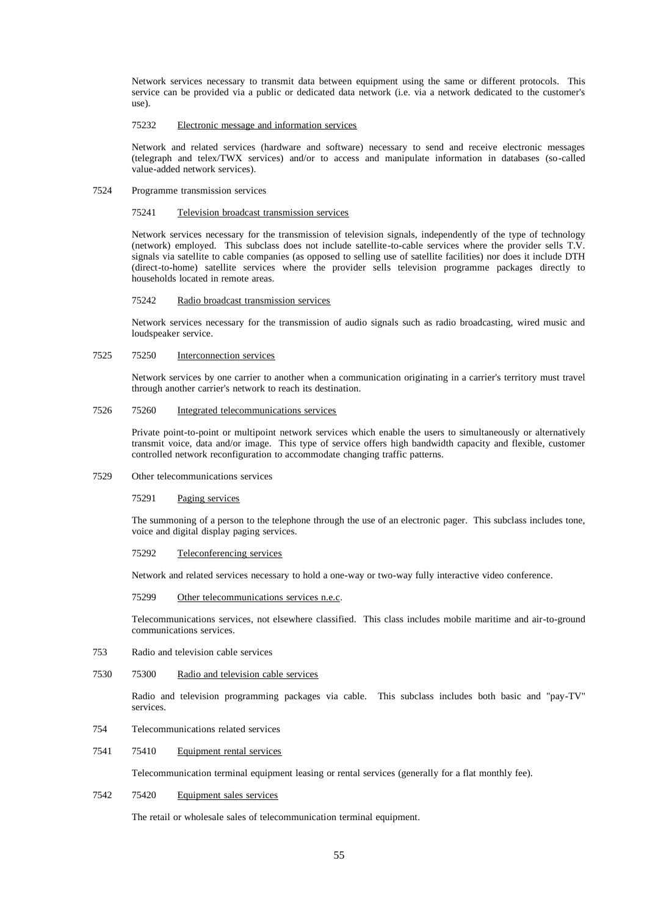Network services necessary to transmit data between equipment using the same or different protocols. This service can be provided via a public or dedicated data network (i.e. via a network dedicated to the customer's use).

75232 Electronic message and information services

Network and related services (hardware and software) necessary to send and receive electronic messages (telegraph and telex/TWX services) and/or to access and manipulate information in databases (so-called value-added network services).

7524 Programme transmission services

75241 Television broadcast transmission services

Network services necessary for the transmission of television signals, independently of the type of technology (network) employed. This subclass does not include satellite-to-cable services where the provider sells T.V. signals via satellite to cable companies (as opposed to selling use of satellite facilities) nor does it include DTH (direct-to-home) satellite services where the provider sells television programme packages directly to households located in remote areas.

75242 Radio broadcast transmission services

Network services necessary for the transmission of audio signals such as radio broadcasting, wired music and loudspeaker service.

7525 75250 Interconnection services

Network services by one carrier to another when a communication originating in a carrier's territory must travel through another carrier's network to reach its destination.

7526 75260 Integrated telecommunications services

Private point-to-point or multipoint network services which enable the users to simultaneously or alternatively transmit voice, data and/or image. This type of service offers high bandwidth capacity and flexible, customer controlled network reconfiguration to accommodate changing traffic patterns.

7529 Other telecommunications services

75291 Paging services

The summoning of a person to the telephone through the use of an electronic pager. This subclass includes tone, voice and digital display paging services.

75292 Teleconferencing services

Network and related services necessary to hold a one-way or two-way fully interactive video conference.

75299 Other telecommunications services n.e.c.

Telecommunications services, not elsewhere classified. This class includes mobile maritime and air-to-ground communications services.

753 Radio and television cable services

7530 75300 Radio and television cable services

Radio and television programming packages via cable. This subclass includes both basic and "pay-TV" services.

754 Telecommunications related services

7541 75410 Equipment rental services

Telecommunication terminal equipment leasing or rental services (generally for a flat monthly fee).

7542 75420 Equipment sales services

The retail or wholesale sales of telecommunication terminal equipment.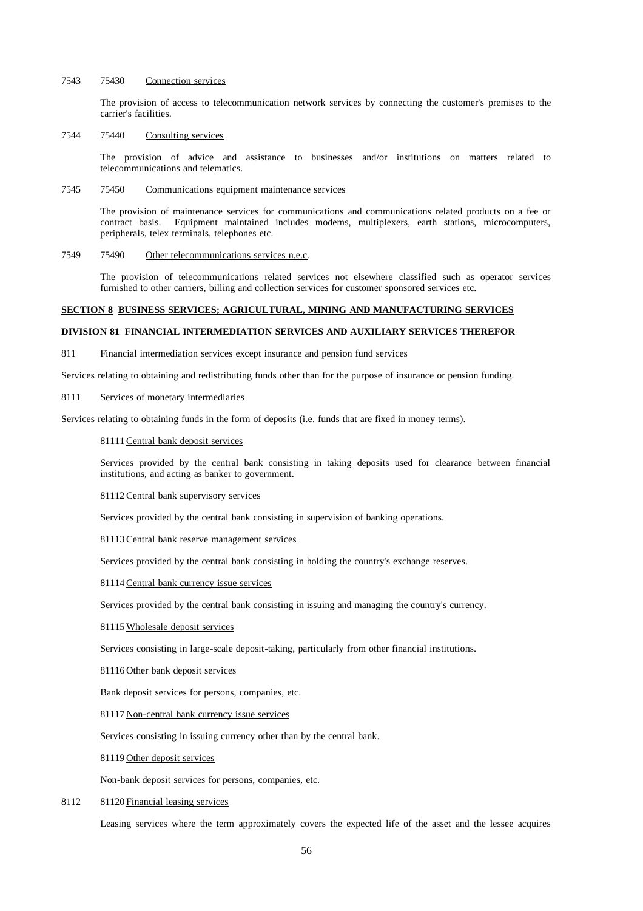7543 75430 Connection services

The provision of access to telecommunication network services by connecting the customer's premises to the carrier's facilities.

7544 75440 Consulting services

The provision of advice and assistance to businesses and/or institutions on matters related to telecommunications and telematics.

7545 75450 Communications equipment maintenance services

The provision of maintenance services for communications and communications related products on a fee or contract basis. Equipment maintained includes modems, multiplexers, earth stations, microcomputers, peripherals, telex terminals, telephones etc.

7549 75490 Other telecommunications services n.e.c.

The provision of telecommunications related services not elsewhere classified such as operator services furnished to other carriers, billing and collection services for customer sponsored services etc.

## SECTION 8 BUSINESS SERVICES; AGRICULTURAL, MINING AND MANUFACTURING SERVICES

### DIVISION 81 FINANCIAL INTERMEDIATION SERVICES AND AUXILIARY SERVICES THEREFOR

811 Financial intermediation services except insurance and pension fund services

Services relating to obtaining and redistributing funds other than for the purpose of insurance or pension funding.

8111 Services of monetary intermediaries

Services relating to obtaining funds in the form of deposits (i.e. funds that are fixed in money terms).

81111 Central bank deposit services

Services provided by the central bank consisting in taking deposits used for clearance between financial institutions, and acting as banker to government.

81112 Central bank supervisory services

Services provided by the central bank consisting in supervision of banking operations.

81113 Central bank reserve management services

Services provided by the central bank consisting in holding the country's exchange reserves.

81114 Central bank currency issue services

Services provided by the central bank consisting in issuing and managing the country's currency.

81115 Wholesale deposit services

Services consisting in large-scale deposit-taking, particularly from other financial institutions.

81116 Other bank deposit services

Bank deposit services for persons, companies, etc.

81117 Non-central bank currency issue services

Services consisting in issuing currency other than by the central bank.

81119 Other deposit services

Non-bank deposit services for persons, companies, etc.

8112 81120 Financial leasing services

Leasing services where the term approximately covers the expected life of the asset and the lessee acquires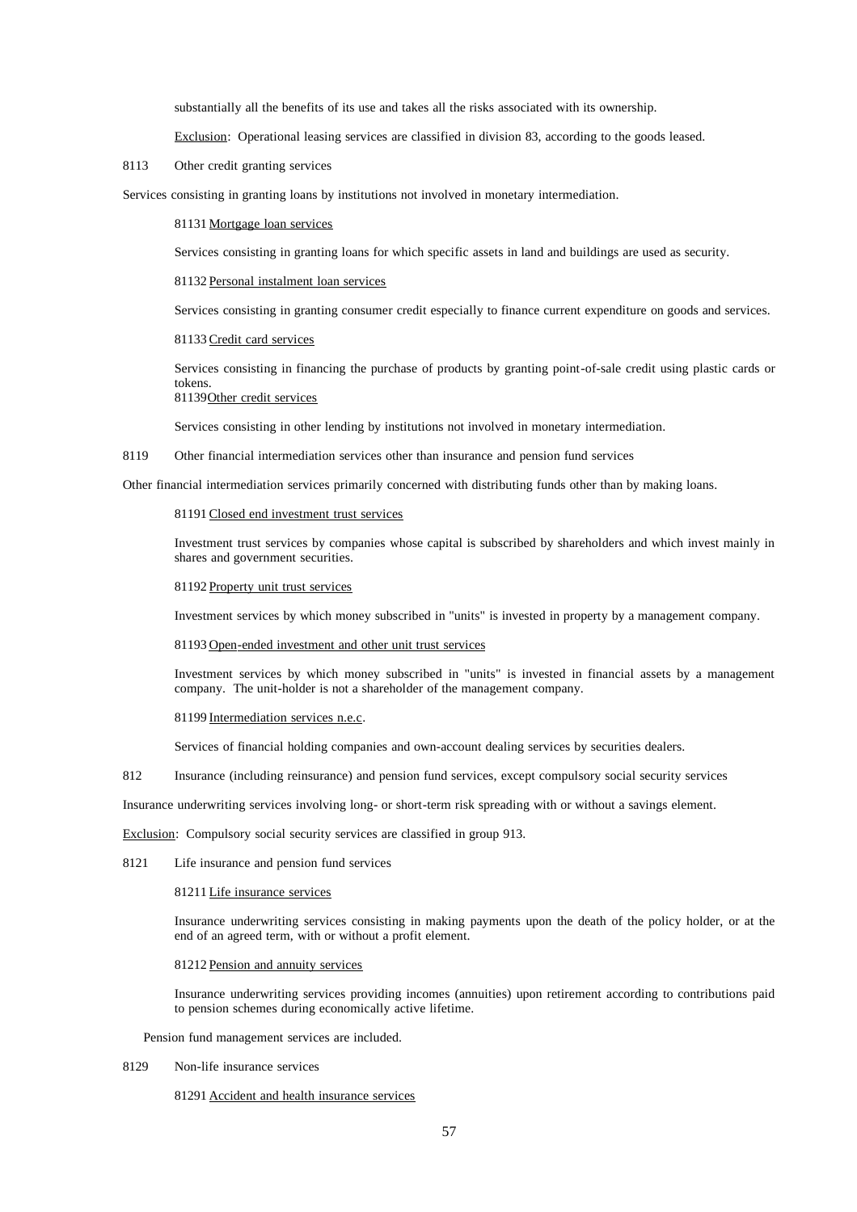substantially all the benefits of its use and takes all the risks associated with its ownership.

Exclusion: Operational leasing services are classified in division 83, according to the goods leased.

8113 Other credit granting services

Services consisting in granting loans by institutions not involved in monetary intermediation.

81131 Mortgage loan services

Services consisting in granting loans for which specific assets in land and buildings are used as security.

81132 Personal instalment loan services

Services consisting in granting consumer credit especially to finance current expenditure on goods and services.

81133 Credit card services

Services consisting in financing the purchase of products by granting point-of-sale credit using plastic cards or tokens.

81139 Other credit services

Services consisting in other lending by institutions not involved in monetary intermediation.

8119 Other financial intermediation services other than insurance and pension fund services

Other financial intermediation services primarily concerned with distributing funds other than by making loans.

81191 Closed end investment trust services

Investment trust services by companies whose capital is subscribed by shareholders and which invest mainly in shares and government securities.

81192 Property unit trust services

Investment services by which money subscribed in "units" is invested in property by a management company.

81193 Open-ended investment and other unit trust services

Investment services by which money subscribed in "units" is invested in financial assets by a management company. The unit-holder is not a shareholder of the management company.

81199 Intermediation services n.e.c.

Services of financial holding companies and own-account dealing services by securities dealers.

812 Insurance (including reinsurance) and pension fund services, except compulsory social security services

Insurance underwriting services involving long- or short-term risk spreading with or without a savings element.

Exclusion: Compulsory social security services are classified in group 913.

8121 Life insurance and pension fund services

81211 Life insurance services

Insurance underwriting services consisting in making payments upon the death of the policy holder, or at the end of an agreed term, with or without a profit element.

81212 Pension and annuity services

Insurance underwriting services providing incomes (annuities) upon retirement according to contributions paid to pension schemes during economically active lifetime.

Pension fund management services are included.

8129 Non-life insurance services

81291 Accident and health insurance services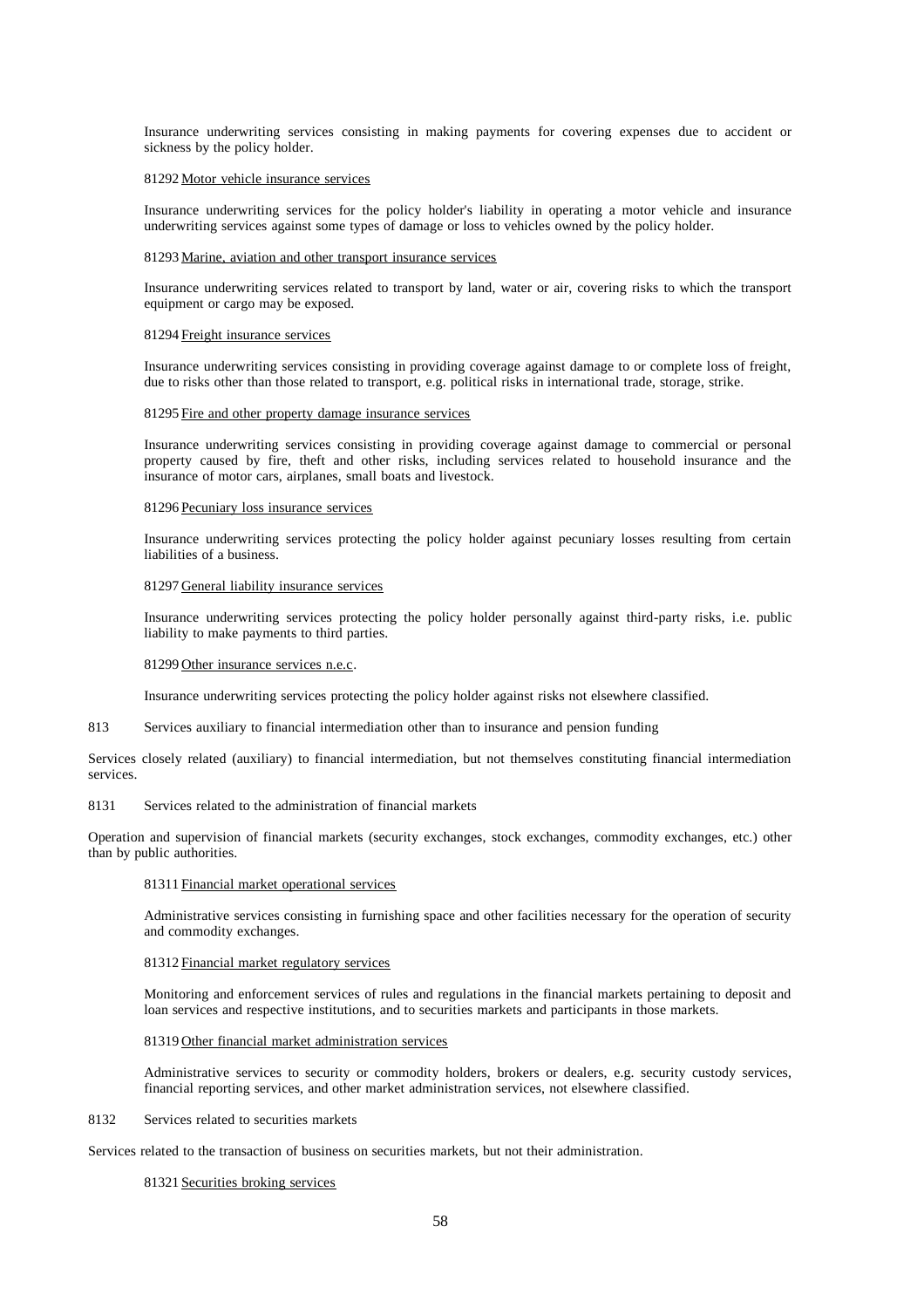Insurance underwriting services consisting in making payments for covering expenses due to accident or sickness by the policy holder.

81292 Motor vehicle insurance services

Insurance underwriting services for the policy holder's liability in operating a motor vehicle and insurance underwriting services against some types of damage or loss to vehicles owned by the policy holder.

81293 Marine, aviation and other transport insurance services

Insurance underwriting services related to transport by land, water or air, covering risks to which the transport equipment or cargo may be exposed.

81294 Freight insurance services

Insurance underwriting services consisting in providing coverage against damage to or complete loss of freight, due to risks other than those related to transport, e.g. political risks in international trade, storage, strike.

81295 Fire and other property damage insurance services

Insurance underwriting services consisting in providing coverage against damage to commercial or personal property caused by fire, theft and other risks, including services related to household insurance and the insurance of motor cars, airplanes, small boats and livestock.

81296 Pecuniary loss insurance services

Insurance underwriting services protecting the policy holder against pecuniary losses resulting from certain liabilities of a business.

81297 General liability insurance services

Insurance underwriting services protecting the policy holder personally against third-party risks, i.e. public liability to make payments to third parties.

81299 Other insurance services n.e.c.

Insurance underwriting services protecting the policy holder against risks not elsewhere classified.

813 Services auxiliary to financial intermediation other than to insurance and pension funding

Services closely related (auxiliary) to financial intermediation, but not themselves constituting financial intermediation services.

8131 Services related to the administration of financial markets

Operation and supervision of financial markets (security exchanges, stock exchanges, commodity exchanges, etc.) other than by public authorities.

81311 Financial market operational services

Administrative services consisting in furnishing space and other facilities necessary for the operation of security and commodity exchanges.

81312 Financial market regulatory services

Monitoring and enforcement services of rules and regulations in the financial markets pertaining to deposit and loan services and respective institutions, and to securities markets and participants in those markets.

81319 Other financial market administration services

Administrative services to security or commodity holders, brokers or dealers, e.g. security custody services, financial reporting services, and other market administration services, not elsewhere classified.

8132 Services related to securities markets

Services related to the transaction of business on securities markets, but not their administration.

81321 Securities broking services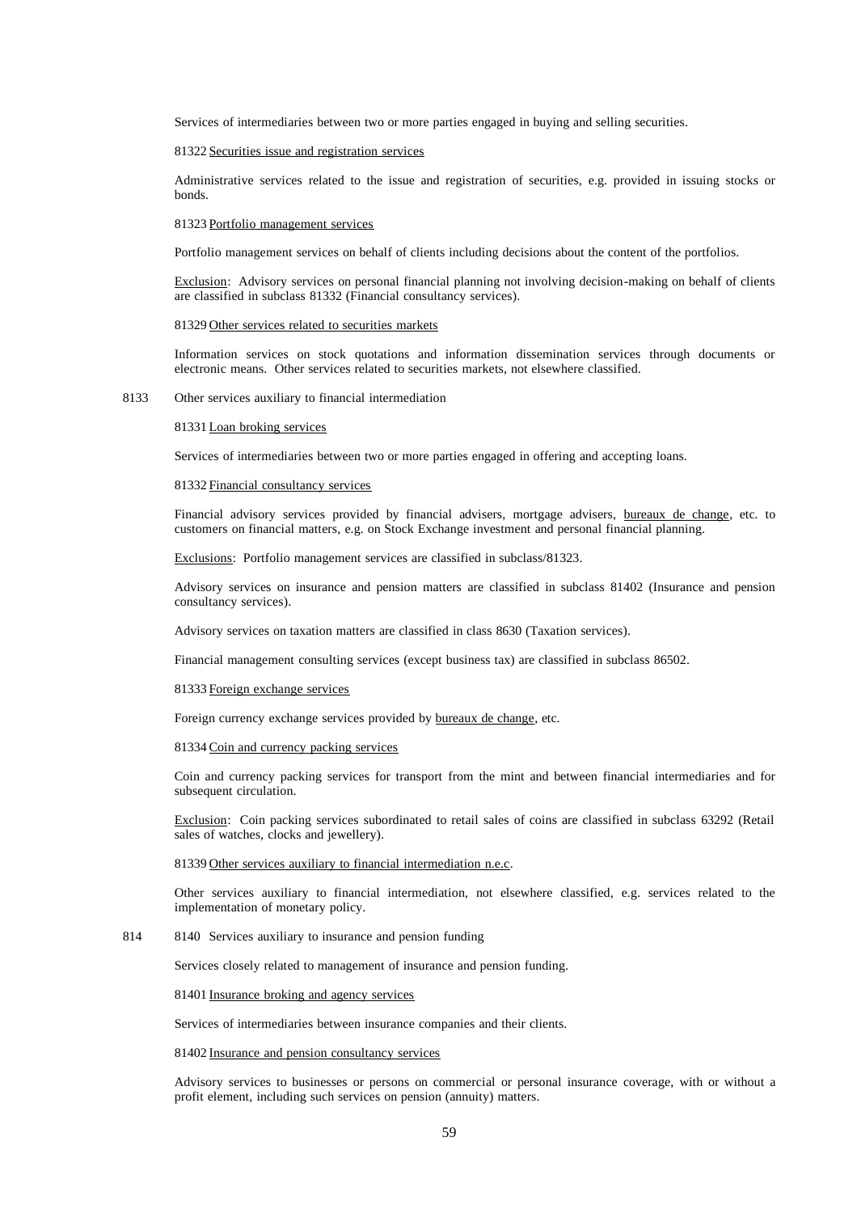Services of intermediaries between two or more parties engaged in buying and selling securities.

81322 Securities issue and registration services

Administrative services related to the issue and registration of securities, e.g. provided in issuing stocks or bonds.

81323 Portfolio management services

Portfolio management services on behalf of clients including decisions about the content of the portfolios.

Exclusion: Advisory services on personal financial planning not involving decision-making on behalf of clients are classified in subclass 81332 (Financial consultancy services).

81329 Other services related to securities markets

Information services on stock quotations and information dissemination services through documents or electronic means. Other services related to securities markets, not elsewhere classified.

8133 Other services auxiliary to financial intermediation

81331 Loan broking services

Services of intermediaries between two or more parties engaged in offering and accepting loans.

81332 Financial consultancy services

Financial advisory services provided by financial advisers, mortgage advisers, bureaux de change, etc. to customers on financial matters, e.g. on Stock Exchange investment and personal financial planning.

Exclusions: Portfolio management services are classified in subclass/81323.

Advisory services on insurance and pension matters are classified in subclass 81402 (Insurance and pension consultancy services).

Advisory services on taxation matters are classified in class 8630 (Taxation services).

Financial management consulting services (except business tax) are classified in subclass 86502.

81333 Foreign exchange services

Foreign currency exchange services provided by bureaux de change, etc.

81334 Coin and currency packing services

Coin and currency packing services for transport from the mint and between financial intermediaries and for subsequent circulation.

Exclusion: Coin packing services subordinated to retail sales of coins are classified in subclass 63292 (Retail sales of watches, clocks and jewellery).

81339 Other services auxiliary to financial intermediation n.e.c.

Other services auxiliary to financial intermediation, not elsewhere classified, e.g. services related to the implementation of monetary policy.

814 8140 Services auxiliary to insurance and pension funding

Services closely related to management of insurance and pension funding.

81401 Insurance broking and agency services

Services of intermediaries between insurance companies and their clients.

81402 Insurance and pension consultancy services

Advisory services to businesses or persons on commercial or personal insurance coverage, with or without a profit element, including such services on pension (annuity) matters.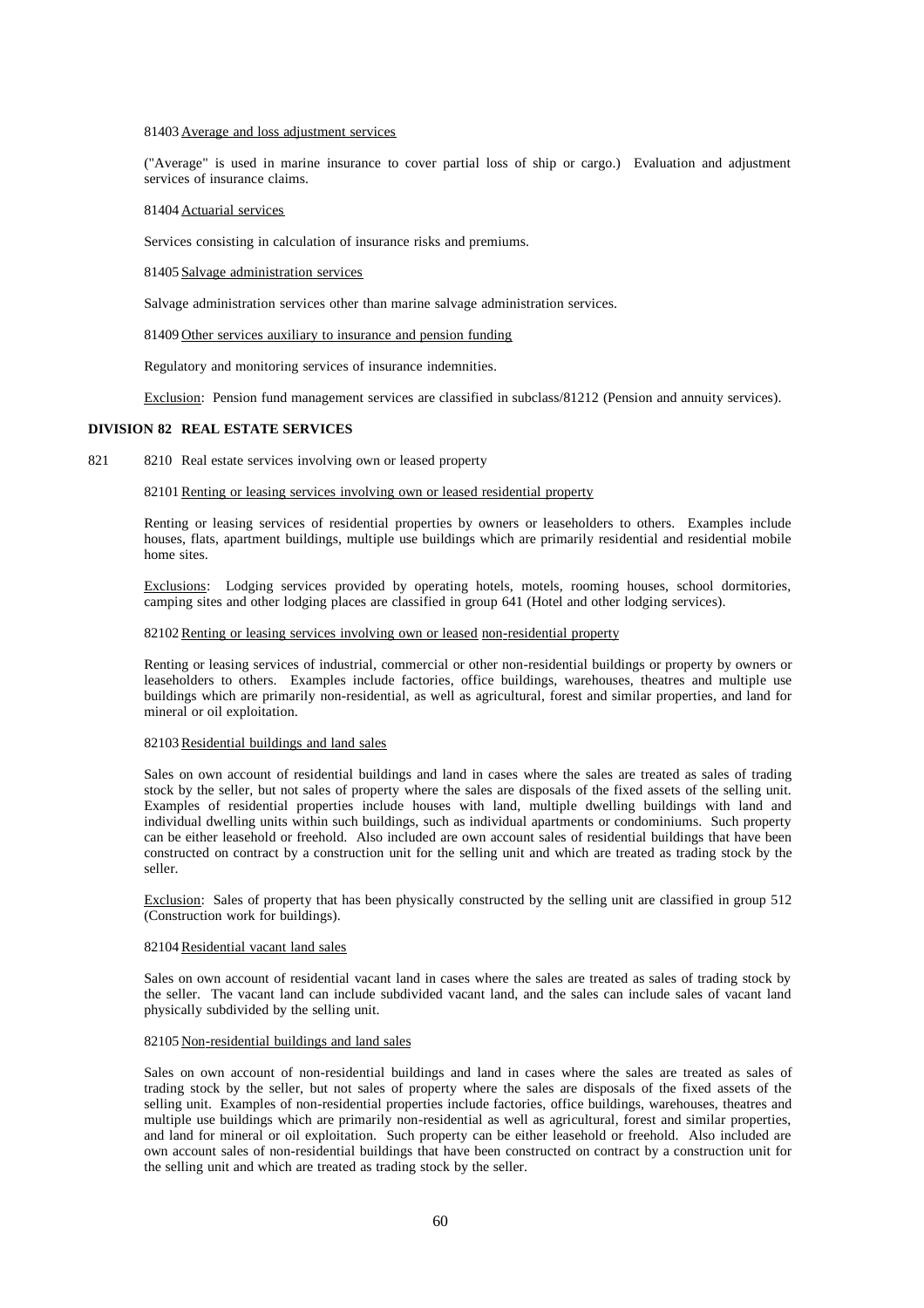81403 Average and loss adjustment services

("Average" is used in marine insurance to cover partial loss of ship or cargo.) Evaluation and adjustment services of insurance claims.

81404 Actuarial services

Services consisting in calculation of insurance risks and premiums.

81405 Salvage administration services

Salvage administration services other than marine salvage administration services.

81409 Other services auxiliary to insurance and pension funding

Regulatory and monitoring services of insurance indemnities.

Exclusion: Pension fund management services are classified in subclass/81212 (Pension and annuity services).

## DIVISION 82 REAL ESTATE SERVICES

821 8210 Real estate services involving own or leased property

82101 Renting or leasing services involving own or leased residential property

Renting or leasing services of residential properties by owners or leaseholders to others. Examples include houses, flats, apartment buildings, multiple use buildings which are primarily residential and residential mobile home sites.

Exclusions: Lodging services provided by operating hotels, motels, rooming houses, school dormitories, camping sites and other lodging places are classified in group 641 (Hotel and other lodging services).

82102 Renting or leasing services involving own or leased non-residential property

Renting or leasing services of industrial, commercial or other non-residential buildings or property by owners or leaseholders to others. Examples include factories, office buildings, warehouses, theatres and multiple use buildings which are primarily non-residential, as well as agricultural, forest and similar properties, and land for mineral or oil exploitation.

82103 Residential buildings and land sales

Sales on own account of residential buildings and land in cases where the sales are treated as sales of trading stock by the seller, but not sales of property where the sales are disposals of the fixed assets of the selling unit. Examples of residential properties include houses with land, multiple dwelling buildings with land and individual dwelling units within such buildings, such as individual apartments or condominiums. Such property can be either leasehold or freehold. Also included are own account sales of residential buildings that have been constructed on contract by a construction unit for the selling unit and which are treated as trading stock by the seller.

Exclusion: Sales of property that has been physically constructed by the selling unit are classified in group 512 (Construction work for buildings).

82104 Residential vacant land sales

Sales on own account of residential vacant land in cases where the sales are treated as sales of trading stock by the seller. The vacant land can include subdivided vacant land, and the sales can include sales of vacant land physically subdivided by the selling unit.

82105 Non-residential buildings and land sales

Sales on own account of non-residential buildings and land in cases where the sales are treated as sales of trading stock by the seller, but not sales of property where the sales are disposals of the fixed assets of the selling unit. Examples of non-residential properties include factories, office buildings, warehouses, theatres and multiple use buildings which are primarily non-residential as well as agricultural, forest and similar properties, and land for mineral or oil exploitation. Such property can be either leasehold or freehold. Also included are own account sales of non-residential buildings that have been constructed on contract by a construction unit for the selling unit and which are treated as trading stock by the seller.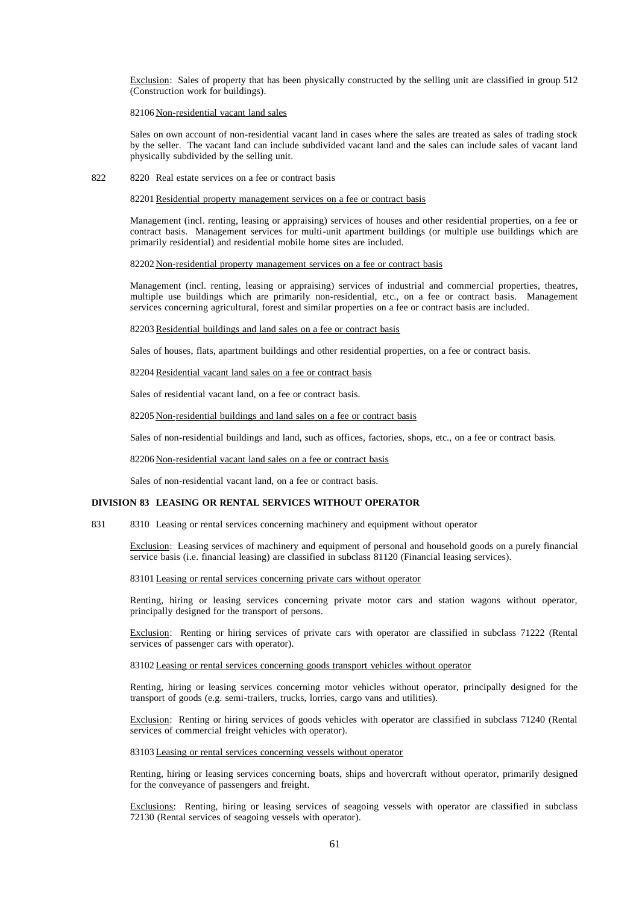Exclusion: Sales of property that has been physically constructed by the selling unit are classified in group 512 (Construction work for buildings).

82106 Non-residential vacant land sales

Sales on own account of non-residential vacant land in cases where the sales are treated as sales of trading stock by the seller. The vacant land can include subdivided vacant land and the sales can include sales of vacant land physically subdivided by the selling unit.

822 8220 Real estate services on a fee or contract basis

82201 Residential property management services on a fee or contract basis

Management (incl. renting, leasing or appraising) services of houses and other residential properties, on a fee or contract basis. Management services for multi-unit apartment buildings (or multiple use buildings which are primarily residential) and residential mobile home sites are included.

82202 Non-residential property management services on a fee or contract basis

Management (incl. renting, leasing or appraising) services of industrial and commercial properties, theatres, multiple use buildings which are primarily non-residential, etc., on a fee or contract basis. Management services concerning agricultural, forest and similar properties on a fee or contract basis are included.

82203 Residential buildings and land sales on a fee or contract basis

Sales of houses, flats, apartment buildings and other residential properties, on a fee or contract basis.

82204 Residential vacant land sales on a fee or contract basis

Sales of residential vacant land, on a fee or contract basis.

82205 Non-residential buildings and land sales on a fee or contract basis

Sales of non-residential buildings and land, such as offices, factories, shops, etc., on a fee or contract basis.

82206 Non-residential vacant land sales on a fee or contract basis

Sales of non-residential vacant land, on a fee or contract basis.

## DIVISION 83 LEASING OR RENTAL SERVICES WITHOUT OPERATOR

831 8310 Leasing or rental services concerning machinery and equipment without operator

Exclusion: Leasing services of machinery and equipment of personal and household goods on a purely financial service basis (i.e. financial leasing) are classified in subclass 81120 (Financial leasing services).

83101 Leasing or rental services concerning private cars without operator

Renting, hiring or leasing services concerning private motor cars and station wagons without operator, principally designed for the transport of persons.

Exclusion: Renting or hiring services of private cars with operator are classified in subclass 71222 (Rental services of passenger cars with operator).

83102 Leasing or rental services concerning goods transport vehicles without operator

Renting, hiring or leasing services concerning motor vehicles without operator, principally designed for the transport of goods (e.g. semi-trailers, trucks, lorries, cargo vans and utilities).

Exclusion: Renting or hiring services of goods vehicles with operator are classified in subclass 71240 (Rental services of commercial freight vehicles with operator).

83103 Leasing or rental services concerning vessels without operator

Renting, hiring or leasing services concerning boats, ships and hovercraft without operator, primarily designed for the conveyance of passengers and freight.

Exclusions: Renting, hiring or leasing services of seagoing vessels with operator are classified in subclass 72130 (Rental services of seagoing vessels with operator).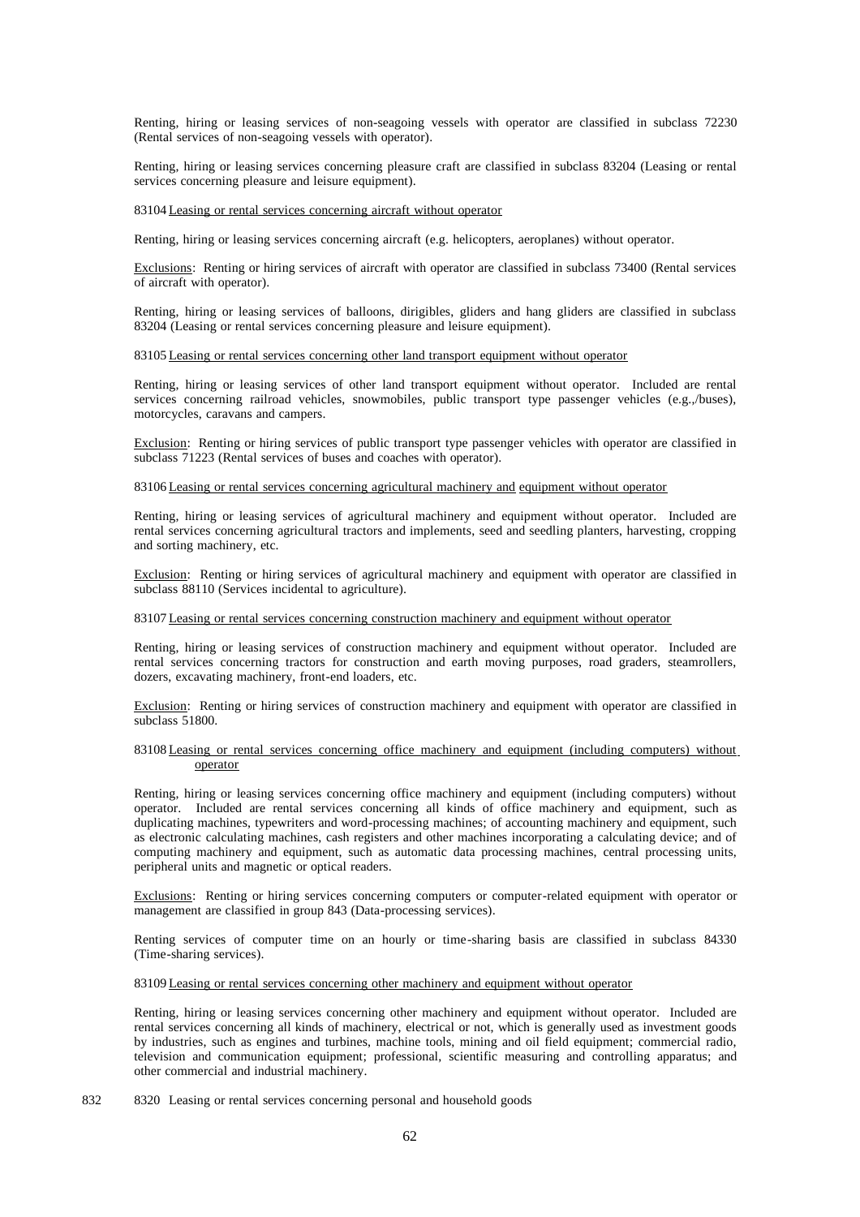Renting, hiring or leasing services of non-seagoing vessels with operator are classified in subclass 72230 (Rental services of non-seagoing vessels with operator).

Renting, hiring or leasing services concerning pleasure craft are classified in subclass 83204 (Leasing or rental services concerning pleasure and leisure equipment).

83104 Leasing or rental services concerning aircraft without operator

Renting, hiring or leasing services concerning aircraft (e.g. helicopters, aeroplanes) without operator.

Exclusions: Renting or hiring services of aircraft with operator are classified in subclass 73400 (Rental services of aircraft with operator).

Renting, hiring or leasing services of balloons, dirigibles, gliders and hang gliders are classified in subclass 83204 (Leasing or rental services concerning pleasure and leisure equipment).

83105 Leasing or rental services concerning other land transport equipment without operator

Renting, hiring or leasing services of other land transport equipment without operator. Included are rental services concerning railroad vehicles, snowmobiles, public transport type passenger vehicles (e.g.,/buses), motorcycles, caravans and campers.

Exclusion: Renting or hiring services of public transport type passenger vehicles with operator are classified in subclass 71223 (Rental services of buses and coaches with operator).

83106 Leasing or rental services concerning agricultural machinery and equipment without operator

Renting, hiring or leasing services of agricultural machinery and equipment without operator. Included are rental services concerning agricultural tractors and implements, seed and seedling planters, harvesting, cropping and sorting machinery, etc.

Exclusion: Renting or hiring services of agricultural machinery and equipment with operator are classified in subclass 88110 (Services incidental to agriculture).

83107 Leasing or rental services concerning construction machinery and equipment without operator

Renting, hiring or leasing services of construction machinery and equipment without operator. Included are rental services concerning tractors for construction and earth moving purposes, road graders, steamrollers, dozers, excavating machinery, front-end loaders, etc.

Exclusion: Renting or hiring services of construction machinery and equipment with operator are classified in subclass 51800.

83108 Leasing or rental services concerning office machinery and equipment (including computers) without operator

Renting, hiring or leasing services concerning office machinery and equipment (including computers) without operator. Included are rental services concerning all kinds of office machinery and equipment, such as duplicating machines, typewriters and word-processing machines; of accounting machinery and equipment, such as electronic calculating machines, cash registers and other machines incorporating a calculating device; and of computing machinery and equipment, such as automatic data processing machines, central processing units, peripheral units and magnetic or optical readers.

Exclusions: Renting or hiring services concerning computers or computer-related equipment with operator or management are classified in group 843 (Data-processing services).

Renting services of computer time on an hourly or time-sharing basis are classified in subclass 84330 (Time-sharing services).

83109 Leasing or rental services concerning other machinery and equipment without operator

Renting, hiring or leasing services concerning other machinery and equipment without operator. Included are rental services concerning all kinds of machinery, electrical or not, which is generally used as investment goods by industries, such as engines and turbines, machine tools, mining and oil field equipment; commercial radio, television and communication equipment; professional, scientific measuring and controlling apparatus; and other commercial and industrial machinery.

832 8320 Leasing or rental services concerning personal and household goods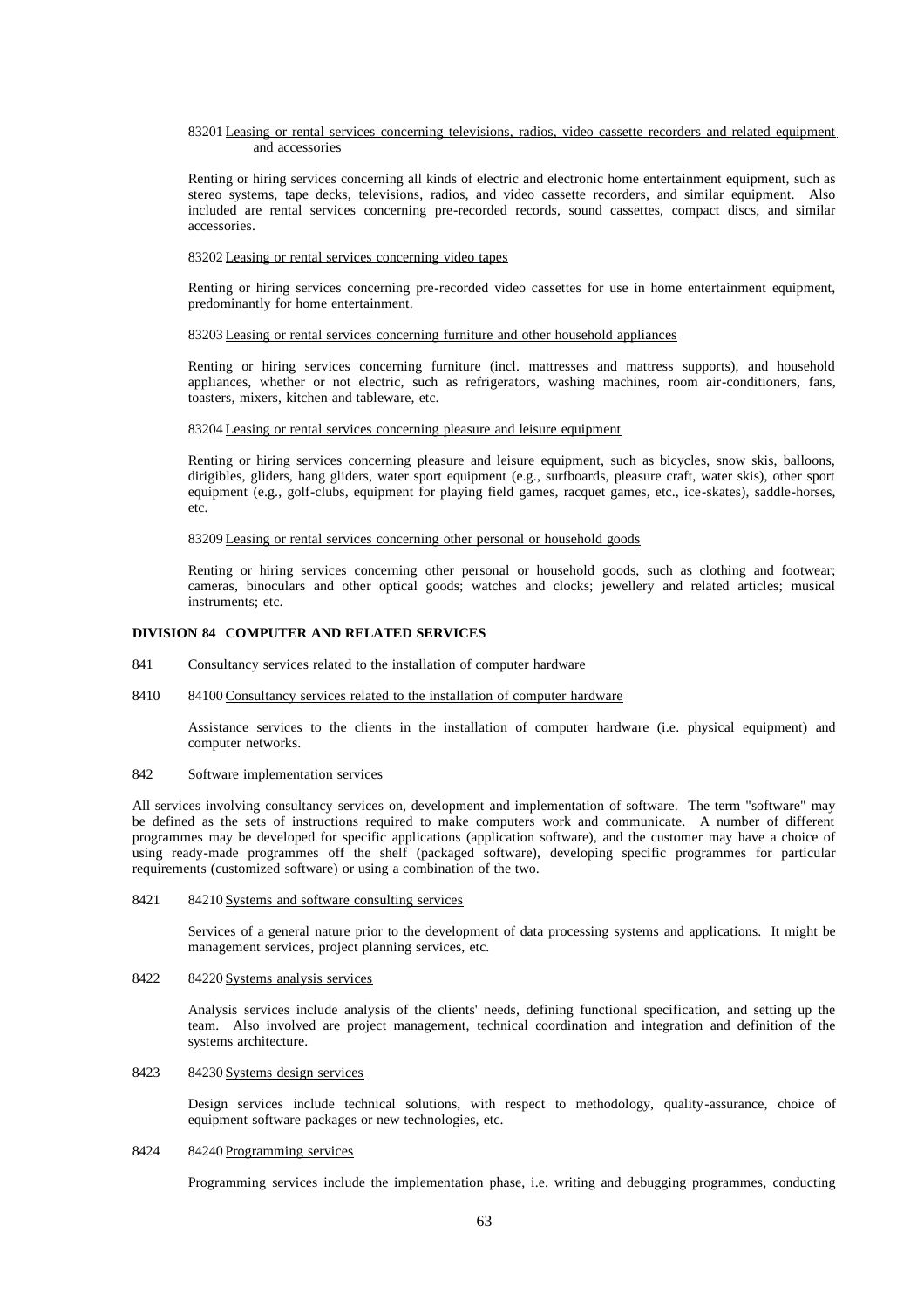83201 <u>Leasing or rental services concerning televisions, radios, video cassette recorders and related equipment and accessories</u>

Renting or hiring services concerning all kinds of electric and electronic home entertainment equipment, such as stereo systems, tape decks, televisions, radios, and video cassette recorders, and similar equipment. Also included are rental services concerning pre-recorded records, sound cassettes, compact discs, and similar accessories.

83202 <u>Leasing or rental services concerning video tapes</u>

Renting or hiring services concerning pre-recorded video cassettes for use in home entertainment equipment, predominantly for home entertainment.

83203 <u>Leasing or rental services concerning furniture and other household appliances</u>

Renting or hiring services concerning furniture (incl. mattresses and mattress supports), and household appliances, whether or not electric, such as refrigerators, washing machines, room air-conditioners, fans, toasters, mixers, kitchen and tableware, etc.

83204 <u>Leasing or rental services concerning pleasure and leisure equipment</u>

Renting or hiring services concerning pleasure and leisure equipment, such as bicycles, snow skis, balloons, dirigibles, gliders, hang gliders, water sport equipment (e.g., surfboards, pleasure craft, water skis), other sport equipment (e.g., golf-clubs, equipment for playing field games, racquet games, etc., ice-skates), saddle-horses, etc.

83209 <u>Leasing or rental services concerning other personal or household goods</u>

Renting or hiring services concerning other personal or household goods, such as clothing and footwear; cameras, binoculars and other optical goods; watches and clocks; jewellery and related articles; musical instruments; etc.

**DIVISION 84 COMPUTER AND RELATED SERVICES**

841 Consultancy services related to the installation of computer hardware

8410 84100 <u>Consultancy services related to the installation of computer hardware</u>

Assistance services to the clients in the installation of computer hardware (i.e. physical equipment) and computer networks.

842 Software implementation services

All services involving consultancy services on, development and implementation of software. The term "software" may be defined as the sets of instructions required to make computers work and communicate. A number of different programmes may be developed for specific applications (application software), and the customer may have a choice of using ready-made programmes off the shelf (packaged software), developing specific programmes for particular requirements (customized software) or using a combination of the two.

8421 84210 <u>Systems and software consulting services</u>

Services of a general nature prior to the development of data processing systems and applications. It might be management services, project planning services, etc.

8422 84220 <u>Systems analysis services</u>

Analysis services include analysis of the clients' needs, defining functional specification, and setting up the team. Also involved are project management, technical coordination and integration and definition of the systems architecture.

8423 84230 <u>Systems design services</u>

Design services include technical solutions, with respect to methodology, quality-assurance, choice of equipment software packages or new technologies, etc.

8424 84240 <u>Programming services</u>

Programming services include the implementation phase, i.e. writing and debugging programmes, conducting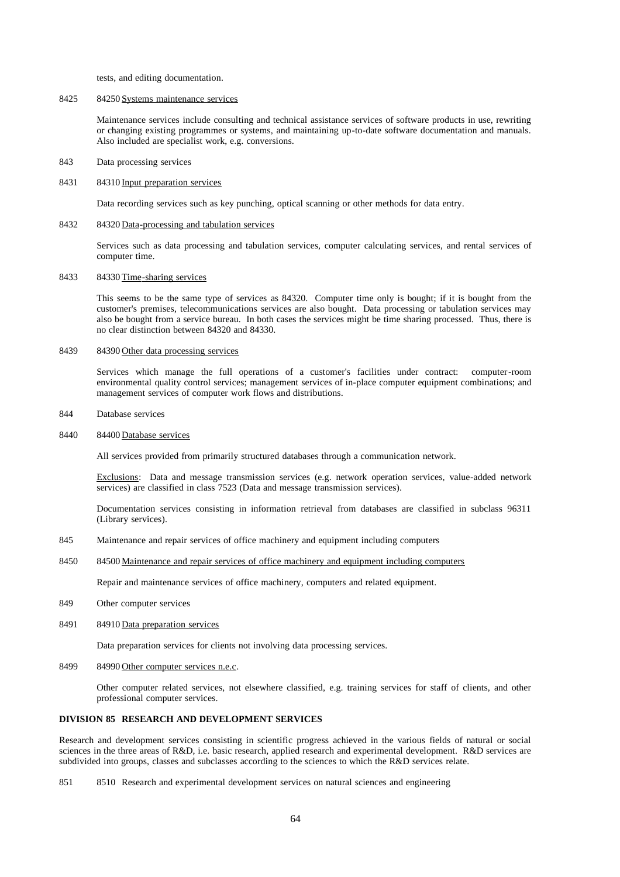tests, and editing documentation.

8425 84250 Systems maintenance services

Maintenance services include consulting and technical assistance services of software products in use, rewriting or changing existing programmes or systems, and maintaining up-to-date software documentation and manuals. Also included are specialist work, e.g. conversions.

843 Data processing services

8431 84310 Input preparation services

Data recording services such as key punching, optical scanning or other methods for data entry.

8432 84320 Data-processing and tabulation services

Services such as data processing and tabulation services, computer calculating services, and rental services of computer time.

8433 84330 Time-sharing services

This seems to be the same type of services as 84320. Computer time only is bought; if it is bought from the customer's premises, telecommunications services are also bought. Data processing or tabulation services may also be bought from a service bureau. In both cases the services might be time sharing processed. Thus, there is no clear distinction between 84320 and 84330.

8439 84390 Other data processing services

Services which manage the full operations of a customer's facilities under contract: computer-room environmental quality control services; management services of in-place computer equipment combinations; and management services of computer work flows and distributions.

844 Database services

8440 84400 Database services

All services provided from primarily structured databases through a communication network.

Exclusions: Data and message transmission services (e.g. network operation services, value-added network services) are classified in class 7523 (Data and message transmission services).

Documentation services consisting in information retrieval from databases are classified in subclass 96311 (Library services).

845 Maintenance and repair services of office machinery and equipment including computers

8450 84500 Maintenance and repair services of office machinery and equipment including computers

Repair and maintenance services of office machinery, computers and related equipment.

849 Other computer services

8491 84910 Data preparation services

Data preparation services for clients not involving data processing services.

8499 84990 Other computer services n.e.c.

Other computer related services, not elsewhere classified, e.g. training services for staff of clients, and other professional computer services.

## DIVISION 85 RESEARCH AND DEVELOPMENT SERVICES

Research and development services consisting in scientific progress achieved in the various fields of natural or social sciences in the three areas of R&D, i.e. basic research, applied research and experimental development. R&D services are subdivided into groups, classes and subclasses according to the sciences to which the R&D services relate.

851 8510 Research and experimental development services on natural sciences and engineering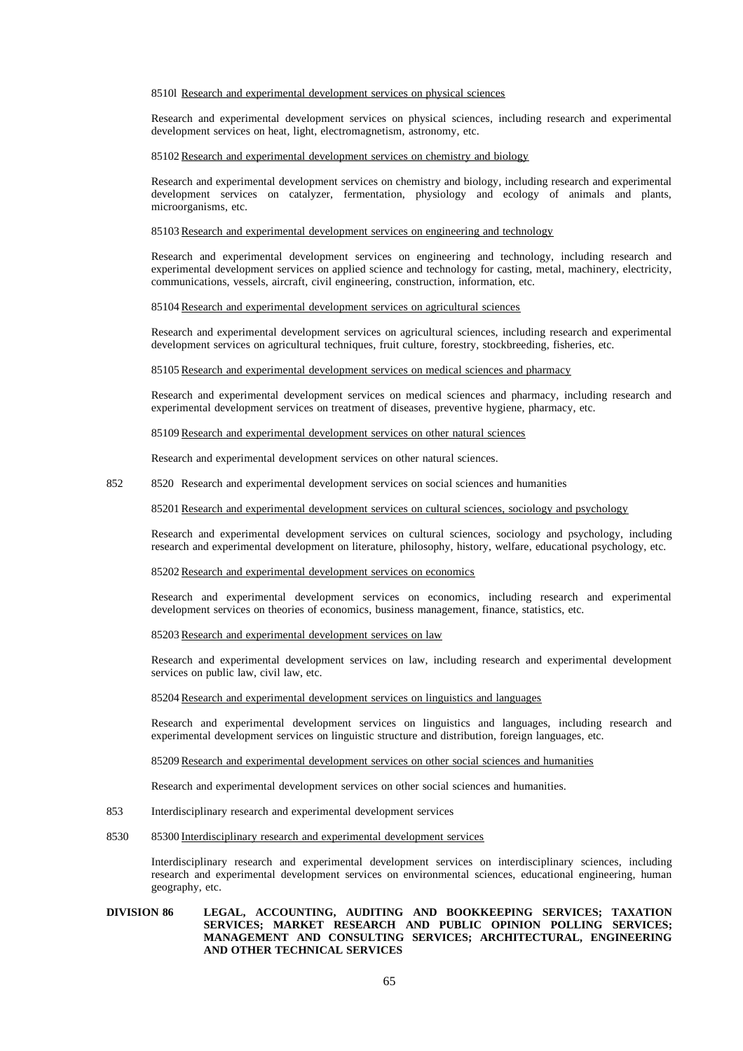8510l Research and experimental development services on physical sciences

Research and experimental development services on physical sciences, including research and experimental development services on heat, light, electromagnetism, astronomy, etc.

85102 Research and experimental development services on chemistry and biology

Research and experimental development services on chemistry and biology, including research and experimental development services on catalyzer, fermentation, physiology and ecology of animals and plants, microorganisms, etc.

85103 Research and experimental development services on engineering and technology

Research and experimental development services on engineering and technology, including research and experimental development services on applied science and technology for casting, metal, machinery, electricity, communications, vessels, aircraft, civil engineering, construction, information, etc.

85104 Research and experimental development services on agricultural sciences

Research and experimental development services on agricultural sciences, including research and experimental development services on agricultural techniques, fruit culture, forestry, stockbreeding, fisheries, etc.

85105 Research and experimental development services on medical sciences and pharmacy

Research and experimental development services on medical sciences and pharmacy, including research and experimental development services on treatment of diseases, preventive hygiene, pharmacy, etc.

85109 Research and experimental development services on other natural sciences

Research and experimental development services on other natural sciences.

852 8520 Research and experimental development services on social sciences and humanities

85201 Research and experimental development services on cultural sciences, sociology and psychology

Research and experimental development services on cultural sciences, sociology and psychology, including research and experimental development on literature, philosophy, history, welfare, educational psychology, etc.

85202 Research and experimental development services on economics

Research and experimental development services on economics, including research and experimental development services on theories of economics, business management, finance, statistics, etc.

85203 Research and experimental development services on law

Research and experimental development services on law, including research and experimental development services on public law, civil law, etc.

85204 Research and experimental development services on linguistics and languages

Research and experimental development services on linguistics and languages, including research and experimental development services on linguistic structure and distribution, foreign languages, etc.

85209 Research and experimental development services on other social sciences and humanities

Research and experimental development services on other social sciences and humanities.

853 Interdisciplinary research and experimental development services

8530 85300 Interdisciplinary research and experimental development services

Interdisciplinary research and experimental development services on interdisciplinary sciences, including research and experimental development services on environmental sciences, educational engineering, human geography, etc.

**DIVISION 86 LEGAL, ACCOUNTING, AUDITING AND BOOKKEEPING SERVICES; TAXATION SERVICES; MARKET RESEARCH AND PUBLIC OPINION POLLING SERVICES; MANAGEMENT AND CONSULTING SERVICES; ARCHITECTURAL, ENGINEERING AND OTHER TECHNICAL SERVICES**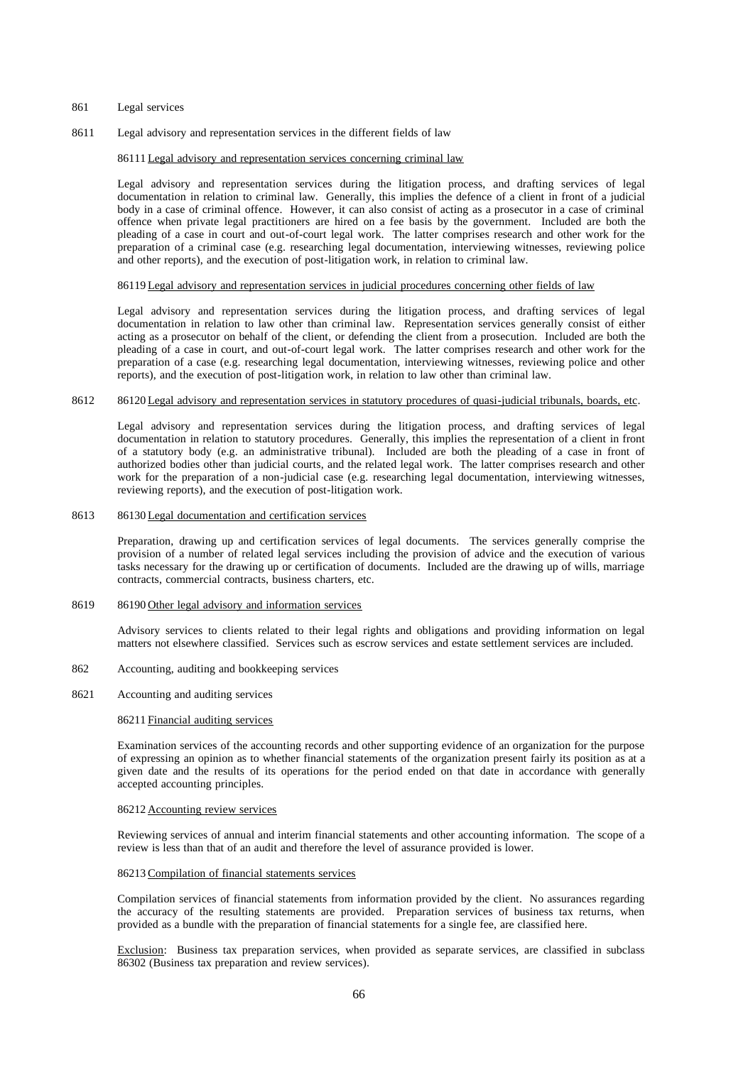861 Legal services

8611 Legal advisory and representation services in the different fields of law

86111 Legal advisory and representation services concerning criminal law

Legal advisory and representation services during the litigation process, and drafting services of legal documentation in relation to criminal law. Generally, this implies the defence of a client in front of a judicial body in a case of criminal offence. However, it can also consist of acting as a prosecutor in a case of criminal offence when private legal practitioners are hired on a fee basis by the government. Included are both the pleading of a case in court and out-of-court legal work. The latter comprises research and other work for the preparation of a criminal case (e.g. researching legal documentation, interviewing witnesses, reviewing police and other reports), and the execution of post-litigation work, in relation to criminal law.

86119 Legal advisory and representation services in judicial procedures concerning other fields of law

Legal advisory and representation services during the litigation process, and drafting services of legal documentation in relation to law other than criminal law. Representation services generally consist of either acting as a prosecutor on behalf of the client, or defending the client from a prosecution. Included are both the pleading of a case in court, and out-of-court legal work. The latter comprises research and other work for the preparation of a case (e.g. researching legal documentation, interviewing witnesses, reviewing police and other reports), and the execution of post-litigation work, in relation to law other than criminal law.

8612 86120 Legal advisory and representation services in statutory procedures of quasi-judicial tribunals, boards, etc.

Legal advisory and representation services during the litigation process, and drafting services of legal documentation in relation to statutory procedures. Generally, this implies the representation of a client in front of a statutory body (e.g. an administrative tribunal). Included are both the pleading of a case in front of authorized bodies other than judicial courts, and the related legal work. The latter comprises research and other work for the preparation of a non-judicial case (e.g. researching legal documentation, interviewing witnesses, reviewing reports), and the execution of post-litigation work.

8613 86130 Legal documentation and certification services

Preparation, drawing up and certification services of legal documents. The services generally comprise the provision of a number of related legal services including the provision of advice and the execution of various tasks necessary for the drawing up or certification of documents. Included are the drawing up of wills, marriage contracts, commercial contracts, business charters, etc.

8619 86190 Other legal advisory and information services

Advisory services to clients related to their legal rights and obligations and providing information on legal matters not elsewhere classified. Services such as escrow services and estate settlement services are included.

862 Accounting, auditing and bookkeeping services

8621 Accounting and auditing services

86211 Financial auditing services

Examination services of the accounting records and other supporting evidence of an organization for the purpose of expressing an opinion as to whether financial statements of the organization present fairly its position as at a given date and the results of its operations for the period ended on that date in accordance with generally accepted accounting principles.

86212 Accounting review services

Reviewing services of annual and interim financial statements and other accounting information. The scope of a review is less than that of an audit and therefore the level of assurance provided is lower.

86213 Compilation of financial statements services

Compilation services of financial statements from information provided by the client. No assurances regarding the accuracy of the resulting statements are provided. Preparation services of business tax returns, when provided as a bundle with the preparation of financial statements for a single fee, are classified here.

Exclusion: Business tax preparation services, when provided as separate services, are classified in subclass 86302 (Business tax preparation and review services).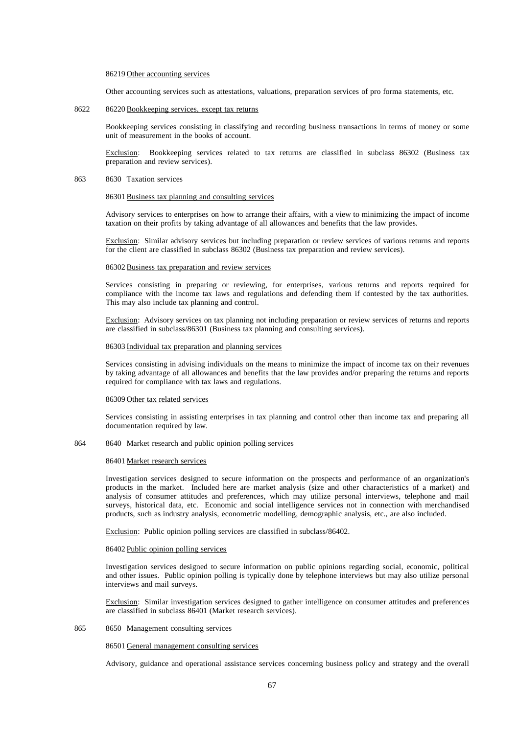86219 Other accounting services

Other accounting services such as attestations, valuations, preparation services of pro forma statements, etc.

8622 86220 Bookkeeping services, except tax returns

Bookkeeping services consisting in classifying and recording business transactions in terms of money or some unit of measurement in the books of account.

Exclusion: Bookkeeping services related to tax returns are classified in subclass 86302 (Business tax preparation and review services).

863 8630 Taxation services

86301 Business tax planning and consulting services

Advisory services to enterprises on how to arrange their affairs, with a view to minimizing the impact of income taxation on their profits by taking advantage of all allowances and benefits that the law provides.

Exclusion: Similar advisory services but including preparation or review services of various returns and reports for the client are classified in subclass 86302 (Business tax preparation and review services).

86302 Business tax preparation and review services

Services consisting in preparing or reviewing, for enterprises, various returns and reports required for compliance with the income tax laws and regulations and defending them if contested by the tax authorities. This may also include tax planning and control.

Exclusion: Advisory services on tax planning not including preparation or review services of returns and reports are classified in subclass/86301 (Business tax planning and consulting services).

86303 Individual tax preparation and planning services

Services consisting in advising individuals on the means to minimize the impact of income tax on their revenues by taking advantage of all allowances and benefits that the law provides and/or preparing the returns and reports required for compliance with tax laws and regulations.

86309 Other tax related services

Services consisting in assisting enterprises in tax planning and control other than income tax and preparing all documentation required by law.

864 8640 Market research and public opinion polling services

86401 Market research services

Investigation services designed to secure information on the prospects and performance of an organization's products in the market. Included here are market analysis (size and other characteristics of a market) and analysis of consumer attitudes and preferences, which may utilize personal interviews, telephone and mail surveys, historical data, etc. Economic and social intelligence services not in connection with merchandised products, such as industry analysis, econometric modelling, demographic analysis, etc., are also included.

Exclusion: Public opinion polling services are classified in subclass/86402.

86402 Public opinion polling services

Investigation services designed to secure information on public opinions regarding social, economic, political and other issues. Public opinion polling is typically done by telephone interviews but may also utilize personal interviews and mail surveys.

Exclusion: Similar investigation services designed to gather intelligence on consumer attitudes and preferences are classified in subclass 86401 (Market research services).

865 8650 Management consulting services

86501 General management consulting services

Advisory, guidance and operational assistance services concerning business policy and strategy and the overall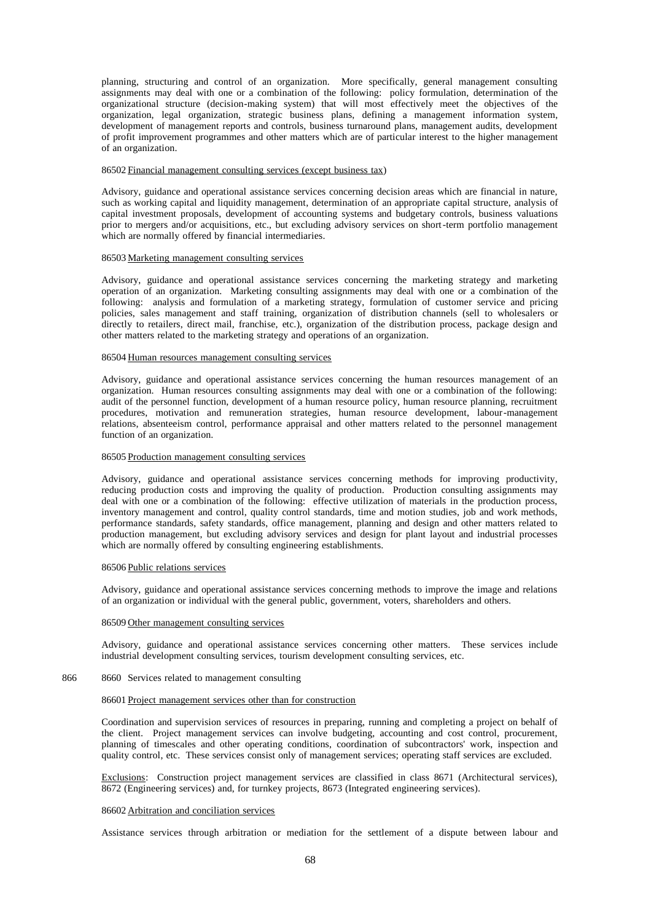planning, structuring and control of an organization. More specifically, general management consulting assignments may deal with one or a combination of the following: policy formulation, determination of the organizational structure (decision-making system) that will most effectively meet the objectives of the organization, legal organization, strategic business plans, defining a management information system, development of management reports and controls, business turnaround plans, management audits, development of profit improvement programmes and other matters which are of particular interest to the higher management of an organization.

86502 Financial management consulting services (except business tax)

Advisory, guidance and operational assistance services concerning decision areas which are financial in nature, such as working capital and liquidity management, determination of an appropriate capital structure, analysis of capital investment proposals, development of accounting systems and budgetary controls, business valuations prior to mergers and/or acquisitions, etc., but excluding advisory services on short-term portfolio management which are normally offered by financial intermediaries.

86503 Marketing management consulting services

Advisory, guidance and operational assistance services concerning the marketing strategy and marketing operation of an organization. Marketing consulting assignments may deal with one or a combination of the following: analysis and formulation of a marketing strategy, formulation of customer service and pricing policies, sales management and staff training, organization of distribution channels (sell to wholesalers or directly to retailers, direct mail, franchise, etc.), organization of the distribution process, package design and other matters related to the marketing strategy and operations of an organization.

86504 Human resources management consulting services

Advisory, guidance and operational assistance services concerning the human resources management of an organization. Human resources consulting assignments may deal with one or a combination of the following: audit of the personnel function, development of a human resource policy, human resource planning, recruitment procedures, motivation and remuneration strategies, human resource development, labour-management relations, absenteeism control, performance appraisal and other matters related to the personnel management function of an organization.

86505 Production management consulting services

Advisory, guidance and operational assistance services concerning methods for improving productivity, reducing production costs and improving the quality of production. Production consulting assignments may deal with one or a combination of the following: effective utilization of materials in the production process, inventory management and control, quality control standards, time and motion studies, job and work methods, performance standards, safety standards, office management, planning and design and other matters related to production management, but excluding advisory services and design for plant layout and industrial processes which are normally offered by consulting engineering establishments.

86506 Public relations services

Advisory, guidance and operational assistance services concerning methods to improve the image and relations of an organization or individual with the general public, government, voters, shareholders and others.

86509 Other management consulting services

Advisory, guidance and operational assistance services concerning other matters. These services include industrial development consulting services, tourism development consulting services, etc.

866 8660 Services related to management consulting

86601 Project management services other than for construction

Coordination and supervision services of resources in preparing, running and completing a project on behalf of the client. Project management services can involve budgeting, accounting and cost control, procurement, planning of timescales and other operating conditions, coordination of subcontractors' work, inspection and quality control, etc. These services consist only of management services; operating staff services are excluded.

Exclusions: Construction project management services are classified in class 8671 (Architectural services), 8672 (Engineering services) and, for turnkey projects, 8673 (Integrated engineering services).

86602 Arbitration and conciliation services

Assistance services through arbitration or mediation for the settlement of a dispute between labour and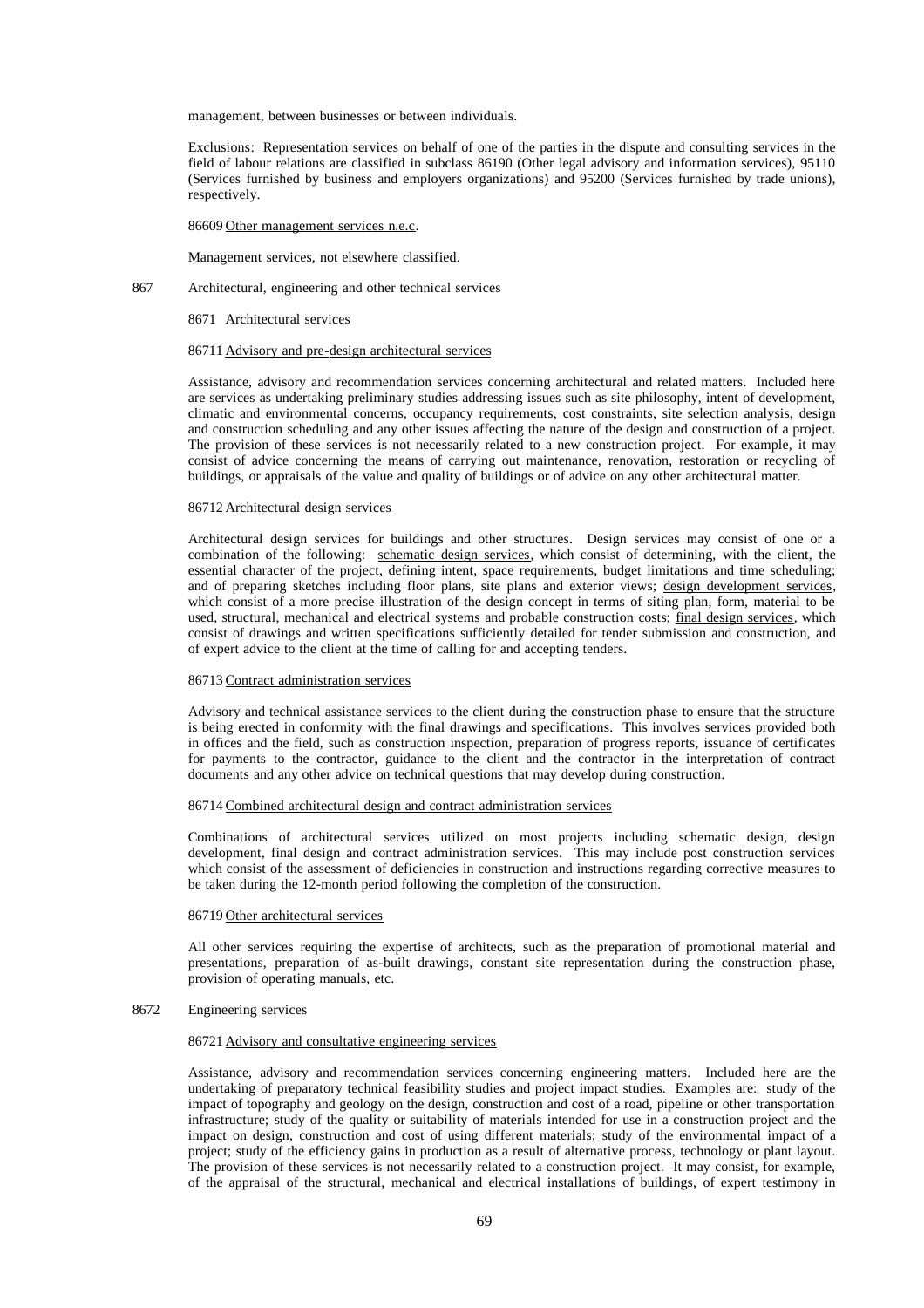management, between businesses or between individuals.

<u>Exclusions</u>: Representation services on behalf of one of the parties in the dispute and consulting services in the field of labour relations are classified in subclass 86190 (Other legal advisory and information services), 95110 (Services furnished by business and employers organizations) and 95200 (Services furnished by trade unions), respectively.

86609 <u>Other management services n.e.c.</u>

Management services, not elsewhere classified.

867 Architectural, engineering and other technical services

8671 Architectural services

86711 <u>Advisory and pre-design architectural services</u>

Assistance, advisory and recommendation services concerning architectural and related matters. Included here are services as undertaking preliminary studies addressing issues such as site philosophy, intent of development, climatic and environmental concerns, occupancy requirements, cost constraints, site selection analysis, design and construction scheduling and any other issues affecting the nature of the design and construction of a project. The provision of these services is not necessarily related to a new construction project. For example, it may consist of advice concerning the means of carrying out maintenance, renovation, restoration or recycling of buildings, or appraisals of the value and quality of buildings or of advice on any other architectural matter.

86712 <u>Architectural design services</u>

Architectural design services for buildings and other structures. Design services may consist of one or a combination of the following: <u>schematic design services</u>, which consist of determining, with the client, the essential character of the project, defining intent, space requirements, budget limitations and time scheduling; and of preparing sketches including floor plans, site plans and exterior views; <u>design development services</u>, which consist of a more precise illustration of the design concept in terms of siting plan, form, material to be used, structural, mechanical and electrical systems and probable construction costs; <u>final design services</u>, which consist of drawings and written specifications sufficiently detailed for tender submission and construction, and of expert advice to the client at the time of calling for and accepting tenders.

86713 <u>Contract administration services</u>

Advisory and technical assistance services to the client during the construction phase to ensure that the structure is being erected in conformity with the final drawings and specifications. This involves services provided both in offices and the field, such as construction inspection, preparation of progress reports, issuance of certificates for payments to the contractor, guidance to the client and the contractor in the interpretation of contract documents and any other advice on technical questions that may develop during construction.

86714 <u>Combined architectural design and contract administration services</u>

Combinations of architectural services utilized on most projects including schematic design, design development, final design and contract administration services. This may include post construction services which consist of the assessment of deficiencies in construction and instructions regarding corrective measures to be taken during the 12-month period following the completion of the construction.

86719 <u>Other architectural services</u>

All other services requiring the expertise of architects, such as the preparation of promotional material and presentations, preparation of as-built drawings, constant site representation during the construction phase, provision of operating manuals, etc.

8672 Engineering services

86721 <u>Advisory and consultative engineering services</u>

Assistance, advisory and recommendation services concerning engineering matters. Included here are the undertaking of preparatory technical feasibility studies and project impact studies. Examples are: study of the impact of topography and geology on the design, construction and cost of a road, pipeline or other transportation infrastructure; study of the quality or suitability of materials intended for use in a construction project and the impact on design, construction and cost of using different materials; study of the environmental impact of a project; study of the efficiency gains in production as a result of alternative process, technology or plant layout. The provision of these services is not necessarily related to a construction project. It may consist, for example, of the appraisal of the structural, mechanical and electrical installations of buildings, of expert testimony in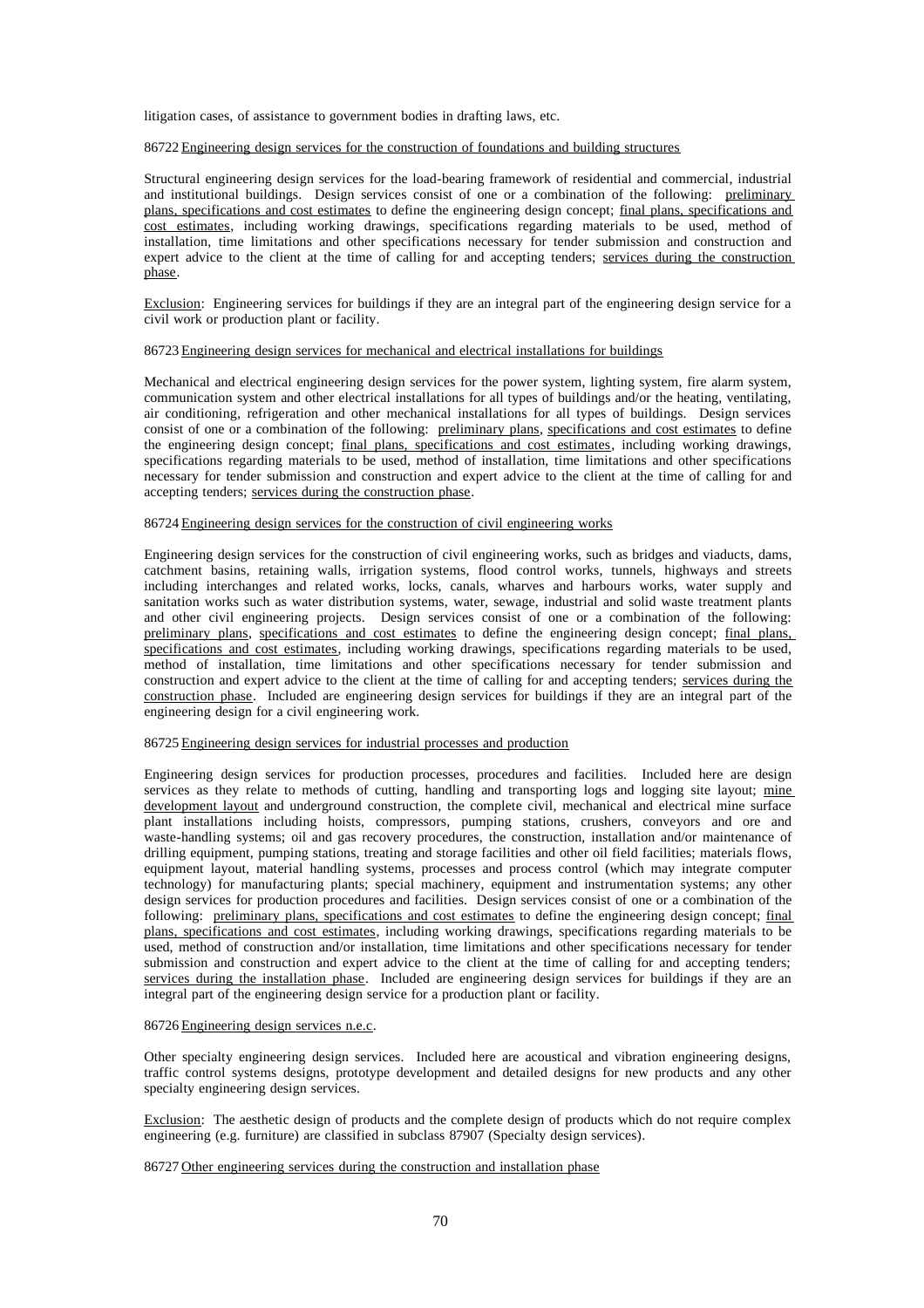litigation cases, of assistance to government bodies in drafting laws, etc.

86722 Engineering design services for the construction of foundations and building structures

Structural engineering design services for the load-bearing framework of residential and commercial, industrial and institutional buildings. Design services consist of one or a combination of the following: preliminary plans, specifications and cost estimates to define the engineering design concept; final plans, specifications and cost estimates, including working drawings, specifications regarding materials to be used, method of installation, time limitations and other specifications necessary for tender submission and construction and expert advice to the client at the time of calling for and accepting tenders; services during the construction phase.

Exclusion: Engineering services for buildings if they are an integral part of the engineering design service for a civil work or production plant or facility.

86723 Engineering design services for mechanical and electrical installations for buildings

Mechanical and electrical engineering design services for the power system, lighting system, fire alarm system, communication system and other electrical installations for all types of buildings and/or the heating, ventilating, air conditioning, refrigeration and other mechanical installations for all types of buildings. Design services consist of one or a combination of the following: preliminary plans, specifications and cost estimates to define the engineering design concept; final plans, specifications and cost estimates, including working drawings, specifications regarding materials to be used, method of installation, time limitations and other specifications necessary for tender submission and construction and expert advice to the client at the time of calling for and accepting tenders; services during the construction phase.

86724 Engineering design services for the construction of civil engineering works

Engineering design services for the construction of civil engineering works, such as bridges and viaducts, dams, catchment basins, retaining walls, irrigation systems, flood control works, tunnels, highways and streets including interchanges and related works, locks, canals, wharves and harbours works, water supply and sanitation works such as water distribution systems, water, sewage, industrial and solid waste treatment plants and other civil engineering projects. Design services consist of one or a combination of the following: preliminary plans, specifications and cost estimates to define the engineering design concept; final plans, specifications and cost estimates, including working drawings, specifications regarding materials to be used, method of installation, time limitations and other specifications necessary for tender submission and construction and expert advice to the client at the time of calling for and accepting tenders; services during the construction phase. Included are engineering design services for buildings if they are an integral part of the engineering design for a civil engineering work.

86725 Engineering design services for industrial processes and production

Engineering design services for production processes, procedures and facilities. Included here are design services as they relate to methods of cutting, handling and transporting logs and logging site layout; mine development layout and underground construction, the complete civil, mechanical and electrical mine surface plant installations including hoists, compressors, pumping stations, crushers, conveyors and ore and waste-handling systems; oil and gas recovery procedures, the construction, installation and/or maintenance of drilling equipment, pumping stations, treating and storage facilities and other oil field facilities; materials flows, equipment layout, material handling systems, processes and process control (which may integrate computer technology) for manufacturing plants; special machinery, equipment and instrumentation systems; any other design services for production procedures and facilities. Design services consist of one or a combination of the following: preliminary plans, specifications and cost estimates to define the engineering design concept; final plans, specifications and cost estimates, including working drawings, specifications regarding materials to be used, method of construction and/or installation, time limitations and other specifications necessary for tender submission and construction and expert advice to the client at the time of calling for and accepting tenders; services during the installation phase. Included are engineering design services for buildings if they are an integral part of the engineering design service for a production plant or facility.

86726 Engineering design services n.e.c.

Other specialty engineering design services. Included here are acoustical and vibration engineering designs, traffic control systems designs, prototype development and detailed designs for new products and any other specialty engineering design services.

Exclusion: The aesthetic design of products and the complete design of products which do not require complex engineering (e.g. furniture) are classified in subclass 87907 (Specialty design services).

86727 Other engineering services during the construction and installation phase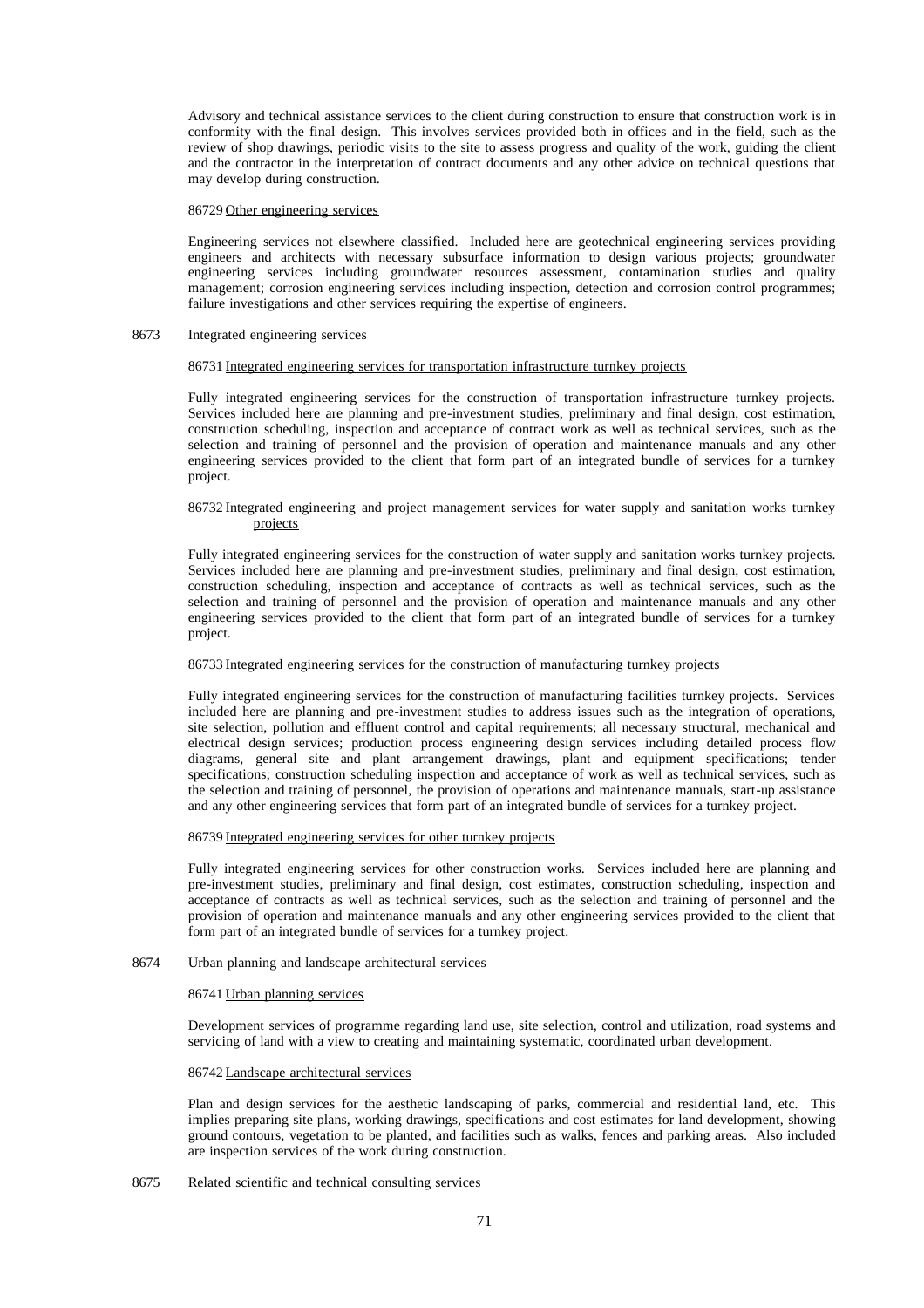Advisory and technical assistance services to the client during construction to ensure that construction work is in conformity with the final design. This involves services provided both in offices and in the field, such as the review of shop drawings, periodic visits to the site to assess progress and quality of the work, guiding the client and the contractor in the interpretation of contract documents and any other advice on technical questions that may develop during construction.

86729 <u>Other engineering services</u>

Engineering services not elsewhere classified. Included here are geotechnical engineering services providing engineers and architects with necessary subsurface information to design various projects; groundwater engineering services including groundwater resources assessment, contamination studies and quality management; corrosion engineering services including inspection, detection and corrosion control programmes; failure investigations and other services requiring the expertise of engineers.

8673 Integrated engineering services

86731 <u>Integrated engineering services for transportation infrastructure turnkey projects</u>

Fully integrated engineering services for the construction of transportation infrastructure turnkey projects. Services included here are planning and pre-investment studies, preliminary and final design, cost estimation, construction scheduling, inspection and acceptance of contract work as well as technical services, such as the selection and training of personnel and the provision of operation and maintenance manuals and any other engineering services provided to the client that form part of an integrated bundle of services for a turnkey project.

86732 <u>Integrated engineering and project management services for water supply and sanitation works turnkey projects</u>

Fully integrated engineering services for the construction of water supply and sanitation works turnkey projects. Services included here are planning and pre-investment studies, preliminary and final design, cost estimation, construction scheduling, inspection and acceptance of contracts as well as technical services, such as the selection and training of personnel and the provision of operation and maintenance manuals and any other engineering services provided to the client that form part of an integrated bundle of services for a turnkey project.

86733 <u>Integrated engineering services for the construction of manufacturing turnkey projects</u>

Fully integrated engineering services for the construction of manufacturing facilities turnkey projects. Services included here are planning and pre-investment studies to address issues such as the integration of operations, site selection, pollution and effluent control and capital requirements; all necessary structural, mechanical and electrical design services; production process engineering design services including detailed process flow diagrams, general site and plant arrangement drawings, plant and equipment specifications; tender specifications; construction scheduling inspection and acceptance of work as well as technical services, such as the selection and training of personnel, the provision of operations and maintenance manuals, start-up assistance and any other engineering services that form part of an integrated bundle of services for a turnkey project.

86739 <u>Integrated engineering services for other turnkey projects</u>

Fully integrated engineering services for other construction works. Services included here are planning and pre-investment studies, preliminary and final design, cost estimates, construction scheduling, inspection and acceptance of contracts as well as technical services, such as the selection and training of personnel and the provision of operation and maintenance manuals and any other engineering services provided to the client that form part of an integrated bundle of services for a turnkey project.

8674 Urban planning and landscape architectural services

86741 <u>Urban planning services</u>

Development services of programme regarding land use, site selection, control and utilization, road systems and servicing of land with a view to creating and maintaining systematic, coordinated urban development.

86742 <u>Landscape architectural services</u>

Plan and design services for the aesthetic landscaping of parks, commercial and residential land, etc. This implies preparing site plans, working drawings, specifications and cost estimates for land development, showing ground contours, vegetation to be planted, and facilities such as walks, fences and parking areas. Also included are inspection services of the work during construction.

8675 Related scientific and technical consulting services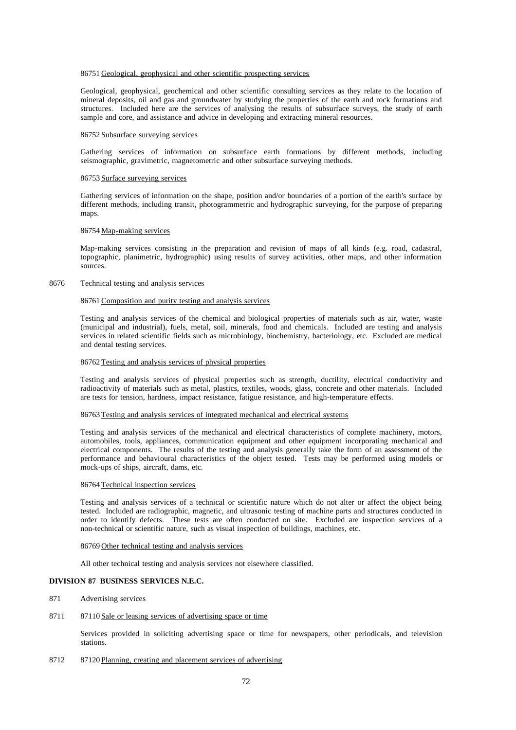86751 Geological, geophysical and other scientific prospecting services

Geological, geophysical, geochemical and other scientific consulting services as they relate to the location of mineral deposits, oil and gas and groundwater by studying the properties of the earth and rock formations and structures. Included here are the services of analysing the results of subsurface surveys, the study of earth sample and core, and assistance and advice in developing and extracting mineral resources.

86752 Subsurface surveying services

Gathering services of information on subsurface earth formations by different methods, including seismographic, gravimetric, magnetometric and other subsurface surveying methods.

86753 Surface surveying services

Gathering services of information on the shape, position and/or boundaries of a portion of the earth's surface by different methods, including transit, photogrammetric and hydrographic surveying, for the purpose of preparing maps.

86754 Map-making services

Map-making services consisting in the preparation and revision of maps of all kinds (e.g. road, cadastral, topographic, planimetric, hydrographic) using results of survey activities, other maps, and other information sources.

8676 Technical testing and analysis services

86761 Composition and purity testing and analysis services

Testing and analysis services of the chemical and biological properties of materials such as air, water, waste (municipal and industrial), fuels, metal, soil, minerals, food and chemicals. Included are testing and analysis services in related scientific fields such as microbiology, biochemistry, bacteriology, etc. Excluded are medical and dental testing services.

86762 Testing and analysis services of physical properties

Testing and analysis services of physical properties such as strength, ductility, electrical conductivity and radioactivity of materials such as metal, plastics, textiles, woods, glass, concrete and other materials. Included are tests for tension, hardness, impact resistance, fatigue resistance, and high-temperature effects.

86763 Testing and analysis services of integrated mechanical and electrical systems

Testing and analysis services of the mechanical and electrical characteristics of complete machinery, motors, automobiles, tools, appliances, communication equipment and other equipment incorporating mechanical and electrical components. The results of the testing and analysis generally take the form of an assessment of the performance and behavioural characteristics of the object tested. Tests may be performed using models or mock-ups of ships, aircraft, dams, etc.

86764 Technical inspection services

Testing and analysis services of a technical or scientific nature which do not alter or affect the object being tested. Included are radiographic, magnetic, and ultrasonic testing of machine parts and structures conducted in order to identify defects. These tests are often conducted on site. Excluded are inspection services of a non-technical or scientific nature, such as visual inspection of buildings, machines, etc.

86769 Other technical testing and analysis services

All other technical testing and analysis services not elsewhere classified.

**DIVISION 87 BUSINESS SERVICES N.E.C.**

871 Advertising services

8711 87110 Sale or leasing services of advertising space or time

Services provided in soliciting advertising space or time for newspapers, other periodicals, and television stations.

8712 87120 Planning, creating and placement services of advertising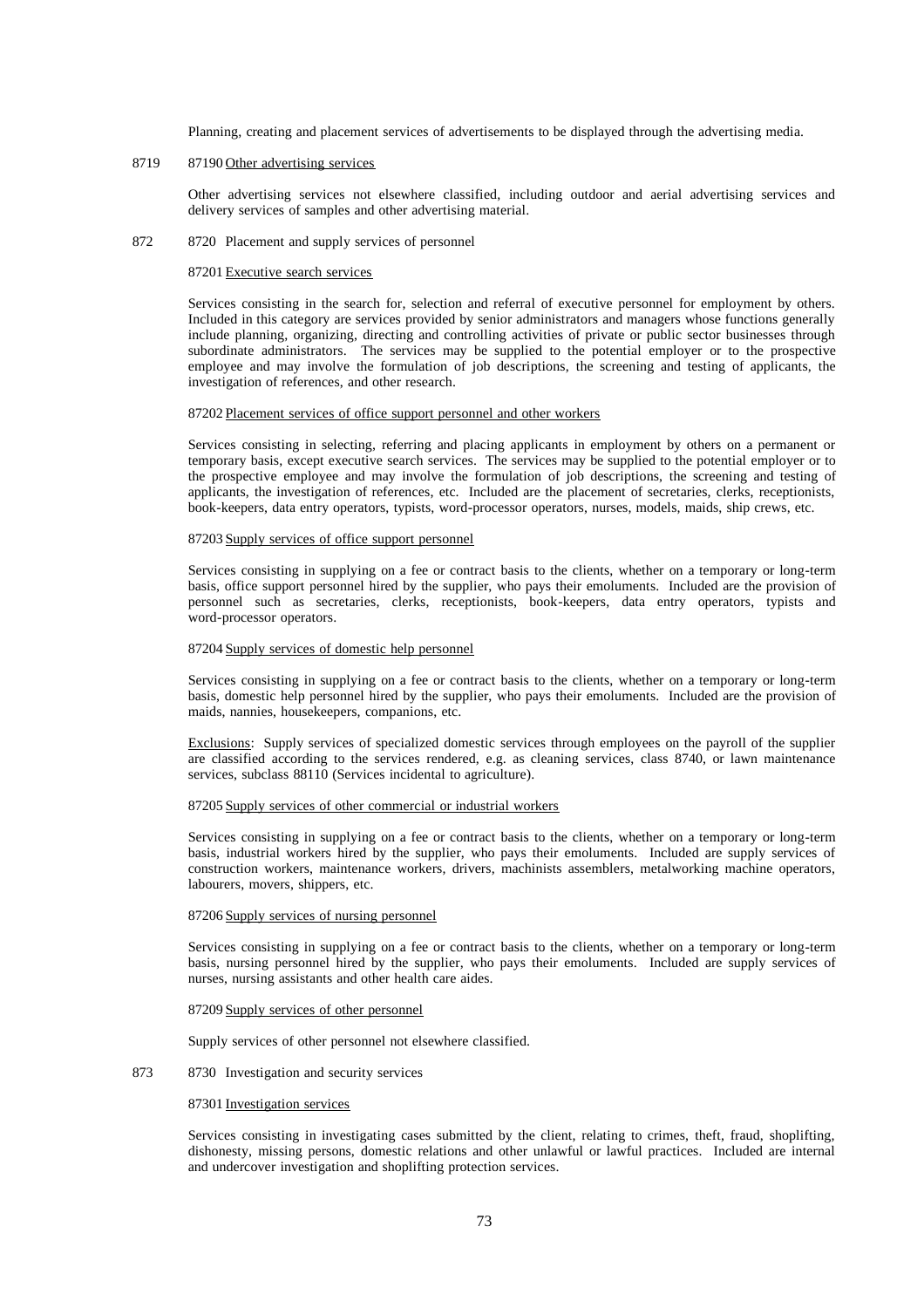Planning, creating and placement services of advertisements to be displayed through the advertising media.

8719 87190 Other advertising services

Other advertising services not elsewhere classified, including outdoor and aerial advertising services and delivery services of samples and other advertising material.

872 8720 Placement and supply services of personnel

87201 Executive search services

Services consisting in the search for, selection and referral of executive personnel for employment by others. Included in this category are services provided by senior administrators and managers whose functions generally include planning, organizing, directing and controlling activities of private or public sector businesses through subordinate administrators. The services may be supplied to the potential employer or to the prospective employee and may involve the formulation of job descriptions, the screening and testing of applicants, the investigation of references, and other research.

87202 Placement services of office support personnel and other workers

Services consisting in selecting, referring and placing applicants in employment by others on a permanent or temporary basis, except executive search services. The services may be supplied to the potential employer or to the prospective employee and may involve the formulation of job descriptions, the screening and testing of applicants, the investigation of references, etc. Included are the placement of secretaries, clerks, receptionists, book-keepers, data entry operators, typists, word-processor operators, nurses, models, maids, ship crews, etc.

87203 Supply services of office support personnel

Services consisting in supplying on a fee or contract basis to the clients, whether on a temporary or long-term basis, office support personnel hired by the supplier, who pays their emoluments. Included are the provision of personnel such as secretaries, clerks, receptionists, book-keepers, data entry operators, typists and word-processor operators.

87204 Supply services of domestic help personnel

Services consisting in supplying on a fee or contract basis to the clients, whether on a temporary or long-term basis, domestic help personnel hired by the supplier, who pays their emoluments. Included are the provision of maids, nannies, housekeepers, companions, etc.

Exclusions: Supply services of specialized domestic services through employees on the payroll of the supplier are classified according to the services rendered, e.g. as cleaning services, class 8740, or lawn maintenance services, subclass 88110 (Services incidental to agriculture).

87205 Supply services of other commercial or industrial workers

Services consisting in supplying on a fee or contract basis to the clients, whether on a temporary or long-term basis, industrial workers hired by the supplier, who pays their emoluments. Included are supply services of construction workers, maintenance workers, drivers, machinists assemblers, metalworking machine operators, labourers, movers, shippers, etc.

87206 Supply services of nursing personnel

Services consisting in supplying on a fee or contract basis to the clients, whether on a temporary or long-term basis, nursing personnel hired by the supplier, who pays their emoluments. Included are supply services of nurses, nursing assistants and other health care aides.

87209 Supply services of other personnel

Supply services of other personnel not elsewhere classified.

873 8730 Investigation and security services

87301 Investigation services

Services consisting in investigating cases submitted by the client, relating to crimes, theft, fraud, shoplifting, dishonesty, missing persons, domestic relations and other unlawful or lawful practices. Included are internal and undercover investigation and shoplifting protection services.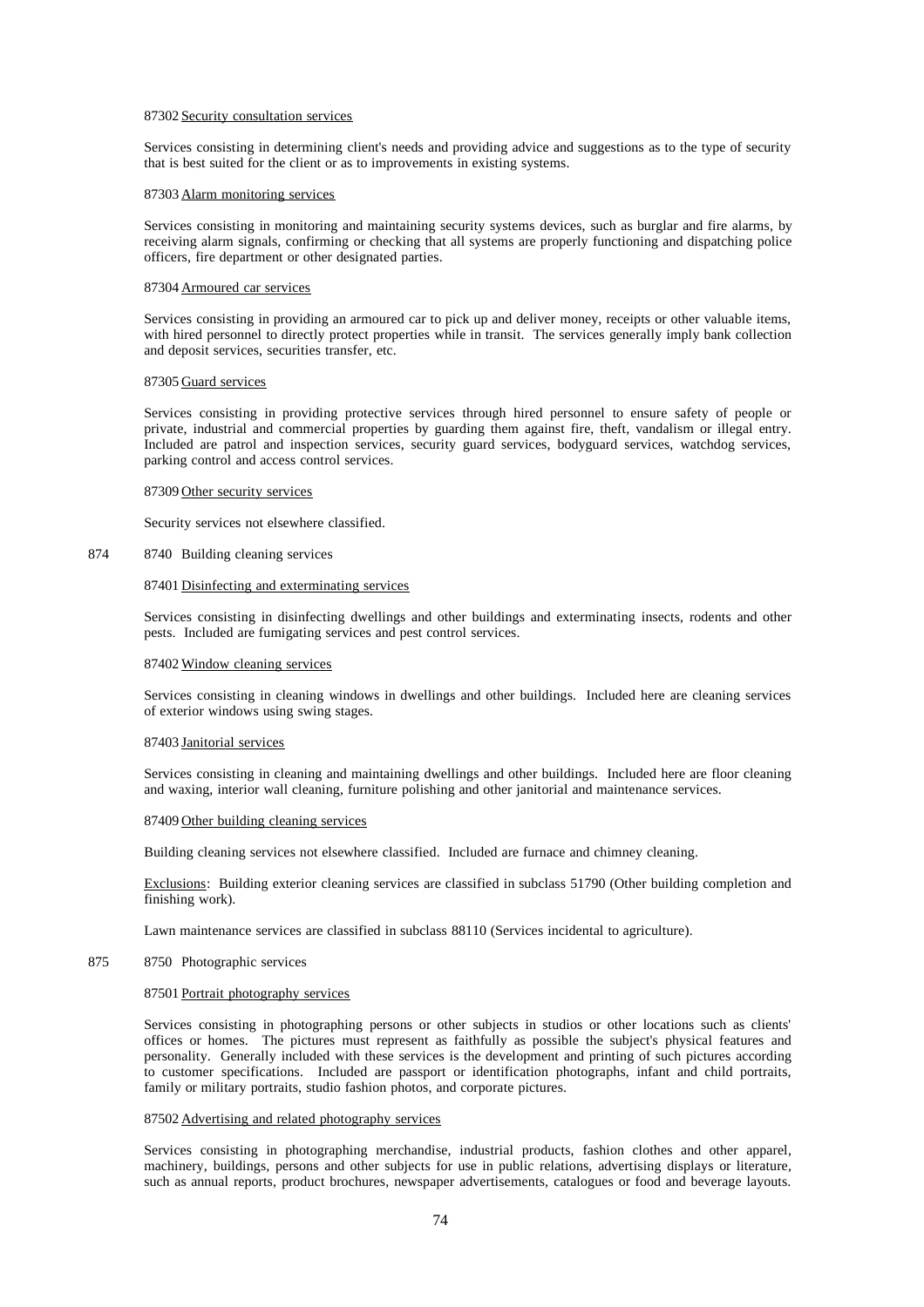87302 Security consultation services

Services consisting in determining client's needs and providing advice and suggestions as to the type of security that is best suited for the client or as to improvements in existing systems.

87303 Alarm monitoring services

Services consisting in monitoring and maintaining security systems devices, such as burglar and fire alarms, by receiving alarm signals, confirming or checking that all systems are properly functioning and dispatching police officers, fire department or other designated parties.

87304 Armoured car services

Services consisting in providing an armoured car to pick up and deliver money, receipts or other valuable items, with hired personnel to directly protect properties while in transit. The services generally imply bank collection and deposit services, securities transfer, etc.

87305 Guard services

Services consisting in providing protective services through hired personnel to ensure safety of people or private, industrial and commercial properties by guarding them against fire, theft, vandalism or illegal entry. Included are patrol and inspection services, security guard services, bodyguard services, watchdog services, parking control and access control services.

87309 Other security services

Security services not elsewhere classified.

874 8740 Building cleaning services

87401 Disinfecting and exterminating services

Services consisting in disinfecting dwellings and other buildings and exterminating insects, rodents and other pests. Included are fumigating services and pest control services.

87402 Window cleaning services

Services consisting in cleaning windows in dwellings and other buildings. Included here are cleaning services of exterior windows using swing stages.

87403 Janitorial services

Services consisting in cleaning and maintaining dwellings and other buildings. Included here are floor cleaning and waxing, interior wall cleaning, furniture polishing and other janitorial and maintenance services.

87409 Other building cleaning services

Building cleaning services not elsewhere classified. Included are furnace and chimney cleaning.

Exclusions: Building exterior cleaning services are classified in subclass 51790 (Other building completion and finishing work).

Lawn maintenance services are classified in subclass 88110 (Services incidental to agriculture).

875 8750 Photographic services

87501 Portrait photography services

Services consisting in photographing persons or other subjects in studios or other locations such as clients' offices or homes. The pictures must represent as faithfully as possible the subject's physical features and personality. Generally included with these services is the development and printing of such pictures according to customer specifications. Included are passport or identification photographs, infant and child portraits, family or military portraits, studio fashion photos, and corporate pictures.

87502 Advertising and related photography services

Services consisting in photographing merchandise, industrial products, fashion clothes and other apparel, machinery, buildings, persons and other subjects for use in public relations, advertising displays or literature, such as annual reports, product brochures, newspaper advertisements, catalogues or food and beverage layouts.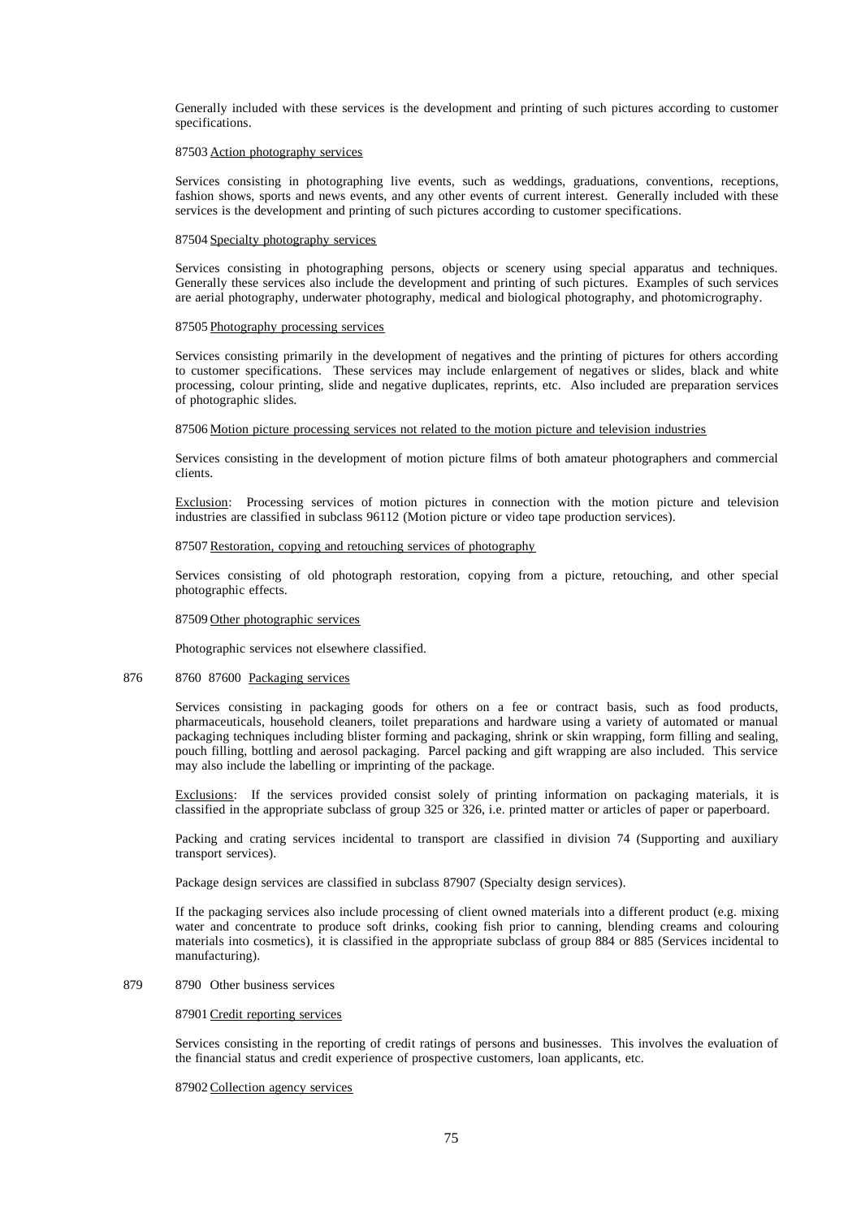Generally included with these services is the development and printing of such pictures according to customer specifications.

87503 Action photography services

Services consisting in photographing live events, such as weddings, graduations, conventions, receptions, fashion shows, sports and news events, and any other events of current interest. Generally included with these services is the development and printing of such pictures according to customer specifications.

87504 Specialty photography services

Services consisting in photographing persons, objects or scenery using special apparatus and techniques. Generally these services also include the development and printing of such pictures. Examples of such services are aerial photography, underwater photography, medical and biological photography, and photomicrography.

87505 Photography processing services

Services consisting primarily in the development of negatives and the printing of pictures for others according to customer specifications. These services may include enlargement of negatives or slides, black and white processing, colour printing, slide and negative duplicates, reprints, etc. Also included are preparation services of photographic slides.

87506 Motion picture processing services not related to the motion picture and television industries

Services consisting in the development of motion picture films of both amateur photographers and commercial clients.

Exclusion: Processing services of motion pictures in connection with the motion picture and television industries are classified in subclass 96112 (Motion picture or video tape production services).

87507 Restoration, copying and retouching services of photography

Services consisting of old photograph restoration, copying from a picture, retouching, and other special photographic effects.

87509 Other photographic services

Photographic services not elsewhere classified.

876 8760 87600 Packaging services

Services consisting in packaging goods for others on a fee or contract basis, such as food products, pharmaceuticals, household cleaners, toilet preparations and hardware using a variety of automated or manual packaging techniques including blister forming and packaging, shrink or skin wrapping, form filling and sealing, pouch filling, bottling and aerosol packaging. Parcel packing and gift wrapping are also included. This service may also include the labelling or imprinting of the package.

Exclusions: If the services provided consist solely of printing information on packaging materials, it is classified in the appropriate subclass of group 325 or 326, i.e. printed matter or articles of paper or paperboard.

Packing and crating services incidental to transport are classified in division 74 (Supporting and auxiliary transport services).

Package design services are classified in subclass 87907 (Specialty design services).

If the packaging services also include processing of client owned materials into a different product (e.g. mixing water and concentrate to produce soft drinks, cooking fish prior to canning, blending creams and colouring materials into cosmetics), it is classified in the appropriate subclass of group 884 or 885 (Services incidental to manufacturing).

879 8790 Other business services

87901 Credit reporting services

Services consisting in the reporting of credit ratings of persons and businesses. This involves the evaluation of the financial status and credit experience of prospective customers, loan applicants, etc.

87902 Collection agency services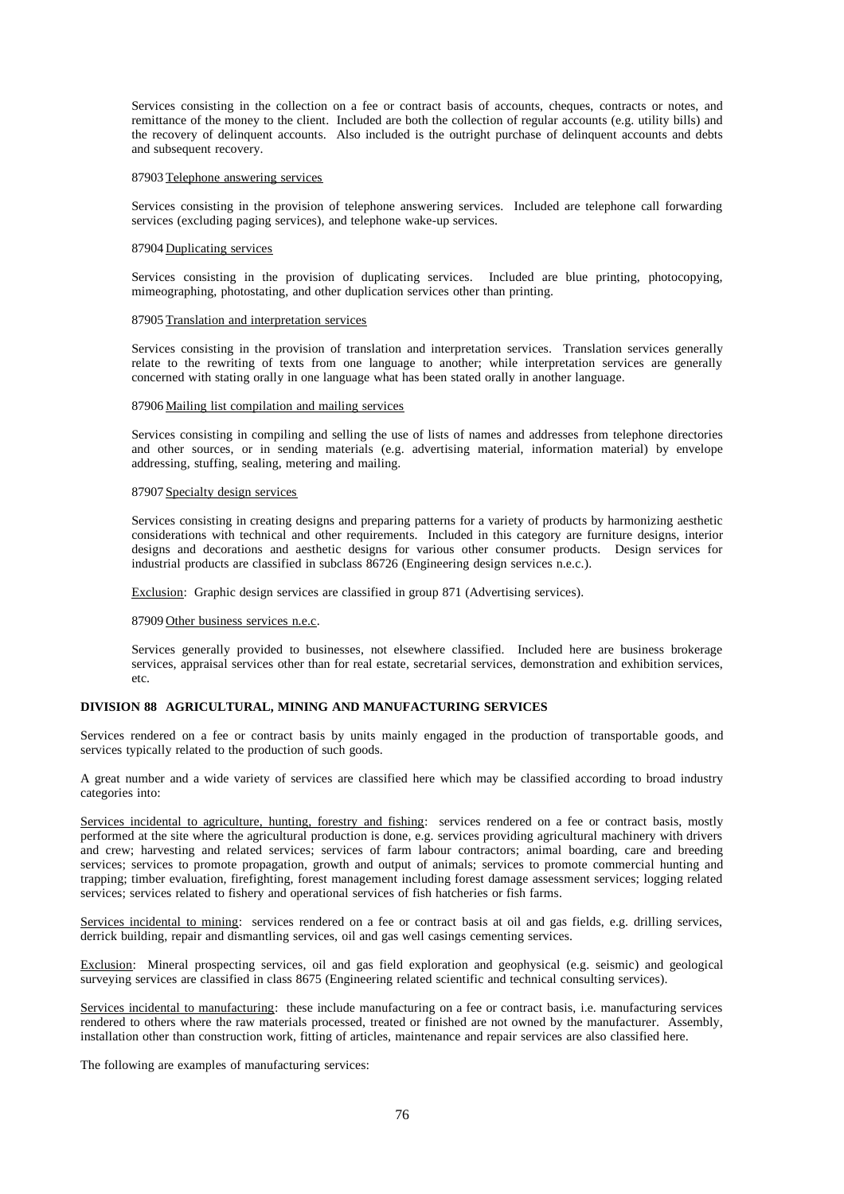Services consisting in the collection on a fee or contract basis of accounts, cheques, contracts or notes, and remittance of the money to the client. Included are both the collection of regular accounts (e.g. utility bills) and the recovery of delinquent accounts. Also included is the outright purchase of delinquent accounts and debts and subsequent recovery.

87903 Telephone answering services

Services consisting in the provision of telephone answering services. Included are telephone call forwarding services (excluding paging services), and telephone wake-up services.

87904 Duplicating services

Services consisting in the provision of duplicating services. Included are blue printing, photocopying, mimeographing, photostating, and other duplication services other than printing.

87905 Translation and interpretation services

Services consisting in the provision of translation and interpretation services. Translation services generally relate to the rewriting of texts from one language to another; while interpretation services are generally concerned with stating orally in one language what has been stated orally in another language.

87906 Mailing list compilation and mailing services

Services consisting in compiling and selling the use of lists of names and addresses from telephone directories and other sources, or in sending materials (e.g. advertising material, information material) by envelope addressing, stuffing, sealing, metering and mailing.

87907 Specialty design services

Services consisting in creating designs and preparing patterns for a variety of products by harmonizing aesthetic considerations with technical and other requirements. Included in this category are furniture designs, interior designs and decorations and aesthetic designs for various other consumer products. Design services for industrial products are classified in subclass 86726 (Engineering design services n.e.c.).

Exclusion: Graphic design services are classified in group 871 (Advertising services).

87909 Other business services n.e.c.

Services generally provided to businesses, not elsewhere classified. Included here are business brokerage services, appraisal services other than for real estate, secretarial services, demonstration and exhibition services, etc.

**DIVISION 88 AGRICULTURAL, MINING AND MANUFACTURING SERVICES**

Services rendered on a fee or contract basis by units mainly engaged in the production of transportable goods, and services typically related to the production of such goods.

A great number and a wide variety of services are classified here which may be classified according to broad industry categories into:

Services incidental to agriculture, hunting, forestry and fishing: services rendered on a fee or contract basis, mostly performed at the site where the agricultural production is done, e.g. services providing agricultural machinery with drivers and crew; harvesting and related services; services of farm labour contractors; animal boarding, care and breeding services; services to promote propagation, growth and output of animals; services to promote commercial hunting and trapping; timber evaluation, firefighting, forest management including forest damage assessment services; logging related services; services related to fishery and operational services of fish hatcheries or fish farms.

Services incidental to mining: services rendered on a fee or contract basis at oil and gas fields, e.g. drilling services, derrick building, repair and dismantling services, oil and gas well casings cementing services.

Exclusion: Mineral prospecting services, oil and gas field exploration and geophysical (e.g. seismic) and geological surveying services are classified in class 8675 (Engineering related scientific and technical consulting services).

Services incidental to manufacturing: these include manufacturing on a fee or contract basis, i.e. manufacturing services rendered to others where the raw materials processed, treated or finished are not owned by the manufacturer. Assembly, installation other than construction work, fitting of articles, maintenance and repair services are also classified here.

The following are examples of manufacturing services: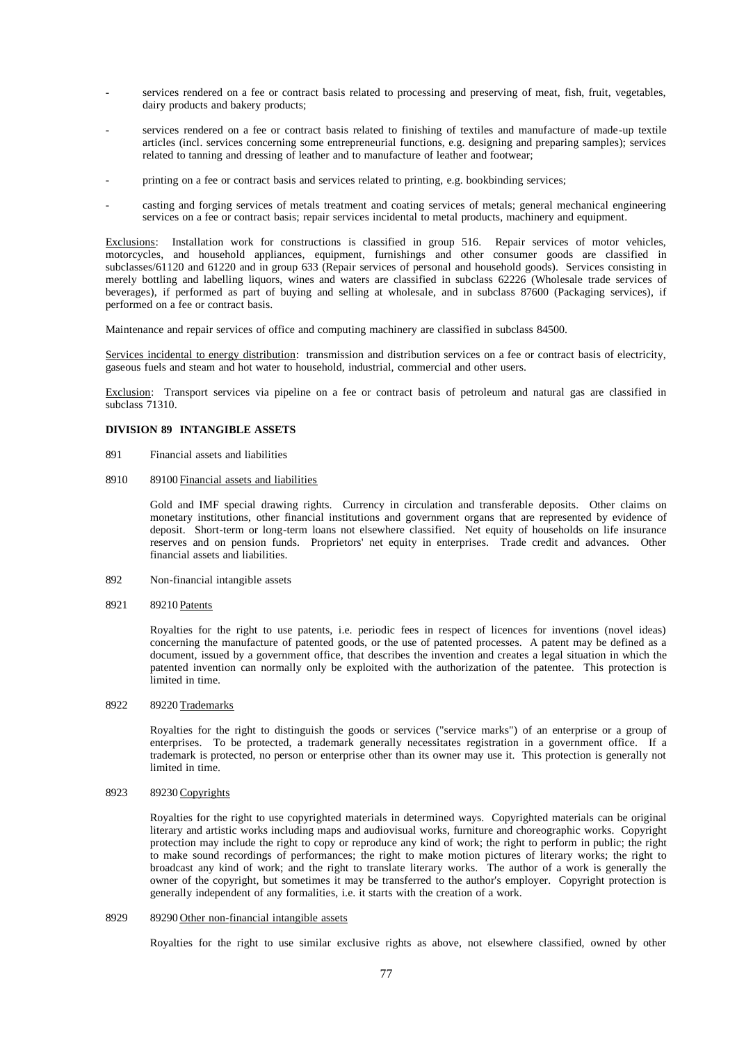- services rendered on a fee or contract basis related to processing and preserving of meat, fish, fruit, vegetables, dairy products and bakery products;

- services rendered on a fee or contract basis related to finishing of textiles and manufacture of made-up textile articles (incl. services concerning some entrepreneurial functions, e.g. designing and preparing samples); services related to tanning and dressing of leather and to manufacture of leather and footwear;

- printing on a fee or contract basis and services related to printing, e.g. bookbinding services;

- casting and forging services of metals treatment and coating services of metals; general mechanical engineering services on a fee or contract basis; repair services incidental to metal products, machinery and equipment.

Exclusions: Installation work for constructions is classified in group 516. Repair services of motor vehicles, motorcycles, and household appliances, equipment, furnishings and other consumer goods are classified in subclasses/61120 and 61220 and in group 633 (Repair services of personal and household goods). Services consisting in merely bottling and labelling liquors, wines and waters are classified in subclass 62226 (Wholesale trade services of beverages), if performed as part of buying and selling at wholesale, and in subclass 87600 (Packaging services), if performed on a fee or contract basis.

Maintenance and repair services of office and computing machinery are classified in subclass 84500.

Services incidental to energy distribution: transmission and distribution services on a fee or contract basis of electricity, gaseous fuels and steam and hot water to household, industrial, commercial and other users.

Exclusion: Transport services via pipeline on a fee or contract basis of petroleum and natural gas are classified in subclass 71310.

**DIVISION 89 INTANGIBLE ASSETS**

891 Financial assets and liabilities

8910 89100 Financial assets and liabilities

Gold and IMF special drawing rights. Currency in circulation and transferable deposits. Other claims on monetary institutions, other financial institutions and government organs that are represented by evidence of deposit. Short-term or long-term loans not elsewhere classified. Net equity of households on life insurance reserves and on pension funds. Proprietors' net equity in enterprises. Trade credit and advances. Other financial assets and liabilities.

892 Non-financial intangible assets

8921 89210 Patents

Royalties for the right to use patents, i.e. periodic fees in respect of licences for inventions (novel ideas) concerning the manufacture of patented goods, or the use of patented processes. A patent may be defined as a document, issued by a government office, that describes the invention and creates a legal situation in which the patented invention can normally only be exploited with the authorization of the patentee. This protection is limited in time.

8922 89220 Trademarks

Royalties for the right to distinguish the goods or services ("service marks") of an enterprise or a group of enterprises. To be protected, a trademark generally necessitates registration in a government office. If a trademark is protected, no person or enterprise other than its owner may use it. This protection is generally not limited in time.

8923 89230 Copyrights

Royalties for the right to use copyrighted materials in determined ways. Copyrighted materials can be original literary and artistic works including maps and audiovisual works, furniture and choreographic works. Copyright protection may include the right to copy or reproduce any kind of work; the right to perform in public; the right to make sound recordings of performances; the right to make motion pictures of literary works; the right to broadcast any kind of work; and the right to translate literary works. The author of a work is generally the owner of the copyright, but sometimes it may be transferred to the author's employer. Copyright protection is generally independent of any formalities, i.e. it starts with the creation of a work.

8929 89290 Other non-financial intangible assets

Royalties for the right to use similar exclusive rights as above, not elsewhere classified, owned by other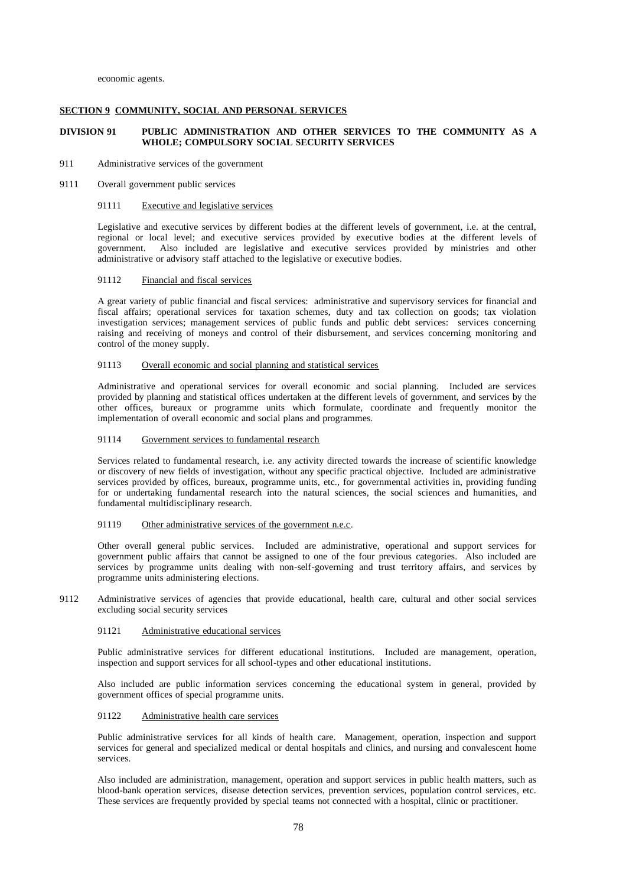economic agents.

## SECTION 9 COMMUNITY, SOCIAL AND PERSONAL SERVICES

### DIVISION 91 PUBLIC ADMINISTRATION AND OTHER SERVICES TO THE COMMUNITY AS A WHOLE; COMPULSORY SOCIAL SECURITY SERVICES

911 Administrative services of the government

9111 Overall government public services

91111 Executive and legislative services

Legislative and executive services by different bodies at the different levels of government, i.e. at the central, regional or local level; and executive services provided by executive bodies at the different levels of government. Also included are legislative and executive services provided by ministries and other administrative or advisory staff attached to the legislative or executive bodies.

91112 Financial and fiscal services

A great variety of public financial and fiscal services: administrative and supervisory services for financial and fiscal affairs; operational services for taxation schemes, duty and tax collection on goods; tax violation investigation services; management services of public funds and public debt services: services concerning raising and receiving of moneys and control of their disbursement, and services concerning monitoring and control of the money supply.

91113 Overall economic and social planning and statistical services

Administrative and operational services for overall economic and social planning. Included are services provided by planning and statistical offices undertaken at the different levels of government, and services by the other offices, bureaux or programme units which formulate, coordinate and frequently monitor the implementation of overall economic and social plans and programmes.

91114 Government services to fundamental research

Services related to fundamental research, i.e. any activity directed towards the increase of scientific knowledge or discovery of new fields of investigation, without any specific practical objective. Included are administrative services provided by offices, bureaux, programme units, etc., for governmental activities in, providing funding for or undertaking fundamental research into the natural sciences, the social sciences and humanities, and fundamental multidisciplinary research.

91119 Other administrative services of the government n.e.c.

Other overall general public services. Included are administrative, operational and support services for government public affairs that cannot be assigned to one of the four previous categories. Also included are services by programme units dealing with non-self-governing and trust territory affairs, and services by programme units administering elections.

9112 Administrative services of agencies that provide educational, health care, cultural and other social services excluding social security services

91121 Administrative educational services

Public administrative services for different educational institutions. Included are management, operation, inspection and support services for all school-types and other educational institutions.

Also included are public information services concerning the educational system in general, provided by government offices of special programme units.

91122 Administrative health care services

Public administrative services for all kinds of health care. Management, operation, inspection and support services for general and specialized medical or dental hospitals and clinics, and nursing and convalescent home services.

Also included are administration, management, operation and support services in public health matters, such as blood-bank operation services, disease detection services, prevention services, population control services, etc. These services are frequently provided by special teams not connected with a hospital, clinic or practitioner.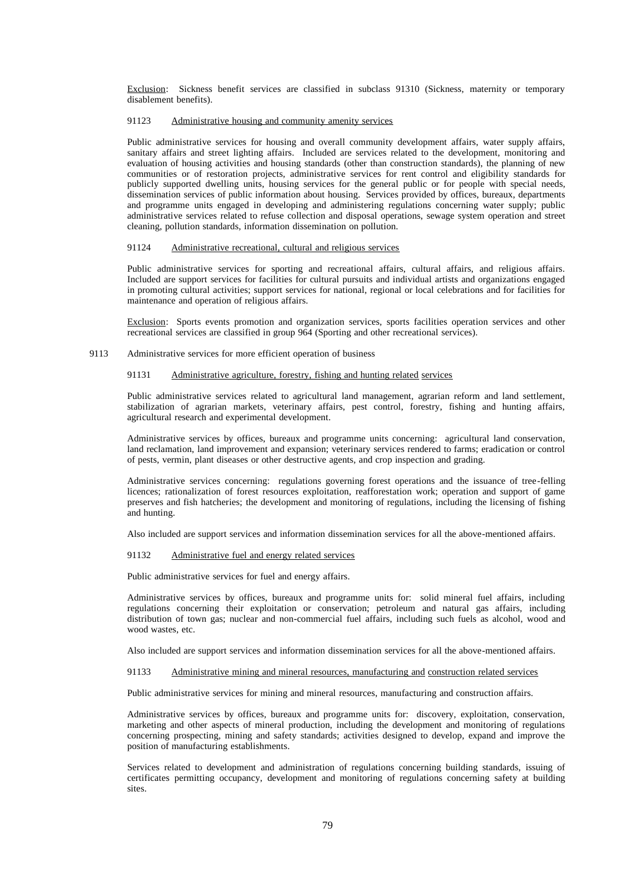Exclusion: Sickness benefit services are classified in subclass 91310 (Sickness, maternity or temporary disablement benefits).

91123 Administrative housing and community amenity services

Public administrative services for housing and overall community development affairs, water supply affairs, sanitary affairs and street lighting affairs. Included are services related to the development, monitoring and evaluation of housing activities and housing standards (other than construction standards), the planning of new communities or of restoration projects, administrative services for rent control and eligibility standards for publicly supported dwelling units, housing services for the general public or for people with special needs, dissemination services of public information about housing. Services provided by offices, bureaux, departments and programme units engaged in developing and administering regulations concerning water supply; public administrative services related to refuse collection and disposal operations, sewage system operation and street cleaning, pollution standards, information dissemination on pollution.

91124 Administrative recreational, cultural and religious services

Public administrative services for sporting and recreational affairs, cultural affairs, and religious affairs. Included are support services for facilities for cultural pursuits and individual artists and organizations engaged in promoting cultural activities; support services for national, regional or local celebrations and for facilities for maintenance and operation of religious affairs.

Exclusion: Sports events promotion and organization services, sports facilities operation services and other recreational services are classified in group 964 (Sporting and other recreational services).

9113 Administrative services for more efficient operation of business

91131 Administrative agriculture, forestry, fishing and hunting related services

Public administrative services related to agricultural land management, agrarian reform and land settlement, stabilization of agrarian markets, veterinary affairs, pest control, forestry, fishing and hunting affairs, agricultural research and experimental development.

Administrative services by offices, bureaux and programme units concerning: agricultural land conservation, land reclamation, land improvement and expansion; veterinary services rendered to farms; eradication or control of pests, vermin, plant diseases or other destructive agents, and crop inspection and grading.

Administrative services concerning: regulations governing forest operations and the issuance of tree-felling licences; rationalization of forest resources exploitation, reafforestation work; operation and support of game preserves and fish hatcheries; the development and monitoring of regulations, including the licensing of fishing and hunting.

Also included are support services and information dissemination services for all the above-mentioned affairs.

91132 Administrative fuel and energy related services

Public administrative services for fuel and energy affairs.

Administrative services by offices, bureaux and programme units for: solid mineral fuel affairs, including regulations concerning their exploitation or conservation; petroleum and natural gas affairs, including distribution of town gas; nuclear and non-commercial fuel affairs, including such fuels as alcohol, wood and wood wastes, etc.

Also included are support services and information dissemination services for all the above-mentioned affairs.

91133 Administrative mining and mineral resources, manufacturing and construction related services

Public administrative services for mining and mineral resources, manufacturing and construction affairs.

Administrative services by offices, bureaux and programme units for: discovery, exploitation, conservation, marketing and other aspects of mineral production, including the development and monitoring of regulations concerning prospecting, mining and safety standards; activities designed to develop, expand and improve the position of manufacturing establishments.

Services related to development and administration of regulations concerning building standards, issuing of certificates permitting occupancy, development and monitoring of regulations concerning safety at building sites.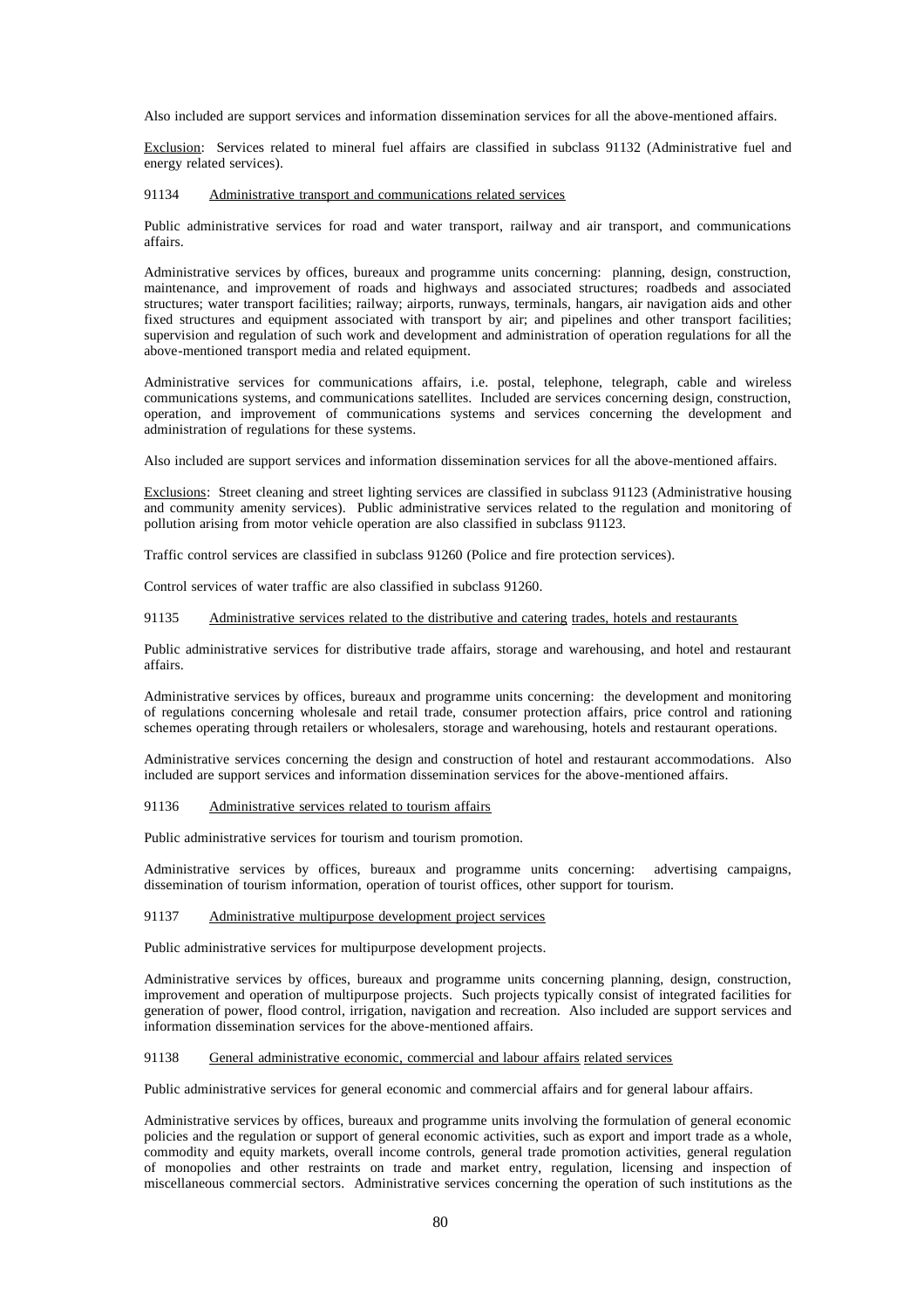Also included are support services and information dissemination services for all the above-mentioned affairs.

Exclusion: Services related to mineral fuel affairs are classified in subclass 91132 (Administrative fuel and energy related services).

91134 Administrative transport and communications related services

Public administrative services for road and water transport, railway and air transport, and communications affairs.

Administrative services by offices, bureaux and programme units concerning: planning, design, construction, maintenance, and improvement of roads and highways and associated structures; roadbeds and associated structures; water transport facilities; railway; airports, runways, terminals, hangars, air navigation aids and other fixed structures and equipment associated with transport by air; and pipelines and other transport facilities; supervision and regulation of such work and development and administration of operation regulations for all the above-mentioned transport media and related equipment.

Administrative services for communications affairs, i.e. postal, telephone, telegraph, cable and wireless communications systems, and communications satellites. Included are services concerning design, construction, operation, and improvement of communications systems and services concerning the development and administration of regulations for these systems.

Also included are support services and information dissemination services for all the above-mentioned affairs.

Exclusions: Street cleaning and street lighting services are classified in subclass 91123 (Administrative housing and community amenity services). Public administrative services related to the regulation and monitoring of pollution arising from motor vehicle operation are also classified in subclass 91123.

Traffic control services are classified in subclass 91260 (Police and fire protection services).

Control services of water traffic are also classified in subclass 91260.

91135 Administrative services related to the distributive and catering trades, hotels and restaurants

Public administrative services for distributive trade affairs, storage and warehousing, and hotel and restaurant affairs.

Administrative services by offices, bureaux and programme units concerning: the development and monitoring of regulations concerning wholesale and retail trade, consumer protection affairs, price control and rationing schemes operating through retailers or wholesalers, storage and warehousing, hotels and restaurant operations.

Administrative services concerning the design and construction of hotel and restaurant accommodations. Also included are support services and information dissemination services for the above-mentioned affairs.

91136 Administrative services related to tourism affairs

Public administrative services for tourism and tourism promotion.

Administrative services by offices, bureaux and programme units concerning: advertising campaigns, dissemination of tourism information, operation of tourist offices, other support for tourism.

91137 Administrative multipurpose development project services

Public administrative services for multipurpose development projects.

Administrative services by offices, bureaux and programme units concerning planning, design, construction, improvement and operation of multipurpose projects. Such projects typically consist of integrated facilities for generation of power, flood control, irrigation, navigation and recreation. Also included are support services and information dissemination services for the above-mentioned affairs.

91138 General administrative economic, commercial and labour affairs related services

Public administrative services for general economic and commercial affairs and for general labour affairs.

Administrative services by offices, bureaux and programme units involving the formulation of general economic policies and the regulation or support of general economic activities, such as export and import trade as a whole, commodity and equity markets, overall income controls, general trade promotion activities, general regulation of monopolies and other restraints on trade and market entry, regulation, licensing and inspection of miscellaneous commercial sectors. Administrative services concerning the operation of such institutions as the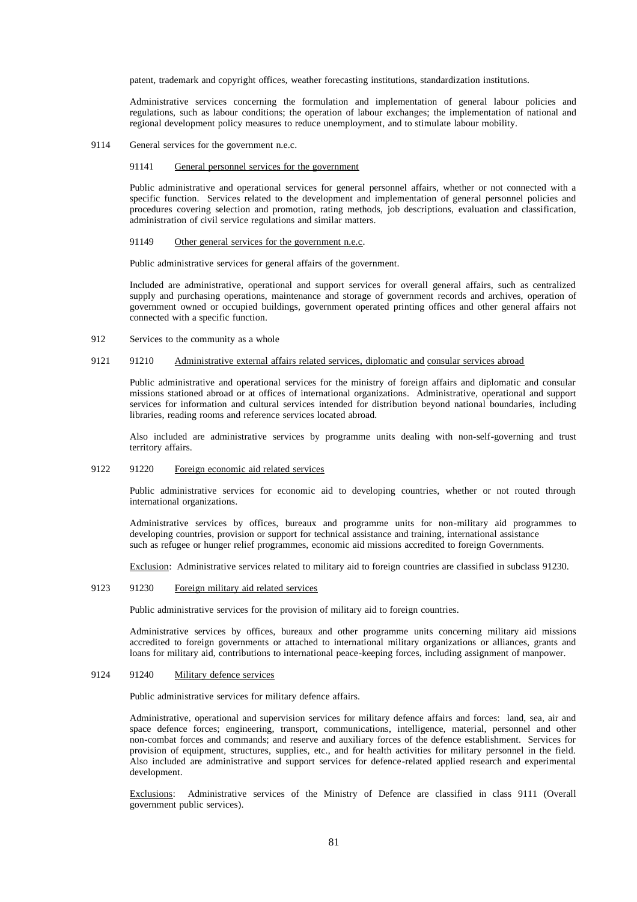patent, trademark and copyright offices, weather forecasting institutions, standardization institutions.

Administrative services concerning the formulation and implementation of general labour policies and regulations, such as labour conditions; the operation of labour exchanges; the implementation of national and regional development policy measures to reduce unemployment, and to stimulate labour mobility.

9114 General services for the government n.e.c.

91141 General personnel services for the government

Public administrative and operational services for general personnel affairs, whether or not connected with a specific function. Services related to the development and implementation of general personnel policies and procedures covering selection and promotion, rating methods, job descriptions, evaluation and classification, administration of civil service regulations and similar matters.

91149 Other general services for the government n.e.c.

Public administrative services for general affairs of the government.

Included are administrative, operational and support services for overall general affairs, such as centralized supply and purchasing operations, maintenance and storage of government records and archives, operation of government owned or occupied buildings, government operated printing offices and other general affairs not connected with a specific function.

912 Services to the community as a whole

9121 91210 Administrative external affairs related services, diplomatic and consular services abroad

Public administrative and operational services for the ministry of foreign affairs and diplomatic and consular missions stationed abroad or at offices of international organizations. Administrative, operational and support services for information and cultural services intended for distribution beyond national boundaries, including libraries, reading rooms and reference services located abroad.

Also included are administrative services by programme units dealing with non-self-governing and trust territory affairs.

9122 91220 Foreign economic aid related services

Public administrative services for economic aid to developing countries, whether or not routed through international organizations.

Administrative services by offices, bureaux and programme units for non-military aid programmes to developing countries, provision or support for technical assistance and training, international assistance such as refugee or hunger relief programmes, economic aid missions accredited to foreign Governments.

Exclusion: Administrative services related to military aid to foreign countries are classified in subclass 91230.

9123 91230 Foreign military aid related services

Public administrative services for the provision of military aid to foreign countries.

Administrative services by offices, bureaux and other programme units concerning military aid missions accredited to foreign governments or attached to international military organizations or alliances, grants and loans for military aid, contributions to international peace-keeping forces, including assignment of manpower.

9124 91240 Military defence services

Public administrative services for military defence affairs.

Administrative, operational and supervision services for military defence affairs and forces: land, sea, air and space defence forces; engineering, transport, communications, intelligence, material, personnel and other non-combat forces and commands; and reserve and auxiliary forces of the defence establishment. Services for provision of equipment, structures, supplies, etc., and for health activities for military personnel in the field. Also included are administrative and support services for defence-related applied research and experimental development.

Exclusions: Administrative services of the Ministry of Defence are classified in class 9111 (Overall government public services).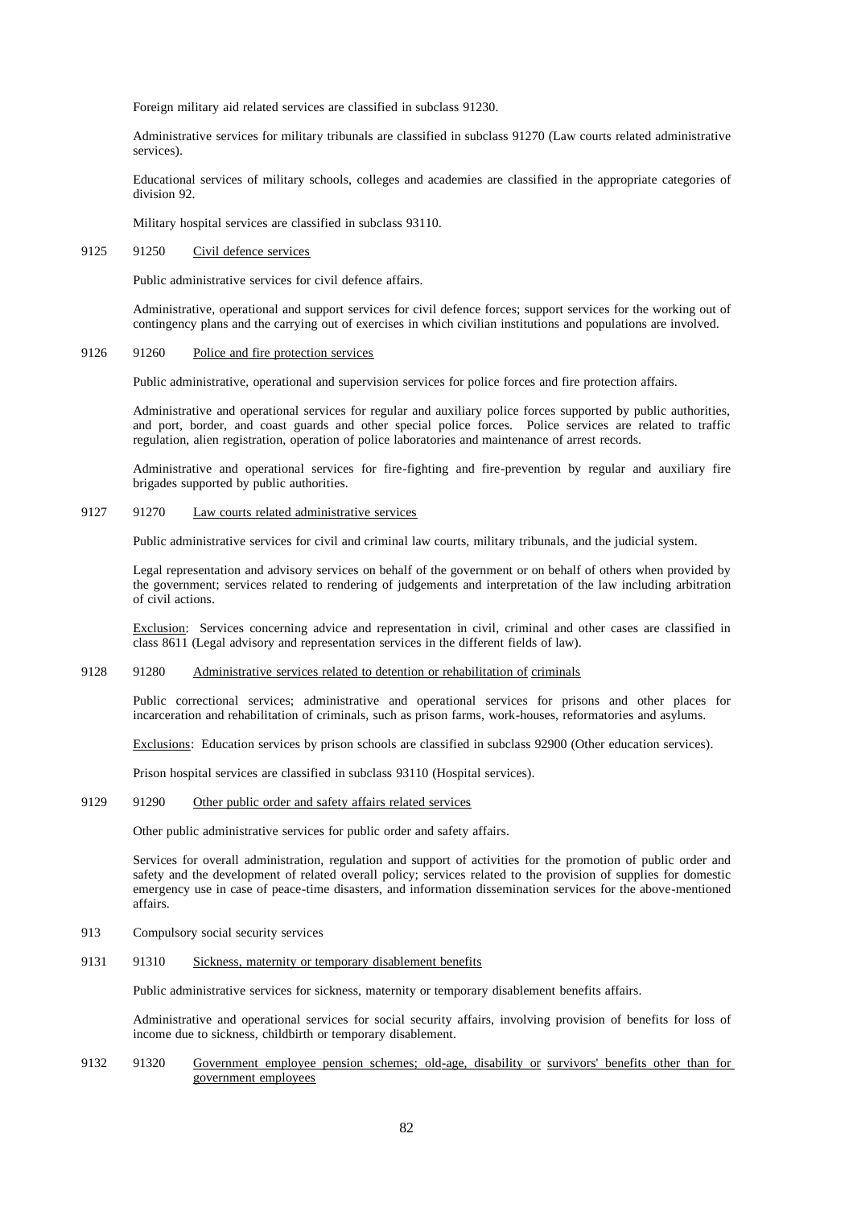Foreign military aid related services are classified in subclass 91230.

Administrative services for military tribunals are classified in subclass 91270 (Law courts related administrative services).

Educational services of military schools, colleges and academies are classified in the appropriate categories of division 92.

Military hospital services are classified in subclass 93110.

9125 91250 Civil defence services

Public administrative services for civil defence affairs.

Administrative, operational and support services for civil defence forces; support services for the working out of contingency plans and the carrying out of exercises in which civilian institutions and populations are involved.

9126 91260 Police and fire protection services

Public administrative, operational and supervision services for police forces and fire protection affairs.

Administrative and operational services for regular and auxiliary police forces supported by public authorities, and port, border, and coast guards and other special police forces. Police services are related to traffic regulation, alien registration, operation of police laboratories and maintenance of arrest records.

Administrative and operational services for fire-fighting and fire-prevention by regular and auxiliary fire brigades supported by public authorities.

9127 91270 Law courts related administrative services

Public administrative services for civil and criminal law courts, military tribunals, and the judicial system.

Legal representation and advisory services on behalf of the government or on behalf of others when provided by the government; services related to rendering of judgements and interpretation of the law including arbitration of civil actions.

Exclusion: Services concerning advice and representation in civil, criminal and other cases are classified in class 8611 (Legal advisory and representation services in the different fields of law).

9128 91280 Administrative services related to detention or rehabilitation of criminals

Public correctional services; administrative and operational services for prisons and other places for incarceration and rehabilitation of criminals, such as prison farms, work-houses, reformatories and asylums.

Exclusions: Education services by prison schools are classified in subclass 92900 (Other education services).

Prison hospital services are classified in subclass 93110 (Hospital services).

9129 91290 Other public order and safety affairs related services

Other public administrative services for public order and safety affairs.

Services for overall administration, regulation and support of activities for the promotion of public order and safety and the development of related overall policy; services related to the provision of supplies for domestic emergency use in case of peace-time disasters, and information dissemination services for the above-mentioned affairs.

913 Compulsory social security services

9131 91310 Sickness, maternity or temporary disablement benefits

Public administrative services for sickness, maternity or temporary disablement benefits affairs.

Administrative and operational services for social security affairs, involving provision of benefits for loss of income due to sickness, childbirth or temporary disablement.

9132 91320 Government employee pension schemes; old-age, disability or survivors' benefits other than for government employees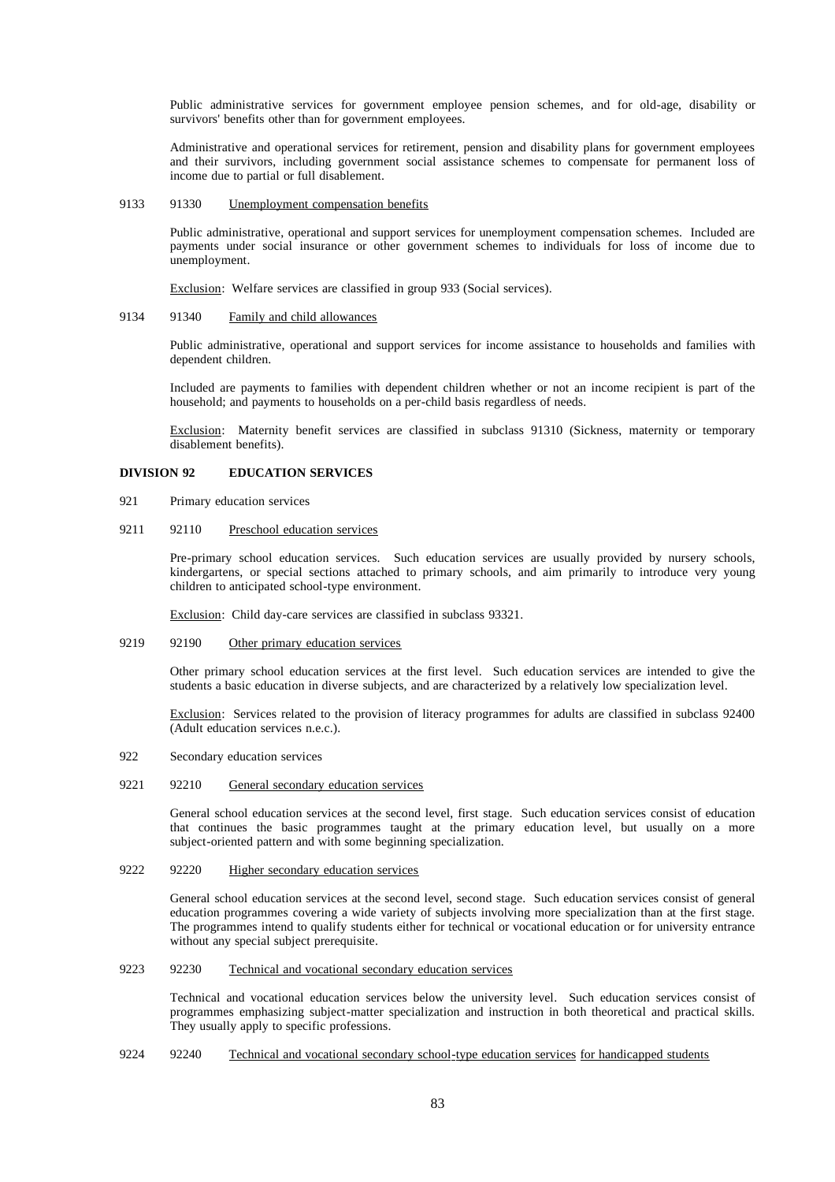Public administrative services for government employee pension schemes, and for old-age, disability or survivors' benefits other than for government employees.

Administrative and operational services for retirement, pension and disability plans for government employees and their survivors, including government social assistance schemes to compensate for permanent loss of income due to partial or full disablement.

9133 91330 Unemployment compensation benefits

Public administrative, operational and support services for unemployment compensation schemes. Included are payments under social insurance or other government schemes to individuals for loss of income due to unemployment.

Exclusion: Welfare services are classified in group 933 (Social services).

9134 91340 Family and child allowances

Public administrative, operational and support services for income assistance to households and families with dependent children.

Included are payments to families with dependent children whether or not an income recipient is part of the household; and payments to households on a per-child basis regardless of needs.

Exclusion: Maternity benefit services are classified in subclass 91310 (Sickness, maternity or temporary disablement benefits).

**DIVISION 92 EDUCATION SERVICES**

921 Primary education services

9211 92110 Preschool education services

Pre-primary school education services. Such education services are usually provided by nursery schools, kindergartens, or special sections attached to primary schools, and aim primarily to introduce very young children to anticipated school-type environment.

Exclusion: Child day-care services are classified in subclass 93321.

9219 92190 Other primary education services

Other primary school education services at the first level. Such education services are intended to give the students a basic education in diverse subjects, and are characterized by a relatively low specialization level.

Exclusion: Services related to the provision of literacy programmes for adults are classified in subclass 92400 (Adult education services n.e.c.).

922 Secondary education services

9221 92210 General secondary education services

General school education services at the second level, first stage. Such education services consist of education that continues the basic programmes taught at the primary education level, but usually on a more subject-oriented pattern and with some beginning specialization.

9222 92220 Higher secondary education services

General school education services at the second level, second stage. Such education services consist of general education programmes covering a wide variety of subjects involving more specialization than at the first stage. The programmes intend to qualify students either for technical or vocational education or for university entrance without any special subject prerequisite.

9223 92230 Technical and vocational secondary education services

Technical and vocational education services below the university level. Such education services consist of programmes emphasizing subject-matter specialization and instruction in both theoretical and practical skills. They usually apply to specific professions.

9224 92240 Technical and vocational secondary school-type education services for handicapped students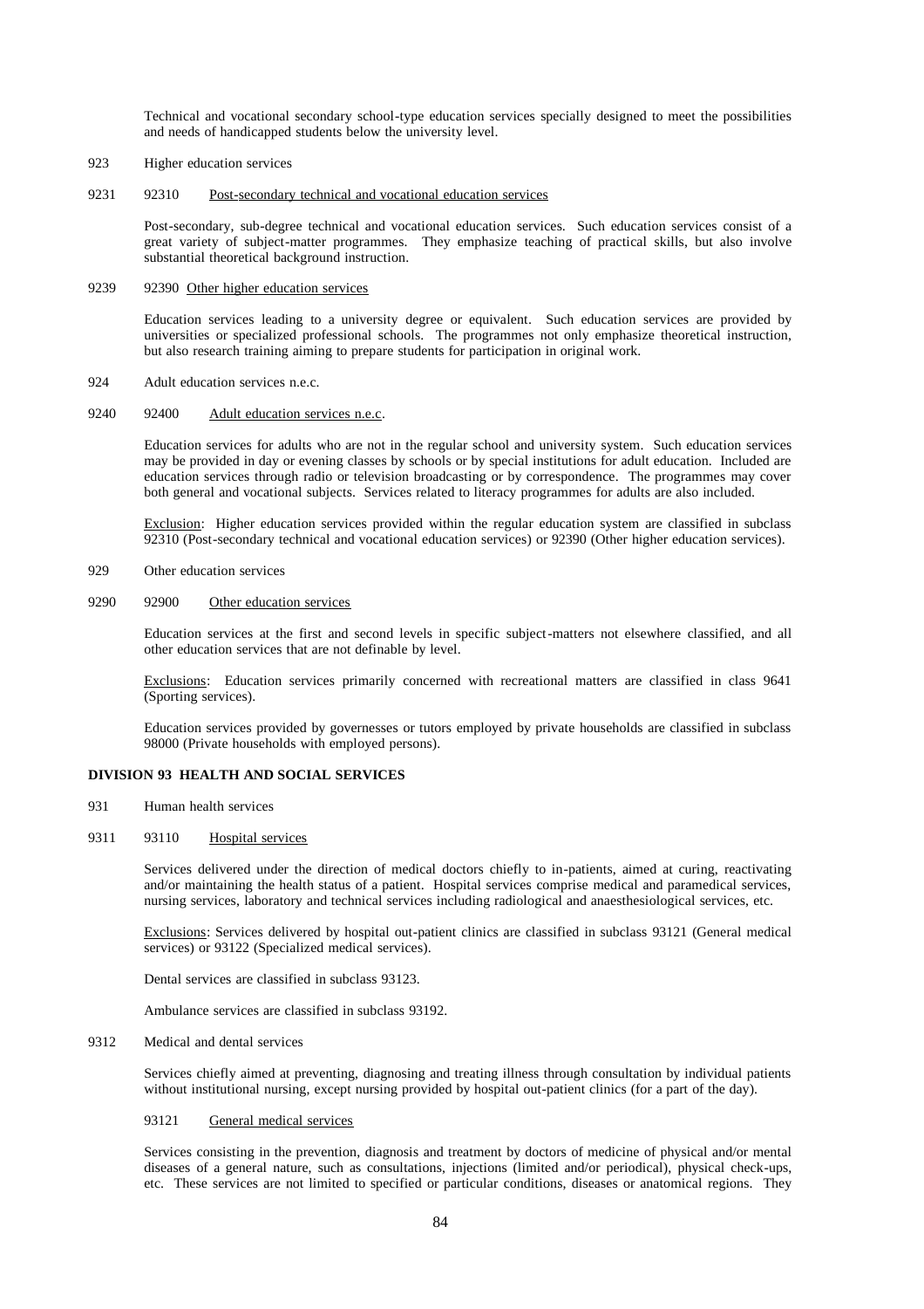Technical and vocational secondary school-type education services specially designed to meet the possibilities and needs of handicapped students below the university level.

923 Higher education services

9231 92310 Post-secondary technical and vocational education services

Post-secondary, sub-degree technical and vocational education services. Such education services consist of a great variety of subject-matter programmes. They emphasize teaching of practical skills, but also involve substantial theoretical background instruction.

9239 92390 Other higher education services

Education services leading to a university degree or equivalent. Such education services are provided by universities or specialized professional schools. The programmes not only emphasize theoretical instruction, but also research training aiming to prepare students for participation in original work.

924 Adult education services n.e.c.

9240 92400 Adult education services n.e.c.

Education services for adults who are not in the regular school and university system. Such education services may be provided in day or evening classes by schools or by special institutions for adult education. Included are education services through radio or television broadcasting or by correspondence. The programmes may cover both general and vocational subjects. Services related to literacy programmes for adults are also included.

Exclusion: Higher education services provided within the regular education system are classified in subclass 92310 (Post-secondary technical and vocational education services) or 92390 (Other higher education services).

929 Other education services

9290 92900 Other education services

Education services at the first and second levels in specific subject-matters not elsewhere classified, and all other education services that are not definable by level.

Exclusions: Education services primarily concerned with recreational matters are classified in class 9641 (Sporting services).

Education services provided by governesses or tutors employed by private households are classified in subclass 98000 (Private households with employed persons).

**DIVISION 93 HEALTH AND SOCIAL SERVICES**

931 Human health services

9311 93110 Hospital services

Services delivered under the direction of medical doctors chiefly to in-patients, aimed at curing, reactivating and/or maintaining the health status of a patient. Hospital services comprise medical and paramedical services, nursing services, laboratory and technical services including radiological and anaesthesiological services, etc.

Exclusions: Services delivered by hospital out-patient clinics are classified in subclass 93121 (General medical services) or 93122 (Specialized medical services).

Dental services are classified in subclass 93123.

Ambulance services are classified in subclass 93192.

9312 Medical and dental services

Services chiefly aimed at preventing, diagnosing and treating illness through consultation by individual patients without institutional nursing, except nursing provided by hospital out-patient clinics (for a part of the day).

93121 General medical services

Services consisting in the prevention, diagnosis and treatment by doctors of medicine of physical and/or mental diseases of a general nature, such as consultations, injections (limited and/or periodical), physical check-ups, etc. These services are not limited to specified or particular conditions, diseases or anatomical regions. They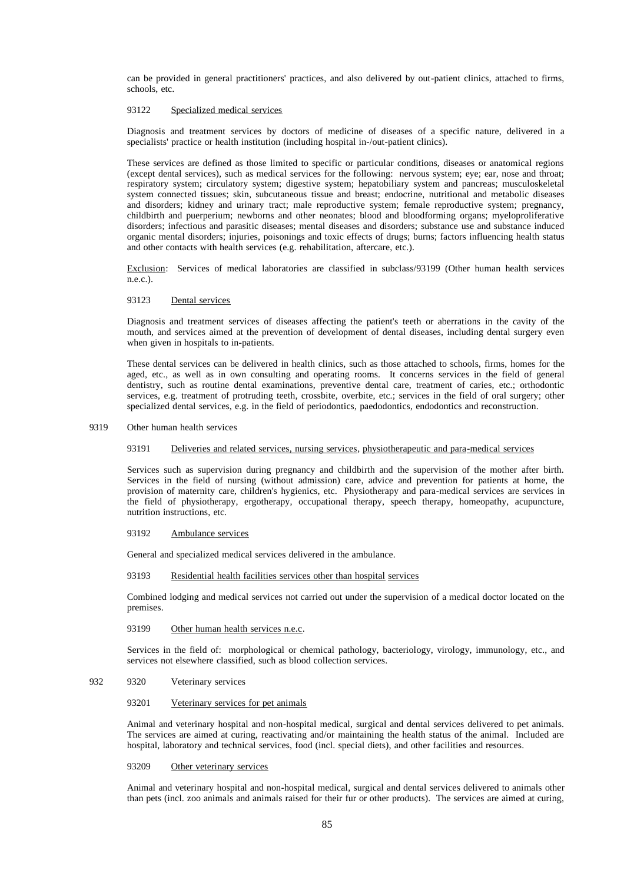can be provided in general practitioners' practices, and also delivered by out-patient clinics, attached to firms, schools, etc.

93122 Specialized medical services

Diagnosis and treatment services by doctors of medicine of diseases of a specific nature, delivered in a specialists' practice or health institution (including hospital in-/out-patient clinics).

These services are defined as those limited to specific or particular conditions, diseases or anatomical regions (except dental services), such as medical services for the following: nervous system; eye; ear, nose and throat; respiratory system; circulatory system; digestive system; hepatobiliary system and pancreas; musculoskeletal system connected tissues; skin, subcutaneous tissue and breast; endocrine, nutritional and metabolic diseases and disorders; kidney and urinary tract; male reproductive system; female reproductive system; pregnancy, childbirth and puerperium; newborns and other neonates; blood and bloodforming organs; myeloproliferative disorders; infectious and parasitic diseases; mental diseases and disorders; substance use and substance induced organic mental disorders; injuries, poisonings and toxic effects of drugs; burns; factors influencing health status and other contacts with health services (e.g. rehabilitation, aftercare, etc.).

Exclusion: Services of medical laboratories are classified in subclass/93199 (Other human health services n.e.c.).

93123 Dental services

Diagnosis and treatment services of diseases affecting the patient's teeth or aberrations in the cavity of the mouth, and services aimed at the prevention of development of dental diseases, including dental surgery even when given in hospitals to in-patients.

These dental services can be delivered in health clinics, such as those attached to schools, firms, homes for the aged, etc., as well as in own consulting and operating rooms. It concerns services in the field of general dentistry, such as routine dental examinations, preventive dental care, treatment of caries, etc.; orthodontic services, e.g. treatment of protruding teeth, crossbite, overbite, etc.; services in the field of oral surgery; other specialized dental services, e.g. in the field of periodontics, paedodontics, endodontics and reconstruction.

9319 Other human health services

93191 Deliveries and related services, nursing services, physiotherapeutic and para-medical services

Services such as supervision during pregnancy and childbirth and the supervision of the mother after birth. Services in the field of nursing (without admission) care, advice and prevention for patients at home, the provision of maternity care, children's hygienics, etc. Physiotherapy and para-medical services are services in the field of physiotherapy, ergotherapy, occupational therapy, speech therapy, homeopathy, acupuncture, nutrition instructions, etc.

93192 Ambulance services

General and specialized medical services delivered in the ambulance.

93193 Residential health facilities services other than hospital services

Combined lodging and medical services not carried out under the supervision of a medical doctor located on the premises.

93199 Other human health services n.e.c.

Services in the field of: morphological or chemical pathology, bacteriology, virology, immunology, etc., and services not elsewhere classified, such as blood collection services.

932 9320 Veterinary services

93201 Veterinary services for pet animals

Animal and veterinary hospital and non-hospital medical, surgical and dental services delivered to pet animals. The services are aimed at curing, reactivating and/or maintaining the health status of the animal. Included are hospital, laboratory and technical services, food (incl. special diets), and other facilities and resources.

93209 Other veterinary services

Animal and veterinary hospital and non-hospital medical, surgical and dental services delivered to animals other than pets (incl. zoo animals and animals raised for their fur or other products). The services are aimed at curing,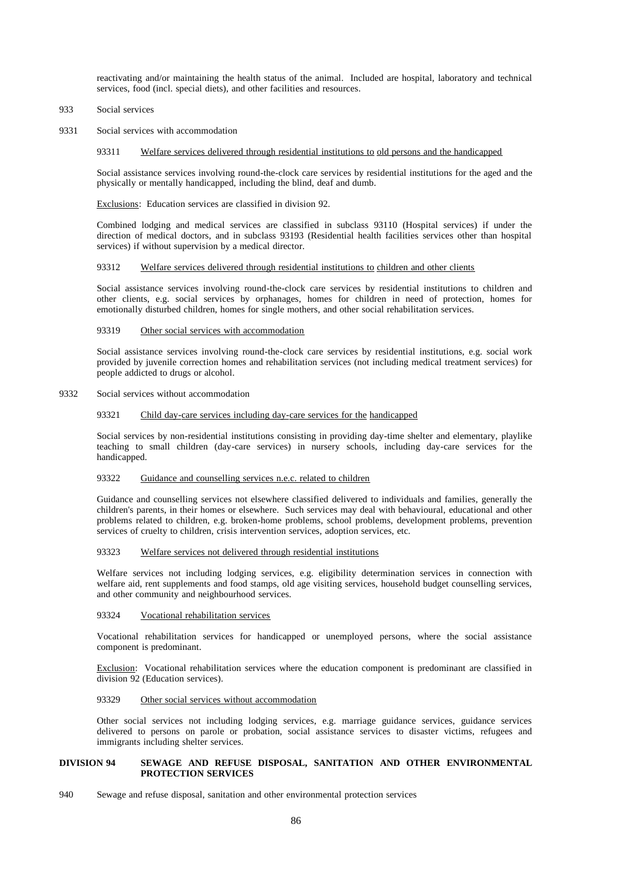reactivating and/or maintaining the health status of the animal. Included are hospital, laboratory and technical services, food (incl. special diets), and other facilities and resources.

933 Social services

9331 Social services with accommodation

93311 Welfare services delivered through residential institutions to old persons and the handicapped

Social assistance services involving round-the-clock care services by residential institutions for the aged and the physically or mentally handicapped, including the blind, deaf and dumb.

Exclusions: Education services are classified in division 92.

Combined lodging and medical services are classified in subclass 93110 (Hospital services) if under the direction of medical doctors, and in subclass 93193 (Residential health facilities services other than hospital services) if without supervision by a medical director.

93312 Welfare services delivered through residential institutions to children and other clients

Social assistance services involving round-the-clock care services by residential institutions to children and other clients, e.g. social services by orphanages, homes for children in need of protection, homes for emotionally disturbed children, homes for single mothers, and other social rehabilitation services.

93319 Other social services with accommodation

Social assistance services involving round-the-clock care services by residential institutions, e.g. social work provided by juvenile correction homes and rehabilitation services (not including medical treatment services) for people addicted to drugs or alcohol.

9332 Social services without accommodation

93321 Child day-care services including day-care services for the handicapped

Social services by non-residential institutions consisting in providing day-time shelter and elementary, playlike teaching to small children (day-care services) in nursery schools, including day-care services for the handicapped.

93322 Guidance and counselling services n.e.c. related to children

Guidance and counselling services not elsewhere classified delivered to individuals and families, generally the children's parents, in their homes or elsewhere. Such services may deal with behavioural, educational and other problems related to children, e.g. broken-home problems, school problems, development problems, prevention services of cruelty to children, crisis intervention services, adoption services, etc.

93323 Welfare services not delivered through residential institutions

Welfare services not including lodging services, e.g. eligibility determination services in connection with welfare aid, rent supplements and food stamps, old age visiting services, household budget counselling services, and other community and neighbourhood services.

93324 Vocational rehabilitation services

Vocational rehabilitation services for handicapped or unemployed persons, where the social assistance component is predominant.

Exclusion: Vocational rehabilitation services where the education component is predominant are classified in division 92 (Education services).

93329 Other social services without accommodation

Other social services not including lodging services, e.g. marriage guidance services, guidance services delivered to persons on parole or probation, social assistance services to disaster victims, refugees and immigrants including shelter services.

## DIVISION 94 SEWAGE AND REFUSE DISPOSAL, SANITATION AND OTHER ENVIRONMENTAL PROTECTION SERVICES

940 Sewage and refuse disposal, sanitation and other environmental protection services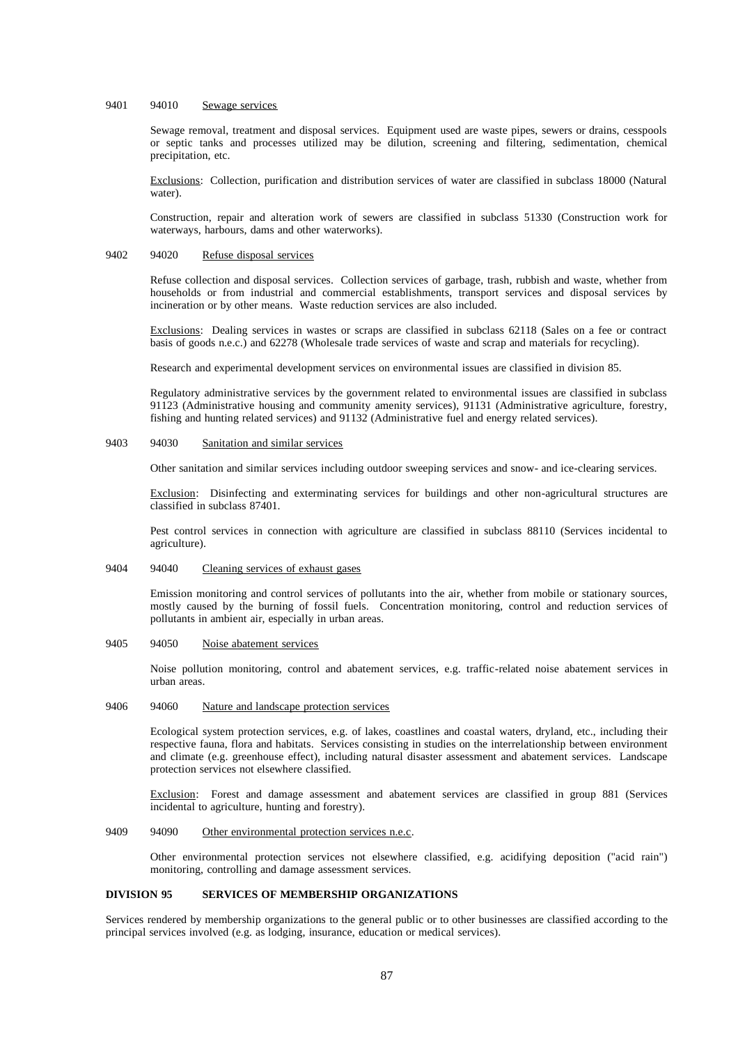9401 94010 Sewage services

Sewage removal, treatment and disposal services. Equipment used are waste pipes, sewers or drains, cesspools or septic tanks and processes utilized may be dilution, screening and filtering, sedimentation, chemical precipitation, etc.

Exclusions: Collection, purification and distribution services of water are classified in subclass 18000 (Natural water).

Construction, repair and alteration work of sewers are classified in subclass 51330 (Construction work for waterways, harbours, dams and other waterworks).

9402 94020 Refuse disposal services

Refuse collection and disposal services. Collection services of garbage, trash, rubbish and waste, whether from households or from industrial and commercial establishments, transport services and disposal services by incineration or by other means. Waste reduction services are also included.

Exclusions: Dealing services in wastes or scraps are classified in subclass 62118 (Sales on a fee or contract basis of goods n.e.c.) and 62278 (Wholesale trade services of waste and scrap and materials for recycling).

Research and experimental development services on environmental issues are classified in division 85.

Regulatory administrative services by the government related to environmental issues are classified in subclass 91123 (Administrative housing and community amenity services), 91131 (Administrative agriculture, forestry, fishing and hunting related services) and 91132 (Administrative fuel and energy related services).

9403 94030 Sanitation and similar services

Other sanitation and similar services including outdoor sweeping services and snow- and ice-clearing services.

Exclusion: Disinfecting and exterminating services for buildings and other non-agricultural structures are classified in subclass 87401.

Pest control services in connection with agriculture are classified in subclass 88110 (Services incidental to agriculture).

9404 94040 Cleaning services of exhaust gases

Emission monitoring and control services of pollutants into the air, whether from mobile or stationary sources, mostly caused by the burning of fossil fuels. Concentration monitoring, control and reduction services of pollutants in ambient air, especially in urban areas.

9405 94050 Noise abatement services

Noise pollution monitoring, control and abatement services, e.g. traffic-related noise abatement services in urban areas.

9406 94060 Nature and landscape protection services

Ecological system protection services, e.g. of lakes, coastlines and coastal waters, dryland, etc., including their respective fauna, flora and habitats. Services consisting in studies on the interrelationship between environment and climate (e.g. greenhouse effect), including natural disaster assessment and abatement services. Landscape protection services not elsewhere classified.

Exclusion: Forest and damage assessment and abatement services are classified in group 881 (Services incidental to agriculture, hunting and forestry).

9409 94090 Other environmental protection services n.e.c.

Other environmental protection services not elsewhere classified, e.g. acidifying deposition ("acid rain") monitoring, controlling and damage assessment services.

## DIVISION 95 SERVICES OF MEMBERSHIP ORGANIZATIONS

Services rendered by membership organizations to the general public or to other businesses are classified according to the principal services involved (e.g. as lodging, insurance, education or medical services).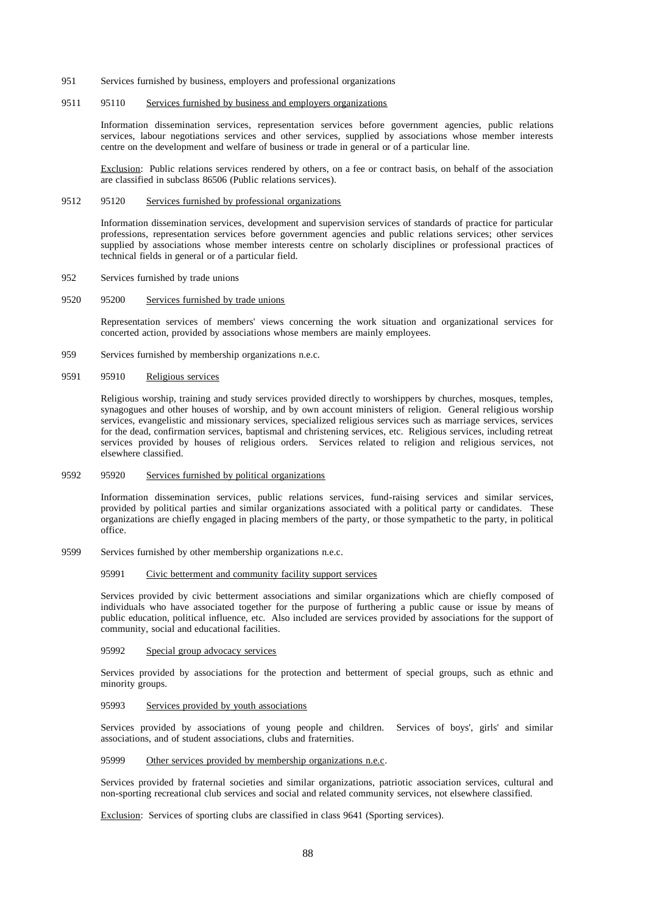951 Services furnished by business, employers and professional organizations

9511 95110 <u>Services furnished by business and employers organizations</u>

Information dissemination services, representation services before government agencies, public relations services, labour negotiations services and other services, supplied by associations whose member interests centre on the development and welfare of business or trade in general or of a particular line.

<u>Exclusion</u>: Public relations services rendered by others, on a fee or contract basis, on behalf of the association are classified in subclass 86506 (Public relations services).

9512 95120 <u>Services furnished by professional organizations</u>

Information dissemination services, development and supervision services of standards of practice for particular professions, representation services before government agencies and public relations services; other services supplied by associations whose member interests centre on scholarly disciplines or professional practices of technical fields in general or of a particular field.

952 Services furnished by trade unions

9520 95200 <u>Services furnished by trade unions</u>

Representation services of members' views concerning the work situation and organizational services for concerted action, provided by associations whose members are mainly employees.

959 Services furnished by membership organizations n.e.c.

9591 95910 <u>Religious services</u>

Religious worship, training and study services provided directly to worshippers by churches, mosques, temples, synagogues and other houses of worship, and by own account ministers of religion. General religious worship services, evangelistic and missionary services, specialized religious services such as marriage services, services for the dead, confirmation services, baptismal and christening services, etc. Religious services, including retreat services provided by houses of religious orders. Services related to religion and religious services, not elsewhere classified.

9592 95920 <u>Services furnished by political organizations</u>

Information dissemination services, public relations services, fund-raising services and similar services, provided by political parties and similar organizations associated with a political party or candidates. These organizations are chiefly engaged in placing members of the party, or those sympathetic to the party, in political office.

9599 Services furnished by other membership organizations n.e.c.

95991 <u>Civic betterment and community facility support services</u>

Services provided by civic betterment associations and similar organizations which are chiefly composed of individuals who have associated together for the purpose of furthering a public cause or issue by means of public education, political influence, etc. Also included are services provided by associations for the support of community, social and educational facilities.

95992 <u>Special group advocacy services</u>

Services provided by associations for the protection and betterment of special groups, such as ethnic and minority groups.

95993 <u>Services provided by youth associations</u>

Services provided by associations of young people and children. Services of boys', girls' and similar associations, and of student associations, clubs and fraternities.

95999 <u>Other services provided by membership organizations n.e.c</u>.

Services provided by fraternal societies and similar organizations, patriotic association services, cultural and non-sporting recreational club services and social and related community services, not elsewhere classified.

<u>Exclusion</u>: Services of sporting clubs are classified in class 9641 (Sporting services).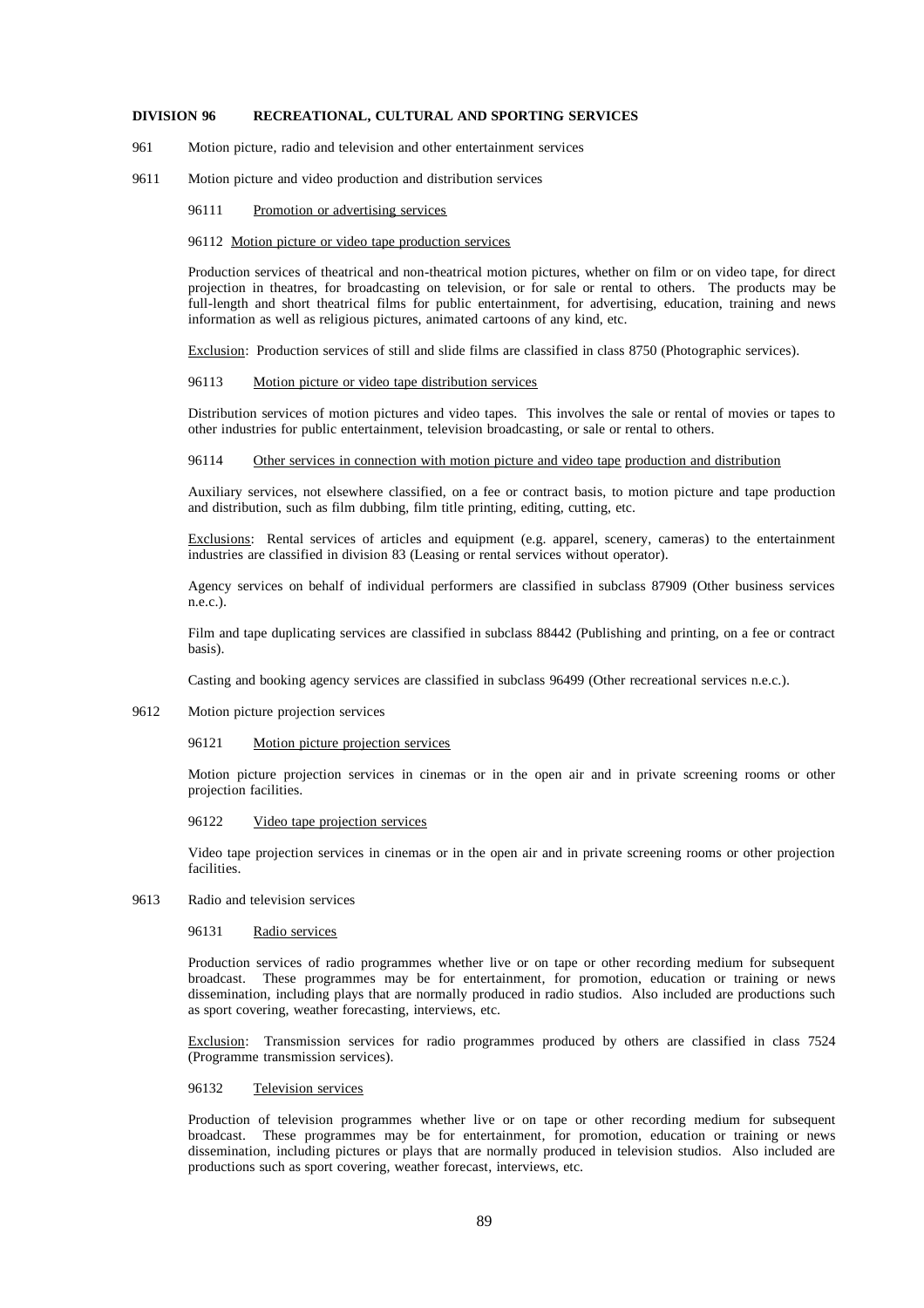**DIVISION 96 RECREATIONAL, CULTURAL AND SPORTING SERVICES**

961 Motion picture, radio and television and other entertainment services

9611 Motion picture and video production and distribution services

96111 Promotion or advertising services

96112 Motion picture or video tape production services

Production services of theatrical and non-theatrical motion pictures, whether on film or on video tape, for direct projection in theatres, for broadcasting on television, or for sale or rental to others. The products may be full-length and short theatrical films for public entertainment, for advertising, education, training and news information as well as religious pictures, animated cartoons of any kind, etc.

Exclusion: Production services of still and slide films are classified in class 8750 (Photographic services).

96113 Motion picture or video tape distribution services

Distribution services of motion pictures and video tapes. This involves the sale or rental of movies or tapes to other industries for public entertainment, television broadcasting, or sale or rental to others.

96114 Other services in connection with motion picture and video tape production and distribution

Auxiliary services, not elsewhere classified, on a fee or contract basis, to motion picture and tape production and distribution, such as film dubbing, film title printing, editing, cutting, etc.

Exclusions: Rental services of articles and equipment (e.g. apparel, scenery, cameras) to the entertainment industries are classified in division 83 (Leasing or rental services without operator).

Agency services on behalf of individual performers are classified in subclass 87909 (Other business services n.e.c.).

Film and tape duplicating services are classified in subclass 88442 (Publishing and printing, on a fee or contract basis).

Casting and booking agency services are classified in subclass 96499 (Other recreational services n.e.c.).

9612 Motion picture projection services

96121 Motion picture projection services

Motion picture projection services in cinemas or in the open air and in private screening rooms or other projection facilities.

96122 Video tape projection services

Video tape projection services in cinemas or in the open air and in private screening rooms or other projection facilities.

9613 Radio and television services

96131 Radio services

Production services of radio programmes whether live or on tape or other recording medium for subsequent broadcast. These programmes may be for entertainment, for promotion, education or training or news dissemination, including plays that are normally produced in radio studios. Also included are productions such as sport covering, weather forecasting, interviews, etc.

Exclusion: Transmission services for radio programmes produced by others are classified in class 7524 (Programme transmission services).

96132 Television services

Production of television programmes whether live or on tape or other recording medium for subsequent broadcast. These programmes may be for entertainment, for promotion, education or training or news dissemination, including pictures or plays that are normally produced in television studios. Also included are productions such as sport covering, weather forecast, interviews, etc.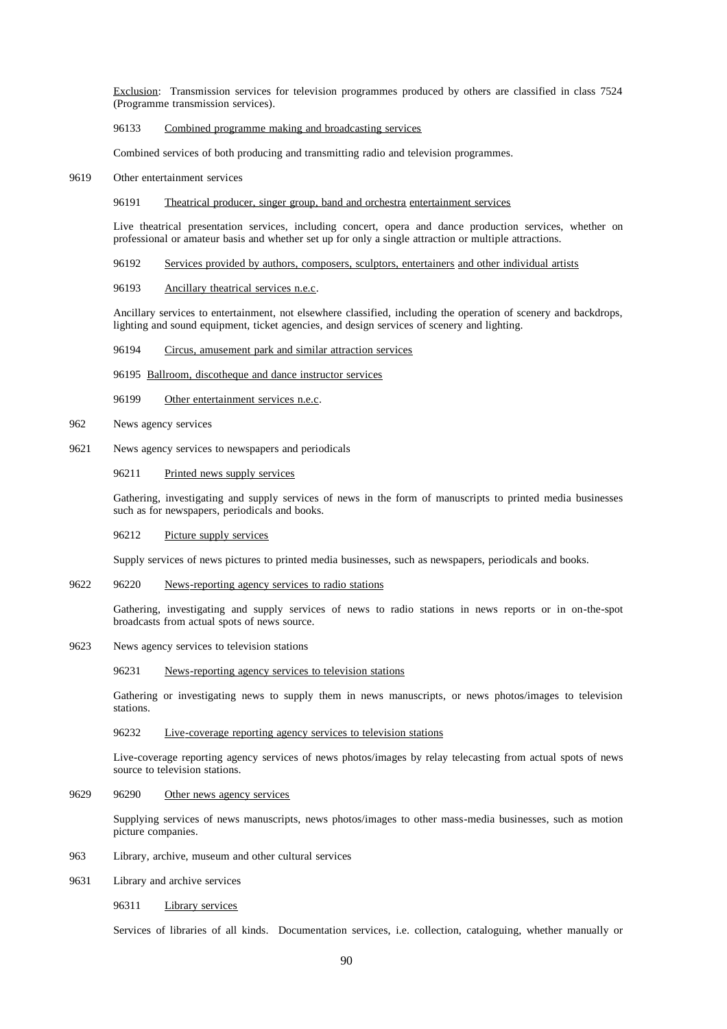Exclusion: Transmission services for television programmes produced by others are classified in class 7524 (Programme transmission services).

96133 Combined programme making and broadcasting services

Combined services of both producing and transmitting radio and television programmes.

9619 Other entertainment services

96191 Theatrical producer, singer group, band and orchestra entertainment services

Live theatrical presentation services, including concert, opera and dance production services, whether on professional or amateur basis and whether set up for only a single attraction or multiple attractions.

96192 Services provided by authors, composers, sculptors, entertainers and other individual artists

96193 Ancillary theatrical services n.e.c.

Ancillary services to entertainment, not elsewhere classified, including the operation of scenery and backdrops, lighting and sound equipment, ticket agencies, and design services of scenery and lighting.

96194 Circus, amusement park and similar attraction services

96195 Ballroom, discotheque and dance instructor services

96199 Other entertainment services n.e.c.

962 News agency services

9621 News agency services to newspapers and periodicals

96211 Printed news supply services

Gathering, investigating and supply services of news in the form of manuscripts to printed media businesses such as for newspapers, periodicals and books.

96212 Picture supply services

Supply services of news pictures to printed media businesses, such as newspapers, periodicals and books.

9622 96220 News-reporting agency services to radio stations

Gathering, investigating and supply services of news to radio stations in news reports or in on-the-spot broadcasts from actual spots of news source.

9623 News agency services to television stations

96231 News-reporting agency services to television stations

Gathering or investigating news to supply them in news manuscripts, or news photos/images to television stations.

96232 Live-coverage reporting agency services to television stations

Live-coverage reporting agency services of news photos/images by relay telecasting from actual spots of news source to television stations.

9629 96290 Other news agency services

Supplying services of news manuscripts, news photos/images to other mass-media businesses, such as motion picture companies.

963 Library, archive, museum and other cultural services

9631 Library and archive services

96311 Library services

Services of libraries of all kinds. Documentation services, i.e. collection, cataloguing, whether manually or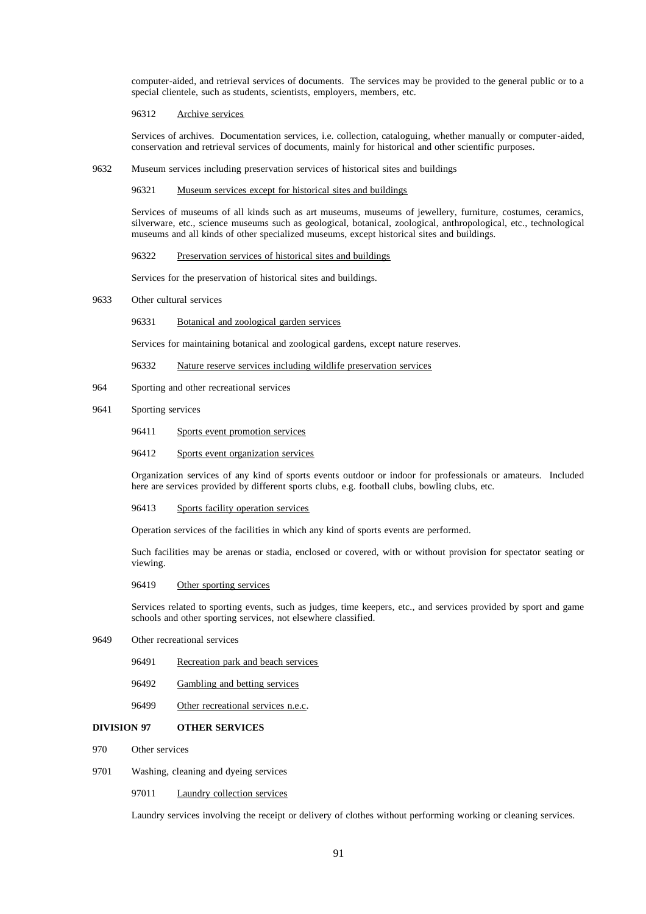computer-aided, and retrieval services of documents. The services may be provided to the general public or to a special clientele, such as students, scientists, employers, members, etc.

96312 Archive services

Services of archives. Documentation services, i.e. collection, cataloguing, whether manually or computer-aided, conservation and retrieval services of documents, mainly for historical and other scientific purposes.

9632 Museum services including preservation services of historical sites and buildings

96321 Museum services except for historical sites and buildings

Services of museums of all kinds such as art museums, museums of jewellery, furniture, costumes, ceramics, silverware, etc., science museums such as geological, botanical, zoological, anthropological, etc., technological museums and all kinds of other specialized museums, except historical sites and buildings.

96322 Preservation services of historical sites and buildings

Services for the preservation of historical sites and buildings.

9633 Other cultural services

96331 Botanical and zoological garden services

Services for maintaining botanical and zoological gardens, except nature reserves.

96332 Nature reserve services including wildlife preservation services

964 Sporting and other recreational services

9641 Sporting services

96411 Sports event promotion services

96412 Sports event organization services

Organization services of any kind of sports events outdoor or indoor for professionals or amateurs. Included here are services provided by different sports clubs, e.g. football clubs, bowling clubs, etc.

96413 Sports facility operation services

Operation services of the facilities in which any kind of sports events are performed.

Such facilities may be arenas or stadia, enclosed or covered, with or without provision for spectator seating or viewing.

96419 Other sporting services

Services related to sporting events, such as judges, time keepers, etc., and services provided by sport and game schools and other sporting services, not elsewhere classified.

9649 Other recreational services

96491 Recreation park and beach services

96492 Gambling and betting services

96499 Other recreational services n.e.c.

## DIVISION 97 OTHER SERVICES

970 Other services

9701 Washing, cleaning and dyeing services

97011 Laundry collection services

Laundry services involving the receipt or delivery of clothes without performing working or cleaning services.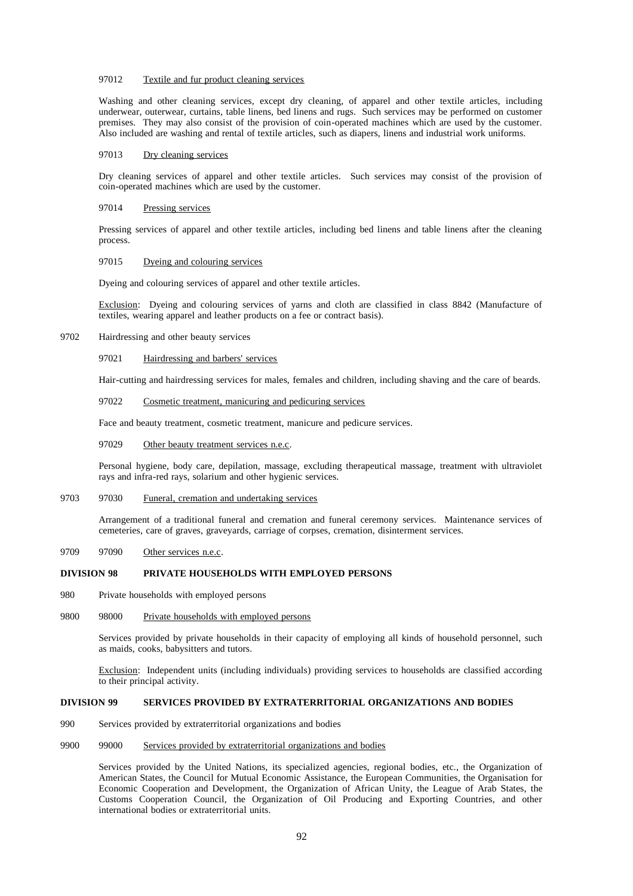97012 Textile and fur product cleaning services

Washing and other cleaning services, except dry cleaning, of apparel and other textile articles, including underwear, outerwear, curtains, table linens, bed linens and rugs. Such services may be performed on customer premises. They may also consist of the provision of coin-operated machines which are used by the customer. Also included are washing and rental of textile articles, such as diapers, linens and industrial work uniforms.

97013 Dry cleaning services

Dry cleaning services of apparel and other textile articles. Such services may consist of the provision of coin-operated machines which are used by the customer.

97014 Pressing services

Pressing services of apparel and other textile articles, including bed linens and table linens after the cleaning process.

97015 Dyeing and colouring services

Dyeing and colouring services of apparel and other textile articles.

Exclusion: Dyeing and colouring services of yarns and cloth are classified in class 8842 (Manufacture of textiles, wearing apparel and leather products on a fee or contract basis).

9702 Hairdressing and other beauty services

97021 Hairdressing and barbers' services

Hair-cutting and hairdressing services for males, females and children, including shaving and the care of beards.

97022 Cosmetic treatment, manicuring and pedicuring services

Face and beauty treatment, cosmetic treatment, manicure and pedicure services.

97029 Other beauty treatment services n.e.c.

Personal hygiene, body care, depilation, massage, excluding therapeutical massage, treatment with ultraviolet rays and infra-red rays, solarium and other hygienic services.

9703 97030 Funeral, cremation and undertaking services

Arrangement of a traditional funeral and cremation and funeral ceremony services. Maintenance services of cemeteries, care of graves, graveyards, carriage of corpses, cremation, disinterment services.

9709 97090 Other services n.e.c.

**DIVISION 98 PRIVATE HOUSEHOLDS WITH EMPLOYED PERSONS**

980 Private households with employed persons

9800 98000 Private households with employed persons

Services provided by private households in their capacity of employing all kinds of household personnel, such as maids, cooks, babysitters and tutors.

Exclusion: Independent units (including individuals) providing services to households are classified according to their principal activity.

**DIVISION 99 SERVICES PROVIDED BY EXTRATERRITORIAL ORGANIZATIONS AND BODIES**

990 Services provided by extraterritorial organizations and bodies

9900 99000 Services provided by extraterritorial organizations and bodies

Services provided by the United Nations, its specialized agencies, regional bodies, etc., the Organization of American States, the Council for Mutual Economic Assistance, the European Communities, the Organisation for Economic Cooperation and Development, the Organization of African Unity, the League of Arab States, the Customs Cooperation Council, the Organization of Oil Producing and Exporting Countries, and other international bodies or extraterritorial units.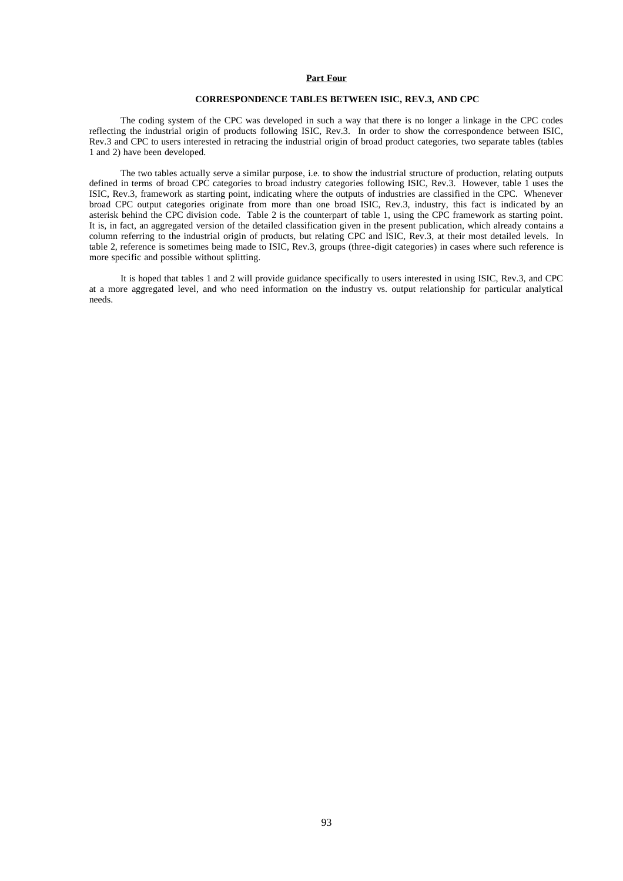## Part Four

### CORRESPONDENCE TABLES BETWEEN ISIC, REV.3, AND CPC

The coding system of the CPC was developed in such a way that there is no longer a linkage in the CPC codes reflecting the industrial origin of products following ISIC, Rev.3. In order to show the correspondence between ISIC, Rev.3 and CPC to users interested in retracing the industrial origin of broad product categories, two separate tables (tables 1 and 2) have been developed.

The two tables actually serve a similar purpose, i.e. to show the industrial structure of production, relating outputs defined in terms of broad CPC categories to broad industry categories following ISIC, Rev.3. However, table 1 uses the ISIC, Rev.3, framework as starting point, indicating where the outputs of industries are classified in the CPC. Whenever broad CPC output categories originate from more than one broad ISIC, Rev.3, industry, this fact is indicated by an asterisk behind the CPC division code. Table 2 is the counterpart of table 1, using the CPC framework as starting point. It is, in fact, an aggregated version of the detailed classification given in the present publication, which already contains a column referring to the industrial origin of products, but relating CPC and ISIC, Rev.3, at their most detailed levels. In table 2, reference is sometimes being made to ISIC, Rev.3, groups (three-digit categories) in cases where such reference is more specific and possible without splitting.

It is hoped that tables 1 and 2 will provide guidance specifically to users interested in using ISIC, Rev.3, and CPC at a more aggregated level, and who need information on the industry vs. output relationship for particular analytical needs.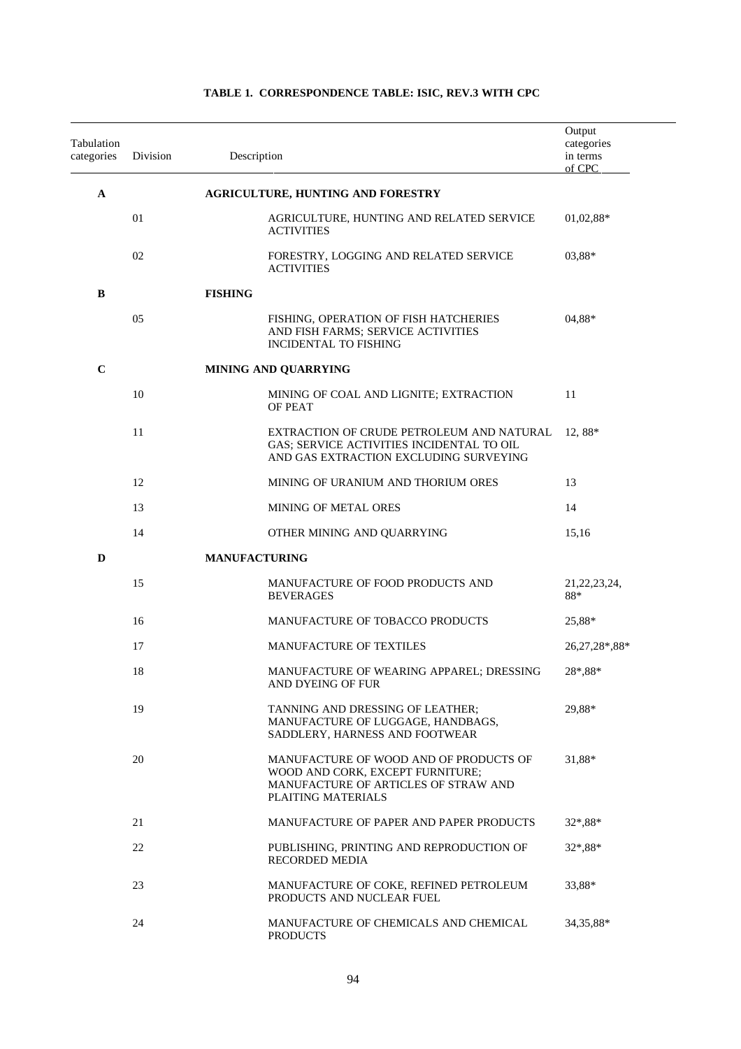**TABLE 1. CORRESPONDENCE TABLE: ISIC, REV.3 WITH CPC**

| Tabulation categories | Division | Description | Output categories in terms of CPC |
|---|---|---|---|
| **A** | | **AGRICULTURE, HUNTING AND FORESTRY** | |
| | 01 | AGRICULTURE, HUNTING AND RELATED SERVICE ACTIVITIES | 01,02,88* |
| | 02 | FORESTRY, LOGGING AND RELATED SERVICE ACTIVITIES | 03,88* |
| **B** | | **FISHING** | |
| | 05 | FISHING, OPERATION OF FISH HATCHERIES AND FISH FARMS; SERVICE ACTIVITIES INCIDENTAL TO FISHING | 04,88* |
| **C** | | **MINING AND QUARRYING** | |
| | 10 | MINING OF COAL AND LIGNITE; EXTRACTION OF PEAT | 11 |
| | 11 | EXTRACTION OF CRUDE PETROLEUM AND NATURAL GAS; SERVICE ACTIVITIES INCIDENTAL TO OIL AND GAS EXTRACTION EXCLUDING SURVEYING | 12, 88* |
| | 12 | MINING OF URANIUM AND THORIUM ORES | 13 |
| | 13 | MINING OF METAL ORES | 14 |
| | 14 | OTHER MINING AND QUARRYING | 15,16 |
| **D** | | **MANUFACTURING** | |
| | 15 | MANUFACTURE OF FOOD PRODUCTS AND BEVERAGES | 21,22,23,24, 88* |
| | 16 | MANUFACTURE OF TOBACCO PRODUCTS | 25,88* |
| | 17 | MANUFACTURE OF TEXTILES | 26,27,28*,88* |
| | 18 | MANUFACTURE OF WEARING APPAREL; DRESSING AND DYEING OF FUR | 28*,88* |
| | 19 | TANNING AND DRESSING OF LEATHER; MANUFACTURE OF LUGGAGE, HANDBAGS, SADDLERY, HARNESS AND FOOTWEAR | 29,88* |
| | 20 | MANUFACTURE OF WOOD AND OF PRODUCTS OF WOOD AND CORK, EXCEPT FURNITURE; MANUFACTURE OF ARTICLES OF STRAW AND PLAITING MATERIALS | 31,88* |
| | 21 | MANUFACTURE OF PAPER AND PAPER PRODUCTS | 32*,88* |
| | 22 | PUBLISHING, PRINTING AND REPRODUCTION OF RECORDED MEDIA | 32*,88* |
| | 23 | MANUFACTURE OF COKE, REFINED PETROLEUM PRODUCTS AND NUCLEAR FUEL | 33,88* |
| | 24 | MANUFACTURE OF CHEMICALS AND CHEMICAL PRODUCTS | 34,35,88* |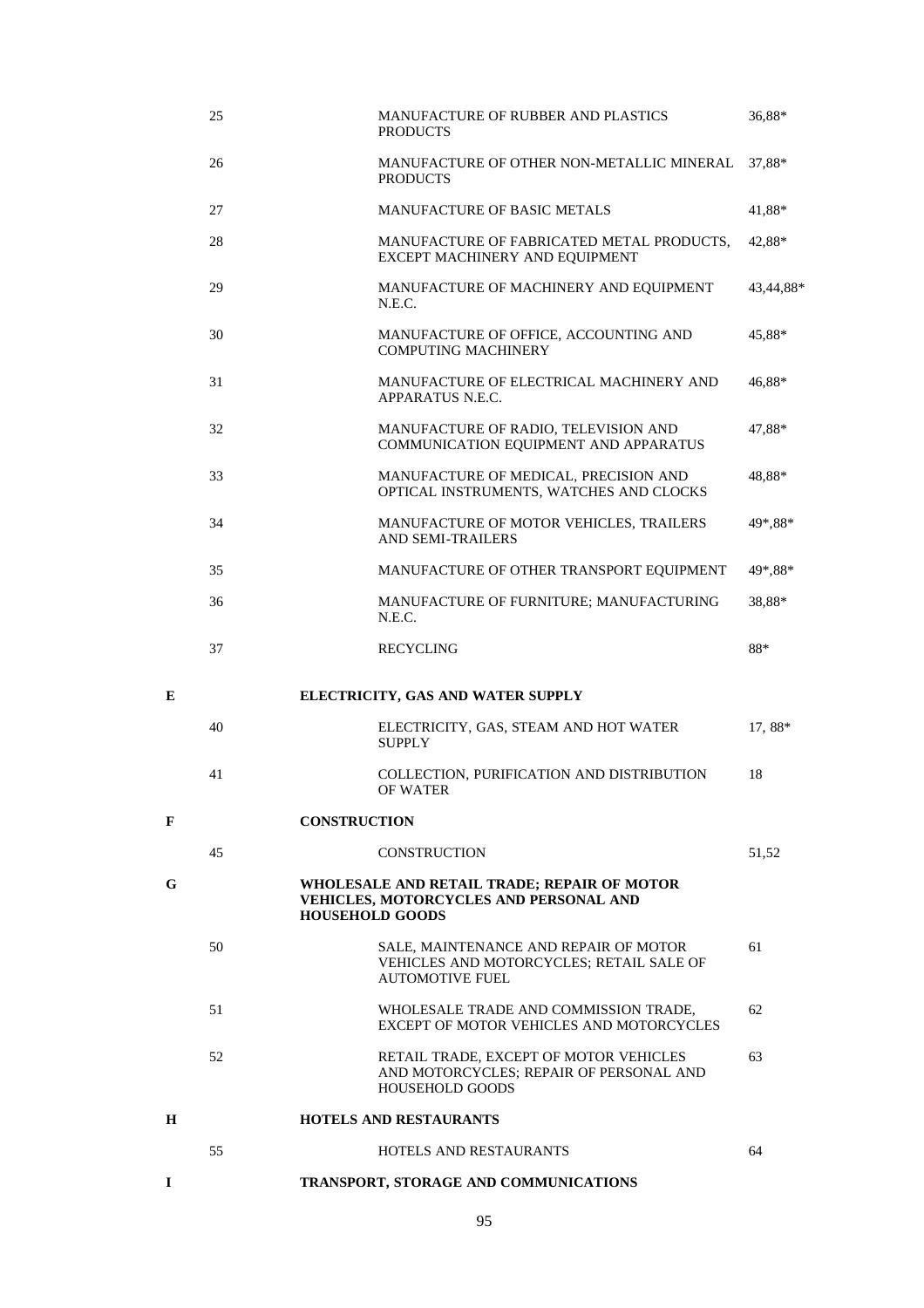| | | | |
|---|---|---|---|
| | 25 | MANUFACTURE OF RUBBER AND PLASTICS PRODUCTS | 36,88* |
| | 26 | MANUFACTURE OF OTHER NON-METALLIC MINERAL PRODUCTS | 37,88* |
| | 27 | MANUFACTURE OF BASIC METALS | 41,88* |
| | 28 | MANUFACTURE OF FABRICATED METAL PRODUCTS, EXCEPT MACHINERY AND EQUIPMENT | 42,88* |
| | 29 | MANUFACTURE OF MACHINERY AND EQUIPMENT N.E.C. | 43,44,88* |
| | 30 | MANUFACTURE OF OFFICE, ACCOUNTING AND COMPUTING MACHINERY | 45,88* |
| | 31 | MANUFACTURE OF ELECTRICAL MACHINERY AND APPARATUS N.E.C. | 46,88* |
| | 32 | MANUFACTURE OF RADIO, TELEVISION AND COMMUNICATION EQUIPMENT AND APPARATUS | 47,88* |
| | 33 | MANUFACTURE OF MEDICAL, PRECISION AND OPTICAL INSTRUMENTS, WATCHES AND CLOCKS | 48,88* |
| | 34 | MANUFACTURE OF MOTOR VEHICLES, TRAILERS AND SEMI-TRAILERS | 49*,88* |
| | 35 | MANUFACTURE OF OTHER TRANSPORT EQUIPMENT | 49*,88* |
| | 36 | MANUFACTURE OF FURNITURE; MANUFACTURING N.E.C. | 38,88* |
| | 37 | RECYCLING | 88* |
| **E** | | **ELECTRICITY, GAS AND WATER SUPPLY** | |
| | 40 | ELECTRICITY, GAS, STEAM AND HOT WATER SUPPLY | 17, 88* |
| | 41 | COLLECTION, PURIFICATION AND DISTRIBUTION OF WATER | 18 |
| **F** | | **CONSTRUCTION** | |
| | 45 | CONSTRUCTION | 51,52 |
| **G** | | **WHOLESALE AND RETAIL TRADE; REPAIR OF MOTOR VEHICLES, MOTORCYCLES AND PERSONAL AND HOUSEHOLD GOODS** | |
| | 50 | SALE, MAINTENANCE AND REPAIR OF MOTOR VEHICLES AND MOTORCYCLES; RETAIL SALE OF AUTOMOTIVE FUEL | 61 |
| | 51 | WHOLESALE TRADE AND COMMISSION TRADE, EXCEPT OF MOTOR VEHICLES AND MOTORCYCLES | 62 |
| | 52 | RETAIL TRADE, EXCEPT OF MOTOR VEHICLES AND MOTORCYCLES; REPAIR OF PERSONAL AND HOUSEHOLD GOODS | 63 |
| **H** | | **HOTELS AND RESTAURANTS** | |
| | 55 | HOTELS AND RESTAURANTS | 64 |
| **I** | | **TRANSPORT, STORAGE AND COMMUNICATIONS** | |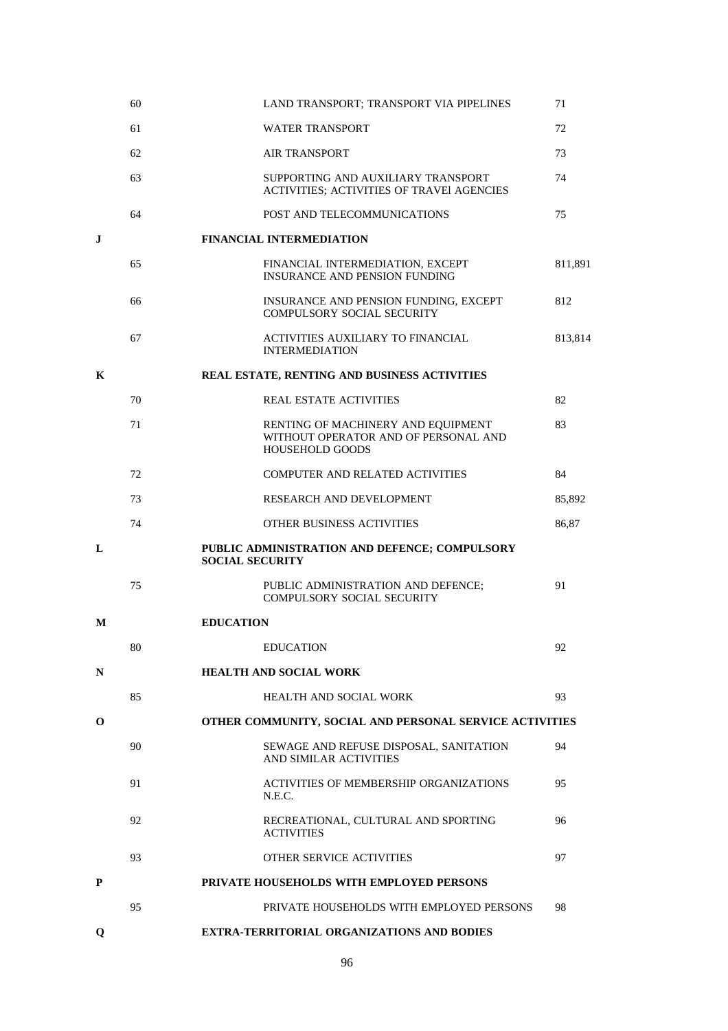| | | | |
|---|---|---|---|
| | 60 | LAND TRANSPORT; TRANSPORT VIA PIPELINES | 71 |
| | 61 | WATER TRANSPORT | 72 |
| | 62 | AIR TRANSPORT | 73 |
| | 63 | SUPPORTING AND AUXILIARY TRANSPORT ACTIVITIES; ACTIVITIES OF TRAVEl AGENCIES | 74 |
| | 64 | POST AND TELECOMMUNICATIONS | 75 |
| **J** | | **FINANCIAL INTERMEDIATION** | |
| | 65 | FINANCIAL INTERMEDIATION, EXCEPT INSURANCE AND PENSION FUNDING | 811,891 |
| | 66 | INSURANCE AND PENSION FUNDING, EXCEPT COMPULSORY SOCIAL SECURITY | 812 |
| | 67 | ACTIVITIES AUXILIARY TO FINANCIAL INTERMEDIATION | 813,814 |
| **K** | | **REAL ESTATE, RENTING AND BUSINESS ACTIVITIES** | |
| | 70 | REAL ESTATE ACTIVITIES | 82 |
| | 71 | RENTING OF MACHINERY AND EQUIPMENT WITHOUT OPERATOR AND OF PERSONAL AND HOUSEHOLD GOODS | 83 |
| | 72 | COMPUTER AND RELATED ACTIVITIES | 84 |
| | 73 | RESEARCH AND DEVELOPMENT | 85,892 |
| | 74 | OTHER BUSINESS ACTIVITIES | 86,87 |
| **L** | | **PUBLIC ADMINISTRATION AND DEFENCE; COMPULSORY SOCIAL SECURITY** | |
| | 75 | PUBLIC ADMINISTRATION AND DEFENCE; COMPULSORY SOCIAL SECURITY | 91 |
| **M** | | **EDUCATION** | |
| | 80 | EDUCATION | 92 |
| **N** | | **HEALTH AND SOCIAL WORK** | |
| | 85 | HEALTH AND SOCIAL WORK | 93 |
| **O** | | **OTHER COMMUNITY, SOCIAL AND PERSONAL SERVICE ACTIVITIES** | |
| | 90 | SEWAGE AND REFUSE DISPOSAL, SANITATION AND SIMILAR ACTIVITIES | 94 |
| | 91 | ACTIVITIES OF MEMBERSHIP ORGANIZATIONS N.E.C. | 95 |
| | 92 | RECREATIONAL, CULTURAL AND SPORTING ACTIVITIES | 96 |
| | 93 | OTHER SERVICE ACTIVITIES | 97 |
| **P** | | **PRIVATE HOUSEHOLDS WITH EMPLOYED PERSONS** | |
| | 95 | PRIVATE HOUSEHOLDS WITH EMPLOYED PERSONS | 98 |
| **Q** | | **EXTRA-TERRITORIAL ORGANIZATIONS AND BODIES** | |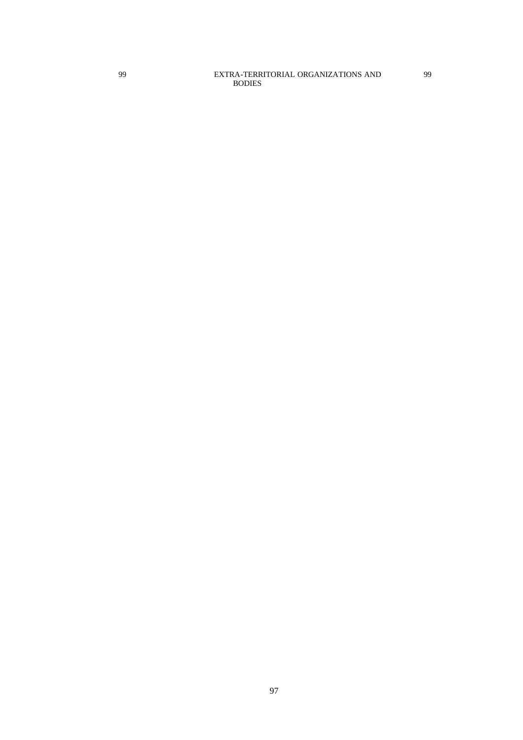| | | |
|---|---|---|
| 99 | EXTRA-TERRITORIAL ORGANIZATIONS AND BODIES | 99 |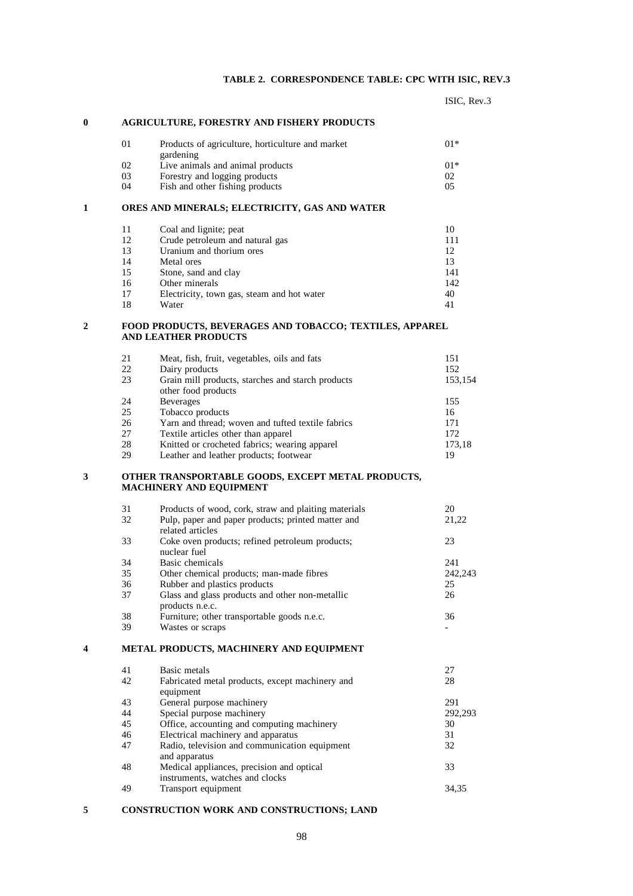### TABLE 2. CORRESPONDENCE TABLE: CPC WITH ISIC, REV.3

| CPC | | Description | ISIC, Rev.3 |
|---|---|---|---|
| **0** | | **AGRICULTURE, FORESTRY AND FISHERY PRODUCTS** | |
| | 01 | Products of agriculture, horticulture and market gardening | 01* |
| | 02 | Live animals and animal products | 01* |
| | 03 | Forestry and logging products | 02 |
| | 04 | Fish and other fishing products | 05 |
| **1** | | **ORES AND MINERALS; ELECTRICITY, GAS AND WATER** | |
| | 11 | Coal and lignite; peat | 10 |
| | 12 | Crude petroleum and natural gas | 111 |
| | 13 | Uranium and thorium ores | 12 |
| | 14 | Metal ores | 13 |
| | 15 | Stone, sand and clay | 141 |
| | 16 | Other minerals | 142 |
| | 17 | Electricity, town gas, steam and hot water | 40 |
| | 18 | Water | 41 |
| **2** | | **FOOD PRODUCTS, BEVERAGES AND TOBACCO; TEXTILES, APPAREL AND LEATHER PRODUCTS** | |
| | 21 | Meat, fish, fruit, vegetables, oils and fats | 151 |
| | 22 | Dairy products | 152 |
| | 23 | Grain mill products, starches and starch products other food products | 153,154 |
| | 24 | Beverages | 155 |
| | 25 | Tobacco products | 16 |
| | 26 | Yarn and thread; woven and tufted textile fabrics | 171 |
| | 27 | Textile articles other than apparel | 172 |
| | 28 | Knitted or crocheted fabrics; wearing apparel | 173,18 |
| | 29 | Leather and leather products; footwear | 19 |
| **3** | | **OTHER TRANSPORTABLE GOODS, EXCEPT METAL PRODUCTS, MACHINERY AND EQUIPMENT** | |
| | 31 | Products of wood, cork, straw and plaiting materials | 20 |
| | 32 | Pulp, paper and paper products; printed matter and related articles | 21,22 |
| | 33 | Coke oven products; refined petroleum products; nuclear fuel | 23 |
| | 34 | Basic chemicals | 241 |
| | 35 | Other chemical products; man-made fibres | 242,243 |
| | 36 | Rubber and plastics products | 25 |
| | 37 | Glass and glass products and other non-metallic products n.e.c. | 26 |
| | 38 | Furniture; other transportable goods n.e.c. | 36 |
| | 39 | Wastes or scraps | - |
| **4** | | **METAL PRODUCTS, MACHINERY AND EQUIPMENT** | |
| | 41 | Basic metals | 27 |
| | 42 | Fabricated metal products, except machinery and equipment | 28 |
| | 43 | General purpose machinery | 291 |
| | 44 | Special purpose machinery | 292,293 |
| | 45 | Office, accounting and computing machinery | 30 |
| | 46 | Electrical machinery and apparatus | 31 |
| | 47 | Radio, television and communication equipment and apparatus | 32 |
| | 48 | Medical appliances, precision and optical instruments, watches and clocks | 33 |
| | 49 | Transport equipment | 34,35 |
| **5** | | **CONSTRUCTION WORK AND CONSTRUCTIONS; LAND** | |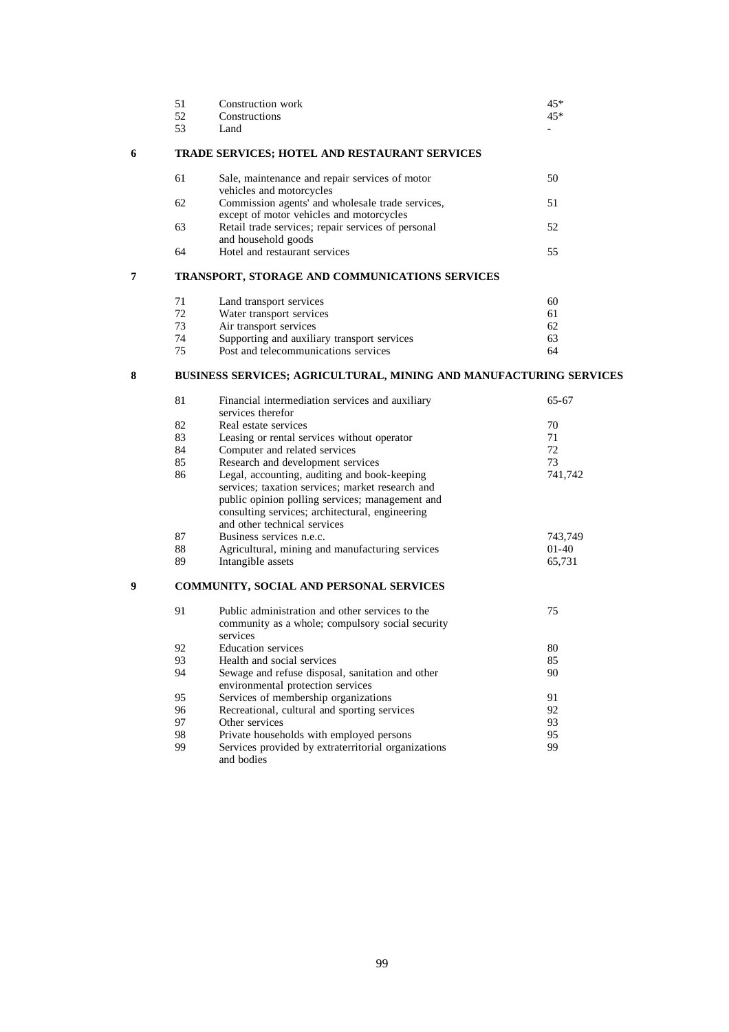| | | | |
|---|---|---|---|
| | 51 | Construction work | 45* |
| | 52 | Constructions | 45* |
| | 53 | Land | - |
| **6** | | **TRADE SERVICES; HOTEL AND RESTAURANT SERVICES** | |
| | 61 | Sale, maintenance and repair services of motor vehicles and motorcycles | 50 |
| | 62 | Commission agents' and wholesale trade services, except of motor vehicles and motorcycles | 51 |
| | 63 | Retail trade services; repair services of personal and household goods | 52 |
| | 64 | Hotel and restaurant services | 55 |
| **7** | | **TRANSPORT, STORAGE AND COMMUNICATIONS SERVICES** | |
| | 71 | Land transport services | 60 |
| | 72 | Water transport services | 61 |
| | 73 | Air transport services | 62 |
| | 74 | Supporting and auxiliary transport services | 63 |
| | 75 | Post and telecommunications services | 64 |
| **8** | | **BUSINESS SERVICES; AGRICULTURAL, MINING AND MANUFACTURING SERVICES** | |
| | 81 | Financial intermediation services and auxiliary services therefor | 65-67 |
| | 82 | Real estate services | 70 |
| | 83 | Leasing or rental services without operator | 71 |
| | 84 | Computer and related services | 72 |
| | 85 | Research and development services | 73 |
| | 86 | Legal, accounting, auditing and book-keeping services; taxation services; market research and public opinion polling services; management and consulting services; architectural, engineering and other technical services | 741,742 |
| | 87 | Business services n.e.c. | 743,749 |
| | 88 | Agricultural, mining and manufacturing services | 01-40 |
| | 89 | Intangible assets | 65,731 |
| **9** | | **COMMUNITY, SOCIAL AND PERSONAL SERVICES** | |
| | 91 | Public administration and other services to the community as a whole; compulsory social security services | 75 |
| | 92 | Education services | 80 |
| | 93 | Health and social services | 85 |
| | 94 | Sewage and refuse disposal, sanitation and other environmental protection services | 90 |
| | 95 | Services of membership organizations | 91 |
| | 96 | Recreational, cultural and sporting services | 92 |
| | 97 | Other services | 93 |
| | 98 | Private households with employed persons | 95 |
| | 99 | Services provided by extraterritorial organizations and bodies | 99 |